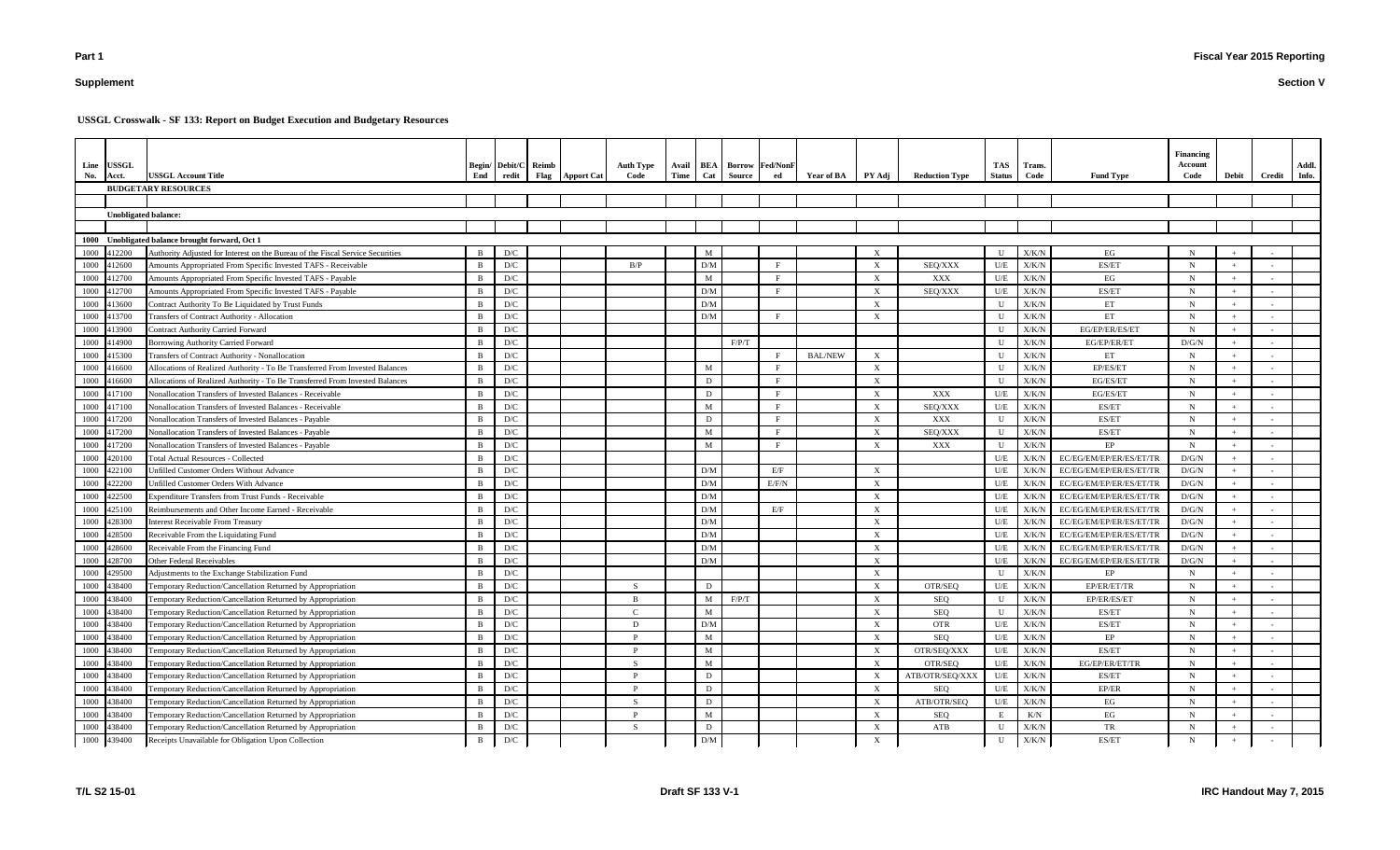**Part 1**

**Supplement**

**Fiscal Year 2015 Reporting**

**Section V**

**USSGL Crosswalk - SF 133: Report on Budget Execution and Budgetary Resources**

| Line No. | USSGL Acct. | USSGL Account Title | Begin/End | Debit/Credit | Reimb Flag | Apport Cat | Auth Type Code | Avail Time | BEA Cat | Borrow Source | Fed/NonFed | Year of BA | PY Adj | Reduction Type | TAS Status | Trans. Code | Fund Type | Financing Account Code | Debit | Credit | Addl. Info. |
|---|---|---|---|---|---|---|---|---|---|---|---|---|---|---|---|---|---|---|---|---|---|
| | | **BUDGETARY RESOURCES** | | | | | | | | | | | | | | | | | | | |
| | | | | | | | | | | | | | | | | | | | | | |
| | | **Unobligated balance:** | | | | | | | | | | | | | | | | | | | |
| | | | | | | | | | | | | | | | | | | | | | |
| 1000 | | Unobligated balance brought forward, Oct 1 | | | | | | | | | | | | | | | | | | | |
| 1000 | 412200 | Authority Adjusted for Interest on the Bureau of the Fiscal Service Securities | B | D/C | | | | | M | | | | X | | U | X/K/N | EG | N | + | - | |
| 1000 | 412600 | Amounts Appropriated From Specific Invested TAFS - Receivable | B | D/C | | | B/P | | D/M | | F | | X | SEQ/XXX | U/E | X/K/N | ES/ET | N | + | - | |
| 1000 | 412700 | Amounts Appropriated From Specific Invested TAFS - Payable | B | D/C | | | | | M | | F | | X | XXX | U/E | X/K/N | EG | N | + | - | |
| 1000 | 412700 | Amounts Appropriated From Specific Invested TAFS - Payable | B | D/C | | | | | D/M | | F | | X | SEQ/XXX | U/E | X/K/N | ES/ET | N | + | - | |
| 1000 | 413600 | Contract Authority To Be Liquidated by Trust Funds | B | D/C | | | | | D/M | | | | X | | U | X/K/N | ET | N | + | - | |
| 1000 | 413700 | Transfers of Contract Authority - Allocation | B | D/C | | | | | D/M | | F | | X | | U | X/K/N | ET | N | + | - | |
| 1000 | 413900 | Contract Authority Carried Forward | B | D/C | | | | | | | | | | | U | X/K/N | EG/EP/ER/ES/ET | N | + | - | |
| 1000 | 414900 | Borrowing Authority Carried Forward | B | D/C | | | | | | F/P/T | | | | | U | X/K/N | EG/EP/ER/ET | D/G/N | + | - | |
| 1000 | 415300 | Transfers of Contract Authority - Nonallocation | B | D/C | | | | | | | F | BAL/NEW | X | | U | X/K/N | ET | N | + | - | |
| 1000 | 416600 | Allocations of Realized Authority - To Be Transferred From Invested Balances | B | D/C | | | | | M | | F | | X | | U | X/K/N | EP/ES/ET | N | + | - | |
| 1000 | 416600 | Allocations of Realized Authority - To Be Transferred From Invested Balances | B | D/C | | | | | D | | F | | X | | U | X/K/N | EG/ES/ET | N | + | - | |
| 1000 | 417100 | Nonallocation Transfers of Invested Balances - Receivable | B | D/C | | | | | D | | F | | X | XXX | U/E | X/K/N | EG/ES/ET | N | + | - | |
| 1000 | 417100 | Nonallocation Transfers of Invested Balances - Receivable | B | D/C | | | | | M | | F | | X | SEQ/XXX | U/E | X/K/N | ES/ET | N | + | - | |
| 1000 | 417200 | Nonallocation Transfers of Invested Balances - Payable | B | D/C | | | | | D | | F | | X | XXX | U | X/K/N | ES/ET | N | + | - | |
| 1000 | 417200 | Nonallocation Transfers of Invested Balances - Payable | B | D/C | | | | | M | | F | | X | SEQ/XXX | U | X/K/N | ES/ET | N | + | - | |
| 1000 | 417200 | Nonallocation Transfers of Invested Balances - Payable | B | D/C | | | | | M | | F | | X | XXX | U | X/K/N | EP | N | + | - | |
| 1000 | 420100 | Total Actual Resources - Collected | B | D/C | | | | | | | | | | | U/E | X/K/N | EC/EG/EM/EP/ER/ES/ET/TR | D/G/N | + | - | |
| 1000 | 422100 | Unfilled Customer Orders Without Advance | B | D/C | | | | | D/M | | E/F | | X | | U/E | X/K/N | EC/EG/EM/EP/ER/ES/ET/TR | D/G/N | + | - | |
| 1000 | 422200 | Unfilled Customer Orders With Advance | B | D/C | | | | | D/M | | E/F/N | | X | | U/E | X/K/N | EC/EG/EM/EP/ER/ES/ET/TR | D/G/N | + | - | |
| 1000 | 422500 | Expenditure Transfers from Trust Funds - Receivable | B | D/C | | | | | D/M | | | | X | | U/E | X/K/N | EC/EG/EM/EP/ER/ES/ET/TR | D/G/N | + | - | |
| 1000 | 425100 | Reimbursements and Other Income Earned - Receivable | B | D/C | | | | | D/M | | E/F | | X | | U/E | X/K/N | EC/EG/EM/EP/ER/ES/ET/TR | D/G/N | + | - | |
| 1000 | 428300 | Interest Receivable From Treasury | B | D/C | | | | | D/M | | | | X | | U/E | X/K/N | EC/EG/EM/EP/ER/ES/ET/TR | D/G/N | + | - | |
| 1000 | 428500 | Receivable From the Liquidating Fund | B | D/C | | | | | D/M | | | | X | | U/E | X/K/N | EC/EG/EM/EP/ER/ES/ET/TR | D/G/N | + | - | |
| 1000 | 428600 | Receivable From the Financing Fund | B | D/C | | | | | D/M | | | | X | | U/E | X/K/N | EC/EG/EM/EP/ER/ES/ET/TR | D/G/N | + | - | |
| 1000 | 428700 | Other Federal Receivables | B | D/C | | | | | D/M | | | | X | | U/E | X/K/N | EC/EG/EM/EP/ER/ES/ET/TR | D/G/N | + | - | |
| 1000 | 429500 | Adjustments to the Exchange Stabilization Fund | B | D/C | | | | | | | | | X | | U | X/K/N | EP | N | + | - | |
| 1000 | 438400 | Temporary Reduction/Cancellation Returned by Appropriation | B | D/C | | | S | | D | | | | X | OTR/SEQ | U/E | X/K/N | EP/ER/ET/TR | N | + | - | |
| 1000 | 438400 | Temporary Reduction/Cancellation Returned by Appropriation | B | D/C | | | B | | M | F/P/T | | | X | SEQ | U | X/K/N | EP/ER/ES/ET | N | + | - | |
| 1000 | 438400 | Temporary Reduction/Cancellation Returned by Appropriation | B | D/C | | | C | | M | | | | X | SEQ | U | X/K/N | ES/ET | N | + | - | |
| 1000 | 438400 | Temporary Reduction/Cancellation Returned by Appropriation | B | D/C | | | D | | D/M | | | | X | OTR | U/E | X/K/N | ES/ET | N | + | - | |
| 1000 | 438400 | Temporary Reduction/Cancellation Returned by Appropriation | B | D/C | | | P | | M | | | | X | SEQ | U/E | X/K/N | EP | N | + | - | |
| 1000 | 438400 | Temporary Reduction/Cancellation Returned by Appropriation | B | D/C | | | P | | M | | | | X | OTR/SEQ/XXX | U/E | X/K/N | ES/ET | N | + | - | |
| 1000 | 438400 | Temporary Reduction/Cancellation Returned by Appropriation | B | D/C | | | S | | M | | | | X | OTR/SEQ | U/E | X/K/N | EG/EP/ER/ET/TR | N | + | - | |
| 1000 | 438400 | Temporary Reduction/Cancellation Returned by Appropriation | B | D/C | | | P | | D | | | | X | ATB/OTR/SEQ/XXX | U/E | X/K/N | ES/ET | N | + | - | |
| 1000 | 438400 | Temporary Reduction/Cancellation Returned by Appropriation | B | D/C | | | P | | D | | | | X | SEQ | U/E | X/K/N | EP/ER | N | + | - | |
| 1000 | 438400 | Temporary Reduction/Cancellation Returned by Appropriation | B | D/C | | | S | | D | | | | X | ATB/OTR/SEQ | U/E | X/K/N | EG | N | + | - | |
| 1000 | 438400 | Temporary Reduction/Cancellation Returned by Appropriation | B | D/C | | | P | | M | | | | X | SEQ | E | K/N | EG | N | + | - | |
| 1000 | 438400 | Temporary Reduction/Cancellation Returned by Appropriation | B | D/C | | | S | | D | | | | X | ATB | U | X/K/N | TR | N | + | - | |
| 1000 | 439400 | Receipts Unavailable for Obligation Upon Collection | B | D/C | | | | | D/M | | | | X | | U | X/K/N | ES/ET | N | + | - | |

T/L S2 15-01 | Draft SF 133 V-1 | IRC Handout May 7, 2015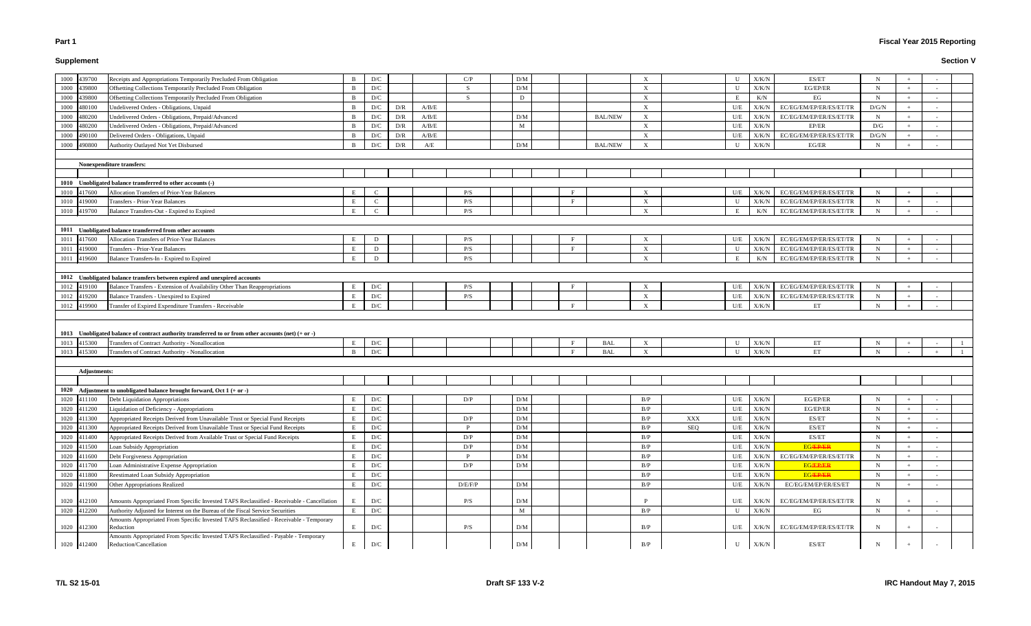**Part 1**

**Supplement**

| | | | | | | | | | | | | | | | | | | | | | | | |
|---|---|---|---|---|---|---|---|---|---|---|---|---|---|---|---|---|---|---|---|---|---|---|---|
| 1000 | 439700 | Receipts and Appropriations Temporarily Precluded From Obligation | B | D/C | | | C/P | | D/M | | | | | X | | U | X/K/N | ES/ET | N | + | - | |
| 1000 | 439800 | Offsetting Collections Temporarily Precluded From Obligation | B | D/C | | | S | | D/M | | | | | X | | U | X/K/N | EG/EP/ER | N | + | - | |
| 1000 | 439800 | Offsetting Collections Temporarily Precluded From Obligation | B | D/C | | | S | | D | | | | | X | | E | K/N | EG | N | + | - | |
| 1000 | 480100 | Undelivered Orders - Obligations, Unpaid | B | D/C | D/R | A/B/E | | | | | | | | X | | U/E | X/K/N | EC/EG/EM/EP/ER/ES/ET/TR | D/G/N | + | - | |
| 1000 | 480200 | Undelivered Orders - Obligations, Prepaid/Advanced | B | D/C | D/R | A/B/E | | | D/M | | | | BAL/NEW | X | | U/E | X/K/N | EC/EG/EM/EP/ER/ES/ET/TR | N | + | - | |
| 1000 | 480200 | Undelivered Orders - Obligations, Prepaid/Advanced | B | D/C | D/R | A/B/E | | | M | | | | | X | | U/E | X/K/N | EP/ER | D/G | + | - | |
| 1000 | 490100 | Delivered Orders - Obligations, Unpaid | B | D/C | D/R | A/B/E | | | | | | | | X | | U/E | X/K/N | EC/EG/EM/EP/ER/ES/ET/TR | D/G/N | + | - | |
| 1000 | 490800 | Authority Outlayed Not Yet Disbursed | B | D/C | D/R | A/E | | | D/M | | | | BAL/NEW | X | | U | X/K/N | EG/ER | N | + | - | |
| | | **Nonexpenditure transfers:** | | | | | | | | | | | | | | | | | | | | |
| **1010** | | **Unobligated balance transferred to other accounts (-)** | | | | | | | | | | | | | | | | | | | | |
| 1010 | 417600 | Allocation Transfers of Prior-Year Balances | E | C | | | P/S | | | | | F | | X | | U/E | X/K/N | EC/EG/EM/EP/ER/ES/ET/TR | N | + | - | |
| 1010 | 419000 | Transfers - Prior-Year Balances | E | C | | | P/S | | | | | F | | X | | U | X/K/N | EC/EG/EM/EP/ER/ES/ET/TR | N | + | - | |
| 1010 | 419700 | Balance Transfers-Out - Expired to Expired | E | C | | | P/S | | | | | | | X | | E | K/N | EC/EG/EM/EP/ER/ES/ET/TR | N | + | - | |
| **1011** | | **Unobligated balance transferred from other accounts** | | | | | | | | | | | | | | | | | | | | |
| 1011 | 417600 | Allocation Transfers of Prior-Year Balances | E | D | | | P/S | | | | | F | | X | | U/E | X/K/N | EC/EG/EM/EP/ER/ES/ET/TR | N | + | - | |
| 1011 | 419000 | Transfers - Prior-Year Balances | E | D | | | P/S | | | | | F | | X | | U | X/K/N | EC/EG/EM/EP/ER/ES/ET/TR | N | + | - | |
| 1011 | 419600 | Balance Transfers-In - Expired to Expired | E | D | | | P/S | | | | | | | X | | E | K/N | EC/EG/EM/EP/ER/ES/ET/TR | N | + | - | |
| **1012** | | **Unobligated balance transfers between expired and unexpired accounts** | | | | | | | | | | | | | | | | | | | | |
| 1012 | 419100 | Balance Transfers - Extension of Availability Other Than Reappropriations | E | D/C | | | P/S | | | | | F | | X | | U/E | X/K/N | EC/EG/EM/EP/ER/ES/ET/TR | N | + | - | |
| 1012 | 419200 | Balance Transfers - Unexpired to Expired | E | D/C | | | P/S | | | | | | | X | | U/E | X/K/N | EC/EG/EM/EP/ER/ES/ET/TR | N | + | - | |
| 1012 | 419900 | Transfer of Expired Expenditure Transfers - Receivable | E | D/C | | | | | | | | F | | X | | U/E | X/K/N | ET | N | + | - | |
| **1013** | | **Unobligated balance of contract authority transferred to or from other accounts (net) (+ or -)** | | | | | | | | | | | | | | | | | | | | |
| 1013 | 415300 | Transfers of Contract Authority - Nonallocation | E | D/C | | | | | | | | F | BAL | X | | U | X/K/N | ET | N | + | - | 1 |
| 1013 | 415300 | Transfers of Contract Authority - Nonallocation | B | D/C | | | | | | | | F | BAL | X | | U | X/K/N | ET | N | - | + | 1 |
| | | **Adjustments:** | | | | | | | | | | | | | | | | | | | | |
| **1020** | | **Adjustment to unobligated balance brought forward, Oct 1 (+ or -)** | | | | | | | | | | | | | | | | | | | | |
| 1020 | 411100 | Debt Liquidation Appropriations | E | D/C | | | D/P | | D/M | | | | | B/P | | U/E | X/K/N | EG/EP/ER | N | + | - | |
| 1020 | 411200 | Liquidation of Deficiency - Appropriations | E | D/C | | | | | D/M | | | | | B/P | | U/E | X/K/N | EG/EP/ER | N | + | - | |
| 1020 | 411300 | Appropriated Receipts Derived from Unavailable Trust or Special Fund Receipts | E | D/C | | | D/P | | D/M | | | | | B/P | XXX | U/E | X/K/N | ES/ET | N | + | - | |
| 1020 | 411300 | Appropriated Receipts Derived from Unavailable Trust or Special Fund Receipts | E | D/C | | | P | | D/M | | | | | B/P | SEQ | U/E | X/K/N | ES/ET | N | + | - | |
| 1020 | 411400 | Appropriated Receipts Derived from Available Trust or Special Fund Receipts | E | D/C | | | D/P | | D/M | | | | | B/P | | U/E | X/K/N | ES/ET | N | + | - | |
| 1020 | 411500 | Loan Subsidy Appropriation | E | D/C | | | D/P | | D/M | | | | | B/P | | U/E | X/K/N | EG/~~EP/ER~~ | N | + | - | |
| 1020 | 411600 | Debt Forgiveness Appropriation | E | D/C | | | P | | D/M | | | | | B/P | | U/E | X/K/N | EC/EG/EM/EP/ER/ES/ET/TR | N | + | - | |
| 1020 | 411700 | Loan Administrative Expense Appropriation | E | D/C | | | D/P | | D/M | | | | | B/P | | U/E | X/K/N | EG/~~EP/ER~~ | N | + | - | |
| 1020 | 411800 | Reestimated Loan Subsidy Appropriation | E | D/C | | | | | | | | | | B/P | | U/E | X/K/N | EG/~~EP/ER~~ | N | + | - | |
| 1020 | 411900 | Other Appropriations Realized | E | D/C | | | D/E/F/P | | D/M | | | | | B/P | | U/E | X/K/N | EC/EG/EM/EP/ER/ES/ET | N | + | - | |
| 1020 | 412100 | Amounts Appropriated From Specific Invested TAFS Reclassified - Receivable - Cancellation | E | D/C | | | P/S | | D/M | | | | | P | | U/E | X/K/N | EC/EG/EM/EP/ER/ES/ET/TR | N | + | - | |
| 1020 | 412200 | Authority Adjusted for Interest on the Bureau of the Fiscal Service Securities | E | D/C | | | | | M | | | | | B/P | | U | X/K/N | EG | N | + | - | |
| 1020 | 412300 | Amounts Appropriated From Specific Invested TAFS Reclassified - Receivable - Temporary Reduction | E | D/C | | | P/S | | D/M | | | | | B/P | | U/E | X/K/N | EC/EG/EM/EP/ER/ES/ET/TR | N | + | - | |
| 1020 | 412400 | Amounts Appropriated From Specific Invested TAFS Reclassified - Payable - Temporary Reduction/Cancellation | E | D/C | | | | | D/M | | | | | B/P | | U | X/K/N | ES/ET | N | + | - | |

T/L S2 15-01 | Draft SF 133 V-2 | IRC Handout May 7, 2015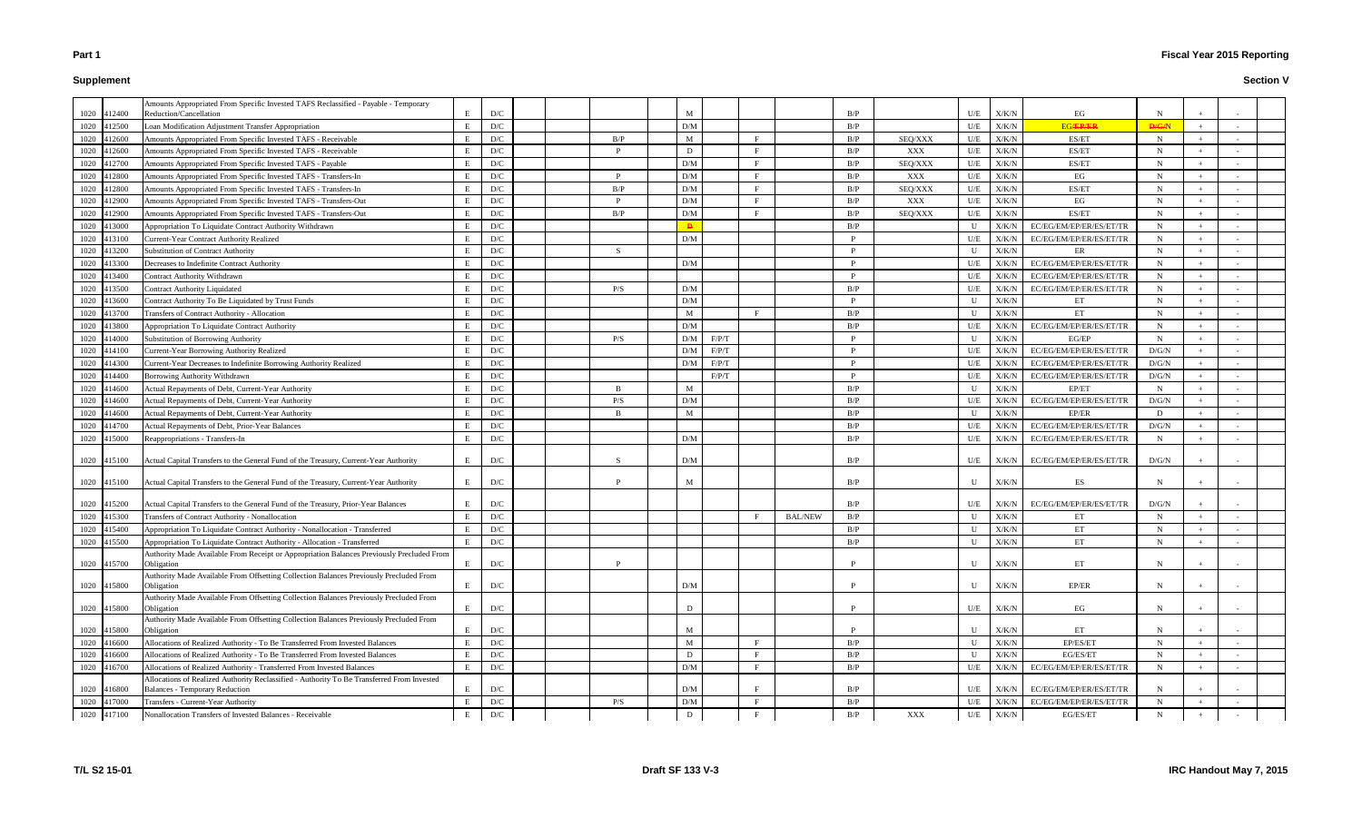**Part 1**

**Supplement**

**Fiscal Year 2015 Reporting**

**Section V**

| | | | | | | | | | | | | | | | | | | | | | |
|---|---|---|---|---|---|---|---|---|---|---|---|---|---|---|---|---|---|---|---|---|---|
| 1020 | 412400 | Amounts Appropriated From Specific Invested TAFS Reclassified - Payable - Temporary Reduction/Cancellation | E | D/C | | | | | M | | | | B/P | | U/E | X/K/N | EG | N | + | - | |
| 1020 | 412500 | Loan Modification Adjustment Transfer Appropriation | E | D/C | | | | | D/M | | | | B/P | | U/E | X/K/N | EG/EP/ER | D/G/N | + | - | |
| 1020 | 412600 | Amounts Appropriated From Specific Invested TAFS - Receivable | E | D/C | | | B/P | | M | | F | | B/P | SEQ/XXX | U/E | X/K/N | ES/ET | N | + | - | |
| 1020 | 412600 | Amounts Appropriated From Specific Invested TAFS - Receivable | E | D/C | | | P | | D | | F | | B/P | XXX | U/E | X/K/N | ES/ET | N | + | - | |
| 1020 | 412700 | Amounts Appropriated From Specific Invested TAFS - Payable | E | D/C | | | | | D/M | | F | | B/P | SEQ/XXX | U/E | X/K/N | ES/ET | N | + | - | |
| 1020 | 412800 | Amounts Appropriated From Specific Invested TAFS - Transfers-In | E | D/C | | | P | | D/M | | F | | B/P | XXX | U/E | X/K/N | EG | N | + | - | |
| 1020 | 412800 | Amounts Appropriated From Specific Invested TAFS - Transfers-In | E | D/C | | | B/P | | D/M | | F | | B/P | SEQ/XXX | U/E | X/K/N | ES/ET | N | + | - | |
| 1020 | 412900 | Amounts Appropriated From Specific Invested TAFS - Transfers-Out | E | D/C | | | P | | D/M | | F | | B/P | XXX | U/E | X/K/N | EG | N | + | - | |
| 1020 | 412900 | Amounts Appropriated From Specific Invested TAFS - Transfers-Out | E | D/C | | | B/P | | D/M | | F | | B/P | SEQ/XXX | U/E | X/K/N | ES/ET | N | + | - | |
| 1020 | 413000 | Appropriation To Liquidate Contract Authority Withdrawn | E | D/C | | | | | D | | | | B/P | | U | X/K/N | EC/EG/EM/EP/ER/ES/ET/TR | N | + | - | |
| 1020 | 413100 | Current-Year Contract Authority Realized | E | D/C | | | | | D/M | | | | P | | U/E | X/K/N | EC/EG/EM/EP/ER/ES/ET/TR | N | + | - | |
| 1020 | 413200 | Substitution of Contract Authority | E | D/C | | | S | | | | | | P | | U | X/K/N | ER | N | + | - | |
| 1020 | 413300 | Decreases to Indefinite Contract Authority | E | D/C | | | | | D/M | | | | P | | U/E | X/K/N | EC/EG/EM/EP/ER/ES/ET/TR | N | + | - | |
| 1020 | 413400 | Contract Authority Withdrawn | E | D/C | | | | | | | | | P | | U/E | X/K/N | EC/EG/EM/EP/ER/ES/ET/TR | N | + | - | |
| 1020 | 413500 | Contract Authority Liquidated | E | D/C | | | P/S | | D/M | | | | B/P | | U/E | X/K/N | EC/EG/EM/EP/ER/ES/ET/TR | N | + | - | |
| 1020 | 413600 | Contract Authority To Be Liquidated by Trust Funds | E | D/C | | | | | D/M | | | | P | | U | X/K/N | ET | N | + | - | |
| 1020 | 413700 | Transfers of Contract Authority - Allocation | E | D/C | | | | | M | | F | | B/P | | U | X/K/N | ET | N | + | - | |
| 1020 | 413800 | Appropriation To Liquidate Contract Authority | E | D/C | | | | | D/M | | | | B/P | | U/E | X/K/N | EC/EG/EM/EP/ER/ES/ET/TR | N | + | - | |
| 1020 | 414000 | Substitution of Borrowing Authority | E | D/C | | | P/S | | D/M | F/P/T | | | P | | U | X/K/N | EG/EP | N | + | - | |
| 1020 | 414100 | Current-Year Borrowing Authority Realized | E | D/C | | | | | D/M | F/P/T | | | P | | U/E | X/K/N | EC/EG/EM/EP/ER/ES/ET/TR | D/G/N | + | - | |
| 1020 | 414300 | Current-Year Decreases to Indefinite Borrowing Authority Realized | E | D/C | | | | | D/M | F/P/T | | | P | | U/E | X/K/N | EC/EG/EM/EP/ER/ES/ET/TR | D/G/N | + | - | |
| 1020 | 414400 | Borrowing Authority Withdrawn | E | D/C | | | | | | F/P/T | | | P | | U/E | X/K/N | EC/EG/EM/EP/ER/ES/ET/TR | D/G/N | + | - | |
| 1020 | 414600 | Actual Repayments of Debt, Current-Year Authority | E | D/C | | | B | | M | | | | B/P | | U | X/K/N | EP/ET | N | + | - | |
| 1020 | 414600 | Actual Repayments of Debt, Current-Year Authority | E | D/C | | | P/S | | D/M | | | | B/P | | U/E | X/K/N | EC/EG/EM/EP/ER/ES/ET/TR | D/G/N | + | - | |
| 1020 | 414600 | Actual Repayments of Debt, Current-Year Authority | E | D/C | | | B | | M | | | | B/P | | U | X/K/N | EP/ER | D | + | - | |
| 1020 | 414700 | Actual Repayments of Debt, Prior-Year Balances | E | D/C | | | | | | | | | B/P | | U/E | X/K/N | EC/EG/EM/EP/ER/ES/ET/TR | D/G/N | + | - | |
| 1020 | 415000 | Reappropriations - Transfers-In | E | D/C | | | | | D/M | | | | B/P | | U/E | X/K/N | EC/EG/EM/EP/ER/ES/ET/TR | N | + | - | |
| 1020 | 415100 | Actual Capital Transfers to the General Fund of the Treasury, Current-Year Authority | E | D/C | | | S | | D/M | | | | B/P | | U/E | X/K/N | EC/EG/EM/EP/ER/ES/ET/TR | D/G/N | + | - | |
| 1020 | 415100 | Actual Capital Transfers to the General Fund of the Treasury, Current-Year Authority | E | D/C | | | P | | M | | | | B/P | | U | X/K/N | ES | N | + | - | |
| 1020 | 415200 | Actual Capital Transfers to the General Fund of the Treasury, Prior-Year Balances | E | D/C | | | | | | | | | B/P | | U/E | X/K/N | EC/EG/EM/EP/ER/ES/ET/TR | D/G/N | + | - | |
| 1020 | 415300 | Transfers of Contract Authority - Nonallocation | E | D/C | | | | | | | F | BAL/NEW | B/P | | U | X/K/N | ET | N | + | - | |
| 1020 | 415400 | Appropriation To Liquidate Contract Authority - Nonallocation - Transferred | E | D/C | | | | | | | | | B/P | | U | X/K/N | ET | N | + | - | |
| 1020 | 415500 | Appropriation To Liquidate Contract Authority - Allocation - Transferred | E | D/C | | | | | | | | | B/P | | U | X/K/N | ET | N | + | - | |
| 1020 | 415700 | Authority Made Available From Receipt or Appropriation Balances Previously Precluded From Obligation | E | D/C | | | P | | | | | | P | | U | X/K/N | ET | N | + | - | |
| 1020 | 415800 | Authority Made Available From Offsetting Collection Balances Previously Precluded From Obligation | E | D/C | | | | | D/M | | | | P | | U | X/K/N | EP/ER | N | + | - | |
| 1020 | 415800 | Authority Made Available From Offsetting Collection Balances Previously Precluded From Obligation | E | D/C | | | | | D | | | | P | | U/E | X/K/N | EG | N | + | - | |
| 1020 | 415800 | Authority Made Available From Offsetting Collection Balances Previously Precluded From Obligation | E | D/C | | | | | M | | | | P | | U | X/K/N | ET | N | + | - | |
| 1020 | 416600 | Allocations of Realized Authority - To Be Transferred From Invested Balances | E | D/C | | | | | M | | F | | B/P | | U | X/K/N | EP/ES/ET | N | + | - | |
| 1020 | 416600 | Allocations of Realized Authority - To Be Transferred From Invested Balances | E | D/C | | | | | D | | F | | B/P | | U | X/K/N | EG/ES/ET | N | + | - | |
| 1020 | 416700 | Allocations of Realized Authority - Transferred From Invested Balances | E | D/C | | | | | D/M | | F | | B/P | | U/E | X/K/N | EC/EG/EM/EP/ER/ES/ET/TR | N | + | - | |
| 1020 | 416800 | Allocations of Realized Authority Reclassified - Authority To Be Transferred From Invested Balances - Temporary Reduction | E | D/C | | | | | D/M | | F | | B/P | | U/E | X/K/N | EC/EG/EM/EP/ER/ES/ET/TR | N | + | - | |
| 1020 | 417000 | Transfers - Current-Year Authority | E | D/C | | | P/S | | D/M | | F | | B/P | | U/E | X/K/N | EC/EG/EM/EP/ER/ES/ET/TR | N | + | - | |
| 1020 | 417100 | Nonallocation Transfers of Invested Balances - Receivable | E | D/C | | | | | D | | F | | B/P | XXX | U/E | X/K/N | EG/ES/ET | N | + | - | |

T/L S2 15-01 | Draft SF 133 V-3 | IRC Handout May 7, 2015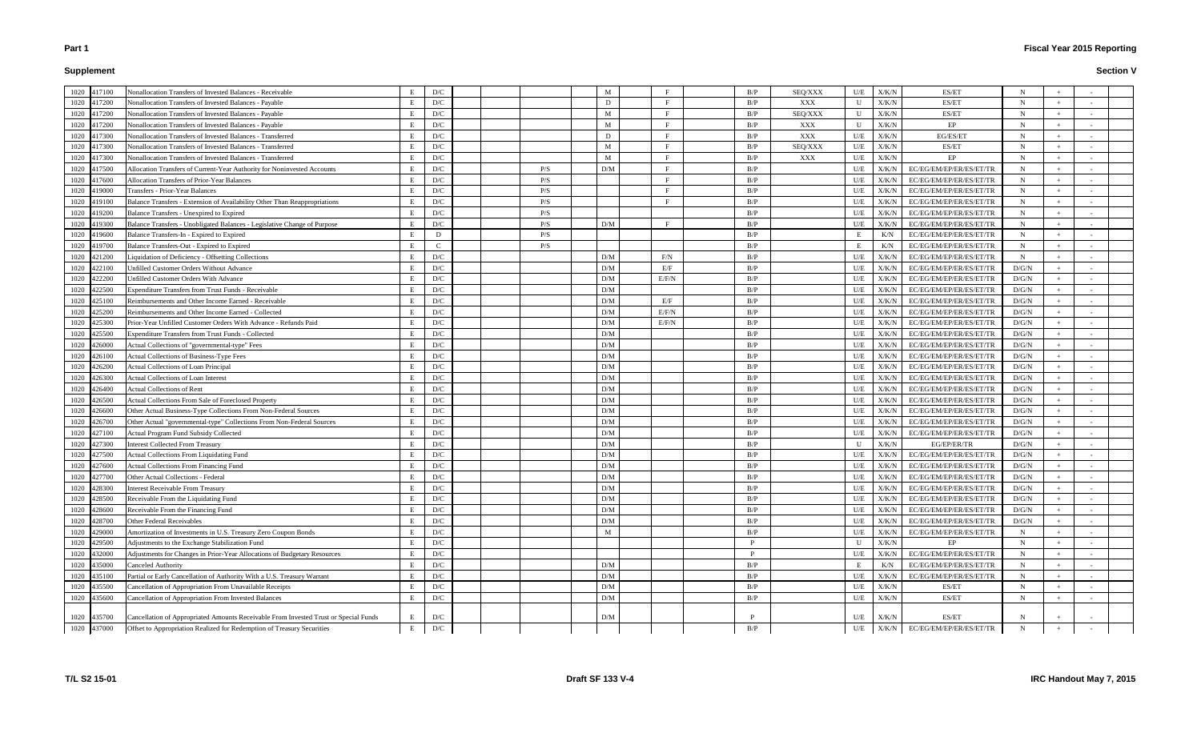| | | | | | | | | | | | | | | | | | | |
|---|---|---|---|---|---|---|---|---|---|---|---|---|---|---|---|---|---|---|
| 1020 | 417100 | Nonallocation Transfers of Invested Balances - Receivable | E | D/C | | | | M | F | B/P | SEQ/XXX | U/E | X/K/N | ES/ET | N | + | - | |
| 1020 | 417200 | Nonallocation Transfers of Invested Balances - Payable | E | D/C | | | | D | F | B/P | XXX | U | X/K/N | ES/ET | N | + | - | |
| 1020 | 417200 | Nonallocation Transfers of Invested Balances - Payable | E | D/C | | | | M | F | B/P | SEQ/XXX | U | X/K/N | ES/ET | N | + | - | |
| 1020 | 417200 | Nonallocation Transfers of Invested Balances - Payable | E | D/C | | | | M | F | B/P | XXX | U | X/K/N | EP | N | + | - | |
| 1020 | 417300 | Nonallocation Transfers of Invested Balances - Transferred | E | D/C | | | | D | F | B/P | XXX | U/E | X/K/N | EG/ES/ET | N | + | - | |
| 1020 | 417300 | Nonallocation Transfers of Invested Balances - Transferred | E | D/C | | | | M | F | B/P | SEQ/XXX | U/E | X/K/N | ES/ET | N | + | - | |
| 1020 | 417300 | Nonallocation Transfers of Invested Balances - Transferred | E | D/C | | | | M | F | B/P | XXX | U/E | X/K/N | EP | N | + | - | |
| 1020 | 417500 | Allocation Transfers of Current-Year Authority for Noninvested Accounts | E | D/C | | | P/S | D/M | F | B/P | | U/E | X/K/N | EC/EG/EM/EP/ER/ES/ET/TR | N | + | - | |
| 1020 | 417600 | Allocation Transfers of Prior-Year Balances | E | D/C | | | P/S | | F | B/P | | U/E | X/K/N | EC/EG/EM/EP/ER/ES/ET/TR | N | + | - | |
| 1020 | 419000 | Transfers - Prior-Year Balances | E | D/C | | | P/S | | F | B/P | | U/E | X/K/N | EC/EG/EM/EP/ER/ES/ET/TR | N | + | - | |
| 1020 | 419100 | Balance Transfers - Extension of Availability Other Than Reappropriations | E | D/C | | | P/S | | F | B/P | | U/E | X/K/N | EC/EG/EM/EP/ER/ES/ET/TR | N | + | - | |
| 1020 | 419200 | Balance Transfers - Unexpired to Expired | E | D/C | | | P/S | | | B/P | | U/E | X/K/N | EC/EG/EM/EP/ER/ES/ET/TR | N | + | - | |
| 1020 | 419300 | Balance Transfers - Unobligated Balances - Legislative Change of Purpose | E | D/C | | | P/S | D/M | F | B/P | | U/E | X/K/N | EC/EG/EM/EP/ER/ES/ET/TR | N | + | - | |
| 1020 | 419600 | Balance Transfers-In - Expired to Expired | E | D | | | P/S | | | B/P | | E | K/N | EC/EG/EM/EP/ER/ES/ET/TR | N | + | - | |
| 1020 | 419700 | Balance Transfers-Out - Expired to Expired | E | C | | | P/S | | | B/P | | E | K/N | EC/EG/EM/EP/ER/ES/ET/TR | N | + | - | |
| 1020 | 421200 | Liquidation of Deficiency - Offsetting Collections | E | D/C | | | | D/M | F/N | B/P | | U/E | X/K/N | EC/EG/EM/EP/ER/ES/ET/TR | N | + | - | |
| 1020 | 422100 | Unfilled Customer Orders Without Advance | E | D/C | | | | D/M | E/F | B/P | | U/E | X/K/N | EC/EG/EM/EP/ER/ES/ET/TR | D/G/N | + | - | |
| 1020 | 422200 | Unfilled Customer Orders With Advance | E | D/C | | | | D/M | E/F/N | B/P | | U/E | X/K/N | EC/EG/EM/EP/ER/ES/ET/TR | D/G/N | + | - | |
| 1020 | 422500 | Expenditure Transfers from Trust Funds - Receivable | E | D/C | | | | D/M | | B/P | | U/E | X/K/N | EC/EG/EM/EP/ER/ES/ET/TR | D/G/N | + | - | |
| 1020 | 425100 | Reimbursements and Other Income Earned - Receivable | E | D/C | | | | D/M | E/F | B/P | | U/E | X/K/N | EC/EG/EM/EP/ER/ES/ET/TR | D/G/N | + | - | |
| 1020 | 425200 | Reimbursements and Other Income Earned - Collected | E | D/C | | | | D/M | E/F/N | B/P | | U/E | X/K/N | EC/EG/EM/EP/ER/ES/ET/TR | D/G/N | + | - | |
| 1020 | 425300 | Prior-Year Unfilled Customer Orders With Advance - Refunds Paid | E | D/C | | | | D/M | E/F/N | B/P | | U/E | X/K/N | EC/EG/EM/EP/ER/ES/ET/TR | D/G/N | + | - | |
| 1020 | 425500 | Expenditure Transfers from Trust Funds - Collected | E | D/C | | | | D/M | | B/P | | U/E | X/K/N | EC/EG/EM/EP/ER/ES/ET/TR | D/G/N | + | - | |
| 1020 | 426000 | Actual Collections of "governmental-type" Fees | E | D/C | | | | D/M | | B/P | | U/E | X/K/N | EC/EG/EM/EP/ER/ES/ET/TR | D/G/N | + | - | |
| 1020 | 426100 | Actual Collections of Business-Type Fees | E | D/C | | | | D/M | | B/P | | U/E | X/K/N | EC/EG/EM/EP/ER/ES/ET/TR | D/G/N | + | - | |
| 1020 | 426200 | Actual Collections of Loan Principal | E | D/C | | | | D/M | | B/P | | U/E | X/K/N | EC/EG/EM/EP/ER/ES/ET/TR | D/G/N | + | - | |
| 1020 | 426300 | Actual Collections of Loan Interest | E | D/C | | | | D/M | | B/P | | U/E | X/K/N | EC/EG/EM/EP/ER/ES/ET/TR | D/G/N | + | - | |
| 1020 | 426400 | Actual Collections of Rent | E | D/C | | | | D/M | | B/P | | U/E | X/K/N | EC/EG/EM/EP/ER/ES/ET/TR | D/G/N | + | - | |
| 1020 | 426500 | Actual Collections From Sale of Foreclosed Property | E | D/C | | | | D/M | | B/P | | U/E | X/K/N | EC/EG/EM/EP/ER/ES/ET/TR | D/G/N | + | - | |
| 1020 | 426600 | Other Actual Business-Type Collections From Non-Federal Sources | E | D/C | | | | D/M | | B/P | | U/E | X/K/N | EC/EG/EM/EP/ER/ES/ET/TR | D/G/N | + | - | |
| 1020 | 426700 | Other Actual "governmental-type" Collections From Non-Federal Sources | E | D/C | | | | D/M | | B/P | | U/E | X/K/N | EC/EG/EM/EP/ER/ES/ET/TR | D/G/N | + | - | |
| 1020 | 427100 | Actual Program Fund Subsidy Collected | E | D/C | | | | D/M | | B/P | | U/E | X/K/N | EC/EG/EM/EP/ER/ES/ET/TR | D/G/N | + | - | |
| 1020 | 427300 | Interest Collected From Treasury | E | D/C | | | | D/M | | B/P | | U | X/K/N | EG/EP/ER/TR | D/G/N | + | - | |
| 1020 | 427500 | Actual Collections From Liquidating Fund | E | D/C | | | | D/M | | B/P | | U/E | X/K/N | EC/EG/EM/EP/ER/ES/ET/TR | D/G/N | + | - | |
| 1020 | 427600 | Actual Collections From Financing Fund | E | D/C | | | | D/M | | B/P | | U/E | X/K/N | EC/EG/EM/EP/ER/ES/ET/TR | D/G/N | + | - | |
| 1020 | 427700 | Other Actual Collections - Federal | E | D/C | | | | D/M | | B/P | | U/E | X/K/N | EC/EG/EM/EP/ER/ES/ET/TR | D/G/N | + | - | |
| 1020 | 428300 | Interest Receivable From Treasury | E | D/C | | | | D/M | | B/P | | U/E | X/K/N | EC/EG/EM/EP/ER/ES/ET/TR | D/G/N | + | - | |
| 1020 | 428500 | Receivable From the Liquidating Fund | E | D/C | | | | D/M | | B/P | | U/E | X/K/N | EC/EG/EM/EP/ER/ES/ET/TR | D/G/N | + | - | |
| 1020 | 428600 | Receivable From the Financing Fund | E | D/C | | | | D/M | | B/P | | U/E | X/K/N | EC/EG/EM/EP/ER/ES/ET/TR | D/G/N | + | - | |
| 1020 | 428700 | Other Federal Receivables | E | D/C | | | | D/M | | B/P | | U/E | X/K/N | EC/EG/EM/EP/ER/ES/ET/TR | D/G/N | + | - | |
| 1020 | 429000 | Amortization of Investments in U.S. Treasury Zero Coupon Bonds | E | D/C | | | | M | | B/P | | U/E | X/K/N | EC/EG/EM/EP/ER/ES/ET/TR | N | + | - | |
| 1020 | 429500 | Adjustments to the Exchange Stabilization Fund | E | D/C | | | | | | P | | U | X/K/N | EP | N | + | - | |
| 1020 | 432000 | Adjustments for Changes in Prior-Year Allocations of Budgetary Resources | E | D/C | | | | | | P | | U/E | X/K/N | EC/EG/EM/EP/ER/ES/ET/TR | N | + | - | |
| 1020 | 435000 | Canceled Authority | E | D/C | | | | D/M | | B/P | | E | K/N | EC/EG/EM/EP/ER/ES/ET/TR | N | + | - | |
| 1020 | 435100 | Partial or Early Cancellation of Authority With a U.S. Treasury Warrant | E | D/C | | | | D/M | | B/P | | U/E | X/K/N | EC/EG/EM/EP/ER/ES/ET/TR | N | + | - | |
| 1020 | 435500 | Cancellation of Appropriation From Unavailable Receipts | E | D/C | | | | D/M | | B/P | | U/E | X/K/N | ES/ET | N | + | - | |
| 1020 | 435600 | Cancellation of Appropriation From Invested Balances | E | D/C | | | | D/M | | B/P | | U/E | X/K/N | ES/ET | N | + | - | |
| 1020 | 435700 | Cancellation of Appropriated Amounts Receivable From Invested Trust or Special Funds | E | D/C | | | | D/M | | P | | U/E | X/K/N | ES/ET | N | + | - | |
| 1020 | 437000 | Offset to Appropriation Realized for Redemption of Treasury Securities | E | D/C | | | | | | B/P | | U/E | X/K/N | EC/EG/EM/EP/ER/ES/ET/TR | N | + | - | |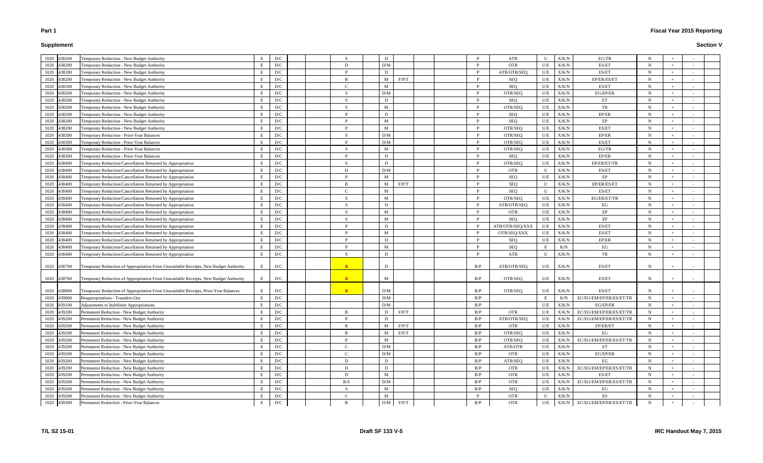# Part 1

# Fiscal Year 2015 Reporting

## Supplement

## Section V

| | | | | | | | | | | | | | | | | | | | | | | |
|---|---|---|---|---|---|---|---|---|---|---|---|---|---|---|---|---|---|---|---|---|---|---|
| 1020 | 438200 | Temporary Reduction - New Budget Authority | E | D/C | | | S | | D | | | | P | ATB | U | X/K/N | EG/TR | N | + | - | |
| 1020 | 438200 | Temporary Reduction - New Budget Authority | E | D/C | | | D | | D/M | | | | P | OTR | U/E | X/K/N | ES/ET | N | + | - | |
| 1020 | 438200 | Temporary Reduction - New Budget Authority | E | D/C | | | P | | D | | | | P | ATB/OTR/SEQ | U/E | X/K/N | ES/ET | N | + | - | |
| 1020 | 438200 | Temporary Reduction - New Budget Authority | E | D/C | | | B | | M | F/P/T | | | P | SEQ | U/E | X/K/N | EP/ER/ES/ET | N | + | - | |
| 1020 | 438200 | Temporary Reduction - New Budget Authority | E | D/C | | | C | | M | | | | P | SEQ | U/E | X/K/N | ES/ET | N | + | - | |
| 1020 | 438200 | Temporary Reduction - New Budget Authority | E | D/C | | | S | | D/M | | | | P | OTR/SEQ | U/E | X/K/N | EG/EP/ER | N | + | - | |
| 1020 | 438200 | Temporary Reduction - New Budget Authority | E | D/C | | | S | | D | | | | P | SEQ | U/E | X/K/N | ET | N | + | - | |
| 1020 | 438200 | Temporary Reduction - New Budget Authority | E | D/C | | | S | | M | | | | P | OTR/SEQ | U/E | X/K/N | TR | N | + | - | |
| 1020 | 438200 | Temporary Reduction - New Budget Authority | E | D/C | | | P | | D | | | | P | SEQ | U/E | X/K/N | EP/ER | N | + | - | |
| 1020 | 438200 | Temporary Reduction - New Budget Authority | E | D/C | | | P | | M | | | | P | SEQ | U/E | X/K/N | EP | N | + | - | |
| 1020 | 438200 | Temporary Reduction - New Budget Authority | E | D/C | | | P | | M | | | | P | OTR/SEQ | U/E | X/K/N | ES/ET | N | + | - | |
| 1020 | 438300 | Temporary Reduction - Prior-Year Balances | E | D/C | | | S | | D/M | | | | P | OTR/SEQ | U/E | X/K/N | EP/ER | N | + | - | |
| 1020 | 438300 | Temporary Reduction - Prior-Year Balances | E | D/C | | | P | | D/M | | | | P | OTR/SEQ | U/E | X/K/N | ES/ET | N | + | - | |
| 1020 | 438300 | Temporary Reduction - Prior-Year Balances | E | D/C | | | S | | M | | | | P | OTR/SEQ | U/E | X/K/N | EG/TR | N | + | - | |
| 1020 | 438300 | Temporary Reduction - Prior-Year Balances | E | D/C | | | P | | D | | | | P | SEQ | U/E | X/K/N | EP/ER | N | + | - | |
| 1020 | 438400 | Temporary Reduction/Cancellation Returned by Appropriation | E | D/C | | | S | | D | | | | P | OTR/SEQ | U/E | X/K/N | EP/ER/ET/TR | N | + | - | |
| 1020 | 438400 | Temporary Reduction/Cancellation Returned by Appropriation | E | D/C | | | D | | D/M | | | | P | OTR | U | X/K/N | ES/ET | N | + | - | |
| 1020 | 438400 | Temporary Reduction/Cancellation Returned by Appropriation | E | D/C | | | P | | M | | | | P | SEQ | U/E | X/K/N | EP | N | + | - | |
| 1020 | 438400 | Temporary Reduction/Cancellation Returned by Appropriation | E | D/C | | | B | | M | F/P/T | | | P | SEQ | U | X/K/N | EP/ER/ES/ET | N | + | - | |
| 1020 | 438400 | Temporary Reduction/Cancellation Returned by Appropriation | E | D/C | | | C | | M | | | | P | SEQ | U | X/K/N | ES/ET | N | + | - | |
| 1020 | 438400 | Temporary Reduction/Cancellation Returned by Appropriation | E | D/C | | | S | | M | | | | P | OTR/SEQ | U/E | X/K/N | EG/ER/ET/TR | N | + | - | |
| 1020 | 438400 | Temporary Reduction/Cancellation Returned by Appropriation | E | D/C | | | S | | D | | | | P | ATB/OTR/SEQ | U/E | X/K/N | EG | N | + | - | |
| 1020 | 438400 | Temporary Reduction/Cancellation Returned by Appropriation | E | D/C | | | S | | M | | | | P | OTR | U/E | X/K/N | EP | N | + | - | |
| 1020 | 438400 | Temporary Reduction/Cancellation Returned by Appropriation | E | D/C | | | S | | M | | | | P | SEQ | U/E | X/K/N | EP | N | + | - | |
| 1020 | 438400 | Temporary Reduction/Cancellation Returned by Appropriation | E | D/C | | | P | | D | | | | P | ATB/OTR/SEQ/XXX | U/E | X/K/N | ES/ET | N | + | - | |
| 1020 | 438400 | Temporary Reduction/Cancellation Returned by Appropriation | E | D/C | | | P | | M | | | | P | OTR/SEQ/XXX | U/E | X/K/N | ES/ET | N | + | - | |
| 1020 | 438400 | Temporary Reduction/Cancellation Returned by Appropriation | E | D/C | | | P | | D | | | | P | SEQ | U/E | X/K/N | EP/ER | N | + | - | |
| 1020 | 438400 | Temporary Reduction/Cancellation Returned by Appropriation | E | D/C | | | P | | M | | | | P | SEQ | E | K/N | EG | N | + | - | |
| 1020 | 438400 | Temporary Reduction/Cancellation Returned by Appropriation | E | D/C | | | S | | D | | | | P | ATB | U | X/K/N | TR | N | + | - | |
| 1020 | 438700 | Temporary Reduction of Appropriation From Unavailable Receipts, New Budget Authority | E | D/C | | | P | | D | | | | B/P | ATB/OTR/SEQ | U/E | X/K/N | ES/ET | N | + | - | |
| 1020 | 438700 | Temporary Reduction of Appropriation From Unavailable Receipts, New Budget Authority | E | D/C | | | P | | M | | | | B/P | OTR/SEQ | U/E | X/K/N | ES/ET | N | + | - | |
| 1020 | 438800 | Temporary Reduction of Appropriation From Unavailable Receipts, Prior-Year Balances | E | D/C | | | P | | D/M | | | | B/P | OTR/SEQ | U/E | X/K/N | ES/ET | N | + | - | |
| 1020 | 439000 | Reappropriations - Transfers-Out | E | D/C | | | | | D/M | | | | B/P | | E | K/N | EC/EG/EM/EP/ER/ES/ET/TR | N | + | - | |
| 1020 | 439100 | Adjustments to Indefinite Appropriations | E | D/C | | | | | D/M | | | | B/P | | U/E | X/K/N | EG/EP/ER | N | + | - | |
| 1020 | 439200 | Permanent Reduction - New Budget Authority | E | D/C | | | B | | D | F/P/T | | | B/P | OTR | U/E | X/K/N | EC/EG/EM/EP/ER/ES/ET/TR | N | + | - | |
| 1020 | 439200 | Permanent Reduction - New Budget Authority | E | D/C | | | P | | D | | | | B/P | ATB/OTR/SEQ | U/E | X/K/N | EC/EG/EM/EP/ER/ES/ET/TR | N | + | - | |
| 1020 | 439200 | Permanent Reduction - New Budget Authority | E | D/C | | | B | | M | F/P/T | | | B/P | OTR | U/E | X/K/N | EP/ER/ET | N | + | - | |
| 1020 | 439200 | Permanent Reduction - New Budget Authority | E | D/C | | | B | | M | F/P/T | | | B/P | OTR/SEQ | U/E | X/K/N | EG | N | + | - | |
| 1020 | 439200 | Permanent Reduction - New Budget Authority | E | D/C | | | P | | M | | | | B/P | OTR/SEQ | U/E | X/K/N | EC/EG/EM/EP/ER/ES/ET/TR | N | + | - | |
| 1020 | 439200 | Permanent Reduction - New Budget Authority | E | D/C | | | C | | D/M | | | | B/P | ATB/OTR | U/E | X/K/N | ET | N | + | - | |
| 1020 | 439200 | Permanent Reduction - New Budget Authority | E | D/C | | | C | | D/M | | | | B/P | OTR | U/E | X/K/N | EG/EP/ER | N | + | - | |
| 1020 | 439200 | Permanent Reduction - New Budget Authority | E | D/C | | | D | | D | | | | B/P | ATB/SEQ | U/E | X/K/N | EG | N | + | - | |
| 1020 | 439200 | Permanent Reduction - New Budget Authority | E | D/C | | | D | | D | | | | B/P | OTR | U/E | X/K/N | EC/EG/EM/EP/ER/ES/ET/TR | N | + | - | |
| 1020 | 439200 | Permanent Reduction - New Budget Authority | E | D/C | | | D | | M | | | | B/P | OTR | U/E | X/K/N | ES/ET | N | + | - | |
| 1020 | 439200 | Permanent Reduction - New Budget Authority | E | D/C | | | R/S | | D/M | | | | B/P | OTR | U/E | X/K/N | EC/EG/EM/EP/ER/ES/ET/TR | N | + | - | |
| 1020 | 439200 | Permanent Reduction - New Budget Authority | E | D/C | | | S | | M | | | | B/P | SEQ | U/E | X/K/N | EG | N | + | - | |
| 1020 | 439200 | Permanent Reduction - New Budget Authority | E | D/C | | | C | | M | | | | P | OTR | U | X/K/N | ES | N | + | - | |
| 1020 | 439300 | Permanent Reduction - Prior-Year Balances | E | D/C | | | B | | D/M | F/P/T | | | B/P | OTR | U/E | X/K/N | EC/EG/EM/EP/ER/ES/ET/TR | N | + | - | |

T/L S2 15-01 | Draft SF 133 V-5 | IRC Handout May 7, 2015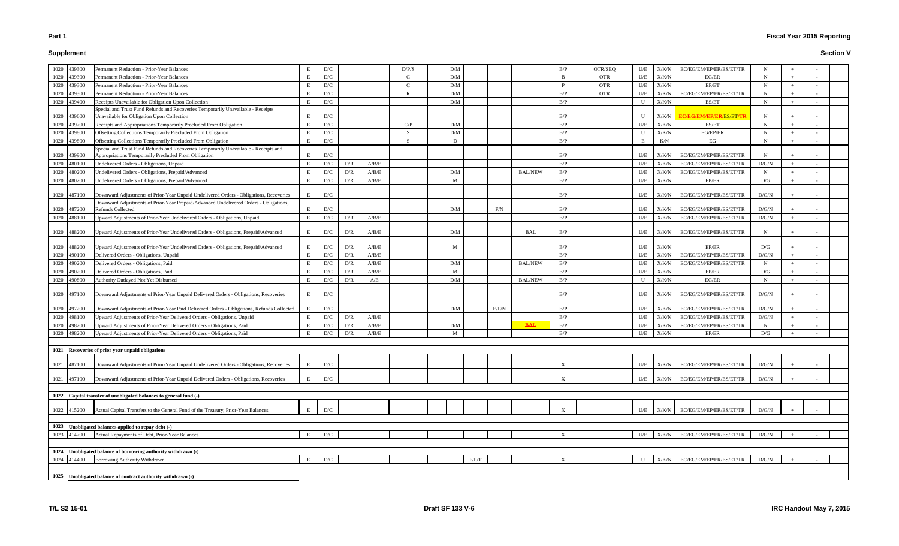**Part 1** — **Fiscal Year 2015 Reporting**

**Supplement** — **Section V**

| | | | | | | | | | | | | | | | | | | | | | |
|---|---|---|---|---|---|---|---|---|---|---|---|---|---|---|---|---|---|---|---|---|---|
| 1020 | 439300 | Permanent Reduction - Prior-Year Balances | E | D/C | | | D/P/S | D/M | | | | B/P | OTR/SEQ | U/E | X/K/N | EC/EG/EM/EP/ER/ES/ET/TR | N | + | - | |
| 1020 | 439300 | Permanent Reduction - Prior-Year Balances | E | D/C | | | C | D/M | | | | B | OTR | U/E | X/K/N | EG/ER | N | + | - | |
| 1020 | 439300 | Permanent Reduction - Prior-Year Balances | E | D/C | | | C | D/M | | | | P | OTR | U/E | X/K/N | EP/ET | N | + | - | |
| 1020 | 439300 | Permanent Reduction - Prior-Year Balances | E | D/C | | | R | D/M | | | | B/P | OTR | U/E | X/K/N | EC/EG/EM/EP/ER/ES/ET/TR | N | + | - | |
| 1020 | 439400 | Receipts Unavailable for Obligation Upon Collection | E | D/C | | | | D/M | | | | B/P | | U | X/K/N | ES/ET | N | + | - | |
| 1020 | 439600 | Special and Trust Fund Refunds and Recoveries Temporarily Unavailable - Receipts Unavailable for Obligation Upon Collection | E | D/C | | | | | | | | B/P | | U | X/K/N | ~~EC/EG/EM/EP/ER/~~ES/ET/~~TR~~ | N | + | - | |
| 1020 | 439700 | Receipts and Appropriations Temporarily Precluded From Obligation | E | D/C | | | C/P | D/M | | | | B/P | | U/E | X/K/N | ES/ET | N | + | - | |
| 1020 | 439800 | Offsetting Collections Temporarily Precluded From Obligation | E | D/C | | | S | D/M | | | | B/P | | U | X/K/N | EG/EP/ER | N | + | - | |
| 1020 | 439800 | Offsetting Collections Temporarily Precluded From Obligation | E | D/C | | | S | D | | | | B/P | | E | K/N | EG | N | + | - | |
| 1020 | 439900 | Special and Trust Fund Refunds and Recoveries Temporarily Unavailable - Receipts and Appropriations Temporarily Precluded From Obligation | E | D/C | | | | | | | | B/P | | U/E | X/K/N | EC/EG/EM/EP/ER/ES/ET/TR | N | + | - | |
| 1020 | 480100 | Undelivered Orders - Obligations, Unpaid | E | D/C | D/R | A/B/E | | | | | | B/P | | U/E | X/K/N | EC/EG/EM/EP/ER/ES/ET/TR | D/G/N | + | - | |
| 1020 | 480200 | Undelivered Orders - Obligations, Prepaid/Advanced | E | D/C | D/R | A/B/E | | D/M | | | BAL/NEW | B/P | | U/E | X/K/N | EC/EG/EM/EP/ER/ES/ET/TR | N | + | - | |
| 1020 | 480200 | Undelivered Orders - Obligations, Prepaid/Advanced | E | D/C | D/R | A/B/E | | M | | | | B/P | | U/E | X/K/N | EP/ER | D/G | + | - | |
| 1020 | 487100 | Downward Adjustments of Prior-Year Unpaid Undelivered Orders - Obligations, Recoveries | E | D/C | | | | | | | | B/P | | U/E | X/K/N | EC/EG/EM/EP/ER/ES/ET/TR | D/G/N | + | - | |
| 1020 | 487200 | Downward Adjustments of Prior-Year Prepaid/Advanced Undelivered Orders - Obligations, Refunds Collected | E | D/C | | | | D/M | | F/N | | B/P | | U/E | X/K/N | EC/EG/EM/EP/ER/ES/ET/TR | D/G/N | + | - | |
| 1020 | 488100 | Upward Adjustments of Prior-Year Undelivered Orders - Obligations, Unpaid | E | D/C | D/R | A/B/E | | | | | | B/P | | U/E | X/K/N | EC/EG/EM/EP/ER/ES/ET/TR | D/G/N | + | - | |
| 1020 | 488200 | Upward Adjustments of Prior-Year Undelivered Orders - Obligations, Prepaid/Advanced | E | D/C | D/R | A/B/E | | D/M | | | BAL | B/P | | U/E | X/K/N | EC/EG/EM/EP/ER/ES/ET/TR | N | + | - | |
| 1020 | 488200 | Upward Adjustments of Prior-Year Undelivered Orders - Obligations, Prepaid/Advanced | E | D/C | D/R | A/B/E | | M | | | | B/P | | U/E | X/K/N | EP/ER | D/G | + | - | |
| 1020 | 490100 | Delivered Orders - Obligations, Unpaid | E | D/C | D/R | A/B/E | | | | | | B/P | | U/E | X/K/N | EC/EG/EM/EP/ER/ES/ET/TR | D/G/N | + | - | |
| 1020 | 490200 | Delivered Orders - Obligations, Paid | E | D/C | D/R | A/B/E | | D/M | | | BAL/NEW | B/P | | U/E | X/K/N | EC/EG/EM/EP/ER/ES/ET/TR | N | + | - | |
| 1020 | 490200 | Delivered Orders - Obligations, Paid | E | D/C | D/R | A/B/E | | M | | | | B/P | | U/E | X/K/N | EP/ER | D/G | + | - | |
| 1020 | 490800 | Authority Outlayed Not Yet Disbursed | E | D/C | D/R | A/E | | D/M | | | BAL/NEW | B/P | | U | X/K/N | EG/ER | N | + | - | |
| 1020 | 497100 | Downward Adjustments of Prior-Year Unpaid Delivered Orders - Obligations, Recoveries | E | D/C | | | | | | | | B/P | | U/E | X/K/N | EC/EG/EM/EP/ER/ES/ET/TR | D/G/N | + | - | |
| 1020 | 497200 | Downward Adjustments of Prior-Year Paid Delivered Orders - Obligations, Refunds Collected | E | D/C | | | | D/M | | E/F/N | | B/P | | U/E | X/K/N | EC/EG/EM/EP/ER/ES/ET/TR | D/G/N | + | - | |
| 1020 | 498100 | Upward Adjustments of Prior-Year Delivered Orders - Obligations, Unpaid | E | D/C | D/R | A/B/E | | | | | | B/P | | U/E | X/K/N | EC/EG/EM/EP/ER/ES/ET/TR | D/G/N | + | - | |
| 1020 | 498200 | Upward Adjustments of Prior-Year Delivered Orders - Obligations, Paid | E | D/C | D/R | A/B/E | | D/M | | | ~~BAL~~ | B/P | | U/E | X/K/N | EC/EG/EM/EP/ER/ES/ET/TR | N | + | - | |
| 1020 | 498200 | Upward Adjustments of Prior-Year Delivered Orders - Obligations, Paid | E | D/C | D/R | A/B/E | | M | | | | B/P | | U/E | X/K/N | EP/ER | D/G | + | - | |
| **1021** | **Recoveries of prior year unpaid obligations** | | | | | | | | | | | | | | | | | | | |
| 1021 | 487100 | Downward Adjustments of Prior-Year Unpaid Undelivered Orders - Obligations, Recoveries | E | D/C | | | | | | | | X | | U/E | X/K/N | EC/EG/EM/EP/ER/ES/ET/TR | D/G/N | + | - | |
| 1021 | 497100 | Downward Adjustments of Prior-Year Unpaid Delivered Orders - Obligations, Recoveries | E | D/C | | | | | | | | X | | U/E | X/K/N | EC/EG/EM/EP/ER/ES/ET/TR | D/G/N | + | - | |
| **1022** | **Capital transfer of unobligated balances to general fund (-)** | | | | | | | | | | | | | | | | | | | |
| 1022 | 415200 | Actual Capital Transfers to the General Fund of the Treasury, Prior-Year Balances | E | D/C | | | | | | | | X | | U/E | X/K/N | EC/EG/EM/EP/ER/ES/ET/TR | D/G/N | + | - | |
| **1023** | **Unobligated balances applied to repay debt (-)** | | | | | | | | | | | | | | | | | | | |
| 1023 | 414700 | Actual Repayments of Debt, Prior-Year Balances | E | D/C | | | | | | | | X | | U/E | X/K/N | EC/EG/EM/EP/ER/ES/ET/TR | D/G/N | + | - | |
| **1024** | **Unobligated balance of borrowing authority withdrawn (-)** | | | | | | | | | | | | | | | | | | | |
| 1024 | 414400 | Borrowing Authority Withdrawn | E | D/C | | | | | F/P/T | | | X | | U | X/K/N | EC/EG/EM/EP/ER/ES/ET/TR | D/G/N | + | - | |
| **1025** | **Unobligated balance of contract authority withdrawn (-)** | | | | | | | | | | | | | | | | | | | |

T/L S2 15-01 — Draft SF 133 V-6 — IRC Handout May 7, 2015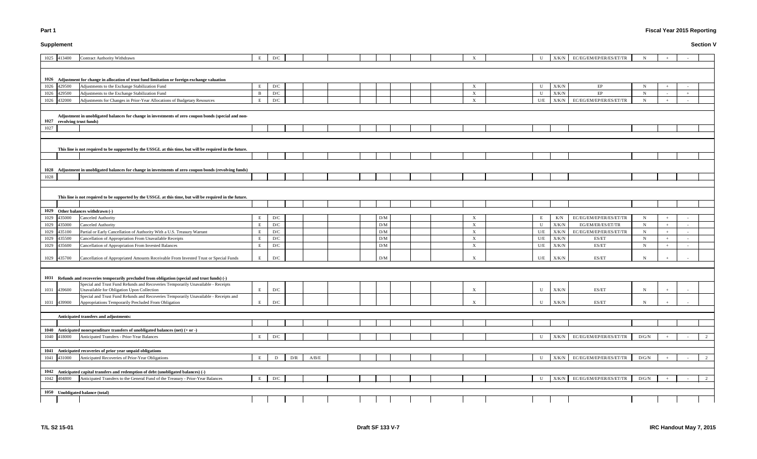## Part 1

## Supplement

## Section V

| Line | USSGL | Title | | | | | | | | | | | | | | | | | | | | |
|---|---|---|---|---|---|---|---|---|---|---|---|---|---|---|---|---|---|---|---|---|---|---|
| 1025 | 413400 | Contract Authority Withdrawn | E | D/C | | | | | | | | | X | | U | X/K/N | EC/EG/EM/EP/ER/ES/ET/TR | N | + | - | |
| | | | | | | | | | | | | | | | | | | | | | |
| 1026 | | **Adjustment for change in allocation of trust fund limitation or foreign exchange valuation** | | | | | | | | | | | | | | | | | | | |
| 1026 | 429500 | Adjustments to the Exchange Stabilization Fund | E | D/C | | | | | | | | | X | | U | X/K/N | EP | N | + | - | |
| 1026 | 429500 | Adjustments to the Exchange Stabilization Fund | B | D/C | | | | | | | | | X | | U | X/K/N | EP | N | - | + | |
| 1026 | 432000 | Adjustments for Changes in Prior-Year Allocations of Budgetary Resources | E | D/C | | | | | | | | | X | | U/E | X/K/N | EC/EG/EM/EP/ER/ES/ET/TR | N | + | - | |
| | | | | | | | | | | | | | | | | | | | | | |
| 1027 | | **Adjustment in unobligated balances for change in investments of zero coupon bonds (special and non-revolving trust funds)** | | | | | | | | | | | | | | | | | | | |
| 1027 | | | | | | | | | | | | | | | | | | | | | |
| | | **This line is not required to be supported by the USSGL at this time, but will be required in the future.** | | | | | | | | | | | | | | | | | | | |
| 1028 | | **Adjustment in unobligated balances for change in investments of zero coupon bonds (revolving funds)** | | | | | | | | | | | | | | | | | | | |
| 1028 | | | | | | | | | | | | | | | | | | | | | |
| | | **This line is not required to be supported by the USSGL at this time, but will be required in the future.** | | | | | | | | | | | | | | | | | | | |
| 1029 | | **Other balances withdrawn (-)** | | | | | | | | | | | | | | | | | | | |
| 1029 | 435000 | Canceled Authority | E | D/C | | | | | D/M | | | | X | | E | K/N | EC/EG/EM/EP/ER/ES/ET/TR | N | + | - | |
| 1029 | 435000 | Canceled Authority | E | D/C | | | | | D/M | | | | X | | U | X/K/N | EG/EM/ER/ES/ET/TR | N | + | - | |
| 1029 | 435100 | Partial or Early Cancellation of Authority With a U.S. Treasury Warrant | E | D/C | | | | | D/M | | | | X | | U/E | X/K/N | EC/EG/EM/EP/ER/ES/ET/TR | N | + | - | |
| 1029 | 435500 | Cancellation of Appropriation From Unavailable Receipts | E | D/C | | | | | D/M | | | | X | | U/E | X/K/N | ES/ET | N | + | - | |
| 1029 | 435600 | Cancellation of Appropriation From Invested Balances | E | D/C | | | | | D/M | | | | X | | U/E | X/K/N | ES/ET | N | + | - | |
| 1029 | 435700 | Cancellation of Appropriated Amounts Receivable From Invested Trust or Special Funds | E | D/C | | | | | D/M | | | | X | | U/E | X/K/N | ES/ET | N | + | - | |
| | | | | | | | | | | | | | | | | | | | | | |
| 1031 | | **Refunds and recoveries temporarily precluded from obligation (special and trust funds) (-)** | | | | | | | | | | | | | | | | | | | |
| 1031 | 439600 | Special and Trust Fund Refunds and Recoveries Temporarily Unavailable - Receipts Unavailable for Obligation Upon Collection | E | D/C | | | | | | | | | X | | U | X/K/N | ES/ET | N | + | - | |
| 1031 | 439900 | Special and Trust Fund Refunds and Recoveries Temporarily Unavailable - Receipts and Appropriations Temporarily Precluded From Obligation | E | D/C | | | | | | | | | X | | U | X/K/N | ES/ET | N | + | - | |
| | | | | | | | | | | | | | | | | | | | | | |
| | | **Anticipated transfers and adjustments:** | | | | | | | | | | | | | | | | | | | |
| | | | | | | | | | | | | | | | | | | | | | |
| 1040 | | **Anticipated nonexpenditure transfers of unobligated balances (net) (+ or -)** | | | | | | | | | | | | | | | | | | | |
| 1040 | 418000 | Anticipated Transfers - Prior-Year Balances | E | D/C | | | | | | | | | | | U | X/K/N | EC/EG/EM/EP/ER/ES/ET/TR | D/G/N | + | - | 2 |
| | | | | | | | | | | | | | | | | | | | | | |
| 1041 | | **Anticipated recoveries of prior year unpaid obligations** | | | | | | | | | | | | | | | | | | | |
| 1041 | 431000 | Anticipated Recoveries of Prior-Year Obligations | E | D | D/R | A/B/E | | | | | | | | | U | X/K/N | EC/EG/EM/EP/ER/ES/ET/TR | D/G/N | + | - | 2 |
| | | | | | | | | | | | | | | | | | | | | | |
| 1042 | | **Anticipated capital transfers and redemption of debt (unobligated balances) (-)** | | | | | | | | | | | | | | | | | | | |
| 1042 | 404800 | Anticipated Transfers to the General Fund of the Treasury - Prior-Year Balances | E | D/C | | | | | | | | | | | U | X/K/N | EC/EG/EM/EP/ER/ES/ET/TR | D/G/N | + | - | 2 |
| | | | | | | | | | | | | | | | | | | | | | |
| 1050 | | **Unobligated balance (total)** | | | | | | | | | | | | | | | | | | | |
| | | | | | | | | | | | | | | | | | | | | | |

T/L S2 15-01 — Draft SF 133 V-7 — IRC Handout May 7, 2015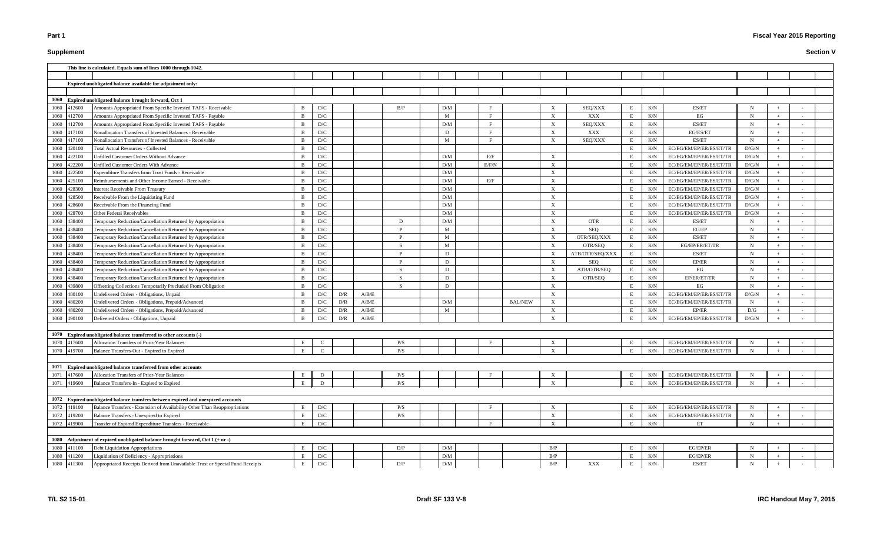**Part 1**

**Supplement**

**Fiscal Year 2015 Reporting**

**Section V**

| | | | | | | | | | | | | | | | | | | | | |
|---|---|---|---|---|---|---|---|---|---|---|---|---|---|---|---|---|---|---|---|---|
| | | This line is calculated. Equals sum of lines 1000 through 1042. | | | | | | | | | | | | | | | | | | |
| | | | | | | | | | | | | | | | | | | | | |
| | | Expired unobligated balance available for adjustment only: | | | | | | | | | | | | | | | | | | |
| | | | | | | | | | | | | | | | | | | | | |
| 1060 | | Expired unobligated balance brought forward, Oct 1 | | | | | | | | | | | | | | | | | | |
| 1060 | 412600 | Amounts Appropriated From Specific Invested TAFS - Receivable | B | D/C | | | B/P | D/M | F | | X | SEQ/XXX | E | K/N | ES/ET | N | + | - | | |
| 1060 | 412700 | Amounts Appropriated From Specific Invested TAFS - Payable | B | D/C | | | | M | F | | X | XXX | E | K/N | EG | N | + | - | | |
| 1060 | 412700 | Amounts Appropriated From Specific Invested TAFS - Payable | B | D/C | | | | D/M | F | | X | SEQ/XXX | E | K/N | ES/ET | N | + | - | | |
| 1060 | 417100 | Nonallocation Transfers of Invested Balances - Receivable | B | D/C | | | | D | F | | X | XXX | E | K/N | EG/ES/ET | N | + | - | | |
| 1060 | 417100 | Nonallocation Transfers of Invested Balances - Receivable | B | D/C | | | | M | F | | X | SEQ/XXX | E | K/N | ES/ET | N | + | - | | |
| 1060 | 420100 | Total Actual Resources - Collected | B | D/C | | | | | | | | | E | K/N | EC/EG/EM/EP/ER/ES/ET/TR | D/G/N | + | - | | |
| 1060 | 422100 | Unfilled Customer Orders Without Advance | B | D/C | | | | D/M | E/F | | X | | E | K/N | EC/EG/EM/EP/ER/ES/ET/TR | D/G/N | + | - | | |
| 1060 | 422200 | Unfilled Customer Orders With Advance | B | D/C | | | | D/M | E/F/N | | X | | E | K/N | EC/EG/EM/EP/ER/ES/ET/TR | D/G/N | + | - | | |
| 1060 | 422500 | Expenditure Transfers from Trust Funds - Receivable | B | D/C | | | | D/M | | | X | | E | K/N | EC/EG/EM/EP/ER/ES/ET/TR | D/G/N | + | - | | |
| 1060 | 425100 | Reimbursements and Other Income Earned - Receivable | B | D/C | | | | D/M | E/F | | X | | E | K/N | EC/EG/EM/EP/ER/ES/ET/TR | D/G/N | + | - | | |
| 1060 | 428300 | Interest Receivable From Treasury | B | D/C | | | | D/M | | | X | | E | K/N | EC/EG/EM/EP/ER/ES/ET/TR | D/G/N | + | - | | |
| 1060 | 428500 | Receivable From the Liquidating Fund | B | D/C | | | | D/M | | | X | | E | K/N | EC/EG/EM/EP/ER/ES/ET/TR | D/G/N | + | - | | |
| 1060 | 428600 | Receivable From the Financing Fund | B | D/C | | | | D/M | | | X | | E | K/N | EC/EG/EM/EP/ER/ES/ET/TR | D/G/N | + | - | | |
| 1060 | 428700 | Other Federal Receivables | B | D/C | | | | D/M | | | X | | E | K/N | EC/EG/EM/EP/ER/ES/ET/TR | D/G/N | + | - | | |
| 1060 | 438400 | Temporary Reduction/Cancellation Returned by Appropriation | B | D/C | | | D | D/M | | | X | OTR | E | K/N | ES/ET | N | + | - | | |
| 1060 | 438400 | Temporary Reduction/Cancellation Returned by Appropriation | B | D/C | | | P | M | | | X | SEQ | E | K/N | EG/EP | N | + | - | | |
| 1060 | 438400 | Temporary Reduction/Cancellation Returned by Appropriation | B | D/C | | | P | M | | | X | OTR/SEQ/XXX | E | K/N | ES/ET | N | + | - | | |
| 1060 | 438400 | Temporary Reduction/Cancellation Returned by Appropriation | B | D/C | | | S | M | | | X | OTR/SEQ | E | K/N | EG/EP/ER/ET/TR | N | + | - | | |
| 1060 | 438400 | Temporary Reduction/Cancellation Returned by Appropriation | B | D/C | | | P | D | | | X | ATB/OTR/SEQ/XXX | E | K/N | ES/ET | N | + | - | | |
| 1060 | 438400 | Temporary Reduction/Cancellation Returned by Appropriation | B | D/C | | | P | D | | | X | SEQ | E | K/N | EP/ER | N | + | - | | |
| 1060 | 438400 | Temporary Reduction/Cancellation Returned by Appropriation | B | D/C | | | S | D | | | X | ATB/OTR/SEQ | E | K/N | EG | N | + | - | | |
| 1060 | 438400 | Temporary Reduction/Cancellation Returned by Appropriation | B | D/C | | | S | D | | | X | OTR/SEQ | E | K/N | EP/ER/ET/TR | N | + | - | | |
| 1060 | 439800 | Offsetting Collections Temporarily Precluded From Obligation | B | D/C | | | S | D | | | X | | E | K/N | EG | N | + | - | | |
| 1060 | 480100 | Undelivered Orders - Obligations, Unpaid | B | D/C | D/R | A/B/E | | | | | X | | E | K/N | EC/EG/EM/EP/ER/ES/ET/TR | D/G/N | + | - | | |
| 1060 | 480200 | Undelivered Orders - Obligations, Prepaid/Advanced | B | D/C | D/R | A/B/E | | D/M | | BAL/NEW | X | | E | K/N | EC/EG/EM/EP/ER/ES/ET/TR | N | + | - | | |
| 1060 | 480200 | Undelivered Orders - Obligations, Prepaid/Advanced | B | D/C | D/R | A/B/E | | M | | | X | | E | K/N | EP/ER | D/G | + | - | | |
| 1060 | 490100 | Delivered Orders - Obligations, Unpaid | B | D/C | D/R | A/B/E | | | | | X | | E | K/N | EC/EG/EM/EP/ER/ES/ET/TR | D/G/N | + | - | | |
| | | | | | | | | | | | | | | | | | | | | |
| 1070 | | Expired unobligated balance transferred to other accounts (-) | | | | | | | | | | | | | | | | | | |
| 1070 | 417600 | Allocation Transfers of Prior-Year Balances | E | C | | | P/S | | F | | X | | E | K/N | EC/EG/EM/EP/ER/ES/ET/TR | N | + | - | | |
| 1070 | 419700 | Balance Transfers-Out - Expired to Expired | E | C | | | P/S | | | | X | | E | K/N | EC/EG/EM/EP/ER/ES/ET/TR | N | + | - | | |
| | | | | | | | | | | | | | | | | | | | | |
| 1071 | | Expired unobligated balance transferred from other accounts | | | | | | | | | | | | | | | | | | |
| 1071 | 417600 | Allocation Transfers of Prior-Year Balances | E | D | | | P/S | | F | | X | | E | K/N | EC/EG/EM/EP/ER/ES/ET/TR | N | + | - | | |
| 1071 | 419600 | Balance Transfers-In - Expired to Expired | E | D | | | P/S | | | | X | | E | K/N | EC/EG/EM/EP/ER/ES/ET/TR | N | + | - | | |
| | | | | | | | | | | | | | | | | | | | | |
| 1072 | | Expired unobligated balance transfers between expired and unexpired accounts | | | | | | | | | | | | | | | | | | |
| 1072 | 419100 | Balance Transfers - Extension of Availability Other Than Reappropriations | E | D/C | | | P/S | | F | | X | | E | K/N | EC/EG/EM/EP/ER/ES/ET/TR | N | + | - | | |
| 1072 | 419200 | Balance Transfers - Unexpired to Expired | E | D/C | | | P/S | | | | X | | E | K/N | EC/EG/EM/EP/ER/ES/ET/TR | N | + | - | | |
| 1072 | 419900 | Transfer of Expired Expenditure Transfers - Receivable | E | D/C | | | | | F | | X | | E | K/N | ET | N | + | - | | |
| | | | | | | | | | | | | | | | | | | | | |
| 1080 | | Adjustment of expired unobligated balance brought forward, Oct 1 (+ or -) | | | | | | | | | | | | | | | | | | |
| 1080 | 411100 | Debt Liquidation Appropriations | E | D/C | | | D/P | D/M | | | B/P | | E | K/N | EG/EP/ER | N | + | - | | |
| 1080 | 411200 | Liquidation of Deficiency - Appropriations | E | D/C | | | | D/M | | | B/P | | E | K/N | EG/EP/ER | N | + | - | | |
| 1080 | 411300 | Appropriated Receipts Derived from Unavailable Trust or Special Fund Receipts | E | D/C | | | D/P | D/M | | | B/P | XXX | E | K/N | ES/ET | N | + | - | | |

T/L S2 15-01 | Draft SF 133 V-8 | IRC Handout May 7, 2015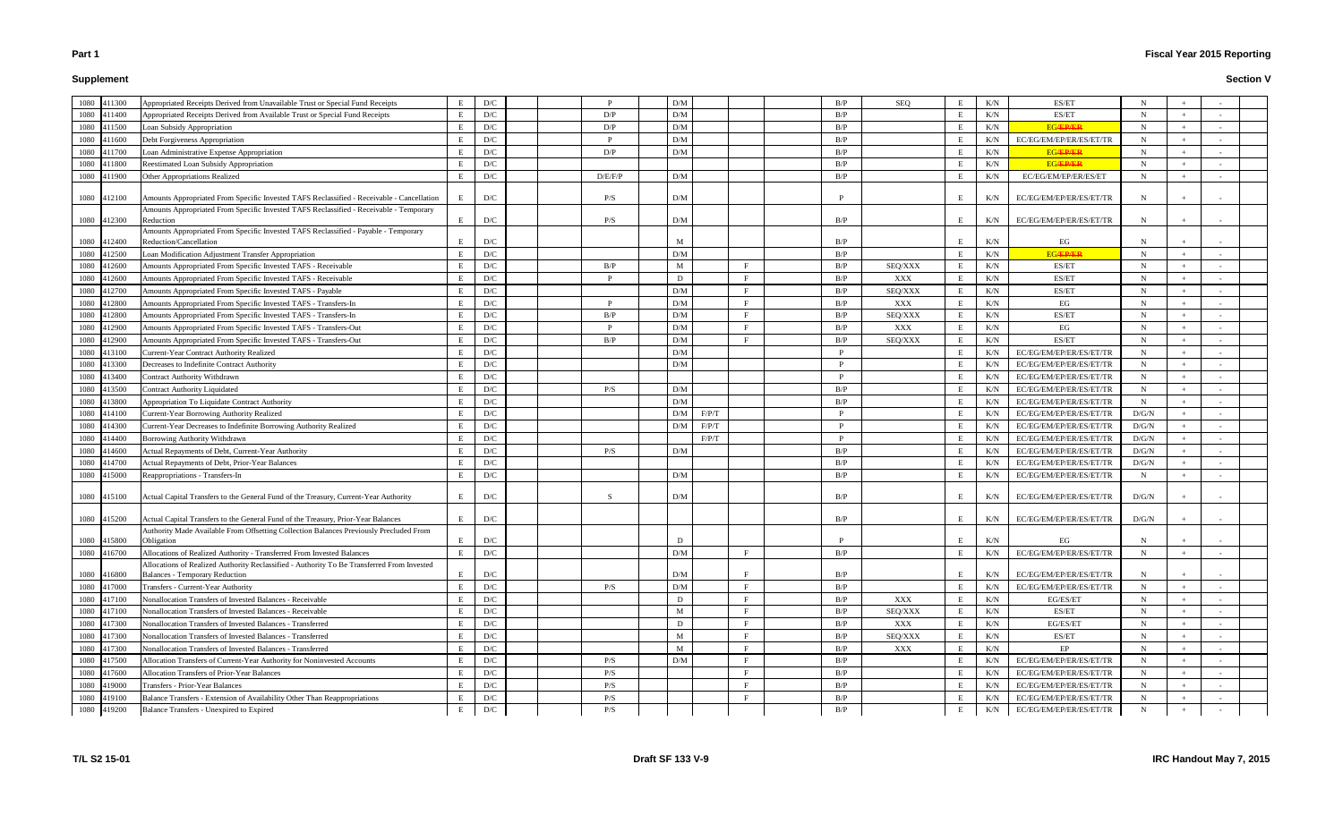# Part 1

# Supplement

# Fiscal Year 2015 Reporting

# Section V

| | | | | | | | | | | | | | | | | | | | | |
|---|---|---|---|---|---|---|---|---|---|---|---|---|---|---|---|---|---|---|---|---|
| 1080 | 411300 | Appropriated Receipts Derived from Unavailable Trust or Special Fund Receipts | E | D/C | | | P | | D/M | | | | B/P | SEQ | E | K/N | ES/ET | N | + | - |
| 1080 | 411400 | Appropriated Receipts Derived from Available Trust or Special Fund Receipts | E | D/C | | | D/P | | D/M | | | | B/P | | E | K/N | ES/ET | N | + | - |
| 1080 | 411500 | Loan Subsidy Appropriation | E | D/C | | | D/P | | D/M | | | | B/P | | E | K/N | EG/EP/ER | N | + | - |
| 1080 | 411600 | Debt Forgiveness Appropriation | E | D/C | | | P | | D/M | | | | B/P | | E | K/N | EC/EG/EM/EP/ER/ES/ET/TR | N | + | - |
| 1080 | 411700 | Loan Administrative Expense Appropriation | E | D/C | | | D/P | | D/M | | | | B/P | | E | K/N | EG/EP/ER | N | + | - |
| 1080 | 411800 | Reestimated Loan Subsidy Appropriation | E | D/C | | | | | | | | | B/P | | E | K/N | EG/EP/ER | N | + | - |
| 1080 | 411900 | Other Appropriations Realized | E | D/C | | | D/E/F/P | | D/M | | | | B/P | | E | K/N | EC/EG/EM/EP/ER/ES/ET | N | + | - |
| 1080 | 412100 | Amounts Appropriated From Specific Invested TAFS Reclassified - Receivable - Cancellation | E | D/C | | | P/S | | D/M | | | | P | | E | K/N | EC/EG/EM/EP/ER/ES/ET/TR | N | + | - |
| 1080 | 412300 | Amounts Appropriated From Specific Invested TAFS Reclassified - Receivable - Temporary Reduction | E | D/C | | | P/S | | D/M | | | | B/P | | E | K/N | EC/EG/EM/EP/ER/ES/ET/TR | N | + | - |
| 1080 | 412400 | Amounts Appropriated From Specific Invested TAFS Reclassified - Payable - Temporary Reduction/Cancellation | E | D/C | | | | | M | | | | B/P | | E | K/N | EG | N | + | - |
| 1080 | 412500 | Loan Modification Adjustment Transfer Appropriation | E | D/C | | | | | D/M | | | | B/P | | E | K/N | EG/EP/ER | N | + | - |
| 1080 | 412600 | Amounts Appropriated From Specific Invested TAFS - Receivable | E | D/C | | | B/P | | M | | F | | B/P | SEQ/XXX | E | K/N | ES/ET | N | + | - |
| 1080 | 412600 | Amounts Appropriated From Specific Invested TAFS - Receivable | E | D/C | | | P | | D | | F | | B/P | XXX | E | K/N | ES/ET | N | + | - |
| 1080 | 412700 | Amounts Appropriated From Specific Invested TAFS - Payable | E | D/C | | | | | D/M | | F | | B/P | SEQ/XXX | E | K/N | ES/ET | N | + | - |
| 1080 | 412800 | Amounts Appropriated From Specific Invested TAFS - Transfers-In | E | D/C | | | P | | D/M | | F | | B/P | XXX | E | K/N | EG | N | + | - |
| 1080 | 412800 | Amounts Appropriated From Specific Invested TAFS - Transfers-In | E | D/C | | | B/P | | D/M | | F | | B/P | SEQ/XXX | E | K/N | ES/ET | N | + | - |
| 1080 | 412900 | Amounts Appropriated From Specific Invested TAFS - Transfers-Out | E | D/C | | | P | | D/M | | F | | B/P | XXX | E | K/N | EG | N | + | - |
| 1080 | 412900 | Amounts Appropriated From Specific Invested TAFS - Transfers-Out | E | D/C | | | B/P | | D/M | | F | | B/P | SEQ/XXX | E | K/N | ES/ET | N | + | - |
| 1080 | 413100 | Current-Year Contract Authority Realized | E | D/C | | | | | D/M | | | | P | | E | K/N | EC/EG/EM/EP/ER/ES/ET/TR | N | + | - |
| 1080 | 413300 | Decreases to Indefinite Contract Authority | E | D/C | | | | | D/M | | | | P | | E | K/N | EC/EG/EM/EP/ER/ES/ET/TR | N | + | - |
| 1080 | 413400 | Contract Authority Withdrawn | E | D/C | | | | | | | | | P | | E | K/N | EC/EG/EM/EP/ER/ES/ET/TR | N | + | - |
| 1080 | 413500 | Contract Authority Liquidated | E | D/C | | | P/S | | D/M | | | | B/P | | E | K/N | EC/EG/EM/EP/ER/ES/ET/TR | N | + | - |
| 1080 | 413800 | Appropriation To Liquidate Contract Authority | E | D/C | | | | | D/M | | | | B/P | | E | K/N | EC/EG/EM/EP/ER/ES/ET/TR | N | + | - |
| 1080 | 414100 | Current-Year Borrowing Authority Realized | E | D/C | | | | | D/M | F/P/T | | | P | | E | K/N | EC/EG/EM/EP/ER/ES/ET/TR | D/G/N | + | - |
| 1080 | 414300 | Current-Year Decreases to Indefinite Borrowing Authority Realized | E | D/C | | | | | D/M | F/P/T | | | P | | E | K/N | EC/EG/EM/EP/ER/ES/ET/TR | D/G/N | + | - |
| 1080 | 414400 | Borrowing Authority Withdrawn | E | D/C | | | | | | F/P/T | | | P | | E | K/N | EC/EG/EM/EP/ER/ES/ET/TR | D/G/N | + | - |
| 1080 | 414600 | Actual Repayments of Debt, Current-Year Authority | E | D/C | | | P/S | | D/M | | | | B/P | | E | K/N | EC/EG/EM/EP/ER/ES/ET/TR | D/G/N | + | - |
| 1080 | 414700 | Actual Repayments of Debt, Prior-Year Balances | E | D/C | | | | | | | | | B/P | | E | K/N | EC/EG/EM/EP/ER/ES/ET/TR | D/G/N | + | - |
| 1080 | 415000 | Reappropriations - Transfers-In | E | D/C | | | | | D/M | | | | B/P | | E | K/N | EC/EG/EM/EP/ER/ES/ET/TR | N | + | - |
| 1080 | 415100 | Actual Capital Transfers to the General Fund of the Treasury, Current-Year Authority | E | D/C | | | S | | D/M | | | | B/P | | E | K/N | EC/EG/EM/EP/ER/ES/ET/TR | D/G/N | + | - |
| 1080 | 415200 | Actual Capital Transfers to the General Fund of the Treasury, Prior-Year Balances | E | D/C | | | | | | | | | B/P | | E | K/N | EC/EG/EM/EP/ER/ES/ET/TR | D/G/N | + | - |
| 1080 | 415800 | Authority Made Available From Offsetting Collection Balances Previously Precluded From Obligation | E | D/C | | | | | D | | | | P | | E | K/N | EG | N | + | - |
| 1080 | 416700 | Allocations of Realized Authority - Transferred From Invested Balances | E | D/C | | | | | D/M | | F | | B/P | | E | K/N | EC/EG/EM/EP/ER/ES/ET/TR | N | + | - |
| 1080 | 416800 | Allocations of Realized Authority Reclassified - Authority To Be Transferred From Invested Balances - Temporary Reduction | E | D/C | | | | | D/M | | F | | B/P | | E | K/N | EC/EG/EM/EP/ER/ES/ET/TR | N | + | - |
| 1080 | 417000 | Transfers - Current-Year Authority | E | D/C | | | P/S | | D/M | | F | | B/P | | E | K/N | EC/EG/EM/EP/ER/ES/ET/TR | N | + | - |
| 1080 | 417100 | Nonallocation Transfers of Invested Balances - Receivable | E | D/C | | | | | D | | F | | B/P | XXX | E | K/N | EG/ES/ET | N | + | - |
| 1080 | 417100 | Nonallocation Transfers of Invested Balances - Receivable | E | D/C | | | | | M | | F | | B/P | SEQ/XXX | E | K/N | ES/ET | N | + | - |
| 1080 | 417300 | Nonallocation Transfers of Invested Balances - Transferred | E | D/C | | | | | D | | F | | B/P | XXX | E | K/N | EG/ES/ET | N | + | - |
| 1080 | 417300 | Nonallocation Transfers of Invested Balances - Transferred | E | D/C | | | | | M | | F | | B/P | SEQ/XXX | E | K/N | ES/ET | N | + | - |
| 1080 | 417300 | Nonallocation Transfers of Invested Balances - Transferred | E | D/C | | | | | M | | F | | B/P | XXX | E | K/N | EP | N | + | - |
| 1080 | 417500 | Allocation Transfers of Current-Year Authority for Noninvested Accounts | E | D/C | | | P/S | | D/M | | F | | B/P | | E | K/N | EC/EG/EM/EP/ER/ES/ET/TR | N | + | - |
| 1080 | 417600 | Allocation Transfers of Prior-Year Balances | E | D/C | | | P/S | | | | F | | B/P | | E | K/N | EC/EG/EM/EP/ER/ES/ET/TR | N | + | - |
| 1080 | 419000 | Transfers - Prior-Year Balances | E | D/C | | | P/S | | | | F | | B/P | | E | K/N | EC/EG/EM/EP/ER/ES/ET/TR | N | + | - |
| 1080 | 419100 | Balance Transfers - Extension of Availability Other Than Reappropriations | E | D/C | | | P/S | | | | F | | B/P | | E | K/N | EC/EG/EM/EP/ER/ES/ET/TR | N | + | - |
| 1080 | 419200 | Balance Transfers - Unexpired to Expired | E | D/C | | | P/S | | | | | | B/P | | E | K/N | EC/EG/EM/EP/ER/ES/ET/TR | N | + | - |

T/L S2 15-01 | Draft SF 133 V-9 | IRC Handout May 7, 2015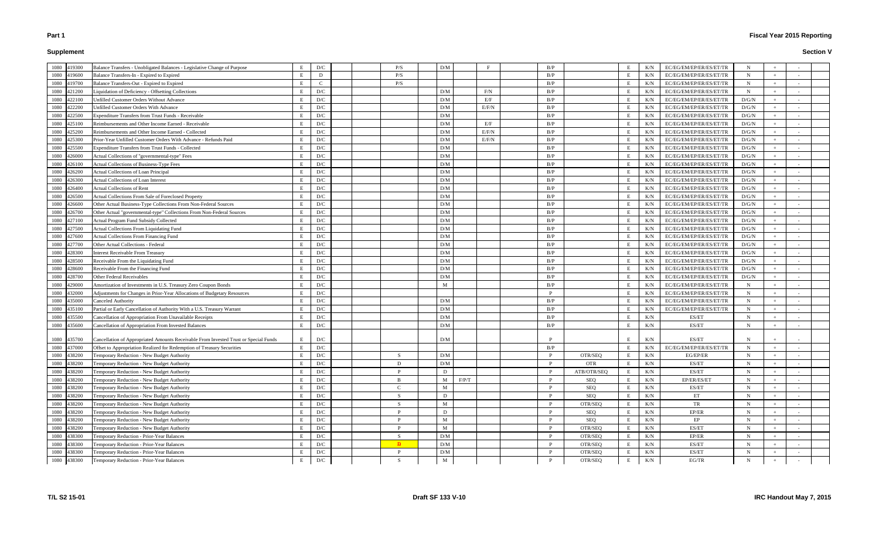# Supplement

## Section V

| | | | | | | | | | | | | | | | | | | | | |
|---|---|---|---|---|---|---|---|---|---|---|---|---|---|---|---|---|---|---|---|---|
| 1080 | 419300 | Balance Transfers - Unobligated Balances - Legislative Change of Purpose | E | D/C | | | P/S | D/M | | F | | B/P | | E | K/N | EC/EG/EM/EP/ER/ES/ET/TR | N | + | - | |
| 1080 | 419600 | Balance Transfers-In - Expired to Expired | E | D | | | P/S | | | | | B/P | | E | K/N | EC/EG/EM/EP/ER/ES/ET/TR | N | + | - | |
| 1080 | 419700 | Balance Transfers-Out - Expired to Expired | E | C | | | P/S | | | | | B/P | | E | K/N | EC/EG/EM/EP/ER/ES/ET/TR | N | + | - | |
| 1080 | 421200 | Liquidation of Deficiency - Offsetting Collections | E | D/C | | | | D/M | | F/N | | B/P | | E | K/N | EC/EG/EM/EP/ER/ES/ET/TR | N | + | - | |
| 1080 | 422100 | Unfilled Customer Orders Without Advance | E | D/C | | | | D/M | | E/F | | B/P | | E | K/N | EC/EG/EM/EP/ER/ES/ET/TR | D/G/N | + | - | |
| 1080 | 422200 | Unfilled Customer Orders With Advance | E | D/C | | | | D/M | | E/F/N | | B/P | | E | K/N | EC/EG/EM/EP/ER/ES/ET/TR | D/G/N | + | - | |
| 1080 | 422500 | Expenditure Transfers from Trust Funds - Receivable | E | D/C | | | | D/M | | | | B/P | | E | K/N | EC/EG/EM/EP/ER/ES/ET/TR | D/G/N | + | - | |
| 1080 | 425100 | Reimbursements and Other Income Earned - Receivable | E | D/C | | | | D/M | | E/F | | B/P | | E | K/N | EC/EG/EM/EP/ER/ES/ET/TR | D/G/N | + | - | |
| 1080 | 425200 | Reimbursements and Other Income Earned - Collected | E | D/C | | | | D/M | | E/F/N | | B/P | | E | K/N | EC/EG/EM/EP/ER/ES/ET/TR | D/G/N | + | - | |
| 1080 | 425300 | Prior-Year Unfilled Customer Orders With Advance - Refunds Paid | E | D/C | | | | D/M | | E/F/N | | B/P | | E | K/N | EC/EG/EM/EP/ER/ES/ET/TR | D/G/N | + | - | |
| 1080 | 425500 | Expenditure Transfers from Trust Funds - Collected | E | D/C | | | | D/M | | | | B/P | | E | K/N | EC/EG/EM/EP/ER/ES/ET/TR | D/G/N | + | - | |
| 1080 | 426000 | Actual Collections of "governmental-type" Fees | E | D/C | | | | D/M | | | | B/P | | E | K/N | EC/EG/EM/EP/ER/ES/ET/TR | D/G/N | + | - | |
| 1080 | 426100 | Actual Collections of Business-Type Fees | E | D/C | | | | D/M | | | | B/P | | E | K/N | EC/EG/EM/EP/ER/ES/ET/TR | D/G/N | + | - | |
| 1080 | 426200 | Actual Collections of Loan Principal | E | D/C | | | | D/M | | | | B/P | | E | K/N | EC/EG/EM/EP/ER/ES/ET/TR | D/G/N | + | - | |
| 1080 | 426300 | Actual Collections of Loan Interest | E | D/C | | | | D/M | | | | B/P | | E | K/N | EC/EG/EM/EP/ER/ES/ET/TR | D/G/N | + | - | |
| 1080 | 426400 | Actual Collections of Rent | E | D/C | | | | D/M | | | | B/P | | E | K/N | EC/EG/EM/EP/ER/ES/ET/TR | D/G/N | + | - | |
| 1080 | 426500 | Actual Collections From Sale of Foreclosed Property | E | D/C | | | | D/M | | | | B/P | | E | K/N | EC/EG/EM/EP/ER/ES/ET/TR | D/G/N | + | - | |
| 1080 | 426600 | Other Actual Business-Type Collections From Non-Federal Sources | E | D/C | | | | D/M | | | | B/P | | E | K/N | EC/EG/EM/EP/ER/ES/ET/TR | D/G/N | + | - | |
| 1080 | 426700 | Other Actual "governmental-type" Collections From Non-Federal Sources | E | D/C | | | | D/M | | | | B/P | | E | K/N | EC/EG/EM/EP/ER/ES/ET/TR | D/G/N | + | - | |
| 1080 | 427100 | Actual Program Fund Subsidy Collected | E | D/C | | | | D/M | | | | B/P | | E | K/N | EC/EG/EM/EP/ER/ES/ET/TR | D/G/N | + | - | |
| 1080 | 427500 | Actual Collections From Liquidating Fund | E | D/C | | | | D/M | | | | B/P | | E | K/N | EC/EG/EM/EP/ER/ES/ET/TR | D/G/N | + | - | |
| 1080 | 427600 | Actual Collections From Financing Fund | E | D/C | | | | D/M | | | | B/P | | E | K/N | EC/EG/EM/EP/ER/ES/ET/TR | D/G/N | + | - | |
| 1080 | 427700 | Other Actual Collections - Federal | E | D/C | | | | D/M | | | | B/P | | E | K/N | EC/EG/EM/EP/ER/ES/ET/TR | D/G/N | + | - | |
| 1080 | 428300 | Interest Receivable From Treasury | E | D/C | | | | D/M | | | | B/P | | E | K/N | EC/EG/EM/EP/ER/ES/ET/TR | D/G/N | + | - | |
| 1080 | 428500 | Receivable From the Liquidating Fund | E | D/C | | | | D/M | | | | B/P | | E | K/N | EC/EG/EM/EP/ER/ES/ET/TR | D/G/N | + | - | |
| 1080 | 428600 | Receivable From the Financing Fund | E | D/C | | | | D/M | | | | B/P | | E | K/N | EC/EG/EM/EP/ER/ES/ET/TR | D/G/N | + | - | |
| 1080 | 428700 | Other Federal Receivables | E | D/C | | | | D/M | | | | B/P | | E | K/N | EC/EG/EM/EP/ER/ES/ET/TR | D/G/N | + | - | |
| 1080 | 429000 | Amortization of Investments in U.S. Treasury Zero Coupon Bonds | E | D/C | | | | M | | | | B/P | | E | K/N | EC/EG/EM/EP/ER/ES/ET/TR | N | + | - | |
| 1080 | 432000 | Adjustments for Changes in Prior-Year Allocations of Budgetary Resources | E | D/C | | | | | | | | P | | E | K/N | EC/EG/EM/EP/ER/ES/ET/TR | N | + | - | |
| 1080 | 435000 | Canceled Authority | E | D/C | | | | D/M | | | | B/P | | E | K/N | EC/EG/EM/EP/ER/ES/ET/TR | N | + | - | |
| 1080 | 435100 | Partial or Early Cancellation of Authority With a U.S. Treasury Warrant | E | D/C | | | | D/M | | | | B/P | | E | K/N | EC/EG/EM/EP/ER/ES/ET/TR | N | + | - | |
| 1080 | 435500 | Cancellation of Appropriation From Unavailable Receipts | E | D/C | | | | D/M | | | | B/P | | E | K/N | ES/ET | N | + | - | |
| 1080 | 435600 | Cancellation of Appropriation From Invested Balances | E | D/C | | | | D/M | | | | B/P | | E | K/N | ES/ET | N | + | - | |
| 1080 | 435700 | Cancellation of Appropriated Amounts Receivable From Invested Trust or Special Funds | E | D/C | | | | D/M | | | | P | | E | K/N | ES/ET | N | + | - | |
| 1080 | 437000 | Offset to Appropriation Realized for Redemption of Treasury Securities | E | D/C | | | | | | | | B/P | | E | K/N | EC/EG/EM/EP/ER/ES/ET/TR | N | + | - | |
| 1080 | 438200 | Temporary Reduction - New Budget Authority | E | D/C | | | S | D/M | | | | P | OTR/SEQ | E | K/N | EG/EP/ER | N | + | - | |
| 1080 | 438200 | Temporary Reduction - New Budget Authority | E | D/C | | | D | D/M | | | | P | OTR | E | K/N | ES/ET | N | + | - | |
| 1080 | 438200 | Temporary Reduction - New Budget Authority | E | D/C | | | P | D | | | | P | ATB/OTR/SEQ | E | K/N | ES/ET | N | + | - | |
| 1080 | 438200 | Temporary Reduction - New Budget Authority | E | D/C | | | B | M | F/P/T | | | P | SEQ | E | K/N | EP/ER/ES/ET | N | + | - | |
| 1080 | 438200 | Temporary Reduction - New Budget Authority | E | D/C | | | C | M | | | | P | SEQ | E | K/N | ES/ET | N | + | - | |
| 1080 | 438200 | Temporary Reduction - New Budget Authority | E | D/C | | | S | D | | | | P | SEQ | E | K/N | ET | N | + | - | |
| 1080 | 438200 | Temporary Reduction - New Budget Authority | E | D/C | | | S | M | | | | P | OTR/SEQ | E | K/N | TR | N | + | - | |
| 1080 | 438200 | Temporary Reduction - New Budget Authority | E | D/C | | | P | D | | | | P | SEQ | E | K/N | EP/ER | N | + | - | |
| 1080 | 438200 | Temporary Reduction - New Budget Authority | E | D/C | | | P | M | | | | P | SEQ | E | K/N | EP | N | + | - | |
| 1080 | 438200 | Temporary Reduction - New Budget Authority | E | D/C | | | P | M | | | | P | OTR/SEQ | E | K/N | ES/ET | N | + | - | |
| 1080 | 438300 | Temporary Reduction - Prior-Year Balances | E | D/C | | | S | D/M | | | | P | OTR/SEQ | E | K/N | EP/ER | N | + | - | |
| 1080 | 438300 | Temporary Reduction - Prior-Year Balances | E | D/C | | | D | D/M | | | | P | OTR/SEQ | E | K/N | ES/ET | N | + | - | |
| 1080 | 438300 | Temporary Reduction - Prior-Year Balances | E | D/C | | | P | D/M | | | | P | OTR/SEQ | E | K/N | ES/ET | N | + | - | |
| 1080 | 438300 | Temporary Reduction - Prior-Year Balances | E | D/C | | | S | M | | | | P | OTR/SEQ | E | K/N | EG/TR | N | + | - | |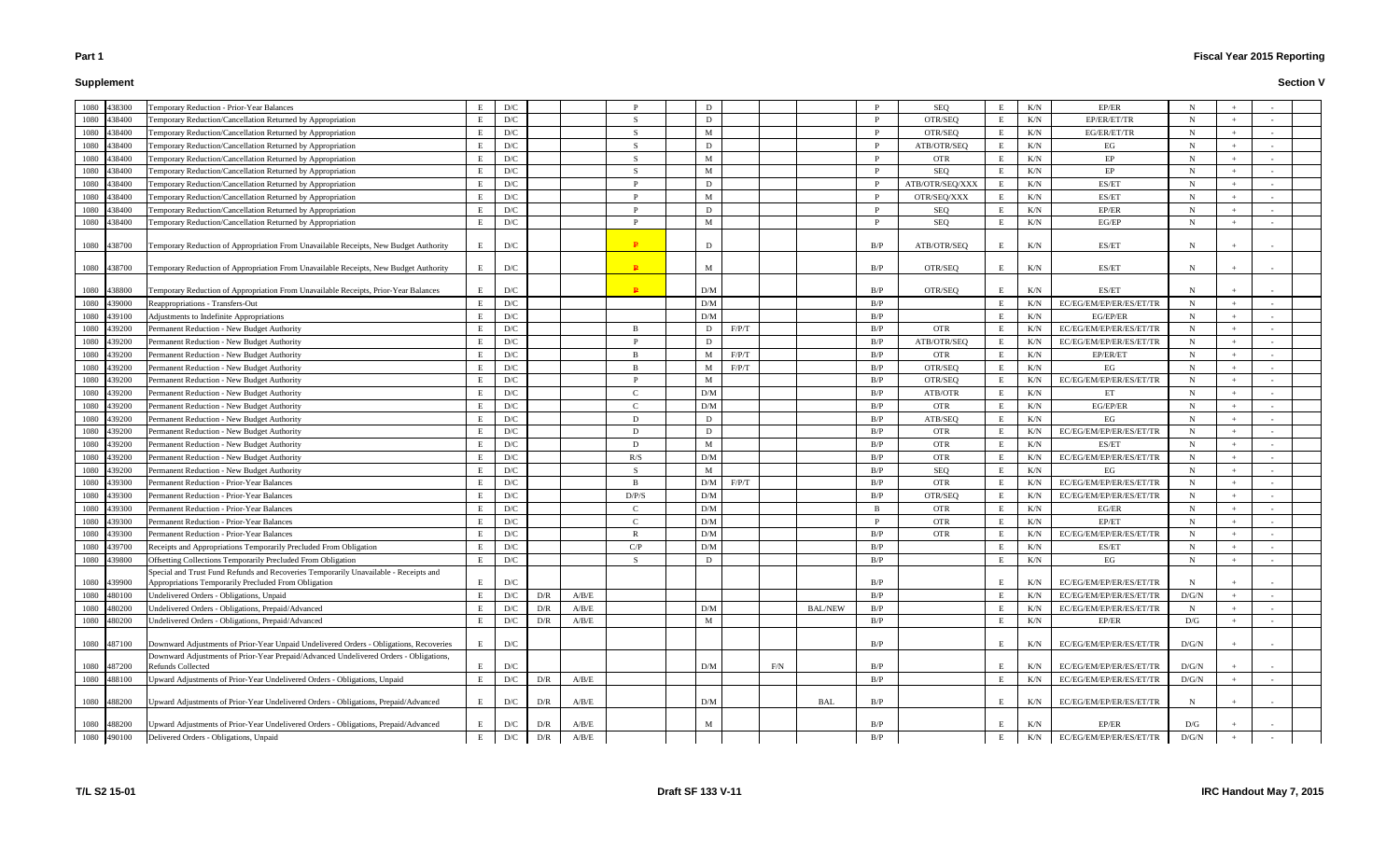# Part 1

# Fiscal Year 2015 Reporting

## Supplement

## Section V

| | | | | | | | | | | | | | | | | | | | | | |
|---|---|---|---|---|---|---|---|---|---|---|---|---|---|---|---|---|---|---|---|---|---|
| 1080 | 438300 | Temporary Reduction - Prior-Year Balances | E | D/C | | | P | D | | | | P | SEQ | E | K/N | EP/ER | N | + | - | |
| 1080 | 438400 | Temporary Reduction/Cancellation Returned by Appropriation | E | D/C | | | S | D | | | | P | OTR/SEQ | E | K/N | EP/ER/ET/TR | N | + | - | |
| 1080 | 438400 | Temporary Reduction/Cancellation Returned by Appropriation | E | D/C | | | S | M | | | | P | OTR/SEQ | E | K/N | EG/ER/ET/TR | N | + | - | |
| 1080 | 438400 | Temporary Reduction/Cancellation Returned by Appropriation | E | D/C | | | S | D | | | | P | ATB/OTR/SEQ | E | K/N | EG | N | + | - | |
| 1080 | 438400 | Temporary Reduction/Cancellation Returned by Appropriation | E | D/C | | | S | M | | | | P | OTR | E | K/N | EP | N | + | - | |
| 1080 | 438400 | Temporary Reduction/Cancellation Returned by Appropriation | E | D/C | | | S | M | | | | P | SEQ | E | K/N | EP | N | + | - | |
| 1080 | 438400 | Temporary Reduction/Cancellation Returned by Appropriation | E | D/C | | | P | D | | | | P | ATB/OTR/SEQ/XXX | E | K/N | ES/ET | N | + | - | |
| 1080 | 438400 | Temporary Reduction/Cancellation Returned by Appropriation | E | D/C | | | P | M | | | | P | OTR/SEQ/XXX | E | K/N | ES/ET | N | + | - | |
| 1080 | 438400 | Temporary Reduction/Cancellation Returned by Appropriation | E | D/C | | | P | D | | | | P | SEQ | E | K/N | EP/ER | N | + | - | |
| 1080 | 438400 | Temporary Reduction/Cancellation Returned by Appropriation | E | D/C | | | P | M | | | | P | SEQ | E | K/N | EG/EP | N | + | - | |
| 1080 | 438700 | Temporary Reduction of Appropriation From Unavailable Receipts, New Budget Authority | E | D/C | | | P | D | | | | B/P | ATB/OTR/SEQ | E | K/N | ES/ET | N | + | - | |
| 1080 | 438700 | Temporary Reduction of Appropriation From Unavailable Receipts, New Budget Authority | E | D/C | | | P | M | | | | B/P | OTR/SEQ | E | K/N | ES/ET | N | + | - | |
| 1080 | 438800 | Temporary Reduction of Appropriation From Unavailable Receipts, Prior-Year Balances | E | D/C | | | P | D/M | | | | B/P | OTR/SEQ | E | K/N | ES/ET | N | + | - | |
| 1080 | 439000 | Reappropriations - Transfers-Out | E | D/C | | | | D/M | | | | B/P | | E | K/N | EC/EG/EM/EP/ER/ES/ET/TR | N | + | - | |
| 1080 | 439100 | Adjustments to Indefinite Appropriations | E | D/C | | | | D/M | | | | B/P | | E | K/N | EG/EP/ER | N | + | - | |
| 1080 | 439200 | Permanent Reduction - New Budget Authority | E | D/C | | | B | D | F/P/T | | | B/P | OTR | E | K/N | EC/EG/EM/EP/ER/ES/ET/TR | N | + | - | |
| 1080 | 439200 | Permanent Reduction - New Budget Authority | E | D/C | | | P | D | | | | B/P | ATB/OTR/SEQ | E | K/N | EC/EG/EM/EP/ER/ES/ET/TR | N | + | - | |
| 1080 | 439200 | Permanent Reduction - New Budget Authority | E | D/C | | | B | M | F/P/T | | | B/P | OTR | E | K/N | EP/ER/ET | N | + | - | |
| 1080 | 439200 | Permanent Reduction - New Budget Authority | E | D/C | | | B | M | F/P/T | | | B/P | OTR/SEQ | E | K/N | EG | N | + | - | |
| 1080 | 439200 | Permanent Reduction - New Budget Authority | E | D/C | | | P | M | | | | B/P | OTR/SEQ | E | K/N | EC/EG/EM/EP/ER/ES/ET/TR | N | + | - | |
| 1080 | 439200 | Permanent Reduction - New Budget Authority | E | D/C | | | C | D/M | | | | B/P | ATB/OTR | E | K/N | ET | N | + | - | |
| 1080 | 439200 | Permanent Reduction - New Budget Authority | E | D/C | | | C | D/M | | | | B/P | OTR | E | K/N | EG/EP/ER | N | + | - | |
| 1080 | 439200 | Permanent Reduction - New Budget Authority | E | D/C | | | D | D | | | | B/P | ATB/SEQ | E | K/N | EG | N | + | - | |
| 1080 | 439200 | Permanent Reduction - New Budget Authority | E | D/C | | | D | D | | | | B/P | OTR | E | K/N | EC/EG/EM/EP/ER/ES/ET/TR | N | + | - | |
| 1080 | 439200 | Permanent Reduction - New Budget Authority | E | D/C | | | D | M | | | | B/P | OTR | E | K/N | ES/ET | N | + | - | |
| 1080 | 439200 | Permanent Reduction - New Budget Authority | E | D/C | | | R/S | D/M | | | | B/P | OTR | E | K/N | EC/EG/EM/EP/ER/ES/ET/TR | N | + | - | |
| 1080 | 439200 | Permanent Reduction - New Budget Authority | E | D/C | | | S | M | | | | B/P | SEQ | E | K/N | EG | N | + | - | |
| 1080 | 439300 | Permanent Reduction - Prior-Year Balances | E | D/C | | | B | D/M | F/P/T | | | B/P | OTR | E | K/N | EC/EG/EM/EP/ER/ES/ET/TR | N | + | - | |
| 1080 | 439300 | Permanent Reduction - Prior-Year Balances | E | D/C | | | D/P/S | D/M | | | | B/P | OTR/SEQ | E | K/N | EC/EG/EM/EP/ER/ES/ET/TR | N | + | - | |
| 1080 | 439300 | Permanent Reduction - Prior-Year Balances | E | D/C | | | C | D/M | | | | B | OTR | E | K/N | EG/ER | N | + | - | |
| 1080 | 439300 | Permanent Reduction - Prior-Year Balances | E | D/C | | | C | D/M | | | | P | OTR | E | K/N | EP/ET | N | + | - | |
| 1080 | 439300 | Permanent Reduction - Prior-Year Balances | E | D/C | | | R | D/M | | | | B/P | OTR | E | K/N | EC/EG/EM/EP/ER/ES/ET/TR | N | + | - | |
| 1080 | 439700 | Receipts and Appropriations Temporarily Precluded From Obligation | E | D/C | | | C/P | D/M | | | | B/P | | E | K/N | ES/ET | N | + | - | |
| 1080 | 439800 | Offsetting Collections Temporarily Precluded From Obligation | E | D/C | | | S | D | | | | B/P | | E | K/N | EG | N | + | - | |
| 1080 | 439900 | Special and Trust Fund Refunds and Recoveries Temporarily Unavailable - Receipts and Appropriations Temporarily Precluded From Obligation | E | D/C | | | | | | | | B/P | | E | K/N | EC/EG/EM/EP/ER/ES/ET/TR | N | + | - | |
| 1080 | 480100 | Undelivered Orders - Obligations, Unpaid | E | D/C | D/R | A/B/E | | | | | | B/P | | E | K/N | EC/EG/EM/EP/ER/ES/ET/TR | D/G/N | + | - | |
| 1080 | 480200 | Undelivered Orders - Obligations, Prepaid/Advanced | E | D/C | D/R | A/B/E | | D/M | | | BAL/NEW | B/P | | E | K/N | EC/EG/EM/EP/ER/ES/ET/TR | N | + | - | |
| 1080 | 480200 | Undelivered Orders - Obligations, Prepaid/Advanced | E | D/C | D/R | A/B/E | | M | | | | B/P | | E | K/N | EP/ER | D/G | + | - | |
| 1080 | 487100 | Downward Adjustments of Prior-Year Unpaid Undelivered Orders - Obligations, Recoveries | E | D/C | | | | | | | | B/P | | E | K/N | EC/EG/EM/EP/ER/ES/ET/TR | D/G/N | + | - | |
| 1080 | 487200 | Downward Adjustments of Prior-Year Prepaid/Advanced Undelivered Orders - Obligations, Refunds Collected | E | D/C | | | | D/M | | F/N | | B/P | | E | K/N | EC/EG/EM/EP/ER/ES/ET/TR | D/G/N | + | - | |
| 1080 | 488100 | Upward Adjustments of Prior-Year Undelivered Orders - Obligations, Unpaid | E | D/C | D/R | A/B/E | | | | | | B/P | | E | K/N | EC/EG/EM/EP/ER/ES/ET/TR | D/G/N | + | - | |
| 1080 | 488200 | Upward Adjustments of Prior-Year Undelivered Orders - Obligations, Prepaid/Advanced | E | D/C | D/R | A/B/E | | D/M | | | BAL | B/P | | E | K/N | EC/EG/EM/EP/ER/ES/ET/TR | N | + | - | |
| 1080 | 488200 | Upward Adjustments of Prior-Year Undelivered Orders - Obligations, Prepaid/Advanced | E | D/C | D/R | A/B/E | | M | | | | B/P | | E | K/N | EP/ER | D/G | + | - | |
| 1080 | 490100 | Delivered Orders - Obligations, Unpaid | E | D/C | D/R | A/B/E | | | | | | B/P | | E | K/N | EC/EG/EM/EP/ER/ES/ET/TR | D/G/N | + | - | |

T/L S2 15-01 | Draft SF 133 V-11 | IRC Handout May 7, 2015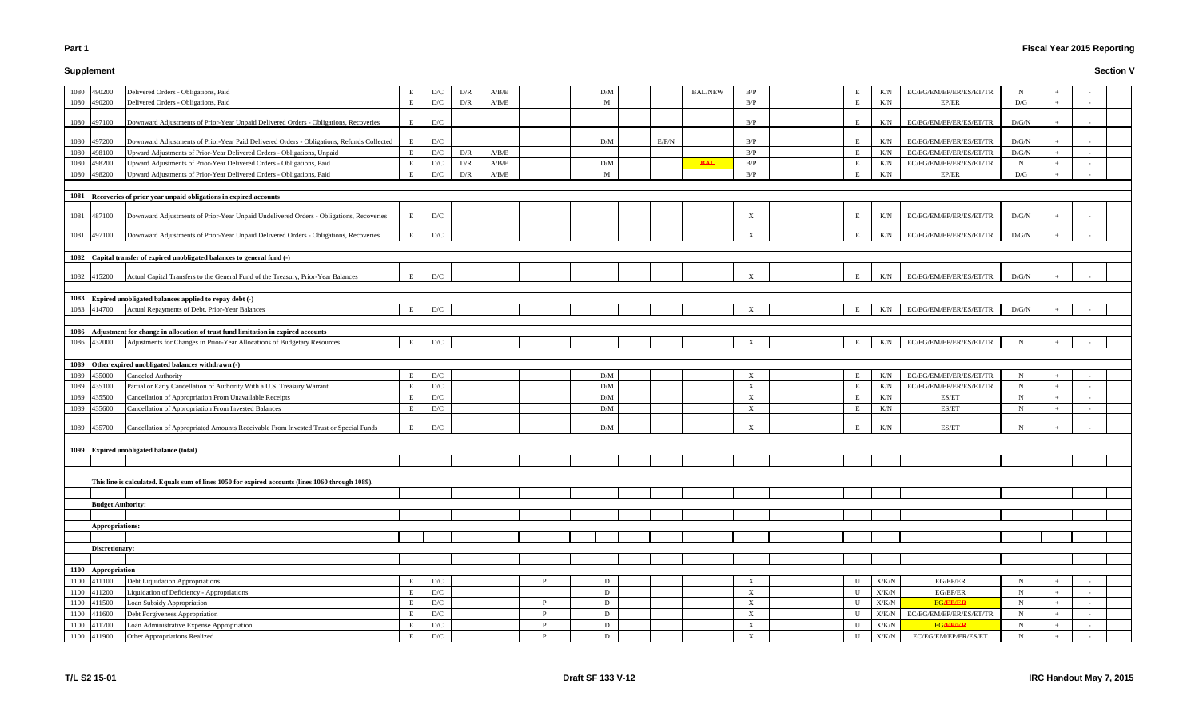**Part 1** | **Fiscal Year 2015 Reporting**

**Supplement** | **Section V**

| Line | USSGL | Description | | | | | | | | | | | | | | | | | |
|---|---|---|---|---|---|---|---|---|---|---|---|---|---|---|---|---|---|---|---|
| 1080 | 490200 | Delivered Orders - Obligations, Paid | E | D/C | D/R | A/B/E | | D/M | | | BAL/NEW | B/P | | E | K/N | EC/EG/EM/EP/ER/ES/ET/TR | N | + | - |
| 1080 | 490200 | Delivered Orders - Obligations, Paid | E | D/C | D/R | A/B/E | | M | | | | B/P | | E | K/N | EP/ER | D/G | + | - |
| 1080 | 497100 | Downward Adjustments of Prior-Year Unpaid Delivered Orders - Obligations, Recoveries | E | D/C | | | | | | | | B/P | | E | K/N | EC/EG/EM/EP/ER/ES/ET/TR | D/G/N | + | - |
| 1080 | 497200 | Downward Adjustments of Prior-Year Paid Delivered Orders - Obligations, Refunds Collected | E | D/C | | | | D/M | | E/F/N | | B/P | | E | K/N | EC/EG/EM/EP/ER/ES/ET/TR | D/G/N | + | - |
| 1080 | 498100 | Upward Adjustments of Prior-Year Delivered Orders - Obligations, Unpaid | E | D/C | D/R | A/B/E | | | | | | B/P | | E | K/N | EC/EG/EM/EP/ER/ES/ET/TR | D/G/N | + | - |
| 1080 | 498200 | Upward Adjustments of Prior-Year Delivered Orders - Obligations, Paid | E | D/C | D/R | A/B/E | | D/M | | | ~~BAL~~ | B/P | | E | K/N | EC/EG/EM/EP/ER/ES/ET/TR | N | + | - |
| 1080 | 498200 | Upward Adjustments of Prior-Year Delivered Orders - Obligations, Paid | E | D/C | D/R | A/B/E | | M | | | | B/P | | E | K/N | EP/ER | D/G | + | - |
| **1081** | | **Recoveries of prior year unpaid obligations in expired accounts** | | | | | | | | | | | | | | | | | |
| 1081 | 487100 | Downward Adjustments of Prior-Year Unpaid Undelivered Orders - Obligations, Recoveries | E | D/C | | | | | | | | X | | E | K/N | EC/EG/EM/EP/ER/ES/ET/TR | D/G/N | + | - |
| 1081 | 497100 | Downward Adjustments of Prior-Year Unpaid Delivered Orders - Obligations, Recoveries | E | D/C | | | | | | | | X | | E | K/N | EC/EG/EM/EP/ER/ES/ET/TR | D/G/N | + | - |
| **1082** | | **Capital transfer of expired unobligated balances to general fund (-)** | | | | | | | | | | | | | | | | | |
| 1082 | 415200 | Actual Capital Transfers to the General Fund of the Treasury, Prior-Year Balances | E | D/C | | | | | | | | X | | E | K/N | EC/EG/EM/EP/ER/ES/ET/TR | D/G/N | + | - |
| **1083** | | **Expired unobligated balances applied to repay debt (-)** | | | | | | | | | | | | | | | | | |
| 1083 | 414700 | Actual Repayments of Debt, Prior-Year Balances | E | D/C | | | | | | | | X | | E | K/N | EC/EG/EM/EP/ER/ES/ET/TR | D/G/N | + | - |
| **1086** | | **Adjustment for change in allocation of trust fund limitation in expired accounts** | | | | | | | | | | | | | | | | | |
| 1086 | 432000 | Adjustments for Changes in Prior-Year Allocations of Budgetary Resources | E | D/C | | | | | | | | X | | E | K/N | EC/EG/EM/EP/ER/ES/ET/TR | N | + | - |
| **1089** | | **Other expired unobligated balances withdrawn (-)** | | | | | | | | | | | | | | | | | |
| 1089 | 435000 | Canceled Authority | E | D/C | | | | D/M | | | | X | | E | K/N | EC/EG/EM/EP/ER/ES/ET/TR | N | + | - |
| 1089 | 435100 | Partial or Early Cancellation of Authority With a U.S. Treasury Warrant | E | D/C | | | | D/M | | | | X | | E | K/N | EC/EG/EM/EP/ER/ES/ET/TR | N | + | - |
| 1089 | 435500 | Cancellation of Appropriation From Unavailable Receipts | E | D/C | | | | D/M | | | | X | | E | K/N | ES/ET | N | + | - |
| 1089 | 435600 | Cancellation of Appropriation From Invested Balances | E | D/C | | | | D/M | | | | X | | E | K/N | ES/ET | N | + | - |
| 1089 | 435700 | Cancellation of Appropriated Amounts Receivable From Invested Trust or Special Funds | E | D/C | | | | D/M | | | | X | | E | K/N | ES/ET | N | + | - |
| **1099** | | **Expired unobligated balance (total)** | | | | | | | | | | | | | | | | | |
| | | **This line is calculated. Equals sum of lines 1050 for expired accounts (lines 1060 through 1089).** | | | | | | | | | | | | | | | | | |
| | **Budget Authority:** | | | | | | | | | | | | | | | | | | |
| | **Appropriations:** | | | | | | | | | | | | | | | | | | |
| | **Discretionary:** | | | | | | | | | | | | | | | | | | |
| **1100** | **Appropriation** | | | | | | | | | | | | | | | | | | |
| 1100 | 411100 | Debt Liquidation Appropriations | E | D/C | | | P | D | | | | X | | U | X/K/N | EG/EP/ER | N | + | - |
| 1100 | 411200 | Liquidation of Deficiency - Appropriations | E | D/C | | | | D | | | | X | | U | X/K/N | EG/EP/ER | N | + | - |
| 1100 | 411500 | Loan Subsidy Appropriation | E | D/C | | | P | D | | | | X | | U | X/K/N | EG/~~EP/ER~~ | N | + | - |
| 1100 | 411600 | Debt Forgiveness Appropriation | E | D/C | | | P | D | | | | X | | U | X/K/N | EC/EG/EM/EP/ER/ES/ET/TR | N | + | - |
| 1100 | 411700 | Loan Administrative Expense Appropriation | E | D/C | | | P | D | | | | X | | U | X/K/N | EG/~~EP/ER~~ | N | + | - |
| 1100 | 411900 | Other Appropriations Realized | E | D/C | | | P | D | | | | X | | U | X/K/N | EC/EG/EM/EP/ER/ES/ET | N | + | - |

T/L S2 15-01 | Draft SF 133 V-12 | IRC Handout May 7, 2015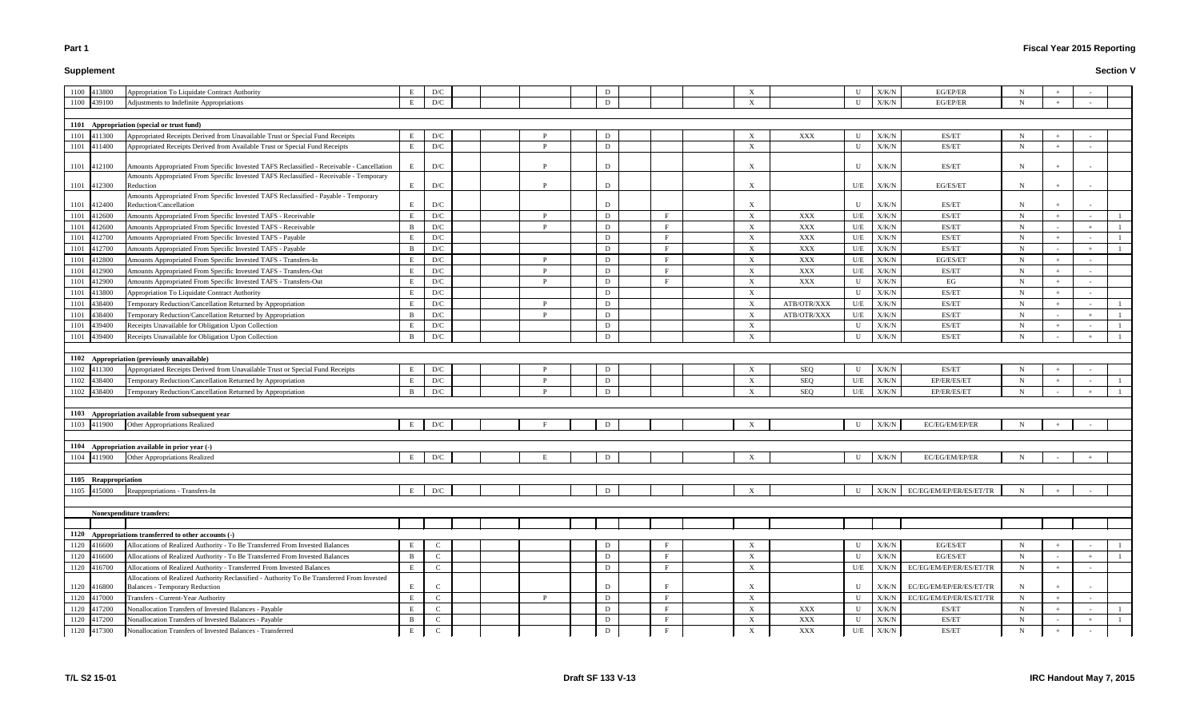## Part 1

## Fiscal Year 2015 Reporting

## Supplement

## Section V

| Line | USSGL | Description | | | | | | | | | | | | | | | | | |
|---|---|---|---|---|---|---|---|---|---|---|---|---|---|---|---|---|---|---|---|
| 1100 | 413800 | Appropriation To Liquidate Contract Authority | E | D/C | | | | D | | | X | | U | X/K/N | EG/EP/ER | N | + | - | |
| 1100 | 439100 | Adjustments to Indefinite Appropriations | E | D/C | | | | D | | | X | | U | X/K/N | EG/EP/ER | N | + | - | |
| | | | | | | | | | | | | | | | | | | | |
| **1101** | | **Appropriation (special or trust fund)** | | | | | | | | | | | | | | | | | |
| 1101 | 411300 | Appropriated Receipts Derived from Unavailable Trust or Special Fund Receipts | E | D/C | | | P | D | | | X | XXX | U | X/K/N | ES/ET | N | + | - | |
| 1101 | 411400 | Appropriated Receipts Derived from Available Trust or Special Fund Receipts | E | D/C | | | P | D | | | X | | U | X/K/N | ES/ET | N | + | - | |
| 1101 | 412100 | Amounts Appropriated From Specific Invested TAFS Reclassified - Receivable - Cancellation | E | D/C | | | P | D | | | X | | U | X/K/N | ES/ET | N | + | - | |
| 1101 | 412300 | Amounts Appropriated From Specific Invested TAFS Reclassified - Receivable - Temporary Reduction | E | D/C | | | P | D | | | X | | U/E | X/K/N | EG/ES/ET | N | + | - | |
| 1101 | 412400 | Amounts Appropriated From Specific Invested TAFS Reclassified - Payable - Temporary Reduction/Cancellation | E | D/C | | | | D | | | X | | U | X/K/N | ES/ET | N | + | - | |
| 1101 | 412600 | Amounts Appropriated From Specific Invested TAFS - Receivable | E | D/C | | | P | D | F | | X | XXX | U/E | X/K/N | ES/ET | N | + | - | 1 |
| 1101 | 412600 | Amounts Appropriated From Specific Invested TAFS - Receivable | B | D/C | | | P | D | F | | X | XXX | U/E | X/K/N | ES/ET | N | - | + | 1 |
| 1101 | 412700 | Amounts Appropriated From Specific Invested TAFS - Payable | E | D/C | | | | D | F | | X | XXX | U/E | X/K/N | ES/ET | N | + | - | 1 |
| 1101 | 412700 | Amounts Appropriated From Specific Invested TAFS - Payable | B | D/C | | | | D | F | | X | XXX | U/E | X/K/N | ES/ET | N | - | + | 1 |
| 1101 | 412800 | Amounts Appropriated From Specific Invested TAFS - Transfers-In | E | D/C | | | P | D | F | | X | XXX | U/E | X/K/N | EG/ES/ET | N | + | - | |
| 1101 | 412900 | Amounts Appropriated From Specific Invested TAFS - Transfers-Out | E | D/C | | | P | D | F | | X | XXX | U/E | X/K/N | ES/ET | N | + | - | |
| 1101 | 412900 | Amounts Appropriated From Specific Invested TAFS - Transfers-Out | E | D/C | | | P | D | F | | X | XXX | U | X/K/N | EG | N | + | - | |
| 1101 | 413800 | Appropriation To Liquidate Contract Authority | E | D/C | | | | D | | | X | | U | X/K/N | ES/ET | N | + | - | |
| 1101 | 438400 | Temporary Reduction/Cancellation Returned by Appropriation | E | D/C | | | P | D | | | X | ATB/OTR/XXX | U/E | X/K/N | ES/ET | N | + | - | 1 |
| 1101 | 438400 | Temporary Reduction/Cancellation Returned by Appropriation | B | D/C | | | P | D | | | X | ATB/OTR/XXX | U/E | X/K/N | ES/ET | N | - | + | 1 |
| 1101 | 439400 | Receipts Unavailable for Obligation Upon Collection | E | D/C | | | | D | | | X | | U | X/K/N | ES/ET | N | + | - | 1 |
| 1101 | 439400 | Receipts Unavailable for Obligation Upon Collection | B | D/C | | | | D | | | X | | U | X/K/N | ES/ET | N | - | + | 1 |
| | | | | | | | | | | | | | | | | | | | |
| **1102** | | **Appropriation (previously unavailable)** | | | | | | | | | | | | | | | | | |
| 1102 | 411300 | Appropriated Receipts Derived from Unavailable Trust or Special Fund Receipts | E | D/C | | | P | D | | | X | SEQ | U | X/K/N | ES/ET | N | + | - | |
| 1102 | 438400 | Temporary Reduction/Cancellation Returned by Appropriation | E | D/C | | | P | D | | | X | SEQ | U/E | X/K/N | EP/ER/ES/ET | N | + | - | 1 |
| 1102 | 438400 | Temporary Reduction/Cancellation Returned by Appropriation | B | D/C | | | P | D | | | X | SEQ | U/E | X/K/N | EP/ER/ES/ET | N | - | + | 1 |
| | | | | | | | | | | | | | | | | | | | |
| **1103** | | **Appropriation available from subsequent year** | | | | | | | | | | | | | | | | | |
| 1103 | 411900 | Other Appropriations Realized | E | D/C | | | F | D | | | X | | U | X/K/N | EC/EG/EM/EP/ER | N | + | - | |
| | | | | | | | | | | | | | | | | | | | |
| **1104** | | **Appropriation available in prior year (-)** | | | | | | | | | | | | | | | | | |
| 1104 | 411900 | Other Appropriations Realized | E | D/C | | | E | D | | | X | | U | X/K/N | EC/EG/EM/EP/ER | N | - | + | |
| | | | | | | | | | | | | | | | | | | | |
| **1105** | | **Reappropriation** | | | | | | | | | | | | | | | | | |
| 1105 | 415000 | Reappropriations - Transfers-In | E | D/C | | | | D | | | X | | U | X/K/N | EC/EG/EM/EP/ER/ES/ET/TR | N | + | - | |
| | | | | | | | | | | | | | | | | | | | |
| | | **Nonexpenditure transfers:** | | | | | | | | | | | | | | | | | |
| | | | | | | | | | | | | | | | | | | | |
| **1120** | | **Appropriations transferred to other accounts (-)** | | | | | | | | | | | | | | | | | |
| 1120 | 416600 | Allocations of Realized Authority - To Be Transferred From Invested Balances | E | C | | | | D | F | | X | | U | X/K/N | EG/ES/ET | N | + | - | 1 |
| 1120 | 416600 | Allocations of Realized Authority - To Be Transferred From Invested Balances | B | C | | | | D | F | | X | | U | X/K/N | EG/ES/ET | N | - | + | 1 |
| 1120 | 416700 | Allocations of Realized Authority - Transferred From Invested Balances | E | C | | | | D | F | | X | | U/E | X/K/N | EC/EG/EM/EP/ER/ES/ET/TR | N | + | - | |
| 1120 | 416800 | Allocations of Realized Authority Reclassified - Authority To Be Transferred From Invested Balances - Temporary Reduction | E | C | | | | D | F | | X | | U | X/K/N | EC/EG/EM/EP/ER/ES/ET/TR | N | + | - | |
| 1120 | 417000 | Transfers - Current-Year Authority | E | C | | | P | D | F | | X | | U | X/K/N | EC/EG/EM/EP/ER/ES/ET/TR | N | + | - | |
| 1120 | 417200 | Nonallocation Transfers of Invested Balances - Payable | E | C | | | | D | F | | X | XXX | U | X/K/N | ES/ET | N | + | - | 1 |
| 1120 | 417200 | Nonallocation Transfers of Invested Balances - Payable | B | C | | | | D | F | | X | XXX | U | X/K/N | ES/ET | N | - | + | 1 |
| 1120 | 417300 | Nonallocation Transfers of Invested Balances - Transferred | E | C | | | | D | F | | X | XXX | U/E | X/K/N | ES/ET | N | + | - | |

T/L S2 15-01 | Draft SF 133 V-13 | IRC Handout May 7, 2015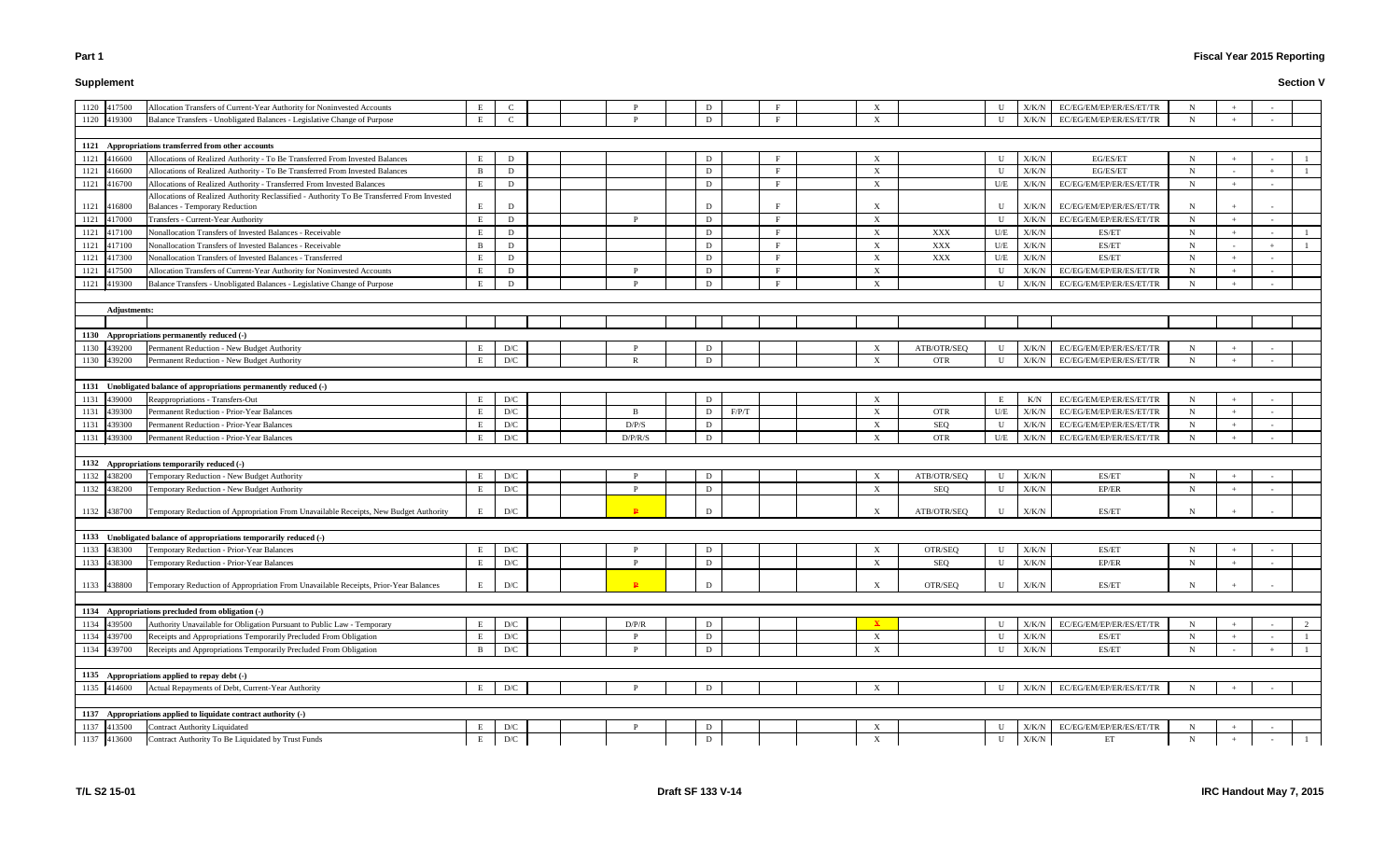**Part 1**

**Supplement**

**Fiscal Year 2015 Reporting**

**Section V**

| | | | | | | | | | | | | | | | | | | | | | | | |
|---|---|---|---|---|---|---|---|---|---|---|---|---|---|---|---|---|---|---|---|---|---|---|---|
| 1120 | 417500 | Allocation Transfers of Current-Year Authority for Noninvested Accounts | E | C | | | P | | D | | F | | X | | U | X/K/N | EC/EG/EM/EP/ER/ES/ET/TR | N | + | - | |
| 1120 | 419300 | Balance Transfers - Unobligated Balances - Legislative Change of Purpose | E | C | | | P | | D | | F | | X | | U | X/K/N | EC/EG/EM/EP/ER/ES/ET/TR | N | + | - | |
| | | | | | | | | | | | | | | | | | | | | | |
| **1121** | | **Appropriations transferred from other accounts** | | | | | | | | | | | | | | | | | | | |
| 1121 | 416600 | Allocations of Realized Authority - To Be Transferred From Invested Balances | E | D | | | | | D | | F | | X | | U | X/K/N | EG/ES/ET | N | + | - | 1 |
| 1121 | 416600 | Allocations of Realized Authority - To Be Transferred From Invested Balances | B | D | | | | | D | | F | | X | | U | X/K/N | EG/ES/ET | N | - | + | 1 |
| 1121 | 416700 | Allocations of Realized Authority - Transferred From Invested Balances | E | D | | | | | D | | F | | X | | U/E | X/K/N | EC/EG/EM/EP/ER/ES/ET/TR | N | + | - | |
| 1121 | 416800 | Allocations of Realized Authority Reclassified - Authority To Be Transferred From Invested Balances - Temporary Reduction | E | D | | | | | D | | F | | X | | U | X/K/N | EC/EG/EM/EP/ER/ES/ET/TR | N | + | - | |
| 1121 | 417000 | Transfers - Current-Year Authority | E | D | | | P | | D | | F | | X | | U | X/K/N | EC/EG/EM/EP/ER/ES/ET/TR | N | + | - | |
| 1121 | 417100 | Nonallocation Transfers of Invested Balances - Receivable | E | D | | | | | D | | F | | X | XXX | U/E | X/K/N | ES/ET | N | + | - | 1 |
| 1121 | 417100 | Nonallocation Transfers of Invested Balances - Receivable | B | D | | | | | D | | F | | X | XXX | U/E | X/K/N | ES/ET | N | - | + | 1 |
| 1121 | 417300 | Nonallocation Transfers of Invested Balances - Transferred | E | D | | | | | D | | F | | X | XXX | U/E | X/K/N | ES/ET | N | + | - | |
| 1121 | 417500 | Allocation Transfers of Current-Year Authority for Noninvested Accounts | E | D | | | P | | D | | F | | X | | U | X/K/N | EC/EG/EM/EP/ER/ES/ET/TR | N | + | - | |
| 1121 | 419300 | Balance Transfers - Unobligated Balances - Legislative Change of Purpose | E | D | | | P | | D | | F | | X | | U | X/K/N | EC/EG/EM/EP/ER/ES/ET/TR | N | + | - | |
| | | | | | | | | | | | | | | | | | | | | | |
| | **Adjustments:** | | | | | | | | | | | | | | | | | | | | |
| | | | | | | | | | | | | | | | | | | | | | |
| **1130** | | **Appropriations permanently reduced (-)** | | | | | | | | | | | | | | | | | | | |
| 1130 | 439200 | Permanent Reduction - New Budget Authority | E | D/C | | | P | | D | | | | X | ATB/OTR/SEQ | U | X/K/N | EC/EG/EM/EP/ER/ES/ET/TR | N | + | - | |
| 1130 | 439200 | Permanent Reduction - New Budget Authority | E | D/C | | | R | | D | | | | X | OTR | U | X/K/N | EC/EG/EM/EP/ER/ES/ET/TR | N | + | - | |
| | | | | | | | | | | | | | | | | | | | | | |
| **1131** | | **Unobligated balance of appropriations permanently reduced (-)** | | | | | | | | | | | | | | | | | | | |
| 1131 | 439000 | Reappropriations - Transfers-Out | E | D/C | | | | | D | | | | X | | E | K/N | EC/EG/EM/EP/ER/ES/ET/TR | N | + | - | |
| 1131 | 439300 | Permanent Reduction - Prior-Year Balances | E | D/C | | | B | | D | F/P/T | | | X | OTR | U/E | X/K/N | EC/EG/EM/EP/ER/ES/ET/TR | N | + | - | |
| 1131 | 439300 | Permanent Reduction - Prior-Year Balances | E | D/C | | | D/P/S | | D | | | | X | SEQ | U | X/K/N | EC/EG/EM/EP/ER/ES/ET/TR | N | + | - | |
| 1131 | 439300 | Permanent Reduction - Prior-Year Balances | E | D/C | | | D/P/R/S | | D | | | | X | OTR | U/E | X/K/N | EC/EG/EM/EP/ER/ES/ET/TR | N | + | - | |
| | | | | | | | | | | | | | | | | | | | | | |
| **1132** | | **Appropriations temporarily reduced (-)** | | | | | | | | | | | | | | | | | | | |
| 1132 | 438200 | Temporary Reduction - New Budget Authority | E | D/C | | | P | | D | | | | X | ATB/OTR/SEQ | U | X/K/N | ES/ET | N | + | - | |
| 1132 | 438200 | Temporary Reduction - New Budget Authority | E | D/C | | | P | | D | | | | X | SEQ | U | X/K/N | EP/ER | N | + | - | |
| 1132 | 438700 | Temporary Reduction of Appropriation From Unavailable Receipts, New Budget Authority | E | D/C | | | P | | D | | | | X | ATB/OTR/SEQ | U | X/K/N | ES/ET | N | + | - | |
| | | | | | | | | | | | | | | | | | | | | | |
| **1133** | | **Unobligated balance of appropriations temporarily reduced (-)** | | | | | | | | | | | | | | | | | | | |
| 1133 | 438300 | Temporary Reduction - Prior-Year Balances | E | D/C | | | P | | D | | | | X | OTR/SEQ | U | X/K/N | ES/ET | N | + | - | |
| 1133 | 438300 | Temporary Reduction - Prior-Year Balances | E | D/C | | | P | | D | | | | X | SEQ | U | X/K/N | EP/ER | N | + | - | |
| 1133 | 438800 | Temporary Reduction of Appropriation From Unavailable Receipts, Prior-Year Balances | E | D/C | | | P | | D | | | | X | OTR/SEQ | U | X/K/N | ES/ET | N | + | - | |
| | | | | | | | | | | | | | | | | | | | | | |
| **1134** | | **Appropriations precluded from obligation (-)** | | | | | | | | | | | | | | | | | | | |
| 1134 | 439500 | Authority Unavailable for Obligation Pursuant to Public Law - Temporary | E | D/C | | | D/P/R | | D | | | | X | | U | X/K/N | EC/EG/EM/EP/ER/ES/ET/TR | N | + | - | 2 |
| 1134 | 439700 | Receipts and Appropriations Temporarily Precluded From Obligation | E | D/C | | | P | | D | | | | X | | U | X/K/N | ES/ET | N | + | - | 1 |
| 1134 | 439700 | Receipts and Appropriations Temporarily Precluded From Obligation | B | D/C | | | P | | D | | | | X | | U | X/K/N | ES/ET | N | - | + | 1 |
| | | | | | | | | | | | | | | | | | | | | | |
| **1135** | | **Appropriations applied to repay debt (-)** | | | | | | | | | | | | | | | | | | | |
| 1135 | 414600 | Actual Repayments of Debt, Current-Year Authority | E | D/C | | | P | | D | | | | X | | U | X/K/N | EC/EG/EM/EP/ER/ES/ET/TR | N | + | - | |
| | | | | | | | | | | | | | | | | | | | | | |
| **1137** | | **Appropriations applied to liquidate contract authority (-)** | | | | | | | | | | | | | | | | | | | |
| 1137 | 413500 | Contract Authority Liquidated | E | D/C | | | P | | D | | | | X | | U | X/K/N | EC/EG/EM/EP/ER/ES/ET/TR | N | + | - | |
| 1137 | 413600 | Contract Authority To Be Liquidated by Trust Funds | E | D/C | | | | | D | | | | X | | U | X/K/N | ET | N | + | - | 1 |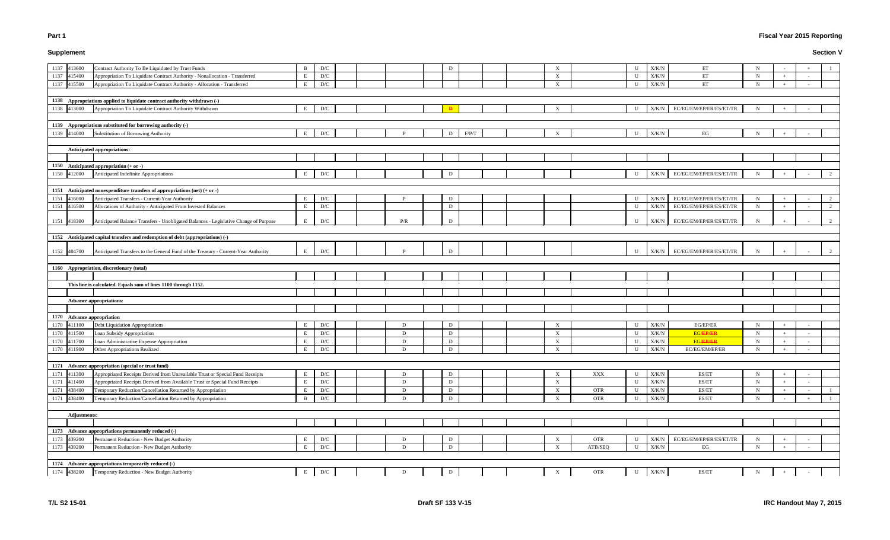**Part 1** — **Fiscal Year 2015 Reporting**

**Supplement** — **Section V**

| Line | Account | Description | | | | | | | | | | | | | | | | | | |
|---|---|---|---|---|---|---|---|---|---|---|---|---|---|---|---|---|---|---|---|---|
| 1137 | 413600 | Contract Authority To Be Liquidated by Trust Funds | B | D/C | | | | D | | | | X | | U | X/K/N | ET | N | - | + | 1 |
| 1137 | 415400 | Appropriation To Liquidate Contract Authority - Nonallocation - Transferred | E | D/C | | | | | | | | X | | U | X/K/N | ET | N | + | - | |
| 1137 | 415500 | Appropriation To Liquidate Contract Authority - Allocation - Transferred | E | D/C | | | | | | | | X | | U | X/K/N | ET | N | + | - | |
| **1138** | | **Appropriations applied to liquidate contract authority withdrawn (-)** | | | | | | | | | | | | | | | | | | |
| 1138 | 413000 | Appropriation To Liquidate Contract Authority Withdrawn | E | D/C | | | | D | | | | X | | U | X/K/N | EC/EG/EM/EP/ER/ES/ET/TR | N | + | - | |
| **1139** | | **Appropriations substituted for borrowing authority (-)** | | | | | | | | | | | | | | | | | | |
| 1139 | 414000 | Substitution of Borrowing Authority | E | D/C | | | P | D | F/P/T | | | X | | U | X/K/N | EG | N | + | - | |
| | | **Anticipated appropriations:** | | | | | | | | | | | | | | | | | | |
| **1150** | | **Anticipated appropriation (+ or -)** | | | | | | | | | | | | | | | | | | |
| 1150 | 412000 | Anticipated Indefinite Appropriations | E | D/C | | | | D | | | | | | U | X/K/N | EC/EG/EM/EP/ER/ES/ET/TR | N | + | - | 2 |
| **1151** | | **Anticipated nonexpenditure transfers of appropriations (net) (+ or -)** | | | | | | | | | | | | | | | | | | |
| 1151 | 416000 | Anticipated Transfers - Current-Year Authority | E | D/C | | | P | D | | | | | | U | X/K/N | EC/EG/EM/EP/ER/ES/ET/TR | N | + | - | 2 |
| 1151 | 416500 | Allocations of Authority - Anticipated From Invested Balances | E | D/C | | | | D | | | | | | U | X/K/N | EC/EG/EM/EP/ER/ES/ET/TR | N | + | - | 2 |
| 1151 | 418300 | Anticipated Balance Transfers - Unobligated Balances - Legislative Change of Purpose | E | D/C | | | P/R | D | | | | | | U | X/K/N | EC/EG/EM/EP/ER/ES/ET/TR | N | + | - | 2 |
| **1152** | | **Anticipated capital transfers and redemption of debt (appropriations) (-)** | | | | | | | | | | | | | | | | | | |
| 1152 | 404700 | Anticipated Transfers to the General Fund of the Treasury - Current-Year Authority | E | D/C | | | P | D | | | | | | U | X/K/N | EC/EG/EM/EP/ER/ES/ET/TR | N | + | - | 2 |
| **1160** | | **Appropriation, discretionary (total)** | | | | | | | | | | | | | | | | | | |
| | | **This line is calculated. Equals sum of lines 1100 through 1152.** | | | | | | | | | | | | | | | | | | |
| | | **Advance appropriations:** | | | | | | | | | | | | | | | | | | |
| **1170** | | **Advance appropriation** | | | | | | | | | | | | | | | | | | |
| 1170 | 411100 | Debt Liquidation Appropriations | E | D/C | | | D | D | | | | X | | U | X/K/N | EG/EP/ER | N | + | - | |
| 1170 | 411500 | Loan Subsidy Appropriation | E | D/C | | | D | D | | | | X | | U | X/K/N | EG~~/EP/ER~~ | N | + | - | |
| 1170 | 411700 | Loan Administrative Expense Appropriation | E | D/C | | | D | D | | | | X | | U | X/K/N | EG~~/EP/ER~~ | N | + | - | |
| 1170 | 411900 | Other Appropriations Realized | E | D/C | | | D | D | | | | X | | U | X/K/N | EC/EG/EM/EP/ER | N | + | - | |
| **1171** | | **Advance appropriation (special or trust fund)** | | | | | | | | | | | | | | | | | | |
| 1171 | 411300 | Appropriated Receipts Derived from Unavailable Trust or Special Fund Receipts | E | D/C | | | D | D | | | | X | XXX | U | X/K/N | ES/ET | N | + | - | |
| 1171 | 411400 | Appropriated Receipts Derived from Available Trust or Special Fund Receipts | E | D/C | | | D | D | | | | X | | U | X/K/N | ES/ET | N | + | - | |
| 1171 | 438400 | Temporary Reduction/Cancellation Returned by Appropriation | E | D/C | | | D | D | | | | X | OTR | U | X/K/N | ES/ET | N | + | - | 1 |
| 1171 | 438400 | Temporary Reduction/Cancellation Returned by Appropriation | B | D/C | | | D | D | | | | X | OTR | U | X/K/N | ES/ET | N | - | + | 1 |
| | | **Adjustments:** | | | | | | | | | | | | | | | | | | |
| **1173** | | **Advance appropriations permanently reduced (-)** | | | | | | | | | | | | | | | | | | |
| 1173 | 439200 | Permanent Reduction - New Budget Authority | E | D/C | | | D | D | | | | X | OTR | U | X/K/N | EC/EG/EM/EP/ER/ES/ET/TR | N | + | - | |
| 1173 | 439200 | Permanent Reduction - New Budget Authority | E | D/C | | | D | D | | | | X | ATB/SEQ | U | X/K/N | EG | N | + | - | |
| **1174** | | **Advance appropriations temporarily reduced (-)** | | | | | | | | | | | | | | | | | | |
| 1174 | 438200 | Temporary Reduction - New Budget Authority | E | D/C | | | D | D | | | | X | OTR | U | X/K/N | ES/ET | N | + | - | |

T/L S2 15-01 — Draft SF 133 V-15 — IRC Handout May 7, 2015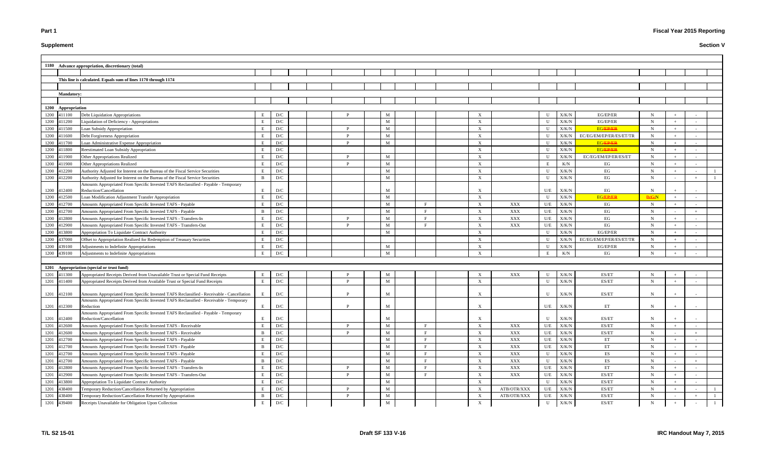**Part 1** **Fiscal Year 2015 Reporting**

**Supplement** **Section V**

| Line | USSGL | Description | | | | | | | | | | | | | | | | | | | | | |
|---|---|---|---|---|---|---|---|---|---|---|---|---|---|---|---|---|---|---|---|---|---|---|---|
| **1180** | | **Advance appropriation, discretionary (total)** | | | | | | | | | | | | | | | | | | | | | |
| | | **This line is calculated. Equals sum of lines 1170 through 1174** | | | | | | | | | | | | | | | | | | | | | |
| | **Mandatory:** | | | | | | | | | | | | | | | | | | | | | | |
| **1200** | **Appropriation** | | | | | | | | | | | | | | | | | | | | | | |
| 1200 | 411100 | Debt Liquidation Appropriations | E | D/C | | | P | | M | | | | X | | U | X/K/N | EG/EP/ER | N | + | - | |
| 1200 | 411200 | Liquidation of Deficiency - Appropriations | E | D/C | | | | | M | | | | X | | U | X/K/N | EG/EP/ER | N | + | - | |
| 1200 | 411500 | Loan Subsidy Appropriation | E | D/C | | | P | | M | | | | X | | U | X/K/N | EG/~~EP/ER~~ | N | + | - | |
| 1200 | 411600 | Debt Forgiveness Appropriation | E | D/C | | | P | | M | | | | X | | U | X/K/N | EC/EG/EM/EP/ER/ES/ET/TR | N | + | - | |
| 1200 | 411700 | Loan Administrative Expense Appropriation | E | D/C | | | P | | M | | | | X | | U | X/K/N | EG/~~EP/ER~~ | N | + | - | |
| 1200 | 411800 | Reestimated Loan Subsidy Appropriation | E | D/C | | | | | | | | | X | | U | X/K/N | EG/~~EP/ER~~ | N | + | - | |
| 1200 | 411900 | Other Appropriations Realized | E | D/C | | | P | | M | | | | X | | U | X/K/N | EC/EG/EM/EP/ER/ES/ET | N | + | - | |
| 1200 | 411900 | Other Appropriations Realized | E | D/C | | | P | | M | | | | X | | E | K/N | EG | N | + | - | |
| 1200 | 412200 | Authority Adjusted for Interest on the Bureau of the Fiscal Service Securities | E | D/C | | | | | M | | | | X | | U | X/K/N | EG | N | + | - | 1 |
| 1200 | 412200 | Authority Adjusted for Interest on the Bureau of the Fiscal Service Securities | B | D/C | | | | | M | | | | X | | U | X/K/N | EG | N | - | + | 1 |
| 1200 | 412400 | Amounts Appropriated From Specific Invested TAFS Reclassified - Payable - Temporary Reduction/Cancellation | E | D/C | | | | | M | | | | X | | U/E | X/K/N | EG | N | + | - | |
| 1200 | 412500 | Loan Modification Adjustment Transfer Appropriation | E | D/C | | | | | M | | | | X | | U | X/K/N | EG/~~EP/ER~~ | ~~D~~/G/N | + | - | |
| 1200 | 412700 | Amounts Appropriated From Specific Invested TAFS - Payable | E | D/C | | | | | M | | F | | X | XXX | U/E | X/K/N | EG | N | + | - | |
| 1200 | 412700 | Amounts Appropriated From Specific Invested TAFS - Payable | B | D/C | | | | | M | | F | | X | XXX | U/E | X/K/N | EG | N | - | + | |
| 1200 | 412800 | Amounts Appropriated From Specific Invested TAFS - Transfers-In | E | D/C | | | P | | M | | F | | X | XXX | U/E | X/K/N | EG | N | + | - | |
| 1200 | 412900 | Amounts Appropriated From Specific Invested TAFS - Transfers-Out | E | D/C | | | P | | M | | F | | X | XXX | U/E | X/K/N | EG | N | + | - | |
| 1200 | 413800 | Appropriation To Liquidate Contract Authority | E | D/C | | | | | M | | | | X | | U | X/K/N | EG/EP/ER | N | + | - | |
| 1200 | 437000 | Offset to Appropriation Realized for Redemption of Treasury Securities | E | D/C | | | | | | | | | X | | U | X/K/N | EC/EG/EM/EP/ER/ES/ET/TR | N | + | - | |
| 1200 | 439100 | Adjustments to Indefinite Appropriations | E | D/C | | | | | M | | | | X | | U | X/K/N | EG/EP/ER | N | + | - | |
| 1200 | 439100 | Adjustments to Indefinite Appropriations | E | D/C | | | | | M | | | | X | | E | K/N | EG | N | + | - | |
| **1201** | | **Appropriation (special or trust fund)** | | | | | | | | | | | | | | | | | | | | | |
| 1201 | 411300 | Appropriated Receipts Derived from Unavailable Trust or Special Fund Receipts | E | D/C | | | P | | M | | | | X | XXX | U | X/K/N | ES/ET | N | + | - | |
| 1201 | 411400 | Appropriated Receipts Derived from Available Trust or Special Fund Receipts | E | D/C | | | P | | M | | | | X | | U | X/K/N | ES/ET | N | + | - | |
| 1201 | 412100 | Amounts Appropriated From Specific Invested TAFS Reclassified - Receivable - Cancellation | E | D/C | | | P | | M | | | | X | | U | X/K/N | ES/ET | N | + | - | |
| 1201 | 412300 | Amounts Appropriated From Specific Invested TAFS Reclassified - Receivable - Temporary Reduction | E | D/C | | | P | | M | | | | X | | U/E | X/K/N | ET | N | + | - | |
| 1201 | 412400 | Amounts Appropriated From Specific Invested TAFS Reclassified - Payable - Temporary Reduction/Cancellation | E | D/C | | | | | M | | | | X | | U | X/K/N | ES/ET | N | + | - | |
| 1201 | 412600 | Amounts Appropriated From Specific Invested TAFS - Receivable | E | D/C | | | P | | M | | F | | X | XXX | U/E | X/K/N | ES/ET | N | + | - | |
| 1201 | 412600 | Amounts Appropriated From Specific Invested TAFS - Receivable | B | D/C | | | P | | M | | F | | X | XXX | U/E | X/K/N | ES/ET | N | - | + | |
| 1201 | 412700 | Amounts Appropriated From Specific Invested TAFS - Payable | E | D/C | | | | | M | | F | | X | XXX | U/E | X/K/N | ET | N | + | - | |
| 1201 | 412700 | Amounts Appropriated From Specific Invested TAFS - Payable | B | D/C | | | | | M | | F | | X | XXX | U/E | X/K/N | ET | N | - | + | |
| 1201 | 412700 | Amounts Appropriated From Specific Invested TAFS - Payable | E | D/C | | | | | M | | F | | X | XXX | U | X/K/N | ES | N | + | - | |
| 1201 | 412700 | Amounts Appropriated From Specific Invested TAFS - Payable | B | D/C | | | | | M | | F | | X | XXX | U | X/K/N | ES | N | - | + | |
| 1201 | 412800 | Amounts Appropriated From Specific Invested TAFS - Transfers-In | E | D/C | | | P | | M | | F | | X | XXX | U/E | X/K/N | ET | N | + | - | |
| 1201 | 412900 | Amounts Appropriated From Specific Invested TAFS - Transfers-Out | E | D/C | | | P | | M | | F | | X | XXX | U/E | X/K/N | ES/ET | N | + | - | |
| 1201 | 413800 | Appropriation To Liquidate Contract Authority | E | D/C | | | | | M | | | | X | | U | X/K/N | ES/ET | N | + | - | |
| 1201 | 438400 | Temporary Reduction/Cancellation Returned by Appropriation | E | D/C | | | P | | M | | | | X | ATB/OTR/XXX | U/E | X/K/N | ES/ET | N | + | - | 1 |
| 1201 | 438400 | Temporary Reduction/Cancellation Returned by Appropriation | B | D/C | | | P | | M | | | | X | ATB/OTR/XXX | U/E | X/K/N | ES/ET | N | - | + | 1 |
| 1201 | 439400 | Receipts Unavailable for Obligation Upon Collection | E | D/C | | | | | M | | | | X | | U | X/K/N | ES/ET | N | + | - | 1 |

T/L S2 15-01 Draft SF 133 V-16 IRC Handout May 7, 2015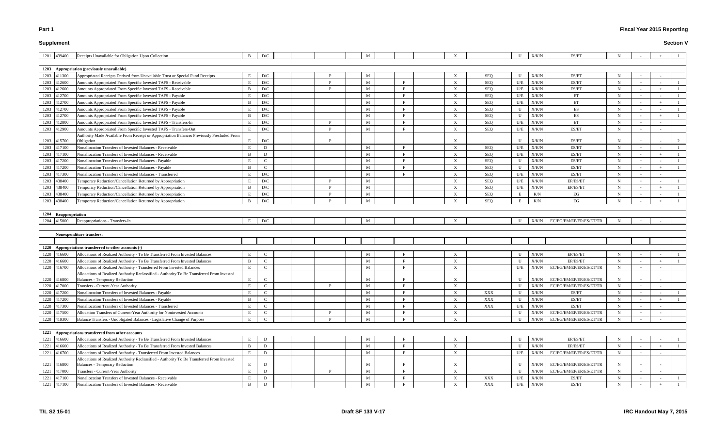## Supplement

### Section V

| Line | USSGL | Description | B/E | D/C | | | | M | | | X | | | | | | |
|---|---|---|---|---|---|---|---|---|---|---|---|---|---|---|---|---|---|
| 1201 | 439400 | Receipts Unavailable for Obligation Upon Collection | B | D/C | | | | M | | | X | | U | X/K/N | ES/ET | N | - | + | 1 |
| **1203** | | **Appropriation (previously unavailable)** | | | | | | | | | | | | | | | | | |
| 1203 | 411300 | Appropriated Receipts Derived from Unavailable Trust or Special Fund Receipts | E | D/C | | P | | M | | | X | SEQ | U | X/K/N | ES/ET | N | + | - | |
| 1203 | 412600 | Amounts Appropriated From Specific Invested TAFS - Receivable | E | D/C | | P | | M | F | | X | SEQ | U/E | X/K/N | ES/ET | N | + | - | 1 |
| 1203 | 412600 | Amounts Appropriated From Specific Invested TAFS - Receivable | B | D/C | | P | | M | F | | X | SEQ | U/E | X/K/N | ES/ET | N | - | + | 1 |
| 1203 | 412700 | Amounts Appropriated From Specific Invested TAFS - Payable | E | D/C | | | | M | F | | X | SEQ | U/E | X/K/N | ET | N | + | - | 1 |
| 1203 | 412700 | Amounts Appropriated From Specific Invested TAFS - Payable | B | D/C | | | | M | F | | X | SEQ | U/E | X/K/N | ET | N | - | + | 1 |
| 1203 | 412700 | Amounts Appropriated From Specific Invested TAFS - Payable | E | D/C | | | | M | F | | X | SEQ | U | X/K/N | ES | N | + | - | 1 |
| 1203 | 412700 | Amounts Appropriated From Specific Invested TAFS - Payable | B | D/C | | | | M | F | | X | SEQ | U | X/K/N | ES | N | - | + | 1 |
| 1203 | 412800 | Amounts Appropriated From Specific Invested TAFS - Transfers-In | E | D/C | | P | | M | F | | X | SEQ | U/E | X/K/N | ET | N | + | - | |
| 1203 | 412900 | Amounts Appropriated From Specific Invested TAFS - Transfers-Out | E | D/C | | P | | M | F | | X | SEQ | U/E | X/K/N | ES/ET | N | + | - | |
| 1203 | 415700 | Authority Made Available From Receipt or Appropriation Balances Previously Precluded From Obligation | E | D/C | | P | | | | | X | | U | X/K/N | ES/ET | N | + | - | 2 |
| 1203 | 417100 | Nonallocation Transfers of Invested Balances - Receivable | E | D | | | | M | F | | X | SEQ | U/E | X/K/N | ES/ET | N | + | - | 1 |
| 1203 | 417100 | Nonallocation Transfers of Invested Balances - Receivable | B | D | | | | M | F | | X | SEQ | U/E | X/K/N | ES/ET | N | - | + | 1 |
| 1203 | 417200 | Nonallocation Transfers of Invested Balances - Payable | E | C | | | | M | F | | X | SEQ | U | X/K/N | ES/ET | N | + | - | 1 |
| 1203 | 417200 | Nonallocation Transfers of Invested Balances - Payable | B | C | | | | M | F | | X | SEQ | U | X/K/N | ES/ET | N | - | + | 1 |
| 1203 | 417300 | Nonallocation Transfers of Invested Balances - Transferred | E | D/C | | | | M | F | | X | SEQ | U/E | X/K/N | ES/ET | N | + | - | |
| 1203 | 438400 | Temporary Reduction/Cancellation Returned by Appropriation | E | D/C | | P | | M | | | X | SEQ | U/E | X/K/N | EP/ES/ET | N | + | - | 1 |
| 1203 | 438400 | Temporary Reduction/Cancellation Returned by Appropriation | B | D/C | | P | | M | | | X | SEQ | U/E | X/K/N | EP/ES/ET | N | - | + | 1 |
| 1203 | 438400 | Temporary Reduction/Cancellation Returned by Appropriation | E | D/C | | P | | M | | | X | SEQ | E | K/N | EG | N | + | - | 1 |
| 1203 | 438400 | Temporary Reduction/Cancellation Returned by Appropriation | B | D/C | | P | | M | | | X | SEQ | E | K/N | EG | N | - | + | 1 |
| **1204** | | **Reappropriation** | | | | | | | | | | | | | | | | | |
| 1204 | 415000 | Reappropriations - Transfers-In | E | D/C | | | | M | | | X | | U | X/K/N | EC/EG/EM/EP/ER/ES/ET/TR | N | + | - | |
| | | **Nonexpenditure transfers:** | | | | | | | | | | | | | | | | | |
| **1220** | | **Appropriations transferred to other accounts (-)** | | | | | | | | | | | | | | | | | |
| 1220 | 416600 | Allocations of Realized Authority - To Be Transferred From Invested Balances | E | C | | | | M | F | | X | | U | X/K/N | EP/ES/ET | N | + | - | 1 |
| 1220 | 416600 | Allocations of Realized Authority - To Be Transferred From Invested Balances | B | C | | | | M | F | | X | | U | X/K/N | EP/ES/ET | N | - | + | 1 |
| 1220 | 416700 | Allocations of Realized Authority - Transferred From Invested Balances | E | C | | | | M | F | | X | | U/E | X/K/N | EC/EG/EM/EP/ER/ES/ET/TR | N | + | - | |
| 1220 | 416800 | Allocations of Realized Authority Reclassified - Authority To Be Transferred From Invested Balances - Temporary Reduction | E | C | | | | M | F | | X | | U | X/K/N | EC/EG/EM/EP/ER/ES/ET/TR | N | + | - | |
| 1220 | 417000 | Transfers - Current-Year Authority | E | C | | P | | M | F | | X | | U | X/K/N | EC/EG/EM/EP/ER/ES/ET/TR | N | + | - | |
| 1220 | 417200 | Nonallocation Transfers of Invested Balances - Payable | E | C | | | | M | F | | X | XXX | U | X/K/N | ES/ET | N | + | - | 1 |
| 1220 | 417200 | Nonallocation Transfers of Invested Balances - Payable | B | C | | | | M | F | | X | XXX | U | X/K/N | ES/ET | N | - | + | 1 |
| 1220 | 417300 | Nonallocation Transfers of Invested Balances - Transferred | E | C | | | | M | F | | X | XXX | U/E | X/K/N | ES/ET | N | + | - | |
| 1220 | 417500 | Allocation Transfers of Current-Year Authority for Noninvested Accounts | E | C | | P | | M | F | | X | | U | X/K/N | EC/EG/EM/EP/ER/ES/ET/TR | N | + | - | |
| 1220 | 419300 | Balance Transfers - Unobligated Balances - Legislative Change of Purpose | E | C | | P | | M | F | | X | | U | X/K/N | EC/EG/EM/EP/ER/ES/ET/TR | N | + | - | |
| **1221** | | **Appropriations transferred from other accounts** | | | | | | | | | | | | | | | | | |
| 1221 | 416600 | Allocations of Realized Authority - To Be Transferred From Invested Balances | E | D | | | | M | F | | X | | U | X/K/N | EP/ES/ET | N | + | - | 1 |
| 1221 | 416600 | Allocations of Realized Authority - To Be Transferred From Invested Balances | B | D | | | | M | F | | X | | U | X/K/N | EP/ES/ET | N | - | + | 1 |
| 1221 | 416700 | Allocations of Realized Authority - Transferred From Invested Balances | E | D | | | | M | F | | X | | U/E | X/K/N | EC/EG/EM/EP/ER/ES/ET/TR | N | + | - | |
| 1221 | 416800 | Allocations of Realized Authority Reclassified - Authority To Be Transferred From Invested Balances - Temporary Reduction | E | D | | | | M | F | | X | | U | X/K/N | EC/EG/EM/EP/ER/ES/ET/TR | N | + | - | |
| 1221 | 417000 | Transfers - Current-Year Authority | E | D | | P | | M | F | | X | | U | X/K/N | EC/EG/EM/EP/ER/ES/ET/TR | N | + | - | |
| 1221 | 417100 | Nonallocation Transfers of Invested Balances - Receivable | E | D | | | | M | F | | X | XXX | U/E | X/K/N | ES/ET | N | + | - | 1 |
| 1221 | 417100 | Nonallocation Transfers of Invested Balances - Receivable | B | D | | | | M | F | | X | XXX | U/E | X/K/N | ES/ET | N | - | + | 1 |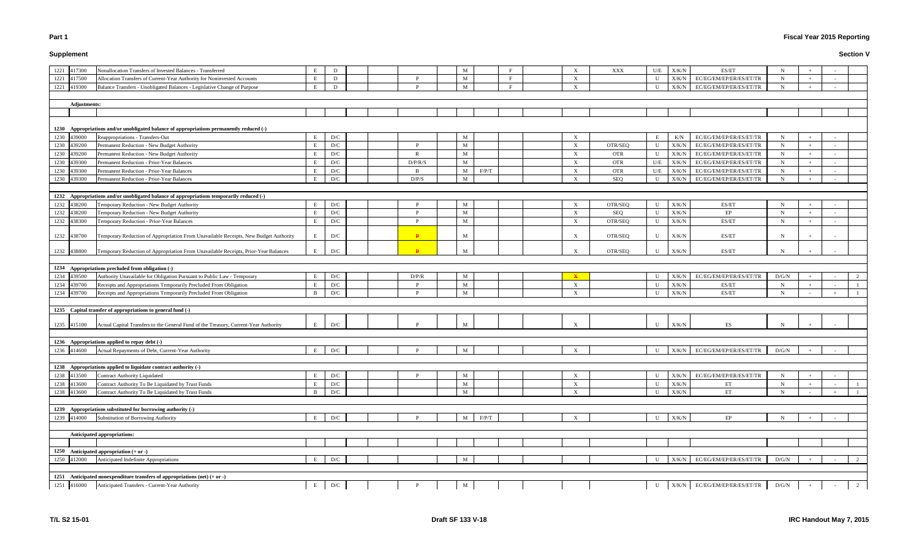**Part 1**

**Fiscal Year 2015 Reporting**

**Supplement**

**Section V**

| | | | | | | | | | | | | | | | | | | | | | |
|---|---|---|---|---|---|---|---|---|---|---|---|---|---|---|---|---|---|---|---|---|---|
| 1221 | 417300 | Nonallocation Transfers of Invested Balances - Transferred | E | D | | | | | M | | F | | X | XXX | U/E | X/K/N | ES/ET | N | + | - | |
| 1221 | 417500 | Allocation Transfers of Current-Year Authority for Noninvested Accounts | E | D | | | P | | M | | F | | X | | U | X/K/N | EC/EG/EM/EP/ER/ES/ET/TR | N | + | - | |
| 1221 | 419300 | Balance Transfers - Unobligated Balances - Legislative Change of Purpose | E | D | | | P | | M | | F | | X | | U | X/K/N | EC/EG/EM/EP/ER/ES/ET/TR | N | + | - | |
| | | | | | | | | | | | | | | | | | | | | | |
| | **Adjustments:** | | | | | | | | | | | | | | | | | | | | |
| | | | | | | | | | | | | | | | | | | | | | |
| **1230** | | **Appropriations and/or unobligated balance of appropriations permanently reduced (-)** | | | | | | | | | | | | | | | | | | | |
| 1230 | 439000 | Reappropriations - Transfers-Out | E | D/C | | | | | M | | | | X | | E | K/N | EC/EG/EM/EP/ER/ES/ET/TR | N | + | - | |
| 1230 | 439200 | Permanent Reduction - New Budget Authority | E | D/C | | | P | | M | | | | X | OTR/SEQ | U | X/K/N | EC/EG/EM/EP/ER/ES/ET/TR | N | + | - | |
| 1230 | 439200 | Permanent Reduction - New Budget Authority | E | D/C | | | R | | M | | | | X | OTR | U | X/K/N | EC/EG/EM/EP/ER/ES/ET/TR | N | + | - | |
| 1230 | 439300 | Permanent Reduction - Prior-Year Balances | E | D/C | | | D/P/R/S | | M | | | | X | OTR | U/E | X/K/N | EC/EG/EM/EP/ER/ES/ET/TR | N | + | - | |
| 1230 | 439300 | Permanent Reduction - Prior-Year Balances | E | D/C | | | B | | M | F/P/T | | | X | OTR | U/E | X/K/N | EC/EG/EM/EP/ER/ES/ET/TR | N | + | - | |
| 1230 | 439300 | Permanent Reduction - Prior-Year Balances | E | D/C | | | D/P/S | | M | | | | X | SEQ | U | X/K/N | EC/EG/EM/EP/ER/ES/ET/TR | N | + | - | |
| | | | | | | | | | | | | | | | | | | | | | |
| **1232** | | **Appropriations and/or unobligated balance of appropriations temporarily reduced (-)** | | | | | | | | | | | | | | | | | | | |
| 1232 | 438200 | Temporary Reduction - New Budget Authority | E | D/C | | | P | | M | | | | X | OTR/SEQ | U | X/K/N | ES/ET | N | + | - | |
| 1232 | 438200 | Temporary Reduction - New Budget Authority | E | D/C | | | P | | M | | | | X | SEQ | U | X/K/N | EP | N | + | - | |
| 1232 | 438300 | Temporary Reduction - Prior-Year Balances | E | D/C | | | P | | M | | | | X | OTR/SEQ | U | X/K/N | ES/ET | N | + | - | |
| 1232 | 438700 | Temporary Reduction of Appropriation From Unavailable Receipts, New Budget Authority | E | D/C | | | P | | M | | | | X | OTR/SEQ | U | X/K/N | ES/ET | N | + | - | |
| 1232 | 438800 | Temporary Reduction of Appropriation From Unavailable Receipts, Prior-Year Balances | E | D/C | | | P | | M | | | | X | OTR/SEQ | U | X/K/N | ES/ET | N | + | - | |
| | | | | | | | | | | | | | | | | | | | | | |
| **1234** | | **Appropriations precluded from obligation (-)** | | | | | | | | | | | | | | | | | | | |
| 1234 | 439500 | Authority Unavailable for Obligation Pursuant to Public Law - Temporary | E | D/C | | | D/P/R | | M | | | | X | | U | X/K/N | EC/EG/EM/EP/ER/ES/ET/TR | D/G/N | + | - | 2 |
| 1234 | 439700 | Receipts and Appropriations Temporarily Precluded From Obligation | E | D/C | | | P | | M | | | | X | | U | X/K/N | ES/ET | N | + | - | 1 |
| 1234 | 439700 | Receipts and Appropriations Temporarily Precluded From Obligation | B | D/C | | | P | | M | | | | X | | U | X/K/N | ES/ET | N | - | + | 1 |
| | | | | | | | | | | | | | | | | | | | | | |
| **1235** | | **Capital transfer of appropriations to general fund (-)** | | | | | | | | | | | | | | | | | | | |
| 1235 | 415100 | Actual Capital Transfers to the General Fund of the Treasury, Current-Year Authority | E | D/C | | | P | | M | | | | X | | U | X/K/N | ES | N | + | - | |
| | | | | | | | | | | | | | | | | | | | | | |
| **1236** | | **Appropriations applied to repay debt (-)** | | | | | | | | | | | | | | | | | | | |
| 1236 | 414600 | Actual Repayments of Debt, Current-Year Authority | E | D/C | | | P | | M | | | | X | | U | X/K/N | EC/EG/EM/EP/ER/ES/ET/TR | D/G/N | + | - | |
| | | | | | | | | | | | | | | | | | | | | | |
| **1238** | | **Appropriations applied to liquidate contract authority (-)** | | | | | | | | | | | | | | | | | | | |
| 1238 | 413500 | Contract Authority Liquidated | E | D/C | | | P | | M | | | | X | | U | X/K/N | EC/EG/EM/EP/ER/ES/ET/TR | N | + | - | |
| 1238 | 413600 | Contract Authority To Be Liquidated by Trust Funds | E | D/C | | | | | M | | | | X | | U | X/K/N | ET | N | + | - | 1 |
| 1238 | 413600 | Contract Authority To Be Liquidated by Trust Funds | B | D/C | | | | | M | | | | X | | U | X/K/N | ET | N | - | + | 1 |
| | | | | | | | | | | | | | | | | | | | | | |
| **1239** | | **Appropriations substituted for borrowing authority (-)** | | | | | | | | | | | | | | | | | | | |
| 1239 | 414000 | Substitution of Borrowing Authority | E | D/C | | | P | | M | F/P/T | | | X | | U | X/K/N | EP | N | + | - | |
| | | | | | | | | | | | | | | | | | | | | | |
| | **Anticipated appropriations:** | | | | | | | | | | | | | | | | | | | | |
| | | | | | | | | | | | | | | | | | | | | | |
| **1250** | | **Anticipated appropriation (+ or -)** | | | | | | | | | | | | | | | | | | | |
| 1250 | 412000 | Anticipated Indefinite Appropriations | E | D/C | | | | | M | | | | | | U | X/K/N | EC/EG/EM/EP/ER/ES/ET/TR | D/G/N | + | - | 2 |
| | | | | | | | | | | | | | | | | | | | | | |
| **1251** | | **Anticipated nonexpenditure transfers of appropriations (net) (+ or -)** | | | | | | | | | | | | | | | | | | | |
| 1251 | 416000 | Anticipated Transfers - Current-Year Authority | E | D/C | | | P | | M | | | | | | U | X/K/N | EC/EG/EM/EP/ER/ES/ET/TR | D/G/N | + | - | 2 |

T/L S2 15-01 | Draft SF 133 V-18 | IRC Handout May 7, 2015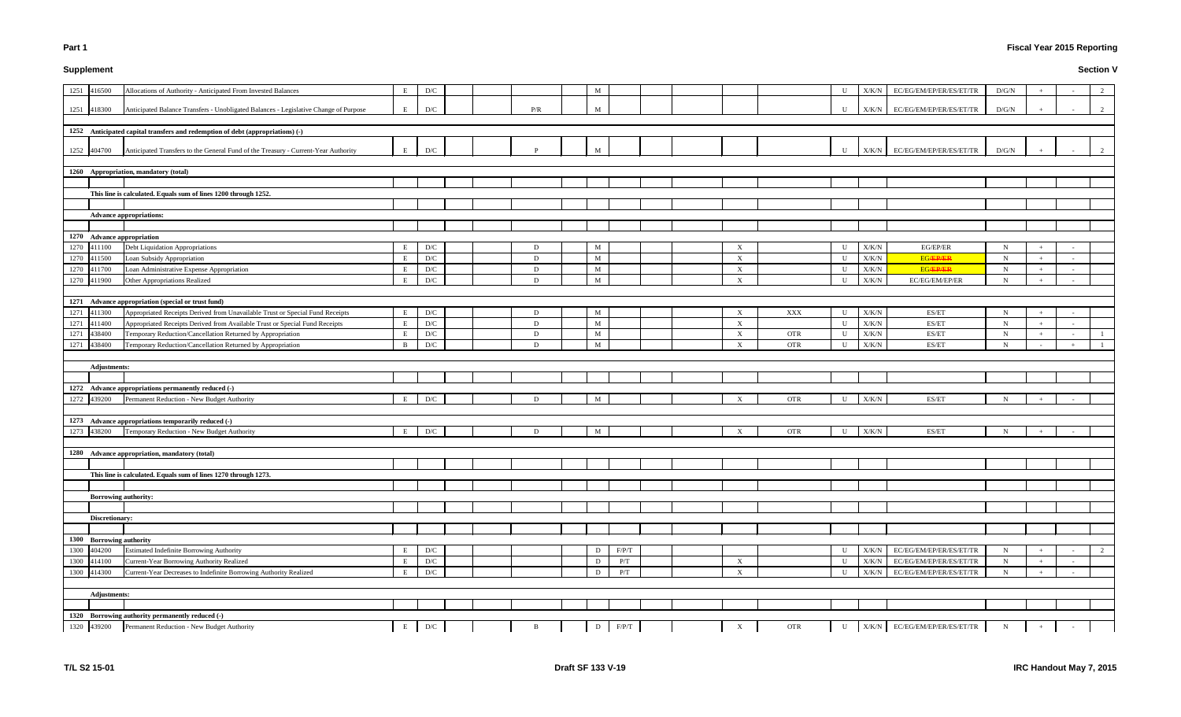**Part 1** **Fiscal Year 2015 Reporting**

**Supplement** **Section V**

| Line | USSGL | Description | | | | | | | | | | | | | | | | | | | | |
|---|---|---|---|---|---|---|---|---|---|---|---|---|---|---|---|---|---|---|---|---|---|---|
| 1251 | 416500 | Allocations of Authority - Anticipated From Invested Balances | E | D/C | | | | | M | | | | | | U | X/K/N | EC/EG/EM/EP/ER/ES/ET/TR | D/G/N | + | - | 2 |
| 1251 | 418300 | Anticipated Balance Transfers - Unobligated Balances - Legislative Change of Purpose | E | D/C | | | P/R | | M | | | | | | U | X/K/N | EC/EG/EM/EP/ER/ES/ET/TR | D/G/N | + | - | 2 |
| 1252 | | **Anticipated capital transfers and redemption of debt (appropriations) (-)** | | | | | | | | | | | | | | | | | | | |
| 1252 | 404700 | Anticipated Transfers to the General Fund of the Treasury - Current-Year Authority | E | D/C | | | P | | M | | | | | | U | X/K/N | EC/EG/EM/EP/ER/ES/ET/TR | D/G/N | + | - | 2 |
| 1260 | | **Appropriation, mandatory (total)** | | | | | | | | | | | | | | | | | | | |
| | | **This line is calculated. Equals sum of lines 1200 through 1252.** | | | | | | | | | | | | | | | | | | | |
| | | **Advance appropriations:** | | | | | | | | | | | | | | | | | | | |
| 1270 | | **Advance appropriation** | | | | | | | | | | | | | | | | | | | |
| 1270 | 411100 | Debt Liquidation Appropriations | E | D/C | | | D | | M | | | | X | | U | X/K/N | EG/EP/ER | N | + | - | |
| 1270 | 411500 | Loan Subsidy Appropriation | E | D/C | | | D | | M | | | | X | | U | X/K/N | EG/~~EP/ER~~ | N | + | - | |
| 1270 | 411700 | Loan Administrative Expense Appropriation | E | D/C | | | D | | M | | | | X | | U | X/K/N | EG/~~EP/ER~~ | N | + | - | |
| 1270 | 411900 | Other Appropriations Realized | E | D/C | | | D | | M | | | | X | | U | X/K/N | EC/EG/EM/EP/ER | N | + | - | |
| 1271 | | **Advance appropriation (special or trust fund)** | | | | | | | | | | | | | | | | | | | |
| 1271 | 411300 | Appropriated Receipts Derived from Unavailable Trust or Special Fund Receipts | E | D/C | | | D | | M | | | | X | XXX | U | X/K/N | ES/ET | N | + | - | |
| 1271 | 411400 | Appropriated Receipts Derived from Available Trust or Special Fund Receipts | E | D/C | | | D | | M | | | | X | | U | X/K/N | ES/ET | N | + | - | |
| 1271 | 438400 | Temporary Reduction/Cancellation Returned by Appropriation | E | D/C | | | D | | M | | | | X | OTR | U | X/K/N | ES/ET | N | + | - | 1 |
| 1271 | 438400 | Temporary Reduction/Cancellation Returned by Appropriation | B | D/C | | | D | | M | | | | X | OTR | U | X/K/N | ES/ET | N | - | + | 1 |
| | | **Adjustments:** | | | | | | | | | | | | | | | | | | | |
| 1272 | | **Advance appropriations permanently reduced (-)** | | | | | | | | | | | | | | | | | | | |
| 1272 | 439200 | Permanent Reduction - New Budget Authority | E | D/C | | | D | | M | | | | X | OTR | U | X/K/N | ES/ET | N | + | - | |
| 1273 | | **Advance appropriations temporarily reduced (-)** | | | | | | | | | | | | | | | | | | | |
| 1273 | 438200 | Temporary Reduction - New Budget Authority | E | D/C | | | D | | M | | | | X | OTR | U | X/K/N | ES/ET | N | + | - | |
| 1280 | | **Advance appropriation, mandatory (total)** | | | | | | | | | | | | | | | | | | | |
| | | **This line is calculated. Equals sum of lines 1270 through 1273.** | | | | | | | | | | | | | | | | | | | |
| | | **Borrowing authority:** | | | | | | | | | | | | | | | | | | | |
| | | **Discretionary:** | | | | | | | | | | | | | | | | | | | |
| 1300 | | **Borrowing authority** | | | | | | | | | | | | | | | | | | | |
| 1300 | 404200 | Estimated Indefinite Borrowing Authority | E | D/C | | | | | D | F/P/T | | | | | U | X/K/N | EC/EG/EM/EP/ER/ES/ET/TR | N | + | - | 2 |
| 1300 | 414100 | Current-Year Borrowing Authority Realized | E | D/C | | | | | D | P/T | | | X | | U | X/K/N | EC/EG/EM/EP/ER/ES/ET/TR | N | + | - | |
| 1300 | 414300 | Current-Year Decreases to Indefinite Borrowing Authority Realized | E | D/C | | | | | D | P/T | | | X | | U | X/K/N | EC/EG/EM/EP/ER/ES/ET/TR | N | + | - | |
| | | **Adjustments:** | | | | | | | | | | | | | | | | | | | |
| 1320 | | **Borrowing authority permanently reduced (-)** | | | | | | | | | | | | | | | | | | | |
| 1320 | 439200 | Permanent Reduction - New Budget Authority | E | D/C | | | B | | D | F/P/T | | | X | OTR | U | X/K/N | EC/EG/EM/EP/ER/ES/ET/TR | N | + | - | |

**T/L S2 15-01** **Draft SF 133 V-19** **IRC Handout May 7, 2015**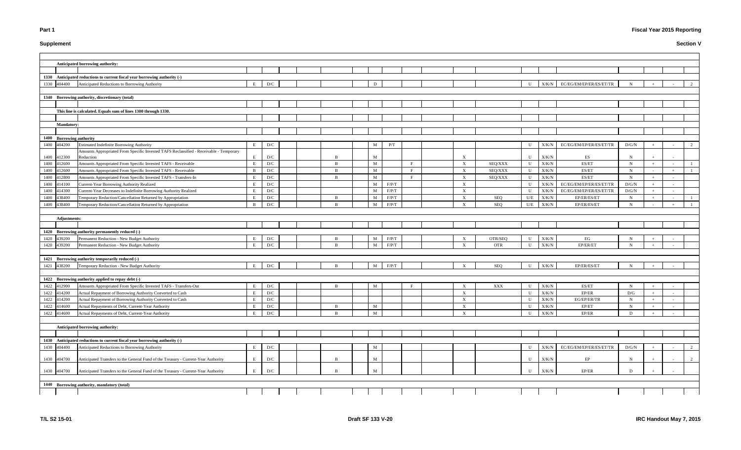**Part 1**

**Supplement**

**Fiscal Year 2015 Reporting**

**Section V**

| | | | | | | | | | | | | | | | | | | | | | | |
|---|---|---|---|---|---|---|---|---|---|---|---|---|---|---|---|---|---|---|---|---|---|---|
| | **Anticipated borrowing authority:** | | | | | | | | | | | | | | | | | | | | | |
| **1330** | **Anticipated reductions to current fiscal year borrowing authority (-)** | | | | | | | | | | | | | | | | | | | | | |
| 1330 | 404400 | Anticipated Reductions to Borrowing Authority | E | D/C | | | | | D | | | | | | U | X/K/N | EC/EG/EM/EP/ER/ES/ET/TR | N | + | - | 2 |
| **1340** | **Borrowing authority, discretionary (total)** | | | | | | | | | | | | | | | | | | | | | |
| | **This line is calculated. Equals sum of lines 1300 through 1330.** | | | | | | | | | | | | | | | | | | | | | |
| | **Mandatory:** | | | | | | | | | | | | | | | | | | | | | |
| **1400** | **Borrowing authority** | | | | | | | | | | | | | | | | | | | | | |
| 1400 | 404200 | Estimated Indefinite Borrowing Authority | E | D/C | | | | | M | P/T | | | | | U | X/K/N | EC/EG/EM/EP/ER/ES/ET/TR | D/G/N | + | - | 2 |
| 1400 | 412300 | Amounts Appropriated From Specific Invested TAFS Reclassified - Receivable - Temporary Reduction | E | D/C | | | B | | M | | | | X | | U | X/K/N | ES | N | + | - | |
| 1400 | 412600 | Amounts Appropriated From Specific Invested TAFS - Receivable | E | D/C | | | B | | M | | F | | X | SEQ/XXX | U | X/K/N | ES/ET | N | + | - | 1 |
| 1400 | 412600 | Amounts Appropriated From Specific Invested TAFS - Receivable | B | D/C | | | B | | M | | F | | X | SEQ/XXX | U | X/K/N | ES/ET | N | - | + | 1 |
| 1400 | 412800 | Amounts Appropriated From Specific Invested TAFS - Transfers-In | E | D/C | | | B | | M | | F | | X | SEQ/XXX | U | X/K/N | ES/ET | N | + | - | |
| 1400 | 414100 | Current-Year Borrowing Authority Realized | E | D/C | | | | | M | F/P/T | | | X | | U | X/K/N | EC/EG/EM/EP/ER/ES/ET/TR | D/G/N | + | - | |
| 1400 | 414300 | Current-Year Decreases to Indefinite Borrowing Authority Realized | E | D/C | | | | | M | F/P/T | | | X | | U | X/K/N | EC/EG/EM/EP/ER/ES/ET/TR | D/G/N | + | - | |
| 1400 | 438400 | Temporary Reduction/Cancellation Returned by Appropriation | E | D/C | | | B | | M | F/P/T | | | X | SEQ | U/E | X/K/N | EP/ER/ES/ET | N | + | - | 1 |
| 1400 | 438400 | Temporary Reduction/Cancellation Returned by Appropriation | B | D/C | | | B | | M | F/P/T | | | X | SEQ | U/E | X/K/N | EP/ER/ES/ET | N | - | + | 1 |
| | **Adjustments:** | | | | | | | | | | | | | | | | | | | | | |
| **1420** | **Borrowing authority permanently reduced (-)** | | | | | | | | | | | | | | | | | | | | | |
| 1420 | 439200 | Permanent Reduction - New Budget Authority | E | D/C | | | B | | M | F/P/T | | | X | OTR/SEQ | U | X/K/N | EG | N | + | - | |
| 1420 | 439200 | Permanent Reduction - New Budget Authority | E | D/C | | | B | | M | F/P/T | | | X | OTR | U | X/K/N | EP/ER/ET | N | + | - | |
| **1421** | **Borrowing authority temporarily reduced (-)** | | | | | | | | | | | | | | | | | | | | | |
| 1421 | 438200 | Temporary Reduction - New Budget Authority | E | D/C | | | B | | M | F/P/T | | | X | SEQ | U | X/K/N | EP/ER/ES/ET | N | + | - | |
| **1422** | **Borrowing authority applied to repay debt (-)** | | | | | | | | | | | | | | | | | | | | | |
| 1422 | 412900 | Amounts Appropriated From Specific Invested TAFS - Transfers-Out | E | D/C | | | B | | M | | F | | X | XXX | U | X/K/N | ES/ET | N | + | - | |
| 1422 | 414200 | Actual Repayment of Borrowing Authority Converted to Cash | E | D/C | | | | | | | | | X | | U | X/K/N | EP/ER | D/G | + | - | |
| 1422 | 414200 | Actual Repayment of Borrowing Authority Converted to Cash | E | D/C | | | | | | | | | X | | U | X/K/N | EG/EP/ER/TR | N | + | - | |
| 1422 | 414600 | Actual Repayments of Debt, Current-Year Authority | E | D/C | | | B | | M | | | | X | | U | X/K/N | EP/ET | N | + | - | |
| 1422 | 414600 | Actual Repayments of Debt, Current-Year Authority | E | D/C | | | B | | M | | | | X | | U | X/K/N | EP/ER | D | + | - | |
| | **Anticipated borrowing authority:** | | | | | | | | | | | | | | | | | | | | | |
| **1430** | **Anticipated reductions to current fiscal year borrowing authority (-)** | | | | | | | | | | | | | | | | | | | | | |
| 1430 | 404400 | Anticipated Reductions to Borrowing Authority | E | D/C | | | | | M | | | | | | U | X/K/N | EC/EG/EM/EP/ER/ES/ET/TR | D/G/N | + | - | 2 |
| 1430 | 404700 | Anticipated Transfers to the General Fund of the Treasury - Current-Year Authority | E | D/C | | | B | | M | | | | | | U | X/K/N | EP | N | + | - | 2 |
| 1430 | 404700 | Anticipated Transfers to the General Fund of the Treasury - Current-Year Authority | E | D/C | | | B | | M | | | | | | U | X/K/N | EP/ER | D | + | - | |
| **1440** | **Borrowing authority, mandatory (total)** | | | | | | | | | | | | | | | | | | | | | |

**T/L S2 15-01** **Draft SF 133 V-20** **IRC Handout May 7, 2015**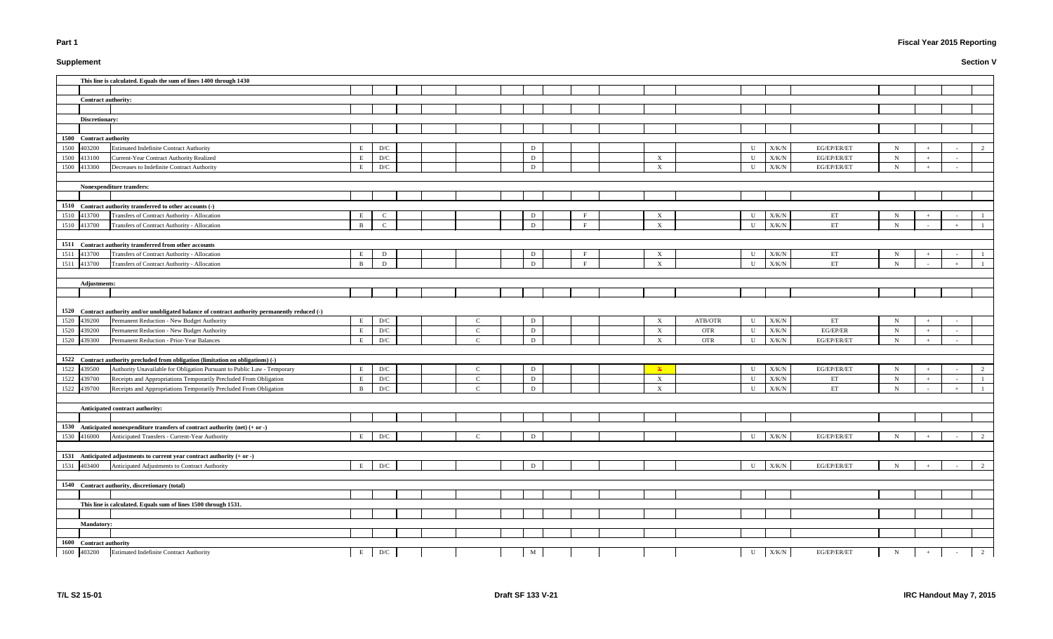**Part 1**

**Supplement**

**Fiscal Year 2015 Reporting**

**Section V**

| | | | | | | | | | | | | | | | | | | | | | | |
|---|---|---|---|---|---|---|---|---|---|---|---|---|---|---|---|---|---|---|---|---|---|---|
| | | **This line is calculated. Equals the sum of lines 1400 through 1430** | | | | | | | | | | | | | | | | | | | | |
| | | **Contract authority:** | | | | | | | | | | | | | | | | | | | | |
| | | **Discretionary:** | | | | | | | | | | | | | | | | | | | | |
| **1500** | **Contract authority** | | | | | | | | | | | | | | | | | | | | | |
| 1500 | 403200 | Estimated Indefinite Contract Authority | E | D/C | | | | | D | | | | | | U | X/K/N | EG/EP/ER/ET | N | + | - | 2 |
| 1500 | 413100 | Current-Year Contract Authority Realized | E | D/C | | | | | D | | | | X | | U | X/K/N | EG/EP/ER/ET | N | + | - | |
| 1500 | 413300 | Decreases to Indefinite Contract Authority | E | D/C | | | | | D | | | | X | | U | X/K/N | EG/EP/ER/ET | N | + | - | |
| | | **Nonexpenditure transfers:** | | | | | | | | | | | | | | | | | | | | |
| **1510** | **Contract authority transferred to other accounts (-)** | | | | | | | | | | | | | | | | | | | | | |
| 1510 | 413700 | Transfers of Contract Authority - Allocation | E | C | | | | | D | | F | | X | | U | X/K/N | ET | N | + | - | 1 |
| 1510 | 413700 | Transfers of Contract Authority - Allocation | B | C | | | | | D | | F | | X | | U | X/K/N | ET | N | - | + | 1 |
| **1511** | **Contract authority transferred from other accounts** | | | | | | | | | | | | | | | | | | | | | |
| 1511 | 413700 | Transfers of Contract Authority - Allocation | E | D | | | | | D | | F | | X | | U | X/K/N | ET | N | + | - | 1 |
| 1511 | 413700 | Transfers of Contract Authority - Allocation | B | D | | | | | D | | F | | X | | U | X/K/N | ET | N | - | + | 1 |
| | | **Adjustments:** | | | | | | | | | | | | | | | | | | | | |
| **1520** | **Contract authority and/or unobligated balance of contract authority permanently reduced (-)** | | | | | | | | | | | | | | | | | | | | | |
| 1520 | 439200 | Permanent Reduction - New Budget Authority | E | D/C | | | C | | D | | | | X | ATB/OTR | U | X/K/N | ET | N | + | - | |
| 1520 | 439200 | Permanent Reduction - New Budget Authority | E | D/C | | | C | | D | | | | X | OTR | U | X/K/N | EG/EP/ER | N | + | - | |
| 1520 | 439300 | Permanent Reduction - Prior-Year Balances | E | D/C | | | C | | D | | | | X | OTR | U | X/K/N | EG/EP/ER/ET | N | + | - | |
| **1522** | **Contract authority precluded from obligation (limitation on obligations) (-)** | | | | | | | | | | | | | | | | | | | | | |
| 1522 | 439500 | Authority Unavailable for Obligation Pursuant to Public Law - Temporary | E | D/C | | | C | | D | | | | X | | U | X/K/N | EG/EP/ER/ET | N | + | - | 2 |
| 1522 | 439700 | Receipts and Appropriations Temporarily Precluded From Obligation | E | D/C | | | C | | D | | | | X | | U | X/K/N | ET | N | + | - | 1 |
| 1522 | 439700 | Receipts and Appropriations Temporarily Precluded From Obligation | B | D/C | | | C | | D | | | | X | | U | X/K/N | ET | N | - | + | 1 |
| | | **Anticipated contract authority:** | | | | | | | | | | | | | | | | | | | | |
| **1530** | **Anticipated nonexpenditure transfers of contract authority (net) (+ or -)** | | | | | | | | | | | | | | | | | | | | | |
| 1530 | 416000 | Anticipated Transfers - Current-Year Authority | E | D/C | | | C | | D | | | | | | U | X/K/N | EG/EP/ER/ET | N | + | - | 2 |
| **1531** | **Anticipated adjustments to current year contract authority (+ or -)** | | | | | | | | | | | | | | | | | | | | | |
| 1531 | 403400 | Anticipated Adjustments to Contract Authority | E | D/C | | | | | D | | | | | | U | X/K/N | EG/EP/ER/ET | N | + | - | 2 |
| **1540** | **Contract authority, discretionary (total)** | | | | | | | | | | | | | | | | | | | | | |
| | | **This line is calculated. Equals sum of lines 1500 through 1531.** | | | | | | | | | | | | | | | | | | | | |
| | | **Mandatory:** | | | | | | | | | | | | | | | | | | | | |
| **1600** | **Contract authority** | | | | | | | | | | | | | | | | | | | | | |
| 1600 | 403200 | Estimated Indefinite Contract Authority | E | D/C | | | | | M | | | | | | U | X/K/N | EG/EP/ER/ET | N | + | - | 2 |

**T/L S2 15-01** **Draft SF 133 V-21** **IRC Handout May 7, 2015**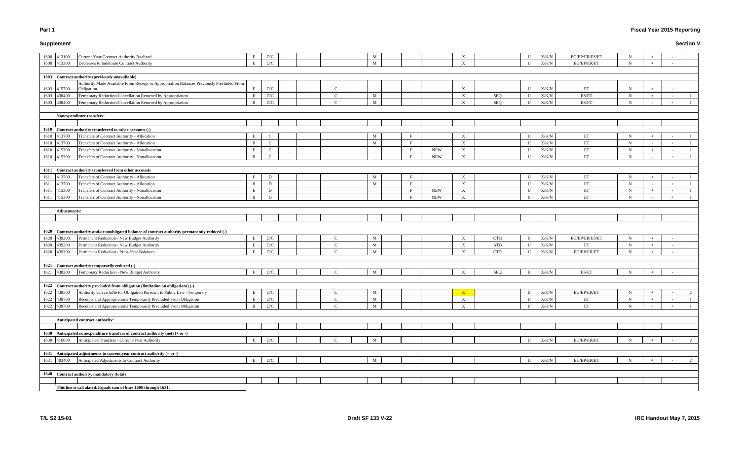# Part 1

## Supplement

**Fiscal Year 2015 Reporting**

**Section V**

| Line | USSGL | Description | | | | | | | | | | | | | | | | | | | |
|---|---|---|---|---|---|---|---|---|---|---|---|---|---|---|---|---|---|---|---|---|---|
| 1600 | 413100 | Current-Year Contract Authority Realized | E | D/C | | | | | M | | | | X | | U | X/K/N | EG/EP/ER/ES/ET | N | + | - | |
| 1600 | 413300 | Decreases to Indefinite Contract Authority | E | D/C | | | | | M | | | | X | | U | X/K/N | EG/EP/ER/ET | N | + | - | |
| | | | | | | | | | | | | | | | | | | | | | |
| 1603 | | **Contract authority (previously unavailable)** | | | | | | | | | | | | | | | | | | | |
| 1603 | 415700 | Authority Made Available From Receipt or Appropriation Balances Previously Precluded From Obligation | E | D/C | | | C | | | | | | X | | U | X/K/N | ET | N | + | - | |
| 1603 | 438400 | Temporary Reduction/Cancellation Returned by Appropriation | E | D/C | | | C | | M | | | | X | SEQ | U | X/K/N | ES/ET | N | + | - | 1 |
| 1603 | 438400 | Temporary Reduction/Cancellation Returned by Appropriation | B | D/C | | | C | | M | | | | X | SEQ | U | X/K/N | ES/ET | N | - | + | 1 |
| | | | | | | | | | | | | | | | | | | | | | |
| | | **Nonexpenditure transfers:** | | | | | | | | | | | | | | | | | | | |
| | | | | | | | | | | | | | | | | | | | | | |
| 1610 | | **Contract authority transferred to other accounts (-)** | | | | | | | | | | | | | | | | | | | |
| 1610 | 413700 | Transfers of Contract Authority - Allocation | E | C | | | | | M | | F | | X | | U | X/K/N | ET | N | + | - | 1 |
| 1610 | 413700 | Transfers of Contract Authority - Allocation | B | C | | | | | M | | F | | X | | U | X/K/N | ET | N | - | + | 1 |
| 1610 | 415300 | Transfers of Contract Authority - Nonallocation | E | C | | | | | | | F | NEW | X | | U | X/K/N | ET | N | + | - | 1 |
| 1610 | 415300 | Transfers of Contract Authority - Nonallocation | B | C | | | | | | | F | NEW | X | | U | X/K/N | ET | N | - | + | 1 |
| | | | | | | | | | | | | | | | | | | | | | |
| 1611 | | **Contract authority transferred from other accounts** | | | | | | | | | | | | | | | | | | | |
| 1611 | 413700 | Transfers of Contract Authority - Allocation | E | D | | | | | M | | F | | X | | U | X/K/N | ET | N | + | - | 1 |
| 1611 | 413700 | Transfers of Contract Authority - Allocation | B | D | | | | | M | | F | | X | | U | X/K/N | ET | N | - | + | 1 |
| 1611 | 415300 | Transfers of Contract Authority - Nonallocation | E | D | | | | | | | F | NEW | X | | U | X/K/N | ET | N | + | - | 1 |
| 1611 | 415300 | Transfers of Contract Authority - Nonallocation | B | D | | | | | | | F | NEW | X | | U | X/K/N | ET | N | - | + | 1 |
| | | | | | | | | | | | | | | | | | | | | | |
| | | **Adjustments:** | | | | | | | | | | | | | | | | | | | |
| | | | | | | | | | | | | | | | | | | | | | |
| 1620 | | **Contract authority and/or unobligated balance of contract authority permanently reduced (-)** | | | | | | | | | | | | | | | | | | | |
| 1620 | 439200 | Permanent Reduction - New Budget Authority | E | D/C | | | C | | M | | | | X | OTR | U | X/K/N | EG/EP/ER/ES/ET | N | + | - | |
| 1620 | 439200 | Permanent Reduction - New Budget Authority | E | D/C | | | C | | M | | | | X | ATB | U | X/K/N | ET | N | + | - | |
| 1620 | 439300 | Permanent Reduction - Prior-Year Balances | E | D/C | | | C | | M | | | | X | OTR | U | X/K/N | EG/EP/ER/ET | N | + | - | |
| | | | | | | | | | | | | | | | | | | | | | |
| 1621 | | **Contract authority temporarily reduced (-)** | | | | | | | | | | | | | | | | | | | |
| 1621 | 438200 | Temporary Reduction - New Budget Authority | E | D/C | | | C | | M | | | | X | SEQ | U | X/K/N | ES/ET | N | + | - | |
| | | | | | | | | | | | | | | | | | | | | | |
| 1622 | | **Contract authority precluded from obligation (limitation on obligations) (-)** | | | | | | | | | | | | | | | | | | | |
| 1622 | 439500 | Authority Unavailable for Obligation Pursuant to Public Law - Temporary | E | D/C | | | C | | M | | | | X | | U | X/K/N | EG/EP/ER/ET | N | + | - | 2 |
| 1622 | 439700 | Receipts and Appropriations Temporarily Precluded From Obligation | E | D/C | | | C | | M | | | | X | | U | X/K/N | ET | N | + | - | 1 |
| 1622 | 439700 | Receipts and Appropriations Temporarily Precluded From Obligation | B | D/C | | | C | | M | | | | X | | U | X/K/N | ET | N | - | + | 1 |
| | | | | | | | | | | | | | | | | | | | | | |
| | | **Anticipated contract authority:** | | | | | | | | | | | | | | | | | | | |
| | | | | | | | | | | | | | | | | | | | | | |
| 1630 | | **Anticipated nonexpenditure transfers of contract authority (net) (+ or -)** | | | | | | | | | | | | | | | | | | | |
| 1630 | 416000 | Anticipated Transfers - Current-Year Authority | E | D/C | | | C | | M | | | | | | U | X/K/N | EG/EP/ER/ET | N | + | - | 2 |
| | | | | | | | | | | | | | | | | | | | | | |
| 1631 | | **Anticipated adjustments to current year contract authority (+ or -)** | | | | | | | | | | | | | | | | | | | |
| 1631 | 403400 | Anticipated Adjustments to Contract Authority | E | D/C | | | | | M | | | | | | U | X/K/N | EG/EP/ER/ET | N | + | - | 2 |
| | | | | | | | | | | | | | | | | | | | | | |
| 1640 | | **Contract authority, mandatory (total)** | | | | | | | | | | | | | | | | | | | |
| | | | | | | | | | | | | | | | | | | | | | |
| | | **This line is calculated. Equals sum of lines 1600 through 1631.** | | | | | | | | | | | | | | | | | | | |

T/L S2 15-01 | Draft SF 133 V-22 | IRC Handout May 7, 2015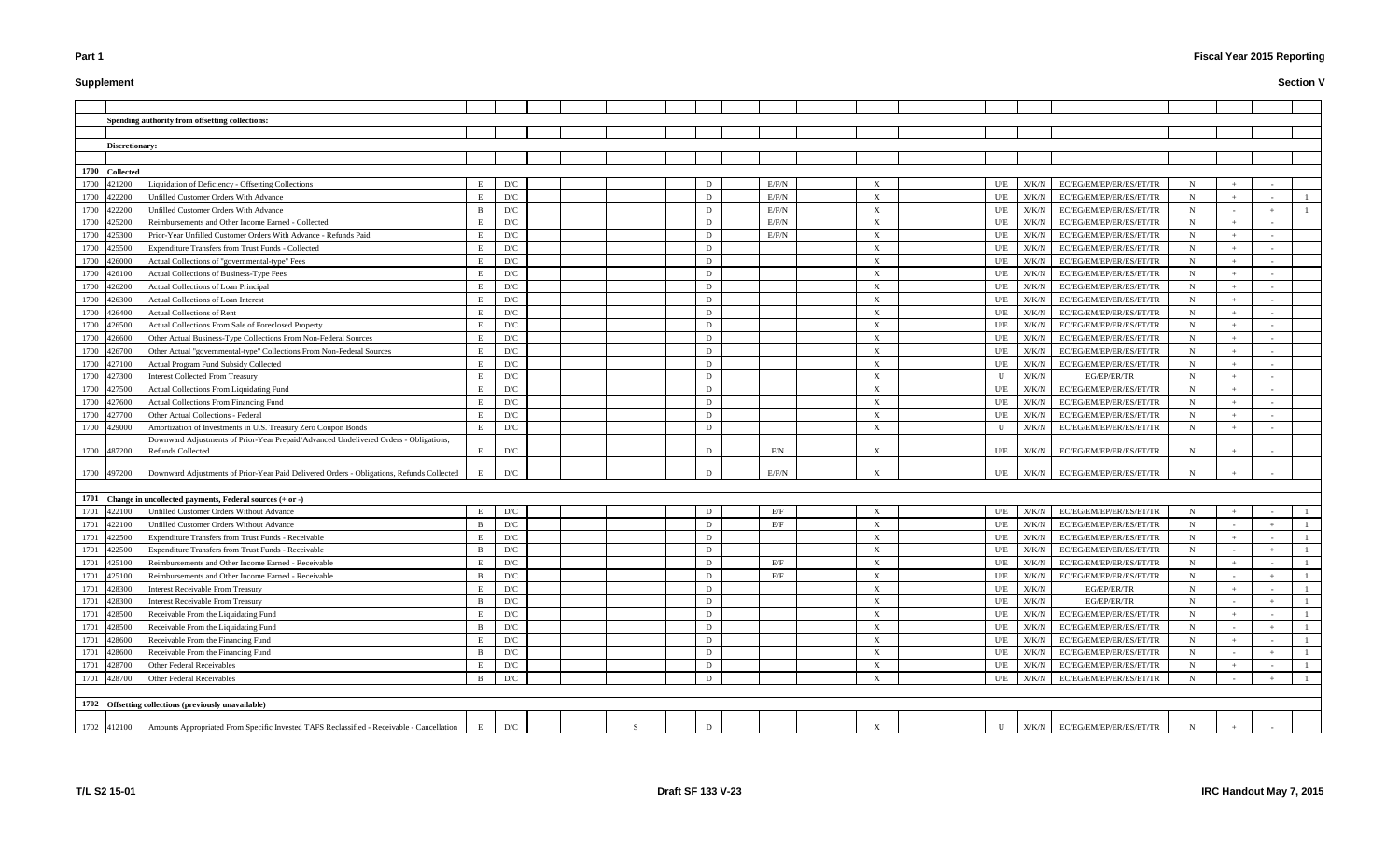**Part 1**

**Supplement**

**Fiscal Year 2015 Reporting**

**Section V**

| | | | | | | | | | | | | | | | | | | | | |
|---|---|---|---|---|---|---|---|---|---|---|---|---|---|---|---|---|---|---|---|---|
| | **Spending authority from offsetting collections:** | | | | | | | | | | | | | | | | | | | |
| | **Discretionary:** | | | | | | | | | | | | | | | | | | | |
| **1700** | **Collected** | | | | | | | | | | | | | | | | | | | |
| 1700 | 421200 | Liquidation of Deficiency - Offsetting Collections | E | D/C | | | | D | E/F/N | X | | U/E | X/K/N | EC/EG/EM/EP/ER/ES/ET/TR | N | + | - | |
| 1700 | 422200 | Unfilled Customer Orders With Advance | E | D/C | | | | D | E/F/N | X | | U/E | X/K/N | EC/EG/EM/EP/ER/ES/ET/TR | N | + | - | 1 |
| 1700 | 422200 | Unfilled Customer Orders With Advance | B | D/C | | | | D | E/F/N | X | | U/E | X/K/N | EC/EG/EM/EP/ER/ES/ET/TR | N | - | + | 1 |
| 1700 | 425200 | Reimbursements and Other Income Earned - Collected | E | D/C | | | | D | E/F/N | X | | U/E | X/K/N | EC/EG/EM/EP/ER/ES/ET/TR | N | + | - | |
| 1700 | 425300 | Prior-Year Unfilled Customer Orders With Advance - Refunds Paid | E | D/C | | | | D | E/F/N | X | | U/E | X/K/N | EC/EG/EM/EP/ER/ES/ET/TR | N | + | - | |
| 1700 | 425500 | Expenditure Transfers from Trust Funds - Collected | E | D/C | | | | D | | X | | U/E | X/K/N | EC/EG/EM/EP/ER/ES/ET/TR | N | + | - | |
| 1700 | 426000 | Actual Collections of "governmental-type" Fees | E | D/C | | | | D | | X | | U/E | X/K/N | EC/EG/EM/EP/ER/ES/ET/TR | N | + | - | |
| 1700 | 426100 | Actual Collections of Business-Type Fees | E | D/C | | | | D | | X | | U/E | X/K/N | EC/EG/EM/EP/ER/ES/ET/TR | N | + | - | |
| 1700 | 426200 | Actual Collections of Loan Principal | E | D/C | | | | D | | X | | U/E | X/K/N | EC/EG/EM/EP/ER/ES/ET/TR | N | + | - | |
| 1700 | 426300 | Actual Collections of Loan Interest | E | D/C | | | | D | | X | | U/E | X/K/N | EC/EG/EM/EP/ER/ES/ET/TR | N | + | - | |
| 1700 | 426400 | Actual Collections of Rent | E | D/C | | | | D | | X | | U/E | X/K/N | EC/EG/EM/EP/ER/ES/ET/TR | N | + | - | |
| 1700 | 426500 | Actual Collections From Sale of Foreclosed Property | E | D/C | | | | D | | X | | U/E | X/K/N | EC/EG/EM/EP/ER/ES/ET/TR | N | + | - | |
| 1700 | 426600 | Other Actual Business-Type Collections From Non-Federal Sources | E | D/C | | | | D | | X | | U/E | X/K/N | EC/EG/EM/EP/ER/ES/ET/TR | N | + | - | |
| 1700 | 426700 | Other Actual "governmental-type" Collections From Non-Federal Sources | E | D/C | | | | D | | X | | U/E | X/K/N | EC/EG/EM/EP/ER/ES/ET/TR | N | + | - | |
| 1700 | 427100 | Actual Program Fund Subsidy Collected | E | D/C | | | | D | | X | | U/E | X/K/N | EC/EG/EM/EP/ER/ES/ET/TR | N | + | - | |
| 1700 | 427300 | Interest Collected From Treasury | E | D/C | | | | D | | X | | U | X/K/N | EG/EP/ER/TR | N | + | - | |
| 1700 | 427500 | Actual Collections From Liquidating Fund | E | D/C | | | | D | | X | | U/E | X/K/N | EC/EG/EM/EP/ER/ES/ET/TR | N | + | - | |
| 1700 | 427600 | Actual Collections From Financing Fund | E | D/C | | | | D | | X | | U/E | X/K/N | EC/EG/EM/EP/ER/ES/ET/TR | N | + | - | |
| 1700 | 427700 | Other Actual Collections - Federal | E | D/C | | | | D | | X | | U/E | X/K/N | EC/EG/EM/EP/ER/ES/ET/TR | N | + | - | |
| 1700 | 429000 | Amortization of Investments in U.S. Treasury Zero Coupon Bonds | E | D/C | | | | D | | X | | U | X/K/N | EC/EG/EM/EP/ER/ES/ET/TR | N | + | - | |
| 1700 | 487200 | Downward Adjustments of Prior-Year Prepaid/Advanced Undelivered Orders - Obligations, Refunds Collected | E | D/C | | | | D | F/N | X | | U/E | X/K/N | EC/EG/EM/EP/ER/ES/ET/TR | N | + | - | |
| 1700 | 497200 | Downward Adjustments of Prior-Year Paid Delivered Orders - Obligations, Refunds Collected | E | D/C | | | | D | E/F/N | X | | U/E | X/K/N | EC/EG/EM/EP/ER/ES/ET/TR | N | + | - | |
| **1701** | **Change in uncollected payments, Federal sources (+ or -)** | | | | | | | | | | | | | | | | | | | |
| 1701 | 422100 | Unfilled Customer Orders Without Advance | E | D/C | | | | D | E/F | X | | U/E | X/K/N | EC/EG/EM/EP/ER/ES/ET/TR | N | + | - | 1 |
| 1701 | 422100 | Unfilled Customer Orders Without Advance | B | D/C | | | | D | E/F | X | | U/E | X/K/N | EC/EG/EM/EP/ER/ES/ET/TR | N | - | + | 1 |
| 1701 | 422500 | Expenditure Transfers from Trust Funds - Receivable | E | D/C | | | | D | | X | | U/E | X/K/N | EC/EG/EM/EP/ER/ES/ET/TR | N | + | - | 1 |
| 1701 | 422500 | Expenditure Transfers from Trust Funds - Receivable | B | D/C | | | | D | | X | | U/E | X/K/N | EC/EG/EM/EP/ER/ES/ET/TR | N | - | + | 1 |
| 1701 | 425100 | Reimbursements and Other Income Earned - Receivable | E | D/C | | | | D | E/F | X | | U/E | X/K/N | EC/EG/EM/EP/ER/ES/ET/TR | N | + | - | 1 |
| 1701 | 425100 | Reimbursements and Other Income Earned - Receivable | B | D/C | | | | D | E/F | X | | U/E | X/K/N | EC/EG/EM/EP/ER/ES/ET/TR | N | - | + | 1 |
| 1701 | 428300 | Interest Receivable From Treasury | E | D/C | | | | D | | X | | U/E | X/K/N | EG/EP/ER/TR | N | + | - | 1 |
| 1701 | 428300 | Interest Receivable From Treasury | B | D/C | | | | D | | X | | U/E | X/K/N | EG/EP/ER/TR | N | - | + | 1 |
| 1701 | 428500 | Receivable From the Liquidating Fund | E | D/C | | | | D | | X | | U/E | X/K/N | EC/EG/EM/EP/ER/ES/ET/TR | N | + | - | 1 |
| 1701 | 428500 | Receivable From the Liquidating Fund | B | D/C | | | | D | | X | | U/E | X/K/N | EC/EG/EM/EP/ER/ES/ET/TR | N | - | + | 1 |
| 1701 | 428600 | Receivable From the Financing Fund | E | D/C | | | | D | | X | | U/E | X/K/N | EC/EG/EM/EP/ER/ES/ET/TR | N | + | - | 1 |
| 1701 | 428600 | Receivable From the Financing Fund | B | D/C | | | | D | | X | | U/E | X/K/N | EC/EG/EM/EP/ER/ES/ET/TR | N | - | + | 1 |
| 1701 | 428700 | Other Federal Receivables | E | D/C | | | | D | | X | | U/E | X/K/N | EC/EG/EM/EP/ER/ES/ET/TR | N | + | - | 1 |
| 1701 | 428700 | Other Federal Receivables | B | D/C | | | | D | | X | | U/E | X/K/N | EC/EG/EM/EP/ER/ES/ET/TR | N | - | + | 1 |
| **1702** | **Offsetting collections (previously unavailable)** | | | | | | | | | | | | | | | | | | | |
| 1702 | 412100 | Amounts Appropriated From Specific Invested TAFS Reclassified - Receivable - Cancellation | E | D/C | | | S | D | | X | | U | X/K/N | EC/EG/EM/EP/ER/ES/ET/TR | N | + | - | |

T/L S2 15-01 | Draft SF 133 V-23 | IRC Handout May 7, 2015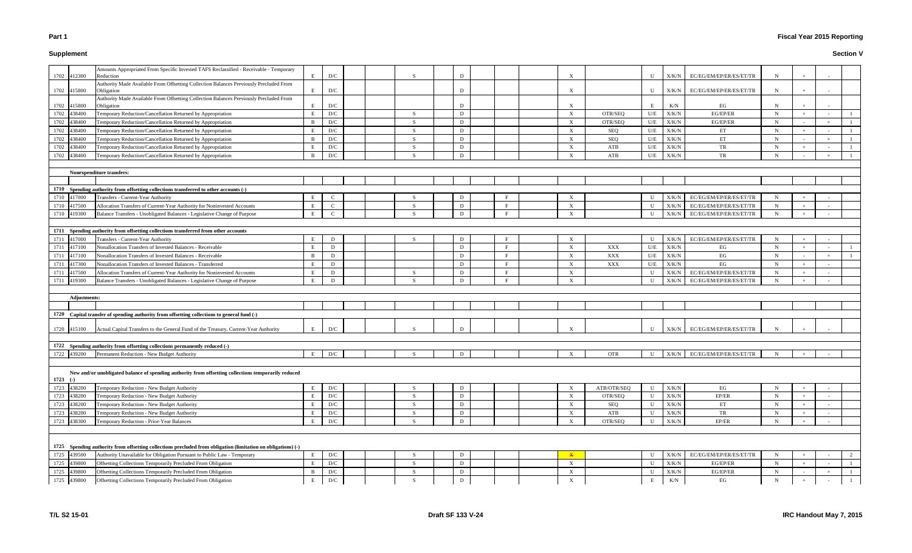# Part 1

# Fiscal Year 2015 Reporting

## Supplement

## Section V

| Line | USSGL | Description | | | | | | | | | | | | | | | | | | |
|---|---|---|---|---|---|---|---|---|---|---|---|---|---|---|---|---|---|---|---|---|
| 1702 | 412300 | Amounts Appropriated From Specific Invested TAFS Reclassified - Receivable - Temporary Reduction | E | D/C | | S | D | | | X | | U | X/K/N | EC/EG/EM/EP/ER/ES/ET/TR | N | + | - | |
| 1702 | 415800 | Authority Made Available From Offsetting Collection Balances Previously Precluded From Obligation | E | D/C | | | D | | | X | | U | X/K/N | EC/EG/EM/EP/ER/ES/ET/TR | N | + | - | |
| 1702 | 415800 | Authority Made Available From Offsetting Collection Balances Previously Precluded From Obligation | E | D/C | | | D | | | X | | E | K/N | EG | N | + | - | |
| 1702 | 438400 | Temporary Reduction/Cancellation Returned by Appropriation | E | D/C | | S | D | | | X | OTR/SEQ | U/E | X/K/N | EG/EP/ER | N | + | - | 1 |
| 1702 | 438400 | Temporary Reduction/Cancellation Returned by Appropriation | B | D/C | | S | D | | | X | OTR/SEQ | U/E | X/K/N | EG/EP/ER | N | - | + | 1 |
| 1702 | 438400 | Temporary Reduction/Cancellation Returned by Appropriation | E | D/C | | S | D | | | X | SEQ | U/E | X/K/N | ET | N | + | - | 1 |
| 1702 | 438400 | Temporary Reduction/Cancellation Returned by Appropriation | B | D/C | | S | D | | | X | SEQ | U/E | X/K/N | ET | N | - | + | 1 |
| 1702 | 438400 | Temporary Reduction/Cancellation Returned by Appropriation | E | D/C | | S | D | | | X | ATB | U/E | X/K/N | TR | N | + | - | 1 |
| 1702 | 438400 | Temporary Reduction/Cancellation Returned by Appropriation | B | D/C | | S | D | | | X | ATB | U/E | X/K/N | TR | N | - | + | 1 |
| | | **Nonexpenditure transfers:** | | | | | | | | | | | | | | | | |
| **1710** | | **Spending authority from offsetting collections transferred to other accounts (-)** | | | | | | | | | | | | | | | | |
| 1710 | 417000 | Transfers - Current-Year Authority | E | C | | S | D | F | | X | | U | X/K/N | EC/EG/EM/EP/ER/ES/ET/TR | N | + | - | |
| 1710 | 417500 | Allocation Transfers of Current-Year Authority for Noninvested Accounts | E | C | | S | D | F | | X | | U | X/K/N | EC/EG/EM/EP/ER/ES/ET/TR | N | + | - | |
| 1710 | 419300 | Balance Transfers - Unobligated Balances - Legislative Change of Purpose | E | C | | S | D | F | | X | | U | X/K/N | EC/EG/EM/EP/ER/ES/ET/TR | N | + | - | |
| **1711** | | **Spending authority from offsetting collections transferred from other accounts** | | | | | | | | | | | | | | | | |
| 1711 | 417000 | Transfers - Current-Year Authority | E | D | | S | D | F | | X | | U | X/K/N | EC/EG/EM/EP/ER/ES/ET/TR | N | + | - | |
| 1711 | 417100 | Nonallocation Transfers of Invested Balances - Receivable | E | D | | | D | F | | X | XXX | U/E | X/K/N | EG | N | + | - | 1 |
| 1711 | 417100 | Nonallocation Transfers of Invested Balances - Receivable | B | D | | | D | F | | X | XXX | U/E | X/K/N | EG | N | - | + | 1 |
| 1711 | 417300 | Nonallocation Transfers of Invested Balances - Transferred | E | D | | | D | F | | X | XXX | U/E | X/K/N | EG | N | + | - | |
| 1711 | 417500 | Allocation Transfers of Current-Year Authority for Noninvested Accounts | E | D | | S | D | F | | X | | U | X/K/N | EC/EG/EM/EP/ER/ES/ET/TR | N | + | - | |
| 1711 | 419300 | Balance Transfers - Unobligated Balances - Legislative Change of Purpose | E | D | | S | D | F | | X | | U | X/K/N | EC/EG/EM/EP/ER/ES/ET/TR | N | + | - | |
| | | **Adjustments:** | | | | | | | | | | | | | | | | |
| **1720** | | **Capital transfer of spending authority from offsetting collections to general fund (-)** | | | | | | | | | | | | | | | | |
| 1720 | 415100 | Actual Capital Transfers to the General Fund of the Treasury, Current-Year Authority | E | D/C | | S | D | | | X | | U | X/K/N | EC/EG/EM/EP/ER/ES/ET/TR | N | + | - | |
| **1722** | | **Spending authority from offsetting collections permanently reduced (-)** | | | | | | | | | | | | | | | | |
| 1722 | 439200 | Permanent Reduction - New Budget Authority | E | D/C | | S | D | | | X | OTR | U | X/K/N | EC/EG/EM/EP/ER/ES/ET/TR | N | + | - | |
| **1723** | | **New and/or unobligated balance of spending authority from offsetting collections temporarily reduced (-)** | | | | | | | | | | | | | | | | |
| 1723 | 438200 | Temporary Reduction - New Budget Authority | E | D/C | | S | D | | | X | ATB/OTR/SEQ | U | X/K/N | EG | N | + | - | |
| 1723 | 438200 | Temporary Reduction - New Budget Authority | E | D/C | | S | D | | | X | OTR/SEQ | U | X/K/N | EP/ER | N | + | - | |
| 1723 | 438200 | Temporary Reduction - New Budget Authority | E | D/C | | S | D | | | X | SEQ | U | X/K/N | ET | N | + | - | |
| 1723 | 438200 | Temporary Reduction - New Budget Authority | E | D/C | | S | D | | | X | ATB | U | X/K/N | TR | N | + | - | |
| 1723 | 438300 | Temporary Reduction - Prior-Year Balances | E | D/C | | S | D | | | X | OTR/SEQ | U | X/K/N | EP/ER | N | + | - | |
| **1725** | | **Spending authority from offsetting collections precluded from obligation (limitation on obligations) (-)** | | | | | | | | | | | | | | | | |
| 1725 | 439500 | Authority Unavailable for Obligation Pursuant to Public Law - Temporary | E | D/C | | S | D | | | X | | U | X/K/N | EC/EG/EM/EP/ER/ES/ET/TR | N | + | - | 2 |
| 1725 | 439800 | Offsetting Collections Temporarily Precluded From Obligation | E | D/C | | S | D | | | X | | U | X/K/N | EG/EP/ER | N | + | - | 1 |
| 1725 | 439800 | Offsetting Collections Temporarily Precluded From Obligation | B | D/C | | S | D | | | X | | U | X/K/N | EG/EP/ER | N | - | + | 1 |
| 1725 | 439800 | Offsetting Collections Temporarily Precluded From Obligation | E | D/C | | S | D | | | X | | E | K/N | EG | N | + | - | 1 |

T/L S2 15-01 — Draft SF 133 V-24 — IRC Handout May 7, 2015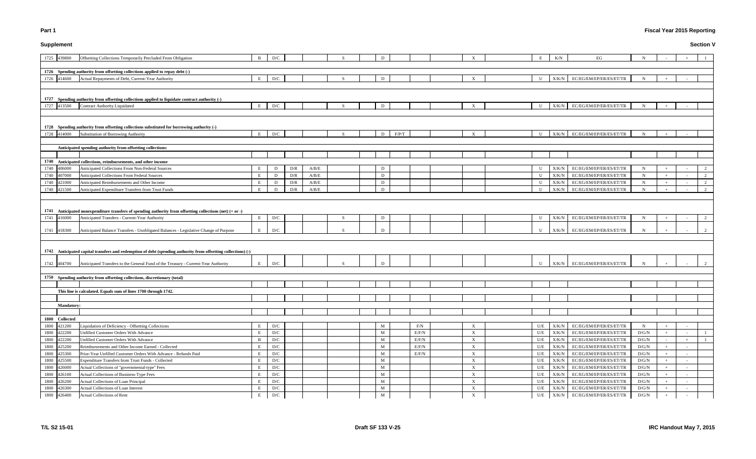**Part 1**

**Fiscal Year 2015 Reporting**

**Supplement**

**Section V**

| Line | USSGL | Description | | | | | | | | | | | | | | | | | | |
|---|---|---|---|---|---|---|---|---|---|---|---|---|---|---|---|---|---|---|---|---|
| 1725 | 439800 | Offsetting Collections Temporarily Precluded From Obligation | B | D/C | | | S | D | | | X | | E | K/N | EG | N | - | + | 1 |
| **1726** | | **Spending authority from offsetting collections applied to repay debt (-)** | | | | | | | | | | | | | | | | | |
| 1726 | 414600 | Actual Repayments of Debt, Current-Year Authority | E | D/C | | | S | D | | | X | | U | X/K/N | EC/EG/EM/EP/ER/ES/ET/TR | N | + | - | |
| **1727** | | **Spending authority from offsetting collections applied to liquidate contract authority (-)** | | | | | | | | | | | | | | | | | |
| 1727 | 413500 | Contract Authority Liquidated | E | D/C | | | S | D | | | X | | U | X/K/N | EC/EG/EM/EP/ER/ES/ET/TR | N | + | - | |
| **1728** | | **Spending authority from offsetting collections substituted for borrowing authority (-)** | | | | | | | | | | | | | | | | | |
| 1728 | 414000 | Substitution of Borrowing Authority | E | D/C | | | S | D | F/P/T | | X | | U | X/K/N | EC/EG/EM/EP/ER/ES/ET/TR | N | + | - | |
| | | **Anticipated spending authority from offsetting collections:** | | | | | | | | | | | | | | | | | |
| **1740** | | **Anticipated collections, reimbursements, and other income** | | | | | | | | | | | | | | | | | |
| 1740 | 406000 | Anticipated Collections From Non-Federal Sources | E | D | D/R | A/B/E | | D | | | | | U | X/K/N | EC/EG/EM/EP/ER/ES/ET/TR | N | + | - | 2 |
| 1740 | 407000 | Anticipated Collections From Federal Sources | E | D | D/R | A/B/E | | D | | | | | U | X/K/N | EC/EG/EM/EP/ER/ES/ET/TR | N | + | - | 2 |
| 1740 | 421000 | Anticipated Reimbursements and Other Income | E | D | D/R | A/B/E | | D | | | | | U | X/K/N | EC/EG/EM/EP/ER/ES/ET/TR | N | + | - | 2 |
| 1740 | 421500 | Anticipated Expenditure Transfers from Trust Funds | E | D | D/R | A/B/E | | D | | | | | U | X/K/N | EC/EG/EM/EP/ER/ES/ET/TR | N | + | - | 2 |
| **1741** | | **Anticipated nonexpenditure transfers of spending authority from offsetting collections (net) (+ or -)** | | | | | | | | | | | | | | | | | |
| 1741 | 416000 | Anticipated Transfers - Current-Year Authority | E | D/C | | | S | D | | | | | U | X/K/N | EC/EG/EM/EP/ER/ES/ET/TR | N | + | - | 2 |
| 1741 | 418300 | Anticipated Balance Transfers - Unobligated Balances - Legislative Change of Purpose | E | D/C | | | S | D | | | | | U | X/K/N | EC/EG/EM/EP/ER/ES/ET/TR | N | + | - | 2 |
| **1742** | | **Anticipated capital transfers and redemption of debt (spending authority from offsetting collections) (-)** | | | | | | | | | | | | | | | | | |
| 1742 | 404700 | Anticipated Transfers to the General Fund of the Treasury - Current-Year Authority | E | D/C | | | S | D | | | | | U | X/K/N | EC/EG/EM/EP/ER/ES/ET/TR | N | + | - | 2 |
| **1750** | | **Spending authority from offsetting collections, discretionary (total)** | | | | | | | | | | | | | | | | | |
| | | **This line is calculated. Equals sum of lines 1700 through 1742.** | | | | | | | | | | | | | | | | | |
| | **Mandatory:** | | | | | | | | | | | | | | | | | | |
| **1800** | **Collected** | | | | | | | | | | | | | | | | | | |
| 1800 | 421200 | Liquidation of Deficiency - Offsetting Collections | E | D/C | | | | M | | F/N | X | | U/E | X/K/N | EC/EG/EM/EP/ER/ES/ET/TR | N | + | - | |
| 1800 | 422200 | Unfilled Customer Orders With Advance | E | D/C | | | | M | | E/F/N | X | | U/E | X/K/N | EC/EG/EM/EP/ER/ES/ET/TR | D/G/N | + | - | 1 |
| 1800 | 422200 | Unfilled Customer Orders With Advance | B | D/C | | | | M | | E/F/N | X | | U/E | X/K/N | EC/EG/EM/EP/ER/ES/ET/TR | D/G/N | - | + | 1 |
| 1800 | 425200 | Reimbursements and Other Income Earned - Collected | E | D/C | | | | M | | E/F/N | X | | U/E | X/K/N | EC/EG/EM/EP/ER/ES/ET/TR | D/G/N | + | - | |
| 1800 | 425300 | Prior-Year Unfilled Customer Orders With Advance - Refunds Paid | E | D/C | | | | M | | E/F/N | X | | U/E | X/K/N | EC/EG/EM/EP/ER/ES/ET/TR | D/G/N | + | - | |
| 1800 | 425500 | Expenditure Transfers from Trust Funds - Collected | E | D/C | | | | M | | | X | | U/E | X/K/N | EC/EG/EM/EP/ER/ES/ET/TR | D/G/N | + | - | |
| 1800 | 426000 | Actual Collections of "governmental-type" Fees | E | D/C | | | | M | | | X | | U/E | X/K/N | EC/EG/EM/EP/ER/ES/ET/TR | D/G/N | + | - | |
| 1800 | 426100 | Actual Collections of Business-Type Fees | E | D/C | | | | M | | | X | | U/E | X/K/N | EC/EG/EM/EP/ER/ES/ET/TR | D/G/N | + | - | |
| 1800 | 426200 | Actual Collections of Loan Principal | E | D/C | | | | M | | | X | | U/E | X/K/N | EC/EG/EM/EP/ER/ES/ET/TR | D/G/N | + | - | |
| 1800 | 426300 | Actual Collections of Loan Interest | E | D/C | | | | M | | | X | | U/E | X/K/N | EC/EG/EM/EP/ER/ES/ET/TR | D/G/N | + | - | |
| 1800 | 426400 | Actual Collections of Rent | E | D/C | | | | M | | | X | | U/E | X/K/N | EC/EG/EM/EP/ER/ES/ET/TR | D/G/N | + | - | |

T/L S2 15-01 | Draft SF 133 V-25 | IRC Handout May 7, 2015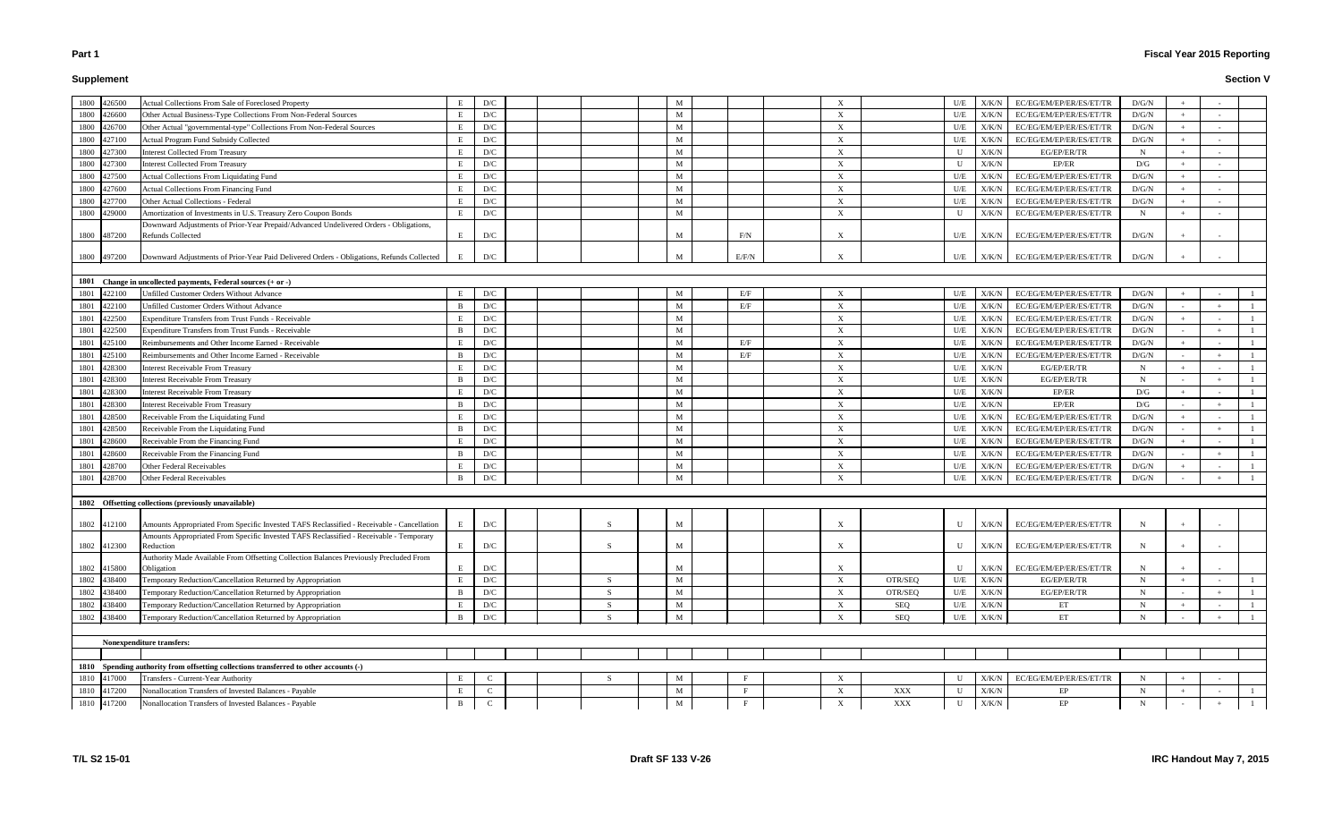# Part 1

# Supplement

## Fiscal Year 2015 Reporting

## Section V

| Line | USSGL | Description | | | | | | | | | | | | | | | | | | | | | | |
|---|---|---|---|---|---|---|---|---|---|---|---|---|---|---|---|---|---|---|---|---|---|---|---|---|
| 1800 | 426500 | Actual Collections From Sale of Foreclosed Property | E | D/C | | | | | M | | | | X | | U/E | X/K/N | EC/EG/EM/EP/ER/ES/ET/TR | D/G/N | + | - | |
| 1800 | 426600 | Other Actual Business-Type Collections From Non-Federal Sources | E | D/C | | | | | M | | | | X | | U/E | X/K/N | EC/EG/EM/EP/ER/ES/ET/TR | D/G/N | + | - | |
| 1800 | 426700 | Other Actual "governmental-type" Collections From Non-Federal Sources | E | D/C | | | | | M | | | | X | | U/E | X/K/N | EC/EG/EM/EP/ER/ES/ET/TR | D/G/N | + | - | |
| 1800 | 427100 | Actual Program Fund Subsidy Collected | E | D/C | | | | | M | | | | X | | U/E | X/K/N | EC/EG/EM/EP/ER/ES/ET/TR | D/G/N | + | - | |
| 1800 | 427300 | Interest Collected From Treasury | E | D/C | | | | | M | | | | X | | U | X/K/N | EG/EP/ER/TR | N | + | - | |
| 1800 | 427300 | Interest Collected From Treasury | E | D/C | | | | | M | | | | X | | U | X/K/N | EP/ER | D/G | + | - | |
| 1800 | 427500 | Actual Collections From Liquidating Fund | E | D/C | | | | | M | | | | X | | U/E | X/K/N | EC/EG/EM/EP/ER/ES/ET/TR | D/G/N | + | - | |
| 1800 | 427600 | Actual Collections From Financing Fund | E | D/C | | | | | M | | | | X | | U/E | X/K/N | EC/EG/EM/EP/ER/ES/ET/TR | D/G/N | + | - | |
| 1800 | 427700 | Other Actual Collections - Federal | E | D/C | | | | | M | | | | X | | U/E | X/K/N | EC/EG/EM/EP/ER/ES/ET/TR | D/G/N | + | - | |
| 1800 | 429000 | Amortization of Investments in U.S. Treasury Zero Coupon Bonds | E | D/C | | | | | M | | | | X | | U | X/K/N | EC/EG/EM/EP/ER/ES/ET/TR | N | + | - | |
| 1800 | 487200 | Downward Adjustments of Prior-Year Prepaid/Advanced Undelivered Orders - Obligations, Refunds Collected | E | D/C | | | | | M | | F/N | | X | | U/E | X/K/N | EC/EG/EM/EP/ER/ES/ET/TR | D/G/N | + | - | |
| 1800 | 497200 | Downward Adjustments of Prior-Year Paid Delivered Orders - Obligations, Refunds Collected | E | D/C | | | | | M | | E/F/N | | X | | U/E | X/K/N | EC/EG/EM/EP/ER/ES/ET/TR | D/G/N | + | - | |
| **1801** | | **Change in uncollected payments, Federal sources (+ or -)** | | | | | | | | | | | | | | | | | | | |
| 1801 | 422100 | Unfilled Customer Orders Without Advance | E | D/C | | | | | M | | E/F | | X | | U/E | X/K/N | EC/EG/EM/EP/ER/ES/ET/TR | D/G/N | + | - | 1 |
| 1801 | 422100 | Unfilled Customer Orders Without Advance | B | D/C | | | | | M | | E/F | | X | | U/E | X/K/N | EC/EG/EM/EP/ER/ES/ET/TR | D/G/N | - | + | 1 |
| 1801 | 422500 | Expenditure Transfers from Trust Funds - Receivable | E | D/C | | | | | M | | | | X | | U/E | X/K/N | EC/EG/EM/EP/ER/ES/ET/TR | D/G/N | + | - | 1 |
| 1801 | 422500 | Expenditure Transfers from Trust Funds - Receivable | B | D/C | | | | | M | | | | X | | U/E | X/K/N | EC/EG/EM/EP/ER/ES/ET/TR | D/G/N | - | + | 1 |
| 1801 | 425100 | Reimbursements and Other Income Earned - Receivable | E | D/C | | | | | M | | E/F | | X | | U/E | X/K/N | EC/EG/EM/EP/ER/ES/ET/TR | D/G/N | + | - | 1 |
| 1801 | 425100 | Reimbursements and Other Income Earned - Receivable | B | D/C | | | | | M | | E/F | | X | | U/E | X/K/N | EC/EG/EM/EP/ER/ES/ET/TR | D/G/N | - | + | 1 |
| 1801 | 428300 | Interest Receivable From Treasury | E | D/C | | | | | M | | | | X | | U/E | X/K/N | EG/EP/ER/TR | N | + | - | 1 |
| 1801 | 428300 | Interest Receivable From Treasury | B | D/C | | | | | M | | | | X | | U/E | X/K/N | EG/EP/ER/TR | N | - | + | 1 |
| 1801 | 428300 | Interest Receivable From Treasury | E | D/C | | | | | M | | | | X | | U/E | X/K/N | EP/ER | D/G | + | - | 1 |
| 1801 | 428300 | Interest Receivable From Treasury | B | D/C | | | | | M | | | | X | | U/E | X/K/N | EP/ER | D/G | - | + | 1 |
| 1801 | 428500 | Receivable From the Liquidating Fund | E | D/C | | | | | M | | | | X | | U/E | X/K/N | EC/EG/EM/EP/ER/ES/ET/TR | D/G/N | + | - | 1 |
| 1801 | 428500 | Receivable From the Liquidating Fund | B | D/C | | | | | M | | | | X | | U/E | X/K/N | EC/EG/EM/EP/ER/ES/ET/TR | D/G/N | - | + | 1 |
| 1801 | 428600 | Receivable From the Financing Fund | E | D/C | | | | | M | | | | X | | U/E | X/K/N | EC/EG/EM/EP/ER/ES/ET/TR | D/G/N | + | - | 1 |
| 1801 | 428600 | Receivable From the Financing Fund | B | D/C | | | | | M | | | | X | | U/E | X/K/N | EC/EG/EM/EP/ER/ES/ET/TR | D/G/N | - | + | 1 |
| 1801 | 428700 | Other Federal Receivables | E | D/C | | | | | M | | | | X | | U/E | X/K/N | EC/EG/EM/EP/ER/ES/ET/TR | D/G/N | + | - | 1 |
| 1801 | 428700 | Other Federal Receivables | B | D/C | | | | | M | | | | X | | U/E | X/K/N | EC/EG/EM/EP/ER/ES/ET/TR | D/G/N | - | + | 1 |
| **1802** | | **Offsetting collections (previously unavailable)** | | | | | | | | | | | | | | | | | | | |
| 1802 | 412100 | Amounts Appropriated From Specific Invested TAFS Reclassified - Receivable - Cancellation | E | D/C | | | S | | M | | | | X | | U | X/K/N | EC/EG/EM/EP/ER/ES/ET/TR | N | + | - | |
| 1802 | 412300 | Amounts Appropriated From Specific Invested TAFS Reclassified - Receivable - Temporary Reduction | E | D/C | | | S | | M | | | | X | | U | X/K/N | EC/EG/EM/EP/ER/ES/ET/TR | N | + | - | |
| 1802 | 415800 | Authority Made Available From Offsetting Collection Balances Previously Precluded From Obligation | E | D/C | | | | | M | | | | X | | U | X/K/N | EC/EG/EM/EP/ER/ES/ET/TR | N | + | - | |
| 1802 | 438400 | Temporary Reduction/Cancellation Returned by Appropriation | E | D/C | | | S | | M | | | | X | OTR/SEQ | U/E | X/K/N | EG/EP/ER/TR | N | + | - | 1 |
| 1802 | 438400 | Temporary Reduction/Cancellation Returned by Appropriation | B | D/C | | | S | | M | | | | X | OTR/SEQ | U/E | X/K/N | EG/EP/ER/TR | N | - | + | 1 |
| 1802 | 438400 | Temporary Reduction/Cancellation Returned by Appropriation | E | D/C | | | S | | M | | | | X | SEQ | U/E | X/K/N | ET | N | + | - | 1 |
| 1802 | 438400 | Temporary Reduction/Cancellation Returned by Appropriation | B | D/C | | | S | | M | | | | X | SEQ | U/E | X/K/N | ET | N | - | + | 1 |
| | | **Nonexpenditure transfers:** | | | | | | | | | | | | | | | | | | | |
| **1810** | | **Spending authority from offsetting collections transferred to other accounts (-)** | | | | | | | | | | | | | | | | | | | |
| 1810 | 417000 | Transfers - Current-Year Authority | E | C | | | S | | M | | F | | X | | U | X/K/N | EC/EG/EM/EP/ER/ES/ET/TR | N | + | - | |
| 1810 | 417200 | Nonallocation Transfers of Invested Balances - Payable | E | C | | | | | M | | F | | X | XXX | U | X/K/N | EP | N | + | - | 1 |
| 1810 | 417200 | Nonallocation Transfers of Invested Balances - Payable | B | C | | | | | M | | F | | X | XXX | U | X/K/N | EP | N | - | + | 1 |

T/L S2 15-01 | Draft SF 133 V-26 | IRC Handout May 7, 2015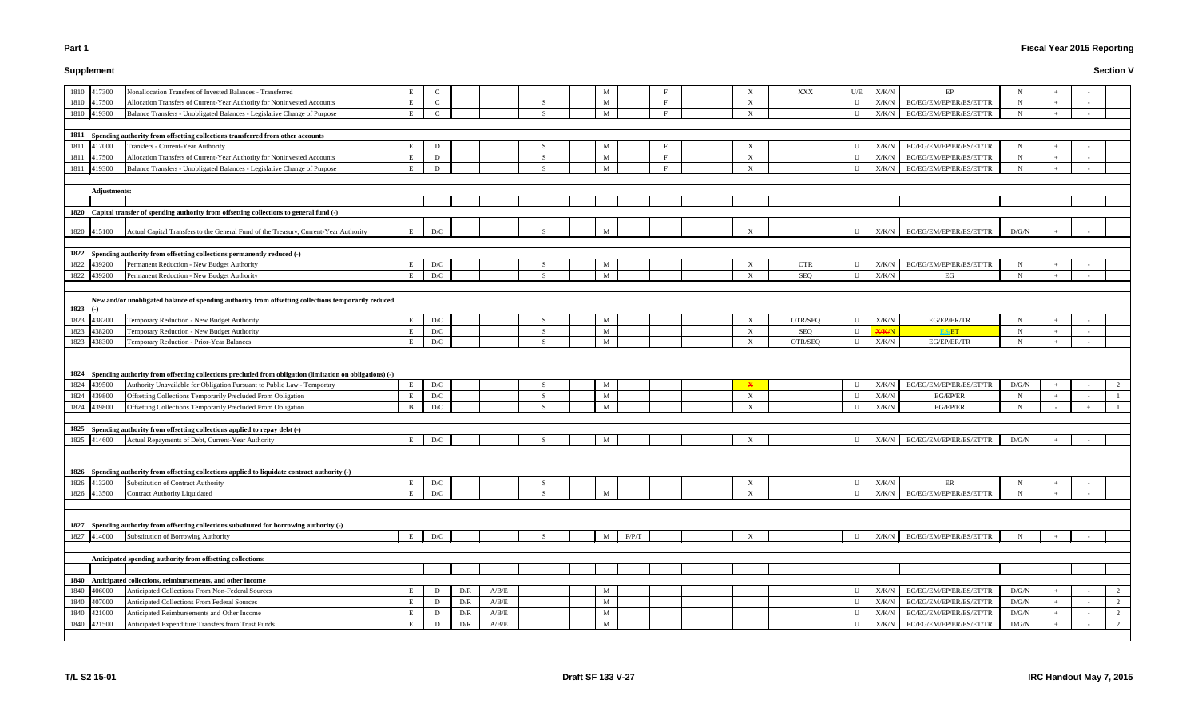# Part 1

## Supplement

### Section V

**Fiscal Year 2015 Reporting**

| Line | USSGL | Description | | | | | | | | | | | | | | | | | | | | |
|---|---|---|---|---|---|---|---|---|---|---|---|---|---|---|---|---|---|---|---|---|---|---|
| 1810 | 417300 | Nonallocation Transfers of Invested Balances - Transferred | E | C | | | | | M | | F | | X | XXX | U/E | X/K/N | EP | N | + | - | |
| 1810 | 417500 | Allocation Transfers of Current-Year Authority for Noninvested Accounts | E | C | | | S | | M | | F | | X | | U | X/K/N | EC/EG/EM/EP/ER/ES/ET/TR | N | + | - | |
| 1810 | 419300 | Balance Transfers - Unobligated Balances - Legislative Change of Purpose | E | C | | | S | | M | | F | | X | | U | X/K/N | EC/EG/EM/EP/ER/ES/ET/TR | N | + | - | |
| | | | | | | | | | | | | | | | | | | | | | |
| **1811** | | **Spending authority from offsetting collections transferred from other accounts** | | | | | | | | | | | | | | | | | | | |
| 1811 | 417000 | Transfers - Current-Year Authority | E | D | | | S | | M | | F | | X | | U | X/K/N | EC/EG/EM/EP/ER/ES/ET/TR | N | + | - | |
| 1811 | 417500 | Allocation Transfers of Current-Year Authority for Noninvested Accounts | E | D | | | S | | M | | F | | X | | U | X/K/N | EC/EG/EM/EP/ER/ES/ET/TR | N | + | - | |
| 1811 | 419300 | Balance Transfers - Unobligated Balances - Legislative Change of Purpose | E | D | | | S | | M | | F | | X | | U | X/K/N | EC/EG/EM/EP/ER/ES/ET/TR | N | + | - | |
| | | | | | | | | | | | | | | | | | | | | | |
| | **Adjustments:** | | | | | | | | | | | | | | | | | | | | |
| | | | | | | | | | | | | | | | | | | | | | |
| **1820** | | **Capital transfer of spending authority from offsetting collections to general fund (-)** | | | | | | | | | | | | | | | | | | | |
| 1820 | 415100 | Actual Capital Transfers to the General Fund of the Treasury, Current-Year Authority | E | D/C | | | S | | M | | | | X | | U | X/K/N | EC/EG/EM/EP/ER/ES/ET/TR | D/G/N | + | - | |
| | | | | | | | | | | | | | | | | | | | | | |
| **1822** | | **Spending authority from offsetting collections permanently reduced (-)** | | | | | | | | | | | | | | | | | | | |
| 1822 | 439200 | Permanent Reduction - New Budget Authority | E | D/C | | | S | | M | | | | X | OTR | U | X/K/N | EC/EG/EM/EP/ER/ES/ET/TR | N | + | - | |
| 1822 | 439200 | Permanent Reduction - New Budget Authority | E | D/C | | | S | | M | | | | X | SEQ | U | X/K/N | EG | N | + | - | |
| | | | | | | | | | | | | | | | | | | | | | |
| **1823** | | **New and/or unobligated balance of spending authority from offsetting collections temporarily reduced (-)** | | | | | | | | | | | | | | | | | | | |
| 1823 | 438200 | Temporary Reduction - New Budget Authority | E | D/C | | | S | | M | | | | X | OTR/SEQ | U | X/K/N | EG/EP/ER/TR | N | + | - | |
| 1823 | 438200 | Temporary Reduction - New Budget Authority | E | D/C | | | S | | M | | | | X | SEQ | U | X/K/N | ES/ET | N | + | - | |
| 1823 | 438300 | Temporary Reduction - Prior-Year Balances | E | D/C | | | S | | M | | | | X | OTR/SEQ | U | X/K/N | EG/EP/ER/TR | N | + | - | |
| | | | | | | | | | | | | | | | | | | | | | |
| **1824** | | **Spending authority from offsetting collections precluded from obligation (limitation on obligations) (-)** | | | | | | | | | | | | | | | | | | | |
| 1824 | 439500 | Authority Unavailable for Obligation Pursuant to Public Law - Temporary | E | D/C | | | S | | M | | | | X | | U | X/K/N | EC/EG/EM/EP/ER/ES/ET/TR | D/G/N | + | - | 2 |
| 1824 | 439800 | Offsetting Collections Temporarily Precluded From Obligation | E | D/C | | | S | | M | | | | X | | U | X/K/N | EG/EP/ER | N | + | - | 1 |
| 1824 | 439800 | Offsetting Collections Temporarily Precluded From Obligation | B | D/C | | | S | | M | | | | X | | U | X/K/N | EG/EP/ER | N | - | + | 1 |
| | | | | | | | | | | | | | | | | | | | | | |
| **1825** | | **Spending authority from offsetting collections applied to repay debt (-)** | | | | | | | | | | | | | | | | | | | |
| 1825 | 414600 | Actual Repayments of Debt, Current-Year Authority | E | D/C | | | S | | M | | | | X | | U | X/K/N | EC/EG/EM/EP/ER/ES/ET/TR | D/G/N | + | - | |
| | | | | | | | | | | | | | | | | | | | | | |
| **1826** | | **Spending authority from offsetting collections applied to liquidate contract authority (-)** | | | | | | | | | | | | | | | | | | | |
| 1826 | 413200 | Substitution of Contract Authority | E | D/C | | | S | | | | | | X | | U | X/K/N | ER | N | + | - | |
| 1826 | 413500 | Contract Authority Liquidated | E | D/C | | | S | | M | | | | X | | U | X/K/N | EC/EG/EM/EP/ER/ES/ET/TR | N | + | - | |
| | | | | | | | | | | | | | | | | | | | | | |
| **1827** | | **Spending authority from offsetting collections substituted for borrowing authority (-)** | | | | | | | | | | | | | | | | | | | |
| 1827 | 414000 | Substitution of Borrowing Authority | E | D/C | | | S | | M | F/P/T | | | X | | U | X/K/N | EC/EG/EM/EP/ER/ES/ET/TR | N | + | - | |
| | | | | | | | | | | | | | | | | | | | | | |
| | | **Anticipated spending authority from offsetting collections:** | | | | | | | | | | | | | | | | | | | |
| | | | | | | | | | | | | | | | | | | | | | |
| **1840** | | **Anticipated collections, reimbursements, and other income** | | | | | | | | | | | | | | | | | | | |
| 1840 | 406000 | Anticipated Collections From Non-Federal Sources | E | D | D/R | A/B/E | | | M | | | | | | U | X/K/N | EC/EG/EM/EP/ER/ES/ET/TR | D/G/N | + | - | 2 |
| 1840 | 407000 | Anticipated Collections From Federal Sources | E | D | D/R | A/B/E | | | M | | | | | | U | X/K/N | EC/EG/EM/EP/ER/ES/ET/TR | D/G/N | + | - | 2 |
| 1840 | 421000 | Anticipated Reimbursements and Other Income | E | D | D/R | A/B/E | | | M | | | | | | U | X/K/N | EC/EG/EM/EP/ER/ES/ET/TR | D/G/N | + | - | 2 |
| 1840 | 421500 | Anticipated Expenditure Transfers from Trust Funds | E | D | D/R | A/B/E | | | M | | | | | | U | X/K/N | EC/EG/EM/EP/ER/ES/ET/TR | D/G/N | + | - | 2 |

T/L S2 15-01 | Draft SF 133 V-27 | IRC Handout May 7, 2015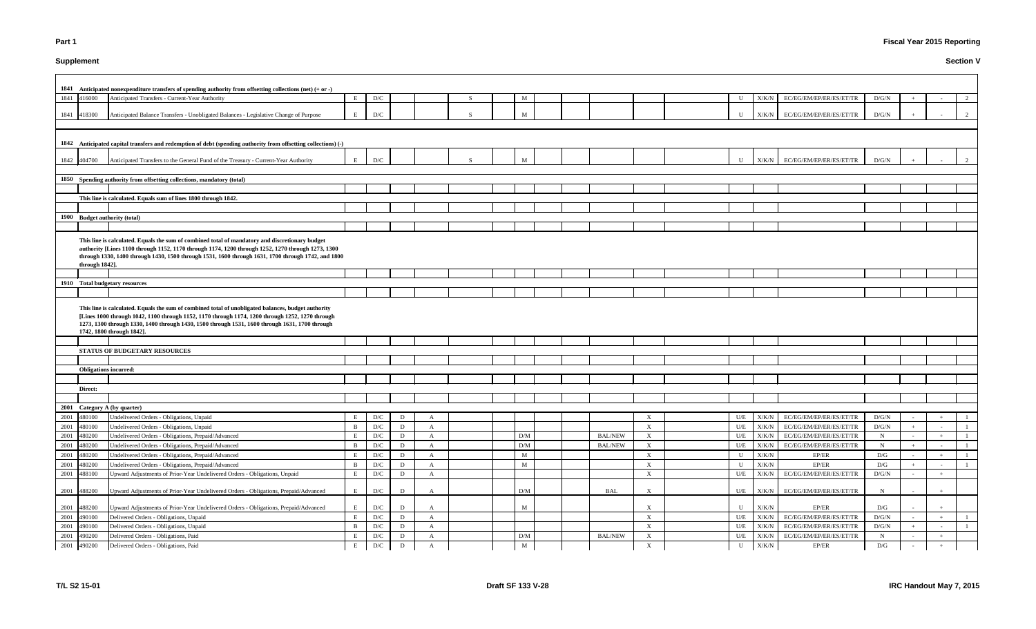**Part 1** | **Fiscal Year 2015 Reporting**

**Supplement** | **Section V**

| Line | USSGL | Description | | | | | | | | | | | | | | | | | | |
|---|---|---|---|---|---|---|---|---|---|---|---|---|---|---|---|---|---|---|---|---|
| **1841** | | **Anticipated nonexpenditure transfers of spending authority from offsetting collections (net) (+ or -)** | | | | | | | | | | | | | | | | | | |
| 1841 | 416000 | Anticipated Transfers - Current-Year Authority | E | D/C | | | S | M | | | | | U | X/K/N | EC/EG/EM/EP/ER/ES/ET/TR | D/G/N | + | - | 2 |
| 1841 | 418300 | Anticipated Balance Transfers - Unobligated Balances - Legislative Change of Purpose | E | D/C | | | S | M | | | | | U | X/K/N | EC/EG/EM/EP/ER/ES/ET/TR | D/G/N | + | - | 2 |
| **1842** | | **Anticipated capital transfers and redemption of debt (spending authority from offsetting collections) (-)** | | | | | | | | | | | | | | | | | | |
| 1842 | 404700 | Anticipated Transfers to the General Fund of the Treasury - Current-Year Authority | E | D/C | | | S | M | | | | | U | X/K/N | EC/EG/EM/EP/ER/ES/ET/TR | D/G/N | + | - | 2 |
| **1850** | | **Spending authority from offsetting collections, mandatory (total)** | | | | | | | | | | | | | | | | | | |
| | | **This line is calculated. Equals sum of lines 1800 through 1842.** | | | | | | | | | | | | | | | | | | |
| **1900** | | **Budget authority (total)** | | | | | | | | | | | | | | | | | | |
| | | **This line is calculated. Equals the sum of combined total of mandatory and discretionary budget authority [Lines 1100 through 1152, 1170 through 1174, 1200 through 1252, 1270 through 1273, 1300 through 1330, 1400 through 1430, 1500 through 1531, 1600 through 1631, 1700 through 1742, and 1800 through 1842].** | | | | | | | | | | | | | | | | | | |
| **1910** | | **Total budgetary resources** | | | | | | | | | | | | | | | | | | |
| | | **This line is calculated. Equals the sum of combined total of unobligated balances, budget authority [Lines 1000 through 1042, 1100 through 1152, 1170 through 1174, 1200 through 1252, 1270 through 1273, 1300 through 1330, 1400 through 1430, 1500 through 1531, 1600 through 1631, 1700 through 1742, 1800 through 1842].** | | | | | | | | | | | | | | | | | | |
| | | **STATUS OF BUDGETARY RESOURCES** | | | | | | | | | | | | | | | | | | |
| | | **Obligations incurred:** | | | | | | | | | | | | | | | | | | |
| | | **Direct:** | | | | | | | | | | | | | | | | | | |
| **2001** | | **Category A (by quarter)** | | | | | | | | | | | | | | | | | | |
| 2001 | 480100 | Undelivered Orders - Obligations, Unpaid | E | D/C | D | A | | | | | | X | U/E | X/K/N | EC/EG/EM/EP/ER/ES/ET/TR | D/G/N | - | + | 1 |
| 2001 | 480100 | Undelivered Orders - Obligations, Unpaid | B | D/C | D | A | | | | | | X | U/E | X/K/N | EC/EG/EM/EP/ER/ES/ET/TR | D/G/N | + | - | 1 |
| 2001 | 480200 | Undelivered Orders - Obligations, Prepaid/Advanced | E | D/C | D | A | | D/M | | | BAL/NEW | X | U/E | X/K/N | EC/EG/EM/EP/ER/ES/ET/TR | N | - | + | 1 |
| 2001 | 480200 | Undelivered Orders - Obligations, Prepaid/Advanced | B | D/C | D | A | | D/M | | | BAL/NEW | X | U/E | X/K/N | EC/EG/EM/EP/ER/ES/ET/TR | N | + | - | 1 |
| 2001 | 480200 | Undelivered Orders - Obligations, Prepaid/Advanced | E | D/C | D | A | | M | | | | X | U | X/K/N | EP/ER | D/G | - | + | 1 |
| 2001 | 480200 | Undelivered Orders - Obligations, Prepaid/Advanced | B | D/C | D | A | | M | | | | X | U | X/K/N | EP/ER | D/G | + | - | 1 |
| 2001 | 488100 | Upward Adjustments of Prior-Year Undelivered Orders - Obligations, Unpaid | E | D/C | D | A | | | | | | X | U/E | X/K/N | EC/EG/EM/EP/ER/ES/ET/TR | D/G/N | - | + | |
| 2001 | 488200 | Upward Adjustments of Prior-Year Undelivered Orders - Obligations, Prepaid/Advanced | E | D/C | D | A | | D/M | | | BAL | X | U/E | X/K/N | EC/EG/EM/EP/ER/ES/ET/TR | N | - | + | |
| 2001 | 488200 | Upward Adjustments of Prior-Year Undelivered Orders - Obligations, Prepaid/Advanced | E | D/C | D | A | | M | | | | X | U | X/K/N | EP/ER | D/G | - | + | |
| 2001 | 490100 | Delivered Orders - Obligations, Unpaid | E | D/C | D | A | | | | | | X | U/E | X/K/N | EC/EG/EM/EP/ER/ES/ET/TR | D/G/N | - | + | 1 |
| 2001 | 490100 | Delivered Orders - Obligations, Unpaid | B | D/C | D | A | | | | | | X | U/E | X/K/N | EC/EG/EM/EP/ER/ES/ET/TR | D/G/N | + | - | 1 |
| 2001 | 490200 | Delivered Orders - Obligations, Paid | E | D/C | D | A | | D/M | | | BAL/NEW | X | U/E | X/K/N | EC/EG/EM/EP/ER/ES/ET/TR | N | - | + | |
| 2001 | 490200 | Delivered Orders - Obligations, Paid | E | D/C | D | A | | M | | | | X | U | X/K/N | EP/ER | D/G | - | + | |

T/L S2 15-01 | Draft SF 133 V-28 | IRC Handout May 7, 2015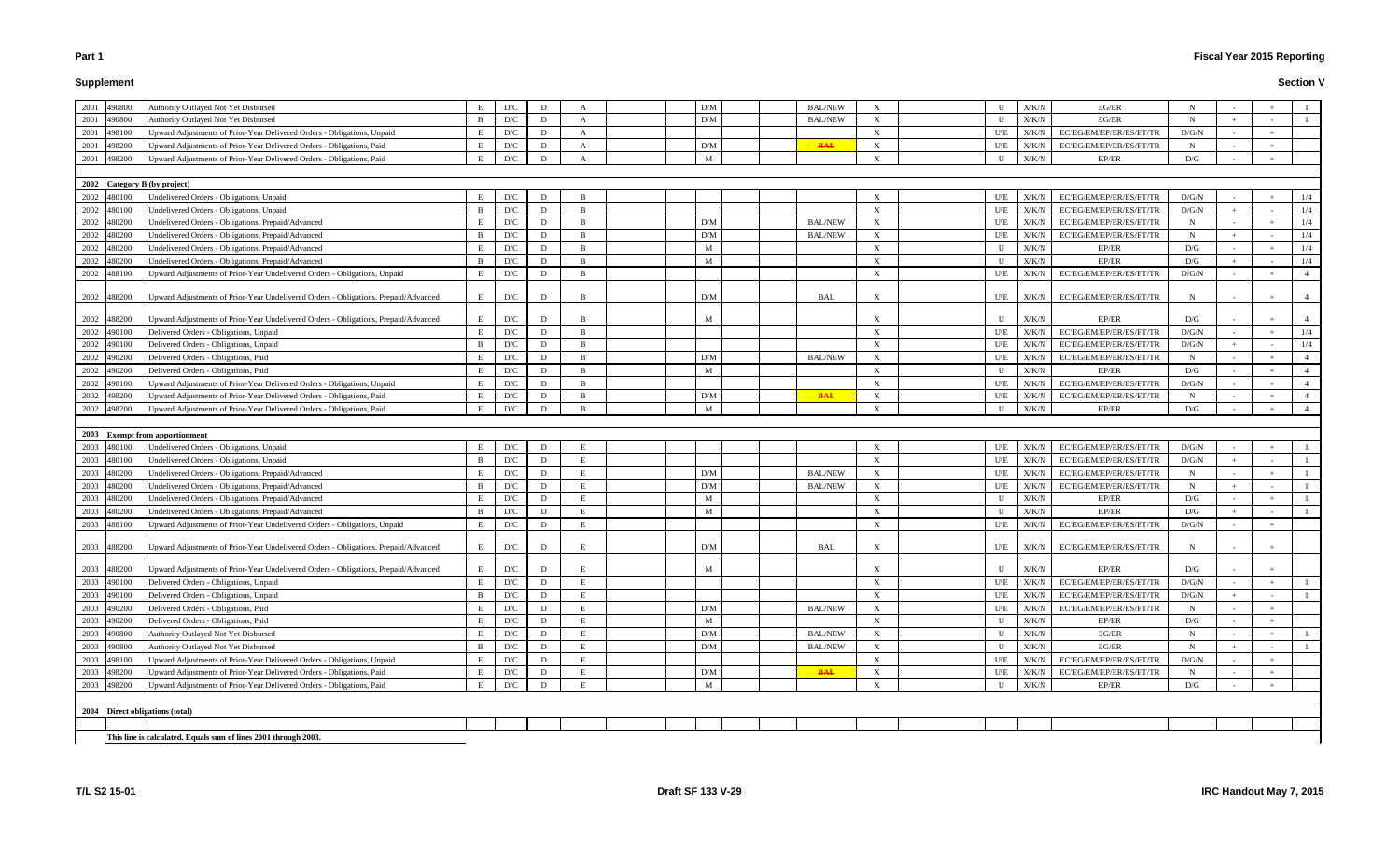**Part 1**

**Fiscal Year 2015 Reporting**

**Supplement**

**Section V**

| | | | | | | | | | | | | | | | | | | | |
|---|---|---|---|---|---|---|---|---|---|---|---|---|---|---|---|---|---|---|---|
| 2001 | 490800 | Authority Outlayed Not Yet Disbursed | E | D/C | D | A | | D/M | | BAL/NEW | X | | U | X/K/N | EG/ER | N | - | + | 1 |
| 2001 | 490800 | Authority Outlayed Not Yet Disbursed | B | D/C | D | A | | D/M | | BAL/NEW | X | | U | X/K/N | EG/ER | N | + | - | 1 |
| 2001 | 498100 | Upward Adjustments of Prior-Year Delivered Orders - Obligations, Unpaid | E | D/C | D | A | | | | | X | | U/E | X/K/N | EC/EG/EM/EP/ER/ES/ET/TR | D/G/N | - | + | |
| 2001 | 498200 | Upward Adjustments of Prior-Year Delivered Orders - Obligations, Paid | E | D/C | D | A | | D/M | | ~~BAL~~ | X | | U/E | X/K/N | EC/EG/EM/EP/ER/ES/ET/TR | N | - | + | |
| 2001 | 498200 | Upward Adjustments of Prior-Year Delivered Orders - Obligations, Paid | E | D/C | D | A | | M | | | X | | U | X/K/N | EP/ER | D/G | - | + | |
| | | | | | | | | | | | | | | | | | | | |
| **2002** | | **Category B (by project)** | | | | | | | | | | | | | | | | | |
| 2002 | 480100 | Undelivered Orders - Obligations, Unpaid | E | D/C | D | B | | | | | X | | U/E | X/K/N | EC/EG/EM/EP/ER/ES/ET/TR | D/G/N | - | + | 1/4 |
| 2002 | 480100 | Undelivered Orders - Obligations, Unpaid | B | D/C | D | B | | | | | X | | U/E | X/K/N | EC/EG/EM/EP/ER/ES/ET/TR | D/G/N | + | - | 1/4 |
| 2002 | 480200 | Undelivered Orders - Obligations, Prepaid/Advanced | E | D/C | D | B | | D/M | | BAL/NEW | X | | U/E | X/K/N | EC/EG/EM/EP/ER/ES/ET/TR | N | - | + | 1/4 |
| 2002 | 480200 | Undelivered Orders - Obligations, Prepaid/Advanced | B | D/C | D | B | | D/M | | BAL/NEW | X | | U/E | X/K/N | EC/EG/EM/EP/ER/ES/ET/TR | N | + | - | 1/4 |
| 2002 | 480200 | Undelivered Orders - Obligations, Prepaid/Advanced | E | D/C | D | B | | M | | | X | | U | X/K/N | EP/ER | D/G | - | + | 1/4 |
| 2002 | 480200 | Undelivered Orders - Obligations, Prepaid/Advanced | B | D/C | D | B | | M | | | X | | U | X/K/N | EP/ER | D/G | + | - | 1/4 |
| 2002 | 488100 | Upward Adjustments of Prior-Year Undelivered Orders - Obligations, Unpaid | E | D/C | D | B | | | | | X | | U/E | X/K/N | EC/EG/EM/EP/ER/ES/ET/TR | D/G/N | - | + | 4 |
| 2002 | 488200 | Upward Adjustments of Prior-Year Undelivered Orders - Obligations, Prepaid/Advanced | E | D/C | D | B | | D/M | | BAL | X | | U/E | X/K/N | EC/EG/EM/EP/ER/ES/ET/TR | N | - | + | 4 |
| 2002 | 488200 | Upward Adjustments of Prior-Year Undelivered Orders - Obligations, Prepaid/Advanced | E | D/C | D | B | | M | | | X | | U | X/K/N | EP/ER | D/G | - | + | 4 |
| 2002 | 490100 | Delivered Orders - Obligations, Unpaid | E | D/C | D | B | | | | | X | | U/E | X/K/N | EC/EG/EM/EP/ER/ES/ET/TR | D/G/N | - | + | 1/4 |
| 2002 | 490100 | Delivered Orders - Obligations, Unpaid | B | D/C | D | B | | | | | X | | U/E | X/K/N | EC/EG/EM/EP/ER/ES/ET/TR | D/G/N | + | - | 1/4 |
| 2002 | 490200 | Delivered Orders - Obligations, Paid | E | D/C | D | B | | D/M | | BAL/NEW | X | | U/E | X/K/N | EC/EG/EM/EP/ER/ES/ET/TR | N | - | + | 4 |
| 2002 | 490200 | Delivered Orders - Obligations, Paid | E | D/C | D | B | | M | | | X | | U | X/K/N | EP/ER | D/G | - | + | 4 |
| 2002 | 498100 | Upward Adjustments of Prior-Year Delivered Orders - Obligations, Unpaid | E | D/C | D | B | | | | | X | | U/E | X/K/N | EC/EG/EM/EP/ER/ES/ET/TR | D/G/N | - | + | 4 |
| 2002 | 498200 | Upward Adjustments of Prior-Year Delivered Orders - Obligations, Paid | E | D/C | D | B | | D/M | | ~~BAL~~ | X | | U/E | X/K/N | EC/EG/EM/EP/ER/ES/ET/TR | N | - | + | 4 |
| 2002 | 498200 | Upward Adjustments of Prior-Year Delivered Orders - Obligations, Paid | E | D/C | D | B | | M | | | X | | U | X/K/N | EP/ER | D/G | - | + | 4 |
| | | | | | | | | | | | | | | | | | | | |
| **2003** | | **Exempt from apportionment** | | | | | | | | | | | | | | | | | |
| 2003 | 480100 | Undelivered Orders - Obligations, Unpaid | E | D/C | D | E | | | | | X | | U/E | X/K/N | EC/EG/EM/EP/ER/ES/ET/TR | D/G/N | - | + | 1 |
| 2003 | 480100 | Undelivered Orders - Obligations, Unpaid | B | D/C | D | E | | | | | X | | U/E | X/K/N | EC/EG/EM/EP/ER/ES/ET/TR | D/G/N | + | - | 1 |
| 2003 | 480200 | Undelivered Orders - Obligations, Prepaid/Advanced | E | D/C | D | E | | D/M | | BAL/NEW | X | | U/E | X/K/N | EC/EG/EM/EP/ER/ES/ET/TR | N | - | + | 1 |
| 2003 | 480200 | Undelivered Orders - Obligations, Prepaid/Advanced | B | D/C | D | E | | D/M | | BAL/NEW | X | | U/E | X/K/N | EC/EG/EM/EP/ER/ES/ET/TR | N | + | - | 1 |
| 2003 | 480200 | Undelivered Orders - Obligations, Prepaid/Advanced | E | D/C | D | E | | M | | | X | | U | X/K/N | EP/ER | D/G | - | + | 1 |
| 2003 | 480200 | Undelivered Orders - Obligations, Prepaid/Advanced | B | D/C | D | E | | M | | | X | | U | X/K/N | EP/ER | D/G | + | - | 1 |
| 2003 | 488100 | Upward Adjustments of Prior-Year Undelivered Orders - Obligations, Unpaid | E | D/C | D | E | | | | | X | | U/E | X/K/N | EC/EG/EM/EP/ER/ES/ET/TR | D/G/N | - | + | |
| 2003 | 488200 | Upward Adjustments of Prior-Year Undelivered Orders - Obligations, Prepaid/Advanced | E | D/C | D | E | | D/M | | BAL | X | | U/E | X/K/N | EC/EG/EM/EP/ER/ES/ET/TR | N | - | + | |
| 2003 | 488200 | Upward Adjustments of Prior-Year Undelivered Orders - Obligations, Prepaid/Advanced | E | D/C | D | E | | M | | | X | | U | X/K/N | EP/ER | D/G | - | + | |
| 2003 | 490100 | Delivered Orders - Obligations, Unpaid | E | D/C | D | E | | | | | X | | U/E | X/K/N | EC/EG/EM/EP/ER/ES/ET/TR | D/G/N | - | + | 1 |
| 2003 | 490100 | Delivered Orders - Obligations, Unpaid | B | D/C | D | E | | | | | X | | U/E | X/K/N | EC/EG/EM/EP/ER/ES/ET/TR | D/G/N | + | - | 1 |
| 2003 | 490200 | Delivered Orders - Obligations, Paid | E | D/C | D | E | | D/M | | BAL/NEW | X | | U/E | X/K/N | EC/EG/EM/EP/ER/ES/ET/TR | N | - | + | |
| 2003 | 490200 | Delivered Orders - Obligations, Paid | E | D/C | D | E | | M | | | X | | U | X/K/N | EP/ER | D/G | - | + | |
| 2003 | 490800 | Authority Outlayed Not Yet Disbursed | E | D/C | D | E | | D/M | | BAL/NEW | X | | U | X/K/N | EG/ER | N | - | + | 1 |
| 2003 | 490800 | Authority Outlayed Not Yet Disbursed | B | D/C | D | E | | D/M | | BAL/NEW | X | | U | X/K/N | EG/ER | N | + | - | 1 |
| 2003 | 498100 | Upward Adjustments of Prior-Year Delivered Orders - Obligations, Unpaid | E | D/C | D | E | | | | | X | | U/E | X/K/N | EC/EG/EM/EP/ER/ES/ET/TR | D/G/N | - | + | |
| 2003 | 498200 | Upward Adjustments of Prior-Year Delivered Orders - Obligations, Paid | E | D/C | D | E | | D/M | | ~~BAL~~ | X | | U/E | X/K/N | EC/EG/EM/EP/ER/ES/ET/TR | N | - | + | |
| 2003 | 498200 | Upward Adjustments of Prior-Year Delivered Orders - Obligations, Paid | E | D/C | D | E | | M | | | X | | U | X/K/N | EP/ER | D/G | - | + | |
| | | | | | | | | | | | | | | | | | | | |
| **2004** | | **Direct obligations (total)** | | | | | | | | | | | | | | | | | |

**This line is calculated. Equals sum of lines 2001 through 2003.**

T/L S2 15-01 | Draft SF 133 V-29 | IRC Handout May 7, 2015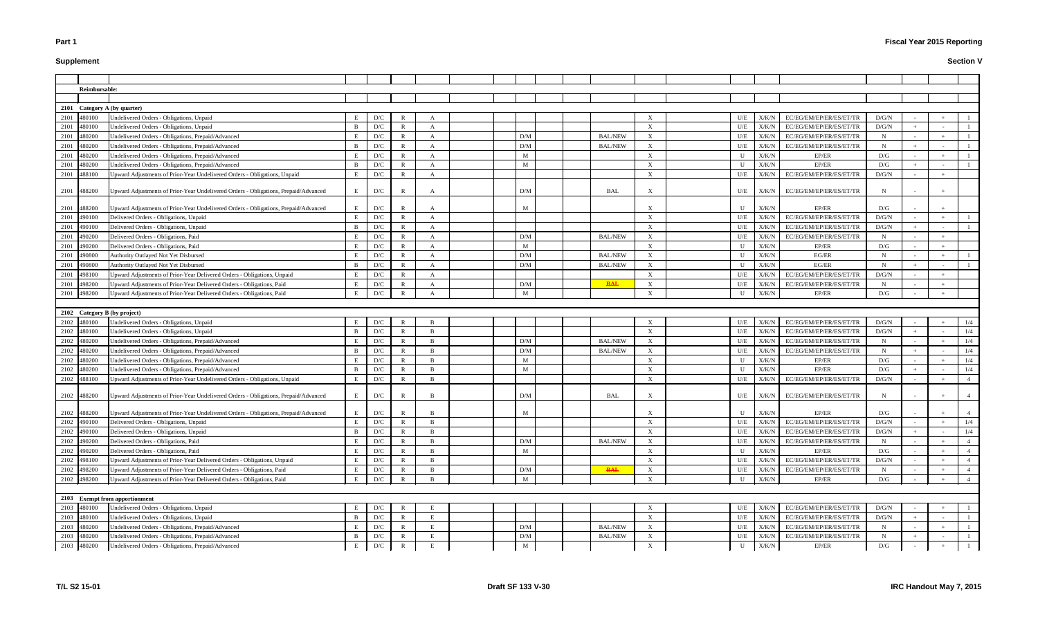**Part 1** **Fiscal Year 2015 Reporting**

**Supplement** **Section V**

| | | | | | | | | | | | | | | | | | | | | | |
|---|---|---|---|---|---|---|---|---|---|---|---|---|---|---|---|---|---|---|---|---|---|
| **Reimbursable:** | | | | | | | | | | | | | | | | | | | | | |
| | | | | | | | | | | | | | | | | | | | | | |
| **2101 Category A (by quarter)** | | | | | | | | | | | | | | | | | | | | | |
| 2101 | 480100 | Undelivered Orders - Obligations, Unpaid | E | D/C | R | A | | | | | | X | | U/E | X/K/N | EC/EG/EM/EP/ER/ES/ET/TR | D/G/N | - | + | 1 |
| 2101 | 480100 | Undelivered Orders - Obligations, Unpaid | B | D/C | R | A | | | | | | X | | U/E | X/K/N | EC/EG/EM/EP/ER/ES/ET/TR | D/G/N | + | - | 1 |
| 2101 | 480200 | Undelivered Orders - Obligations, Prepaid/Advanced | E | D/C | R | A | | D/M | | BAL/NEW | | X | | U/E | X/K/N | EC/EG/EM/EP/ER/ES/ET/TR | N | - | + | 1 |
| 2101 | 480200 | Undelivered Orders - Obligations, Prepaid/Advanced | B | D/C | R | A | | D/M | | BAL/NEW | | X | | U/E | X/K/N | EC/EG/EM/EP/ER/ES/ET/TR | N | + | - | 1 |
| 2101 | 480200 | Undelivered Orders - Obligations, Prepaid/Advanced | E | D/C | R | A | | M | | | | X | | U | X/K/N | EP/ER | D/G | - | + | 1 |
| 2101 | 480200 | Undelivered Orders - Obligations, Prepaid/Advanced | B | D/C | R | A | | M | | | | X | | U | X/K/N | EP/ER | D/G | + | - | 1 |
| 2101 | 488100 | Upward Adjustments of Prior-Year Undelivered Orders - Obligations, Unpaid | E | D/C | R | A | | | | | | X | | U/E | X/K/N | EC/EG/EM/EP/ER/ES/ET/TR | D/G/N | - | + | |
| 2101 | 488200 | Upward Adjustments of Prior-Year Undelivered Orders - Obligations, Prepaid/Advanced | E | D/C | R | A | | D/M | | BAL | | X | | U/E | X/K/N | EC/EG/EM/EP/ER/ES/ET/TR | N | - | + | |
| 2101 | 488200 | Upward Adjustments of Prior-Year Undelivered Orders - Obligations, Prepaid/Advanced | E | D/C | R | A | | M | | | | X | | U | X/K/N | EP/ER | D/G | - | + | |
| 2101 | 490100 | Delivered Orders - Obligations, Unpaid | E | D/C | R | A | | | | | | X | | U/E | X/K/N | EC/EG/EM/EP/ER/ES/ET/TR | D/G/N | - | + | 1 |
| 2101 | 490100 | Delivered Orders - Obligations, Unpaid | B | D/C | R | A | | | | | | X | | U/E | X/K/N | EC/EG/EM/EP/ER/ES/ET/TR | D/G/N | + | - | 1 |
| 2101 | 490200 | Delivered Orders - Obligations, Paid | E | D/C | R | A | | D/M | | BAL/NEW | | X | | U/E | X/K/N | EC/EG/EM/EP/ER/ES/ET/TR | N | - | + | |
| 2101 | 490200 | Delivered Orders - Obligations, Paid | E | D/C | R | A | | M | | | | X | | U | X/K/N | EP/ER | D/G | - | + | |
| 2101 | 490800 | Authority Outlayed Not Yet Disbursed | E | D/C | R | A | | D/M | | BAL/NEW | | X | | U | X/K/N | EG/ER | N | - | + | 1 |
| 2101 | 490800 | Authority Outlayed Not Yet Disbursed | B | D/C | R | A | | D/M | | BAL/NEW | | X | | U | X/K/N | EG/ER | N | + | - | 1 |
| 2101 | 498100 | Upward Adjustments of Prior-Year Delivered Orders - Obligations, Unpaid | E | D/C | R | A | | | | | | X | | U/E | X/K/N | EC/EG/EM/EP/ER/ES/ET/TR | D/G/N | - | + | |
| 2101 | 498200 | Upward Adjustments of Prior-Year Delivered Orders - Obligations, Paid | E | D/C | R | A | | D/M | | ~~BAL~~ | | X | | U/E | X/K/N | EC/EG/EM/EP/ER/ES/ET/TR | N | - | + | |
| 2101 | 498200 | Upward Adjustments of Prior-Year Delivered Orders - Obligations, Paid | E | D/C | R | A | | M | | | | X | | U | X/K/N | EP/ER | D/G | - | + | |
| | | | | | | | | | | | | | | | | | | | | | |
| **2102 Category B (by project)** | | | | | | | | | | | | | | | | | | | | | |
| 2102 | 480100 | Undelivered Orders - Obligations, Unpaid | E | D/C | R | B | | | | | | X | | U/E | X/K/N | EC/EG/EM/EP/ER/ES/ET/TR | D/G/N | - | + | 1/4 |
| 2102 | 480100 | Undelivered Orders - Obligations, Unpaid | B | D/C | R | B | | | | | | X | | U/E | X/K/N | EC/EG/EM/EP/ER/ES/ET/TR | D/G/N | + | - | 1/4 |
| 2102 | 480200 | Undelivered Orders - Obligations, Prepaid/Advanced | E | D/C | R | B | | D/M | | BAL/NEW | | X | | U/E | X/K/N | EC/EG/EM/EP/ER/ES/ET/TR | N | - | + | 1/4 |
| 2102 | 480200 | Undelivered Orders - Obligations, Prepaid/Advanced | B | D/C | R | B | | D/M | | BAL/NEW | | X | | U/E | X/K/N | EC/EG/EM/EP/ER/ES/ET/TR | N | + | - | 1/4 |
| 2102 | 480200 | Undelivered Orders - Obligations, Prepaid/Advanced | E | D/C | R | B | | M | | | | X | | U | X/K/N | EP/ER | D/G | - | + | 1/4 |
| 2102 | 480200 | Undelivered Orders - Obligations, Prepaid/Advanced | B | D/C | R | B | | M | | | | X | | U | X/K/N | EP/ER | D/G | + | - | 1/4 |
| 2102 | 488100 | Upward Adjustments of Prior-Year Undelivered Orders - Obligations, Unpaid | E | D/C | R | B | | | | | | X | | U/E | X/K/N | EC/EG/EM/EP/ER/ES/ET/TR | D/G/N | - | + | 4 |
| 2102 | 488200 | Upward Adjustments of Prior-Year Undelivered Orders - Obligations, Prepaid/Advanced | E | D/C | R | B | | D/M | | BAL | | X | | U/E | X/K/N | EC/EG/EM/EP/ER/ES/ET/TR | N | - | + | 4 |
| 2102 | 488200 | Upward Adjustments of Prior-Year Undelivered Orders - Obligations, Prepaid/Advanced | E | D/C | R | B | | M | | | | X | | U | X/K/N | EP/ER | D/G | - | + | 4 |
| 2102 | 490100 | Delivered Orders - Obligations, Unpaid | E | D/C | R | B | | | | | | X | | U/E | X/K/N | EC/EG/EM/EP/ER/ES/ET/TR | D/G/N | - | + | 1/4 |
| 2102 | 490100 | Delivered Orders - Obligations, Unpaid | B | D/C | R | B | | | | | | X | | U/E | X/K/N | EC/EG/EM/EP/ER/ES/ET/TR | D/G/N | + | - | 1/4 |
| 2102 | 490200 | Delivered Orders - Obligations, Paid | E | D/C | R | B | | D/M | | BAL/NEW | | X | | U/E | X/K/N | EC/EG/EM/EP/ER/ES/ET/TR | N | - | + | 4 |
| 2102 | 490200 | Delivered Orders - Obligations, Paid | E | D/C | R | B | | M | | | | X | | U | X/K/N | EP/ER | D/G | - | + | 4 |
| 2102 | 498100 | Upward Adjustments of Prior-Year Delivered Orders - Obligations, Unpaid | E | D/C | R | B | | | | | | X | | U/E | X/K/N | EC/EG/EM/EP/ER/ES/ET/TR | D/G/N | - | + | 4 |
| 2102 | 498200 | Upward Adjustments of Prior-Year Delivered Orders - Obligations, Paid | E | D/C | R | B | | D/M | | ~~BAL~~ | | X | | U/E | X/K/N | EC/EG/EM/EP/ER/ES/ET/TR | N | - | + | 4 |
| 2102 | 498200 | Upward Adjustments of Prior-Year Delivered Orders - Obligations, Paid | E | D/C | R | B | | M | | | | X | | U | X/K/N | EP/ER | D/G | - | + | 4 |
| | | | | | | | | | | | | | | | | | | | | | |
| **2103 Exempt from apportionment** | | | | | | | | | | | | | | | | | | | | | |
| 2103 | 480100 | Undelivered Orders - Obligations, Unpaid | E | D/C | R | E | | | | | | X | | U/E | X/K/N | EC/EG/EM/EP/ER/ES/ET/TR | D/G/N | - | + | 1 |
| 2103 | 480100 | Undelivered Orders - Obligations, Unpaid | B | D/C | R | E | | | | | | X | | U/E | X/K/N | EC/EG/EM/EP/ER/ES/ET/TR | D/G/N | + | - | 1 |
| 2103 | 480200 | Undelivered Orders - Obligations, Prepaid/Advanced | E | D/C | R | E | | D/M | | BAL/NEW | | X | | U/E | X/K/N | EC/EG/EM/EP/ER/ES/ET/TR | N | - | + | 1 |
| 2103 | 480200 | Undelivered Orders - Obligations, Prepaid/Advanced | B | D/C | R | E | | D/M | | BAL/NEW | | X | | U/E | X/K/N | EC/EG/EM/EP/ER/ES/ET/TR | N | + | - | 1 |
| 2103 | 480200 | Undelivered Orders - Obligations, Prepaid/Advanced | E | D/C | R | E | | M | | | | X | | U | X/K/N | EP/ER | D/G | - | + | 1 |

**T/L S2 15-01** **Draft SF 133 V-30** **IRC Handout May 7, 2015**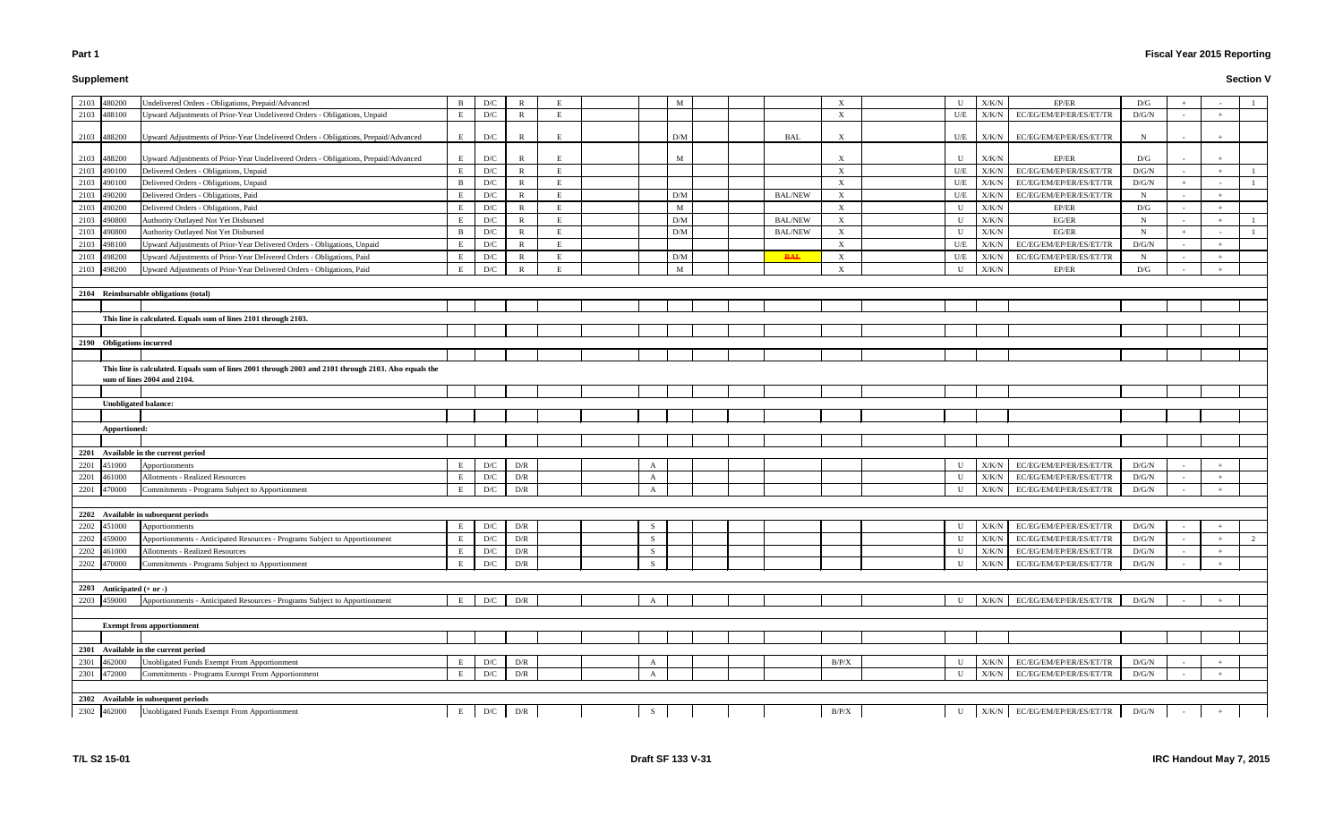| | | | | | | | | | | | | | | | | | | | | | |
|---|---|---|---|---|---|---|---|---|---|---|---|---|---|---|---|---|---|---|---|---|---|
| 2103 | 480200 | Undelivered Orders - Obligations, Prepaid/Advanced | B | D/C | R | E | | | M | | | | X | | U | X/K/N | EP/ER | D/G | + | - | 1 |
| 2103 | 488100 | Upward Adjustments of Prior-Year Undelivered Orders - Obligations, Unpaid | E | D/C | R | E | | | | | | | X | | U/E | X/K/N | EC/EG/EM/EP/ER/ES/ET/TR | D/G/N | - | + | |
| 2103 | 488200 | Upward Adjustments of Prior-Year Undelivered Orders - Obligations, Prepaid/Advanced | E | D/C | R | E | | | D/M | | | BAL | X | | U/E | X/K/N | EC/EG/EM/EP/ER/ES/ET/TR | N | - | + | |
| 2103 | 488200 | Upward Adjustments of Prior-Year Undelivered Orders - Obligations, Prepaid/Advanced | E | D/C | R | E | | | M | | | | X | | U | X/K/N | EP/ER | D/G | - | + | |
| 2103 | 490100 | Delivered Orders - Obligations, Unpaid | E | D/C | R | E | | | | | | | X | | U/E | X/K/N | EC/EG/EM/EP/ER/ES/ET/TR | D/G/N | - | + | 1 |
| 2103 | 490100 | Delivered Orders - Obligations, Unpaid | B | D/C | R | E | | | | | | | X | | U/E | X/K/N | EC/EG/EM/EP/ER/ES/ET/TR | D/G/N | + | - | 1 |
| 2103 | 490200 | Delivered Orders - Obligations, Paid | E | D/C | R | E | | | D/M | | | BAL/NEW | X | | U/E | X/K/N | EC/EG/EM/EP/ER/ES/ET/TR | N | - | + | |
| 2103 | 490200 | Delivered Orders - Obligations, Paid | E | D/C | R | E | | | M | | | | X | | U | X/K/N | EP/ER | D/G | - | + | |
| 2103 | 490800 | Authority Outlayed Not Yet Disbursed | E | D/C | R | E | | | D/M | | | BAL/NEW | X | | U | X/K/N | EG/ER | N | - | + | 1 |
| 2103 | 490800 | Authority Outlayed Not Yet Disbursed | B | D/C | R | E | | | D/M | | | BAL/NEW | X | | U | X/K/N | EG/ER | N | + | - | 1 |
| 2103 | 498100 | Upward Adjustments of Prior-Year Delivered Orders - Obligations, Unpaid | E | D/C | R | E | | | | | | | X | | U/E | X/K/N | EC/EG/EM/EP/ER/ES/ET/TR | D/G/N | - | + | |
| 2103 | 498200 | Upward Adjustments of Prior-Year Delivered Orders - Obligations, Paid | E | D/C | R | E | | | D/M | | | ~~BAL~~ | X | | U/E | X/K/N | EC/EG/EM/EP/ER/ES/ET/TR | N | - | + | |
| 2103 | 498200 | Upward Adjustments of Prior-Year Delivered Orders - Obligations, Paid | E | D/C | R | E | | | M | | | | X | | U | X/K/N | EP/ER | D/G | - | + | |
| | | | | | | | | | | | | | | | | | | | | | |
| **2104** | **Reimbursable obligations (total)** | | | | | | | | | | | | | | | | | | | | |
| | | **This line is calculated. Equals sum of lines 2101 through 2103.** | | | | | | | | | | | | | | | | | | | |
| | | | | | | | | | | | | | | | | | | | | | |
| **2190** | **Obligations incurred** | | | | | | | | | | | | | | | | | | | | |
| | | **This line is calculated. Equals sum of lines 2001 through 2003 and 2101 through 2103. Also equals the sum of lines 2004 and 2104.** | | | | | | | | | | | | | | | | | | | |
| | | | | | | | | | | | | | | | | | | | | | |
| | **Unobligated balance:** | | | | | | | | | | | | | | | | | | | | |
| | **Apportioned:** | | | | | | | | | | | | | | | | | | | | |
| | | | | | | | | | | | | | | | | | | | | | |
| **2201** | **Available in the current period** | | | | | | | | | | | | | | | | | | | | |
| 2201 | 451000 | Apportionments | E | D/C | D/R | | | A | | | | | | | U | X/K/N | EC/EG/EM/EP/ER/ES/ET/TR | D/G/N | - | + | |
| 2201 | 461000 | Allotments - Realized Resources | E | D/C | D/R | | | A | | | | | | | U | X/K/N | EC/EG/EM/EP/ER/ES/ET/TR | D/G/N | - | + | |
| 2201 | 470000 | Commitments - Programs Subject to Apportionment | E | D/C | D/R | | | A | | | | | | | U | X/K/N | EC/EG/EM/EP/ER/ES/ET/TR | D/G/N | - | + | |
| | | | | | | | | | | | | | | | | | | | | | |
| **2202** | **Available in subsequent periods** | | | | | | | | | | | | | | | | | | | | |
| 2202 | 451000 | Apportionments | E | D/C | D/R | | | S | | | | | | | U | X/K/N | EC/EG/EM/EP/ER/ES/ET/TR | D/G/N | - | + | |
| 2202 | 459000 | Apportionments - Anticipated Resources - Programs Subject to Apportionment | E | D/C | D/R | | | S | | | | | | | U | X/K/N | EC/EG/EM/EP/ER/ES/ET/TR | D/G/N | - | + | 2 |
| 2202 | 461000 | Allotments - Realized Resources | E | D/C | D/R | | | S | | | | | | | U | X/K/N | EC/EG/EM/EP/ER/ES/ET/TR | D/G/N | - | + | |
| 2202 | 470000 | Commitments - Programs Subject to Apportionment | E | D/C | D/R | | | S | | | | | | | U | X/K/N | EC/EG/EM/EP/ER/ES/ET/TR | D/G/N | - | + | |
| | | | | | | | | | | | | | | | | | | | | | |
| **2203** | **Anticipated (+ or -)** | | | | | | | | | | | | | | | | | | | | |
| 2203 | 459000 | Apportionments - Anticipated Resources - Programs Subject to Apportionment | E | D/C | D/R | | | A | | | | | | | U | X/K/N | EC/EG/EM/EP/ER/ES/ET/TR | D/G/N | - | + | |
| | | | | | | | | | | | | | | | | | | | | | |
| | **Exempt from apportionment** | | | | | | | | | | | | | | | | | | | | |
| | | | | | | | | | | | | | | | | | | | | | |
| **2301** | **Available in the current period** | | | | | | | | | | | | | | | | | | | | |
| 2301 | 462000 | Unobligated Funds Exempt From Apportionment | E | D/C | D/R | | | A | | | | | B/P/X | | U | X/K/N | EC/EG/EM/EP/ER/ES/ET/TR | D/G/N | - | + | |
| 2301 | 472000 | Commitments - Programs Exempt From Apportionment | E | D/C | D/R | | | A | | | | | | | U | X/K/N | EC/EG/EM/EP/ER/ES/ET/TR | D/G/N | - | + | |
| | | | | | | | | | | | | | | | | | | | | | |
| **2302** | **Available in subsequent periods** | | | | | | | | | | | | | | | | | | | | |
| 2302 | 462000 | Unobligated Funds Exempt From Apportionment | E | D/C | D/R | | | S | | | | | B/P/X | | U | X/K/N | EC/EG/EM/EP/ER/ES/ET/TR | D/G/N | - | + | |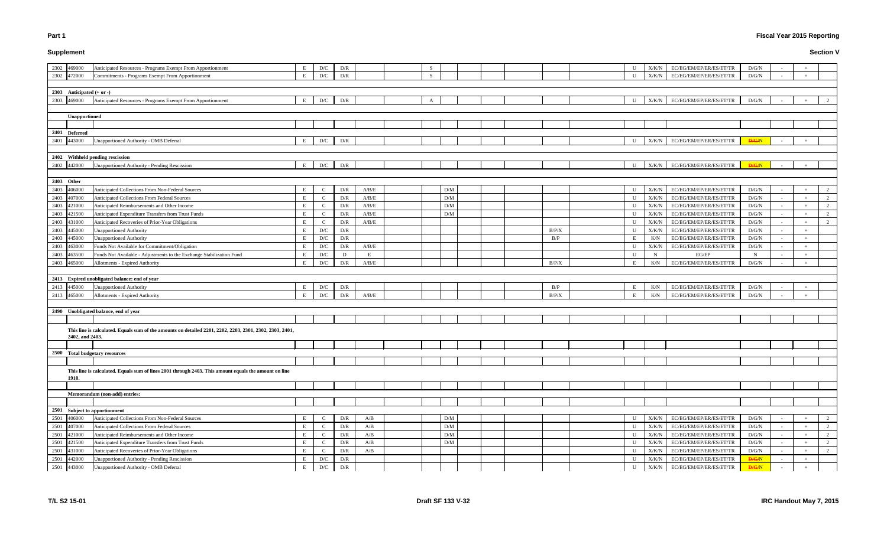## Part 1 — Supplement

**Fiscal Year 2015 Reporting**

**Section V**

| Line | USSGL | Description | | | | | | | | | | | | | | | | | | | | |
|---|---|---|---|---|---|---|---|---|---|---|---|---|---|---|---|---|---|---|---|---|---|---|
| 2302 | 469000 | Anticipated Resources - Programs Exempt From Apportionment | E | D/C | D/R | | | S | | | | | | | U | X/K/N | EC/EG/EM/EP/ER/ES/ET/TR | D/G/N | - | + | |
| 2302 | 472000 | Commitments - Programs Exempt From Apportionment | E | D/C | D/R | | | S | | | | | | | U | X/K/N | EC/EG/EM/EP/ER/ES/ET/TR | D/G/N | - | + | |
| | | | | | | | | | | | | | | | | | | | | | |
| 2303 | | **Anticipated (+ or -)** | | | | | | | | | | | | | | | | | | | |
| 2303 | 469000 | Anticipated Resources - Programs Exempt From Apportionment | E | D/C | D/R | | | A | | | | | | | U | X/K/N | EC/EG/EM/EP/ER/ES/ET/TR | D/G/N | - | + | 2 |
| | | | | | | | | | | | | | | | | | | | | | |
| | | **Unapportioned** | | | | | | | | | | | | | | | | | | | |
| | | | | | | | | | | | | | | | | | | | | | |
| 2401 | | **Deferred** | | | | | | | | | | | | | | | | | | | |
| 2401 | 443000 | Unapportioned Authority - OMB Deferral | E | D/C | D/R | | | | | | | | | | U | X/K/N | EC/EG/EM/EP/ER/ES/ET/TR | D/G/N | - | + | |
| | | | | | | | | | | | | | | | | | | | | | |
| 2402 | | **Withheld pending rescission** | | | | | | | | | | | | | | | | | | | |
| 2402 | 442000 | Unapportioned Authority - Pending Rescission | E | D/C | D/R | | | | | | | | | | U | X/K/N | EC/EG/EM/EP/ER/ES/ET/TR | D/G/N | - | + | |
| | | | | | | | | | | | | | | | | | | | | | |
| 2403 | | **Other** | | | | | | | | | | | | | | | | | | | |
| 2403 | 406000 | Anticipated Collections From Non-Federal Sources | E | C | D/R | A/B/E | | | D/M | | | | | | U | X/K/N | EC/EG/EM/EP/ER/ES/ET/TR | D/G/N | - | + | 2 |
| 2403 | 407000 | Anticipated Collections From Federal Sources | E | C | D/R | A/B/E | | | D/M | | | | | | U | X/K/N | EC/EG/EM/EP/ER/ES/ET/TR | D/G/N | - | + | 2 |
| 2403 | 421000 | Anticipated Reimbursements and Other Income | E | C | D/R | A/B/E | | | D/M | | | | | | U | X/K/N | EC/EG/EM/EP/ER/ES/ET/TR | D/G/N | - | + | 2 |
| 2403 | 421500 | Anticipated Expenditure Transfers from Trust Funds | E | C | D/R | A/B/E | | | D/M | | | | | | U | X/K/N | EC/EG/EM/EP/ER/ES/ET/TR | D/G/N | - | + | 2 |
| 2403 | 431000 | Anticipated Recoveries of Prior-Year Obligations | E | C | D/R | A/B/E | | | | | | | | | U | X/K/N | EC/EG/EM/EP/ER/ES/ET/TR | D/G/N | - | + | 2 |
| 2403 | 445000 | Unapportioned Authority | E | D/C | D/R | | | | | | | | B/P/X | | U | X/K/N | EC/EG/EM/EP/ER/ES/ET/TR | D/G/N | - | + | |
| 2403 | 445000 | Unapportioned Authority | E | D/C | D/R | | | | | | | | B/P | | E | K/N | EC/EG/EM/EP/ER/ES/ET/TR | D/G/N | - | + | |
| 2403 | 463000 | Funds Not Available for Commitment/Obligation | E | D/C | D/R | A/B/E | | | | | | | | | U | X/K/N | EC/EG/EM/EP/ER/ES/ET/TR | D/G/N | - | + | |
| 2403 | 463500 | Funds Not Available - Adjustments to the Exchange Stabilization Fund | E | D/C | D | E | | | | | | | | | U | N | EG/EP | N | - | + | |
| 2403 | 465000 | Allotments - Expired Authority | E | D/C | D/R | A/B/E | | | | | | | B/P/X | | E | K/N | EC/EG/EM/EP/ER/ES/ET/TR | D/G/N | - | + | |
| | | | | | | | | | | | | | | | | | | | | | |
| 2413 | | **Expired unobligated balance: end of year** | | | | | | | | | | | | | | | | | | | |
| 2413 | 445000 | Unapportioned Authority | E | D/C | D/R | | | | | | | | B/P | | E | K/N | EC/EG/EM/EP/ER/ES/ET/TR | D/G/N | - | + | |
| 2413 | 465000 | Allotments - Expired Authority | E | D/C | D/R | A/B/E | | | | | | | B/P/X | | E | K/N | EC/EG/EM/EP/ER/ES/ET/TR | D/G/N | - | + | |
| | | | | | | | | | | | | | | | | | | | | | |
| 2490 | | **Unobligated balance, end of year** | | | | | | | | | | | | | | | | | | | |
| | | | | | | | | | | | | | | | | | | | | | |
| | | **This line is calculated. Equals sum of the amounts on detailed 2201, 2202, 2203, 2301, 2302, 2303, 2401, 2402, and 2403.** | | | | | | | | | | | | | | | | | | | |
| | | | | | | | | | | | | | | | | | | | | | |
| 2500 | | **Total budgetary resources** | | | | | | | | | | | | | | | | | | | |
| | | | | | | | | | | | | | | | | | | | | | |
| | | **This line is calculated. Equals sum of lines 2001 through 2403. This amount equals the amount on line 1910.** | | | | | | | | | | | | | | | | | | | |
| | | | | | | | | | | | | | | | | | | | | | |
| | | **Memorandum (non-add) entries:** | | | | | | | | | | | | | | | | | | | |
| | | | | | | | | | | | | | | | | | | | | | |
| 2501 | | **Subject to apportionment** | | | | | | | | | | | | | | | | | | | |
| 2501 | 406000 | Anticipated Collections From Non-Federal Sources | E | C | D/R | A/B | | | D/M | | | | | | U | X/K/N | EC/EG/EM/EP/ER/ES/ET/TR | D/G/N | - | + | 2 |
| 2501 | 407000 | Anticipated Collections From Federal Sources | E | C | D/R | A/B | | | D/M | | | | | | U | X/K/N | EC/EG/EM/EP/ER/ES/ET/TR | D/G/N | - | + | 2 |
| 2501 | 421000 | Anticipated Reimbursements and Other Income | E | C | D/R | A/B | | | D/M | | | | | | U | X/K/N | EC/EG/EM/EP/ER/ES/ET/TR | D/G/N | - | + | 2 |
| 2501 | 421500 | Anticipated Expenditure Transfers from Trust Funds | E | C | D/R | A/B | | | D/M | | | | | | U | X/K/N | EC/EG/EM/EP/ER/ES/ET/TR | D/G/N | - | + | 2 |
| 2501 | 431000 | Anticipated Recoveries of Prior-Year Obligations | E | C | D/R | A/B | | | | | | | | | U | X/K/N | EC/EG/EM/EP/ER/ES/ET/TR | D/G/N | - | + | 2 |
| 2501 | 442000 | Unapportioned Authority - Pending Rescission | E | D/C | D/R | | | | | | | | | | U | X/K/N | EC/EG/EM/EP/ER/ES/ET/TR | D/G/N | - | + | |
| 2501 | 443000 | Unapportioned Authority - OMB Deferral | E | D/C | D/R | | | | | | | | | | U | X/K/N | EC/EG/EM/EP/ER/ES/ET/TR | D/G/N | - | + | |

T/L S2 15-01 — Draft SF 133 V-32 — IRC Handout May 7, 2015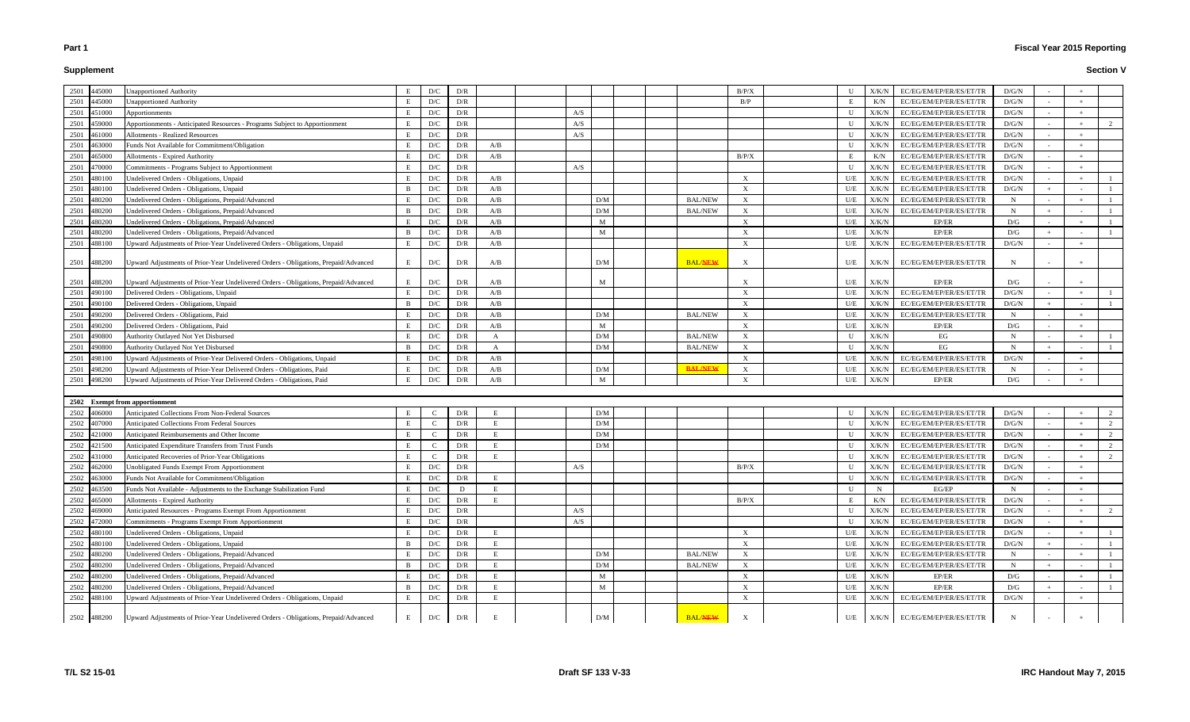**Part 1** — **Fiscal Year 2015 Reporting**

**Supplement** — **Section V**

| | | | | | | | | | | | | | | | | | | | | | |
|---|---|---|---|---|---|---|---|---|---|---|---|---|---|---|---|---|---|---|---|---|---|
| 2501 | 445000 | Unapportioned Authority | E | D/C | D/R | | | | | | | B/P/X | | U | X/K/N | EC/EG/EM/EP/ER/ES/ET/TR | D/G/N | - | + | |
| 2501 | 445000 | Unapportioned Authority | E | D/C | D/R | | | | | | | B/P | | E | K/N | EC/EG/EM/EP/ER/ES/ET/TR | D/G/N | - | + | |
| 2501 | 451000 | Apportionments | E | D/C | D/R | | | A/S | | | | | | U | X/K/N | EC/EG/EM/EP/ER/ES/ET/TR | D/G/N | - | + | |
| 2501 | 459000 | Apportionments - Anticipated Resources - Programs Subject to Apportionment | E | D/C | D/R | | | A/S | | | | | | U | X/K/N | EC/EG/EM/EP/ER/ES/ET/TR | D/G/N | - | + | 2 |
| 2501 | 461000 | Allotments - Realized Resources | E | D/C | D/R | | | A/S | | | | | | U | X/K/N | EC/EG/EM/EP/ER/ES/ET/TR | D/G/N | - | + | |
| 2501 | 463000 | Funds Not Available for Commitment/Obligation | E | D/C | D/R | A/B | | | | | | | | U | X/K/N | EC/EG/EM/EP/ER/ES/ET/TR | D/G/N | - | + | |
| 2501 | 465000 | Allotments - Expired Authority | E | D/C | D/R | A/B | | | | | | B/P/X | | E | K/N | EC/EG/EM/EP/ER/ES/ET/TR | D/G/N | - | + | |
| 2501 | 470000 | Commitments - Programs Subject to Apportionment | E | D/C | D/R | | | A/S | | | | | | U | X/K/N | EC/EG/EM/EP/ER/ES/ET/TR | D/G/N | - | + | |
| 2501 | 480100 | Undelivered Orders - Obligations, Unpaid | E | D/C | D/R | A/B | | | | | | X | | U/E | X/K/N | EC/EG/EM/EP/ER/ES/ET/TR | D/G/N | - | + | 1 |
| 2501 | 480100 | Undelivered Orders - Obligations, Unpaid | B | D/C | D/R | A/B | | | | | | X | | U/E | X/K/N | EC/EG/EM/EP/ER/ES/ET/TR | D/G/N | + | - | 1 |
| 2501 | 480200 | Undelivered Orders - Obligations, Prepaid/Advanced | E | D/C | D/R | A/B | | | D/M | | BAL/NEW | X | | U/E | X/K/N | EC/EG/EM/EP/ER/ES/ET/TR | N | - | + | 1 |
| 2501 | 480200 | Undelivered Orders - Obligations, Prepaid/Advanced | B | D/C | D/R | A/B | | | D/M | | BAL/NEW | X | | U/E | X/K/N | EC/EG/EM/EP/ER/ES/ET/TR | N | + | - | 1 |
| 2501 | 480200 | Undelivered Orders - Obligations, Prepaid/Advanced | E | D/C | D/R | A/B | | | M | | | X | | U/E | X/K/N | EP/ER | D/G | - | + | 1 |
| 2501 | 480200 | Undelivered Orders - Obligations, Prepaid/Advanced | B | D/C | D/R | A/B | | | M | | | X | | U/E | X/K/N | EP/ER | D/G | + | - | 1 |
| 2501 | 488100 | Upward Adjustments of Prior-Year Undelivered Orders - Obligations, Unpaid | E | D/C | D/R | A/B | | | | | | X | | U/E | X/K/N | EC/EG/EM/EP/ER/ES/ET/TR | D/G/N | - | + | |
| 2501 | 488200 | Upward Adjustments of Prior-Year Undelivered Orders - Obligations, Prepaid/Advanced | E | D/C | D/R | A/B | | | D/M | | BAL/~~NEW~~ | X | | U/E | X/K/N | EC/EG/EM/EP/ER/ES/ET/TR | N | - | + | |
| 2501 | 488200 | Upward Adjustments of Prior-Year Undelivered Orders - Obligations, Prepaid/Advanced | E | D/C | D/R | A/B | | | M | | | X | | U/E | X/K/N | EP/ER | D/G | - | + | |
| 2501 | 490100 | Delivered Orders - Obligations, Unpaid | E | D/C | D/R | A/B | | | | | | X | | U/E | X/K/N | EC/EG/EM/EP/ER/ES/ET/TR | D/G/N | - | + | 1 |
| 2501 | 490100 | Delivered Orders - Obligations, Unpaid | B | D/C | D/R | A/B | | | | | | X | | U/E | X/K/N | EC/EG/EM/EP/ER/ES/ET/TR | D/G/N | + | - | 1 |
| 2501 | 490200 | Delivered Orders - Obligations, Paid | E | D/C | D/R | A/B | | | D/M | | BAL/NEW | X | | U/E | X/K/N | EC/EG/EM/EP/ER/ES/ET/TR | N | - | + | |
| 2501 | 490200 | Delivered Orders - Obligations, Paid | E | D/C | D/R | A/B | | | M | | | X | | U/E | X/K/N | EP/ER | D/G | - | + | |
| 2501 | 490800 | Authority Outlayed Not Yet Disbursed | E | D/C | D/R | A | | | D/M | | BAL/NEW | X | | U | X/K/N | EG | N | - | + | 1 |
| 2501 | 490800 | Authority Outlayed Not Yet Disbursed | B | D/C | D/R | A | | | D/M | | BAL/NEW | X | | U | X/K/N | EG | N | + | - | 1 |
| 2501 | 498100 | Upward Adjustments of Prior-Year Delivered Orders - Obligations, Unpaid | E | D/C | D/R | A/B | | | | | | X | | U/E | X/K/N | EC/EG/EM/EP/ER/ES/ET/TR | D/G/N | - | + | |
| 2501 | 498200 | Upward Adjustments of Prior-Year Delivered Orders - Obligations, Paid | E | D/C | D/R | A/B | | | D/M | | BAL/NEW | X | | U/E | X/K/N | EC/EG/EM/EP/ER/ES/ET/TR | N | - | + | |
| 2501 | 498200 | Upward Adjustments of Prior-Year Delivered Orders - Obligations, Paid | E | D/C | D/R | A/B | | | M | | | X | | U/E | X/K/N | EP/ER | D/G | - | + | |
| **2502** | **Exempt from apportionment** | | | | | | | | | | | | | | | | | | | |
| 2502 | 406000 | Anticipated Collections From Non-Federal Sources | E | C | D/R | E | | | D/M | | | | | U | X/K/N | EC/EG/EM/EP/ER/ES/ET/TR | D/G/N | - | + | 2 |
| 2502 | 407000 | Anticipated Collections From Federal Sources | E | C | D/R | E | | | D/M | | | | | U | X/K/N | EC/EG/EM/EP/ER/ES/ET/TR | D/G/N | - | + | 2 |
| 2502 | 421000 | Anticipated Reimbursements and Other Income | E | C | D/R | E | | | D/M | | | | | U | X/K/N | EC/EG/EM/EP/ER/ES/ET/TR | D/G/N | - | + | 2 |
| 2502 | 421500 | Anticipated Expenditure Transfers from Trust Funds | E | C | D/R | E | | | D/M | | | | | U | X/K/N | EC/EG/EM/EP/ER/ES/ET/TR | D/G/N | - | + | 2 |
| 2502 | 431000 | Anticipated Recoveries of Prior-Year Obligations | E | C | D/R | E | | | | | | | | U | X/K/N | EC/EG/EM/EP/ER/ES/ET/TR | D/G/N | - | + | 2 |
| 2502 | 462000 | Unobligated Funds Exempt From Apportionment | E | D/C | D/R | | | A/S | | | | B/P/X | | U | X/K/N | EC/EG/EM/EP/ER/ES/ET/TR | D/G/N | - | + | |
| 2502 | 463000 | Funds Not Available for Commitment/Obligation | E | D/C | D/R | E | | | | | | | | U | X/K/N | EC/EG/EM/EP/ER/ES/ET/TR | D/G/N | - | + | |
| 2502 | 463500 | Funds Not Available - Adjustments to the Exchange Stabilization Fund | E | D/C | D | E | | | | | | | | U | N | EG/EP | N | - | + | |
| 2502 | 465000 | Allotments - Expired Authority | E | D/C | D/R | E | | | | | | B/P/X | | E | K/N | EC/EG/EM/EP/ER/ES/ET/TR | D/G/N | - | + | |
| 2502 | 469000 | Anticipated Resources - Programs Exempt From Apportionment | E | D/C | D/R | | | A/S | | | | | | U | X/K/N | EC/EG/EM/EP/ER/ES/ET/TR | D/G/N | - | + | 2 |
| 2502 | 472000 | Commitments - Programs Exempt From Apportionment | E | D/C | D/R | | | A/S | | | | | | U | X/K/N | EC/EG/EM/EP/ER/ES/ET/TR | D/G/N | - | + | |
| 2502 | 480100 | Undelivered Orders - Obligations, Unpaid | E | D/C | D/R | E | | | | | | X | | U/E | X/K/N | EC/EG/EM/EP/ER/ES/ET/TR | D/G/N | - | + | 1 |
| 2502 | 480100 | Undelivered Orders - Obligations, Unpaid | B | D/C | D/R | E | | | | | | X | | U/E | X/K/N | EC/EG/EM/EP/ER/ES/ET/TR | D/G/N | + | - | 1 |
| 2502 | 480200 | Undelivered Orders - Obligations, Prepaid/Advanced | E | D/C | D/R | E | | | D/M | | BAL/NEW | X | | U/E | X/K/N | EC/EG/EM/EP/ER/ES/ET/TR | N | - | + | 1 |
| 2502 | 480200 | Undelivered Orders - Obligations, Prepaid/Advanced | B | D/C | D/R | E | | | D/M | | BAL/NEW | X | | U/E | X/K/N | EC/EG/EM/EP/ER/ES/ET/TR | N | + | - | 1 |
| 2502 | 480200 | Undelivered Orders - Obligations, Prepaid/Advanced | E | D/C | D/R | E | | | M | | | X | | U/E | X/K/N | EP/ER | D/G | - | + | 1 |
| 2502 | 480200 | Undelivered Orders - Obligations, Prepaid/Advanced | B | D/C | D/R | E | | | M | | | X | | U/E | X/K/N | EP/ER | D/G | + | - | 1 |
| 2502 | 488100 | Upward Adjustments of Prior-Year Undelivered Orders - Obligations, Unpaid | E | D/C | D/R | E | | | | | | X | | U/E | X/K/N | EC/EG/EM/EP/ER/ES/ET/TR | D/G/N | - | + | |
| 2502 | 488200 | Upward Adjustments of Prior-Year Undelivered Orders - Obligations, Prepaid/Advanced | E | D/C | D/R | E | | | D/M | | BAL/~~NEW~~ | X | | U/E | X/K/N | EC/EG/EM/EP/ER/ES/ET/TR | N | - | + | |

T/L S2 15-01 — Draft SF 133 V-33 — IRC Handout May 7, 2015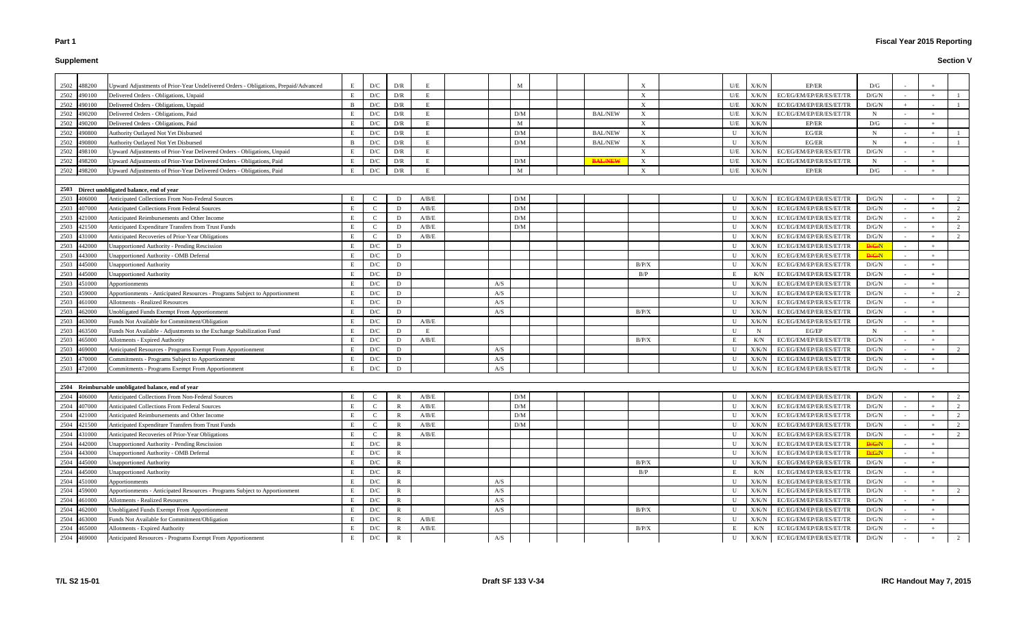**Part 1**

**Fiscal Year 2015 Reporting**

**Supplement**

**Section V**

| | | | | | | | | | | | | | | | | | | | | | | |
|---|---|---|---|---|---|---|---|---|---|---|---|---|---|---|---|---|---|---|---|---|---|---|
| 2502 | 488200 | Upward Adjustments of Prior-Year Undelivered Orders - Obligations, Prepaid/Advanced | E | D/C | D/R | E | | | M | | | | X | | U/E | X/K/N | EP/ER | D/G | - | + | |
| 2502 | 490100 | Delivered Orders - Obligations, Unpaid | E | D/C | D/R | E | | | | | | | X | | U/E | X/K/N | EC/EG/EM/EP/ER/ES/ET/TR | D/G/N | - | + | 1 |
| 2502 | 490100 | Delivered Orders - Obligations, Unpaid | B | D/C | D/R | E | | | | | | | X | | U/E | X/K/N | EC/EG/EM/EP/ER/ES/ET/TR | D/G/N | + | - | 1 |
| 2502 | 490200 | Delivered Orders - Obligations, Paid | E | D/C | D/R | E | | | D/M | | | BAL/NEW | X | | U/E | X/K/N | EC/EG/EM/EP/ER/ES/ET/TR | N | - | + | |
| 2502 | 490200 | Delivered Orders - Obligations, Paid | E | D/C | D/R | E | | | M | | | | X | | U/E | X/K/N | EP/ER | D/G | - | + | |
| 2502 | 490800 | Authority Outlayed Not Yet Disbursed | E | D/C | D/R | E | | | D/M | | | BAL/NEW | X | | U | X/K/N | EG/ER | N | - | + | 1 |
| 2502 | 490800 | Authority Outlayed Not Yet Disbursed | B | D/C | D/R | E | | | D/M | | | BAL/NEW | X | | U | X/K/N | EG/ER | N | + | - | 1 |
| 2502 | 498100 | Upward Adjustments of Prior-Year Delivered Orders - Obligations, Unpaid | E | D/C | D/R | E | | | | | | | X | | U/E | X/K/N | EC/EG/EM/EP/ER/ES/ET/TR | D/G/N | - | + | |
| 2502 | 498200 | Upward Adjustments of Prior-Year Delivered Orders - Obligations, Paid | E | D/C | D/R | E | | | D/M | | | BAL/NEW | X | | U/E | X/K/N | EC/EG/EM/EP/ER/ES/ET/TR | N | - | + | |
| 2502 | 498200 | Upward Adjustments of Prior-Year Delivered Orders - Obligations, Paid | E | D/C | D/R | E | | | M | | | | X | | U/E | X/K/N | EP/ER | D/G | - | + | |
| **2503** | | **Direct unobligated balance, end of year** | | | | | | | | | | | | | | | | | | | |
| 2503 | 406000 | Anticipated Collections From Non-Federal Sources | E | C | D | A/B/E | | | D/M | | | | | | U | X/K/N | EC/EG/EM/EP/ER/ES/ET/TR | D/G/N | - | + | 2 |
| 2503 | 407000 | Anticipated Collections From Federal Sources | E | C | D | A/B/E | | | D/M | | | | | | U | X/K/N | EC/EG/EM/EP/ER/ES/ET/TR | D/G/N | - | + | 2 |
| 2503 | 421000 | Anticipated Reimbursements and Other Income | E | C | D | A/B/E | | | D/M | | | | | | U | X/K/N | EC/EG/EM/EP/ER/ES/ET/TR | D/G/N | - | + | 2 |
| 2503 | 421500 | Anticipated Expenditure Transfers from Trust Funds | E | C | D | A/B/E | | | D/M | | | | | | U | X/K/N | EC/EG/EM/EP/ER/ES/ET/TR | D/G/N | - | + | 2 |
| 2503 | 431000 | Anticipated Recoveries of Prior-Year Obligations | E | C | D | A/B/E | | | | | | | | | U | X/K/N | EC/EG/EM/EP/ER/ES/ET/TR | D/G/N | - | + | 2 |
| 2503 | 442000 | Unapportioned Authority - Pending Rescission | E | D/C | D | | | | | | | | | | U | X/K/N | EC/EG/EM/EP/ER/ES/ET/TR | D/G/N | - | + | |
| 2503 | 443000 | Unapportioned Authority - OMB Deferral | E | D/C | D | | | | | | | | | | U | X/K/N | EC/EG/EM/EP/ER/ES/ET/TR | D/G/N | - | + | |
| 2503 | 445000 | Unapportioned Authority | E | D/C | D | | | | | | | | B/P/X | | U | X/K/N | EC/EG/EM/EP/ER/ES/ET/TR | D/G/N | - | + | |
| 2503 | 445000 | Unapportioned Authority | E | D/C | D | | | | | | | | B/P | | E | K/N | EC/EG/EM/EP/ER/ES/ET/TR | D/G/N | - | + | |
| 2503 | 451000 | Apportionments | E | D/C | D | | | A/S | | | | | | | U | X/K/N | EC/EG/EM/EP/ER/ES/ET/TR | D/G/N | - | + | |
| 2503 | 459000 | Apportionments - Anticipated Resources - Programs Subject to Apportionment | E | D/C | D | | | A/S | | | | | | | U | X/K/N | EC/EG/EM/EP/ER/ES/ET/TR | D/G/N | - | + | 2 |
| 2503 | 461000 | Allotments - Realized Resources | E | D/C | D | | | A/S | | | | | | | U | X/K/N | EC/EG/EM/EP/ER/ES/ET/TR | D/G/N | - | + | |
| 2503 | 462000 | Unobligated Funds Exempt From Apportionment | E | D/C | D | | | A/S | | | | | B/P/X | | U | X/K/N | EC/EG/EM/EP/ER/ES/ET/TR | D/G/N | - | + | |
| 2503 | 463000 | Funds Not Available for Commitment/Obligation | E | D/C | D | A/B/E | | | | | | | | | U | X/K/N | EC/EG/EM/EP/ER/ES/ET/TR | D/G/N | - | + | |
| 2503 | 463500 | Funds Not Available - Adjustments to the Exchange Stabilization Fund | E | D/C | D | E | | | | | | | | | U | N | EG/EP | N | - | + | |
| 2503 | 465000 | Allotments - Expired Authority | E | D/C | D | A/B/E | | | | | | | B/P/X | | E | K/N | EC/EG/EM/EP/ER/ES/ET/TR | D/G/N | - | + | |
| 2503 | 469000 | Anticipated Resources - Programs Exempt From Apportionment | E | D/C | D | | | A/S | | | | | | | U | X/K/N | EC/EG/EM/EP/ER/ES/ET/TR | D/G/N | - | + | 2 |
| 2503 | 470000 | Commitments - Programs Subject to Apportionment | E | D/C | D | | | A/S | | | | | | | U | X/K/N | EC/EG/EM/EP/ER/ES/ET/TR | D/G/N | - | + | |
| 2503 | 472000 | Commitments - Programs Exempt From Apportionment | E | D/C | D | | | A/S | | | | | | | U | X/K/N | EC/EG/EM/EP/ER/ES/ET/TR | D/G/N | - | + | |
| **2504** | | **Reimbursable unobligated balance, end of year** | | | | | | | | | | | | | | | | | | | |
| 2504 | 406000 | Anticipated Collections From Non-Federal Sources | E | C | R | A/B/E | | | D/M | | | | | | U | X/K/N | EC/EG/EM/EP/ER/ES/ET/TR | D/G/N | - | + | 2 |
| 2504 | 407000 | Anticipated Collections From Federal Sources | E | C | R | A/B/E | | | D/M | | | | | | U | X/K/N | EC/EG/EM/EP/ER/ES/ET/TR | D/G/N | - | + | 2 |
| 2504 | 421000 | Anticipated Reimbursements and Other Income | E | C | R | A/B/E | | | D/M | | | | | | U | X/K/N | EC/EG/EM/EP/ER/ES/ET/TR | D/G/N | - | + | 2 |
| 2504 | 421500 | Anticipated Expenditure Transfers from Trust Funds | E | C | R | A/B/E | | | D/M | | | | | | U | X/K/N | EC/EG/EM/EP/ER/ES/ET/TR | D/G/N | - | + | 2 |
| 2504 | 431000 | Anticipated Recoveries of Prior-Year Obligations | E | C | R | A/B/E | | | | | | | | | U | X/K/N | EC/EG/EM/EP/ER/ES/ET/TR | D/G/N | - | + | 2 |
| 2504 | 442000 | Unapportioned Authority - Pending Rescission | E | D/C | R | | | | | | | | | | U | X/K/N | EC/EG/EM/EP/ER/ES/ET/TR | D/G/N | - | + | |
| 2504 | 443000 | Unapportioned Authority - OMB Deferral | E | D/C | R | | | | | | | | | | U | X/K/N | EC/EG/EM/EP/ER/ES/ET/TR | D/G/N | - | + | |
| 2504 | 445000 | Unapportioned Authority | E | D/C | R | | | | | | | | B/P/X | | U | X/K/N | EC/EG/EM/EP/ER/ES/ET/TR | D/G/N | - | + | |
| 2504 | 445000 | Unapportioned Authority | E | D/C | R | | | | | | | | B/P | | E | K/N | EC/EG/EM/EP/ER/ES/ET/TR | D/G/N | - | + | |
| 2504 | 451000 | Apportionments | E | D/C | R | | | A/S | | | | | | | U | X/K/N | EC/EG/EM/EP/ER/ES/ET/TR | D/G/N | - | + | |
| 2504 | 459000 | Apportionments - Anticipated Resources - Programs Subject to Apportionment | E | D/C | R | | | A/S | | | | | | | U | X/K/N | EC/EG/EM/EP/ER/ES/ET/TR | D/G/N | - | + | 2 |
| 2504 | 461000 | Allotments - Realized Resources | E | D/C | R | | | A/S | | | | | | | U | X/K/N | EC/EG/EM/EP/ER/ES/ET/TR | D/G/N | - | + | |
| 2504 | 462000 | Unobligated Funds Exempt From Apportionment | E | D/C | R | | | A/S | | | | | B/P/X | | U | X/K/N | EC/EG/EM/EP/ER/ES/ET/TR | D/G/N | - | + | |
| 2504 | 463000 | Funds Not Available for Commitment/Obligation | E | D/C | R | A/B/E | | | | | | | | | U | X/K/N | EC/EG/EM/EP/ER/ES/ET/TR | D/G/N | - | + | |
| 2504 | 465000 | Allotments - Expired Authority | E | D/C | R | A/B/E | | | | | | | B/P/X | | E | K/N | EC/EG/EM/EP/ER/ES/ET/TR | D/G/N | - | + | |
| 2504 | 469000 | Anticipated Resources - Programs Exempt From Apportionment | E | D/C | R | | | A/S | | | | | | | U | X/K/N | EC/EG/EM/EP/ER/ES/ET/TR | D/G/N | - | + | 2 |

T/L S2 15-01

Draft SF 133 V-34

IRC Handout May 7, 2015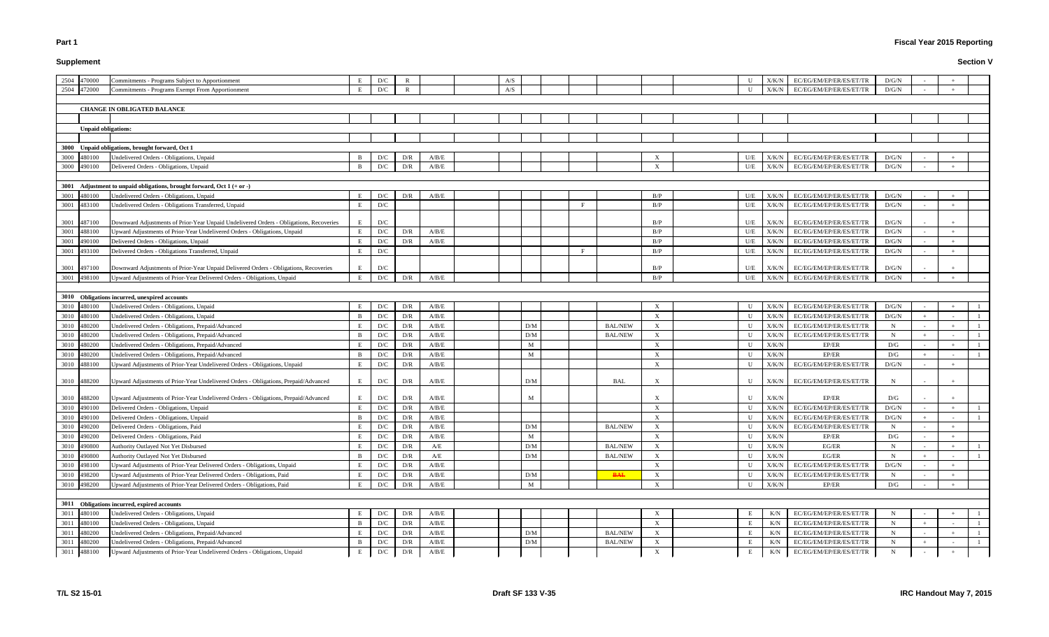**Part 1** — **Fiscal Year 2015 Reporting**

**Supplement** — **Section V**

| Line | USSGL | Title | | | | | | | | | | | | | | | | | | | | | |
|---|---|---|---|---|---|---|---|---|---|---|---|---|---|---|---|---|---|---|---|---|---|---|---|
| 2504 | 470000 | Commitments - Programs Subject to Apportionment | E | D/C | R | | | A/S | | | | | | | | U | X/K/N | EC/EG/EM/EP/ER/ES/ET/TR | D/G/N | - | + | |
| 2504 | 472000 | Commitments - Programs Exempt From Apportionment | E | D/C | R | | | A/S | | | | | | | | U | X/K/N | EC/EG/EM/EP/ER/ES/ET/TR | D/G/N | - | + | |
| | | **CHANGE IN OBLIGATED BALANCE** | | | | | | | | | | | | | | | | | | | | |
| | | **Unpaid obligations:** | | | | | | | | | | | | | | | | | | | | |
| **3000** | | **Unpaid obligations, brought forward, Oct 1** | | | | | | | | | | | | | | | | | | | | |
| 3000 | 480100 | Undelivered Orders - Obligations, Unpaid | B | D/C | D/R | A/B/E | | | | | | | X | | | U/E | X/K/N | EC/EG/EM/EP/ER/ES/ET/TR | D/G/N | - | + | |
| 3000 | 490100 | Delivered Orders - Obligations, Unpaid | B | D/C | D/R | A/B/E | | | | | | | X | | | U/E | X/K/N | EC/EG/EM/EP/ER/ES/ET/TR | D/G/N | - | + | |
| **3001** | | **Adjustment to unpaid obligations, brought forward, Oct 1 (+ or -)** | | | | | | | | | | | | | | | | | | | | |
| 3001 | 480100 | Undelivered Orders - Obligations, Unpaid | E | D/C | D/R | A/B/E | | | | | | | B/P | | | U/E | X/K/N | EC/EG/EM/EP/ER/ES/ET/TR | D/G/N | - | + | |
| 3001 | 483100 | Undelivered Orders - Obligations Transferred, Unpaid | E | D/C | | | | | | | F | | B/P | | | U/E | X/K/N | EC/EG/EM/EP/ER/ES/ET/TR | D/G/N | - | + | |
| 3001 | 487100 | Downward Adjustments of Prior-Year Unpaid Undelivered Orders - Obligations, Recoveries | E | D/C | | | | | | | | | B/P | | | U/E | X/K/N | EC/EG/EM/EP/ER/ES/ET/TR | D/G/N | - | + | |
| 3001 | 488100 | Upward Adjustments of Prior-Year Undelivered Orders - Obligations, Unpaid | E | D/C | D/R | A/B/E | | | | | | | B/P | | | U/E | X/K/N | EC/EG/EM/EP/ER/ES/ET/TR | D/G/N | - | + | |
| 3001 | 490100 | Delivered Orders - Obligations, Unpaid | E | D/C | D/R | A/B/E | | | | | | | B/P | | | U/E | X/K/N | EC/EG/EM/EP/ER/ES/ET/TR | D/G/N | - | + | |
| 3001 | 493100 | Delivered Orders - Obligations Transferred, Unpaid | E | D/C | | | | | | | F | | B/P | | | U/E | X/K/N | EC/EG/EM/EP/ER/ES/ET/TR | D/G/N | - | + | |
| 3001 | 497100 | Downward Adjustments of Prior-Year Unpaid Delivered Orders - Obligations, Recoveries | E | D/C | | | | | | | | | B/P | | | U/E | X/K/N | EC/EG/EM/EP/ER/ES/ET/TR | D/G/N | - | + | |
| 3001 | 498100 | Upward Adjustments of Prior-Year Delivered Orders - Obligations, Unpaid | E | D/C | D/R | A/B/E | | | | | | | B/P | | | U/E | X/K/N | EC/EG/EM/EP/ER/ES/ET/TR | D/G/N | - | + | |
| **3010** | | **Obligations incurred, unexpired accounts** | | | | | | | | | | | | | | | | | | | | |
| 3010 | 480100 | Undelivered Orders - Obligations, Unpaid | E | D/C | D/R | A/B/E | | | | | | | X | | | U | X/K/N | EC/EG/EM/EP/ER/ES/ET/TR | D/G/N | - | + | 1 |
| 3010 | 480100 | Undelivered Orders - Obligations, Unpaid | B | D/C | D/R | A/B/E | | | | | | | X | | | U | X/K/N | EC/EG/EM/EP/ER/ES/ET/TR | D/G/N | + | - | 1 |
| 3010 | 480200 | Undelivered Orders - Obligations, Prepaid/Advanced | E | D/C | D/R | A/B/E | | | D/M | | | BAL/NEW | X | | | U | X/K/N | EC/EG/EM/EP/ER/ES/ET/TR | N | - | + | 1 |
| 3010 | 480200 | Undelivered Orders - Obligations, Prepaid/Advanced | B | D/C | D/R | A/B/E | | | D/M | | | BAL/NEW | X | | | U | X/K/N | EC/EG/EM/EP/ER/ES/ET/TR | N | + | - | 1 |
| 3010 | 480200 | Undelivered Orders - Obligations, Prepaid/Advanced | E | D/C | D/R | A/B/E | | | M | | | | X | | | U | X/K/N | EP/ER | D/G | - | + | 1 |
| 3010 | 480200 | Undelivered Orders - Obligations, Prepaid/Advanced | B | D/C | D/R | A/B/E | | | M | | | | X | | | U | X/K/N | EP/ER | D/G | + | - | 1 |
| 3010 | 488100 | Upward Adjustments of Prior-Year Undelivered Orders - Obligations, Unpaid | E | D/C | D/R | A/B/E | | | | | | | X | | | U | X/K/N | EC/EG/EM/EP/ER/ES/ET/TR | D/G/N | - | + | |
| 3010 | 488200 | Upward Adjustments of Prior-Year Undelivered Orders - Obligations, Prepaid/Advanced | E | D/C | D/R | A/B/E | | | D/M | | | BAL | X | | | U | X/K/N | EC/EG/EM/EP/ER/ES/ET/TR | N | - | + | |
| 3010 | 488200 | Upward Adjustments of Prior-Year Undelivered Orders - Obligations, Prepaid/Advanced | E | D/C | D/R | A/B/E | | | M | | | | X | | | U | X/K/N | EP/ER | D/G | - | + | |
| 3010 | 490100 | Delivered Orders - Obligations, Unpaid | E | D/C | D/R | A/B/E | | | | | | | X | | | U | X/K/N | EC/EG/EM/EP/ER/ES/ET/TR | D/G/N | - | + | 1 |
| 3010 | 490100 | Delivered Orders - Obligations, Unpaid | B | D/C | D/R | A/B/E | | | | | | | X | | | U | X/K/N | EC/EG/EM/EP/ER/ES/ET/TR | D/G/N | + | - | 1 |
| 3010 | 490200 | Delivered Orders - Obligations, Paid | E | D/C | D/R | A/B/E | | | D/M | | | BAL/NEW | X | | | U | X/K/N | EC/EG/EM/EP/ER/ES/ET/TR | N | - | + | |
| 3010 | 490200 | Delivered Orders - Obligations, Paid | E | D/C | D/R | A/B/E | | | M | | | | X | | | U | X/K/N | EP/ER | D/G | - | + | |
| 3010 | 490800 | Authority Outlayed Not Yet Disbursed | E | D/C | D/R | A/E | | | D/M | | | BAL/NEW | X | | | U | X/K/N | EG/ER | N | - | + | 1 |
| 3010 | 490800 | Authority Outlayed Not Yet Disbursed | B | D/C | D/R | A/E | | | D/M | | | BAL/NEW | X | | | U | X/K/N | EG/ER | N | + | - | 1 |
| 3010 | 498100 | Upward Adjustments of Prior-Year Delivered Orders - Obligations, Unpaid | E | D/C | D/R | A/B/E | | | | | | | X | | | U | X/K/N | EC/EG/EM/EP/ER/ES/ET/TR | D/G/N | - | + | |
| 3010 | 498200 | Upward Adjustments of Prior-Year Delivered Orders - Obligations, Paid | E | D/C | D/R | A/B/E | | | D/M | | | ~~BAL~~ | X | | | U | X/K/N | EC/EG/EM/EP/ER/ES/ET/TR | N | - | + | |
| 3010 | 498200 | Upward Adjustments of Prior-Year Delivered Orders - Obligations, Paid | E | D/C | D/R | A/B/E | | | M | | | | X | | | U | X/K/N | EP/ER | D/G | - | + | |
| **3011** | | **Obligations incurred, expired accounts** | | | | | | | | | | | | | | | | | | | | |
| 3011 | 480100 | Undelivered Orders - Obligations, Unpaid | E | D/C | D/R | A/B/E | | | | | | | X | | | E | K/N | EC/EG/EM/EP/ER/ES/ET/TR | N | - | + | 1 |
| 3011 | 480100 | Undelivered Orders - Obligations, Unpaid | B | D/C | D/R | A/B/E | | | | | | | X | | | E | K/N | EC/EG/EM/EP/ER/ES/ET/TR | N | + | - | 1 |
| 3011 | 480200 | Undelivered Orders - Obligations, Prepaid/Advanced | E | D/C | D/R | A/B/E | | | D/M | | | BAL/NEW | X | | | E | K/N | EC/EG/EM/EP/ER/ES/ET/TR | N | - | + | 1 |
| 3011 | 480200 | Undelivered Orders - Obligations, Prepaid/Advanced | B | D/C | D/R | A/B/E | | | D/M | | | BAL/NEW | X | | | E | K/N | EC/EG/EM/EP/ER/ES/ET/TR | N | + | - | 1 |
| 3011 | 488100 | Upward Adjustments of Prior-Year Undelivered Orders - Obligations, Unpaid | E | D/C | D/R | A/B/E | | | | | | | X | | | E | K/N | EC/EG/EM/EP/ER/ES/ET/TR | N | - | + | |

T/L S2 15-01 — Draft SF 133 V-35 — IRC Handout May 7, 2015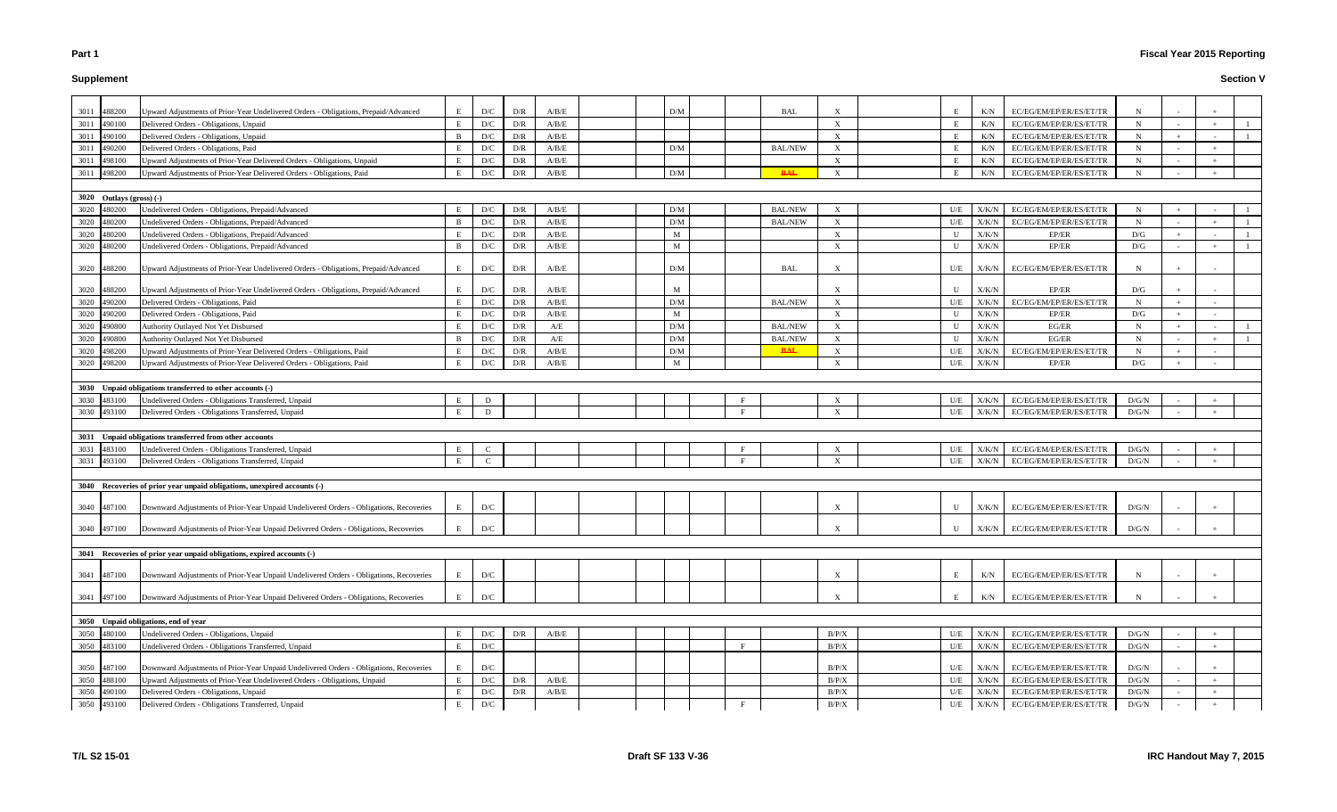**Part 1** — **Fiscal Year 2015 Reporting**

**Supplement** — **Section V**

| Line | USSGL | Description | | | | | | | | | | | | | | | | | | | | |
|---|---|---|---|---|---|---|---|---|---|---|---|---|---|---|---|---|---|---|---|---|---|---|
| 3011 | 488200 | Upward Adjustments of Prior-Year Undelivered Orders - Obligations, Prepaid/Advanced | E | D/C | D/R | A/B/E | | D/M | | | BAL | X | | E | K/N | EC/EG/EM/EP/ER/ES/ET/TR | N | - | + | |
| 3011 | 490100 | Delivered Orders - Obligations, Unpaid | E | D/C | D/R | A/B/E | | | | | | X | | E | K/N | EC/EG/EM/EP/ER/ES/ET/TR | N | - | + | 1 |
| 3011 | 490100 | Delivered Orders - Obligations, Unpaid | B | D/C | D/R | A/B/E | | | | | | X | | E | K/N | EC/EG/EM/EP/ER/ES/ET/TR | N | + | - | 1 |
| 3011 | 490200 | Delivered Orders - Obligations, Paid | E | D/C | D/R | A/B/E | | D/M | | | BAL/NEW | X | | E | K/N | EC/EG/EM/EP/ER/ES/ET/TR | N | - | + | |
| 3011 | 498100 | Upward Adjustments of Prior-Year Delivered Orders - Obligations, Unpaid | E | D/C | D/R | A/B/E | | | | | | X | | E | K/N | EC/EG/EM/EP/ER/ES/ET/TR | N | - | + | |
| 3011 | 498200 | Upward Adjustments of Prior-Year Delivered Orders - Obligations, Paid | E | D/C | D/R | A/B/E | | D/M | | | ~~BAL~~ | X | | E | K/N | EC/EG/EM/EP/ER/ES/ET/TR | N | - | + | |
| **3020** | | **Outlays (gross) (-)** | | | | | | | | | | | | | | | | | | |
| 3020 | 480200 | Undelivered Orders - Obligations, Prepaid/Advanced | E | D/C | D/R | A/B/E | | D/M | | | BAL/NEW | X | | U/E | X/K/N | EC/EG/EM/EP/ER/ES/ET/TR | N | + | - | 1 |
| 3020 | 480200 | Undelivered Orders - Obligations, Prepaid/Advanced | B | D/C | D/R | A/B/E | | D/M | | | BAL/NEW | X | | U/E | X/K/N | EC/EG/EM/EP/ER/ES/ET/TR | N | - | + | 1 |
| 3020 | 480200 | Undelivered Orders - Obligations, Prepaid/Advanced | E | D/C | D/R | A/B/E | | M | | | | X | | U | X/K/N | EP/ER | D/G | + | - | 1 |
| 3020 | 480200 | Undelivered Orders - Obligations, Prepaid/Advanced | B | D/C | D/R | A/B/E | | M | | | | X | | U | X/K/N | EP/ER | D/G | - | + | 1 |
| 3020 | 488200 | Upward Adjustments of Prior-Year Undelivered Orders - Obligations, Prepaid/Advanced | E | D/C | D/R | A/B/E | | D/M | | | BAL | X | | U/E | X/K/N | EC/EG/EM/EP/ER/ES/ET/TR | N | + | - | |
| 3020 | 488200 | Upward Adjustments of Prior-Year Undelivered Orders - Obligations, Prepaid/Advanced | E | D/C | D/R | A/B/E | | M | | | | X | | U | X/K/N | EP/ER | D/G | + | - | |
| 3020 | 490200 | Delivered Orders - Obligations, Paid | E | D/C | D/R | A/B/E | | D/M | | | BAL/NEW | X | | U/E | X/K/N | EC/EG/EM/EP/ER/ES/ET/TR | N | + | - | |
| 3020 | 490200 | Delivered Orders - Obligations, Paid | E | D/C | D/R | A/B/E | | M | | | | X | | U | X/K/N | EP/ER | D/G | + | - | |
| 3020 | 490800 | Authority Outlayed Not Yet Disbursed | E | D/C | D/R | A/E | | D/M | | | BAL/NEW | X | | U | X/K/N | EG/ER | N | + | - | 1 |
| 3020 | 490800 | Authority Outlayed Not Yet Disbursed | B | D/C | D/R | A/E | | D/M | | | BAL/NEW | X | | U | X/K/N | EG/ER | N | - | + | 1 |
| 3020 | 498200 | Upward Adjustments of Prior-Year Delivered Orders - Obligations, Paid | E | D/C | D/R | A/B/E | | D/M | | | ~~BAL~~ | X | | U/E | X/K/N | EC/EG/EM/EP/ER/ES/ET/TR | N | + | - | |
| 3020 | 498200 | Upward Adjustments of Prior-Year Delivered Orders - Obligations, Paid | E | D/C | D/R | A/B/E | | M | | | | X | | U/E | X/K/N | EP/ER | D/G | + | - | |
| **3030** | | **Unpaid obligations transferred to other accounts (-)** | | | | | | | | | | | | | | | | | | |
| 3030 | 483100 | Undelivered Orders - Obligations Transferred, Unpaid | E | D | | | | | | F | | X | | U/E | X/K/N | EC/EG/EM/EP/ER/ES/ET/TR | D/G/N | - | + | |
| 3030 | 493100 | Delivered Orders - Obligations Transferred, Unpaid | E | D | | | | | | F | | X | | U/E | X/K/N | EC/EG/EM/EP/ER/ES/ET/TR | D/G/N | - | + | |
| **3031** | | **Unpaid obligations transferred from other accounts** | | | | | | | | | | | | | | | | | | |
| 3031 | 483100 | Undelivered Orders - Obligations Transferred, Unpaid | E | C | | | | | | F | | X | | U/E | X/K/N | EC/EG/EM/EP/ER/ES/ET/TR | D/G/N | - | + | |
| 3031 | 493100 | Delivered Orders - Obligations Transferred, Unpaid | E | C | | | | | | F | | X | | U/E | X/K/N | EC/EG/EM/EP/ER/ES/ET/TR | D/G/N | - | + | |
| **3040** | | **Recoveries of prior year unpaid obligations, unexpired accounts (-)** | | | | | | | | | | | | | | | | | | |
| 3040 | 487100 | Downward Adjustments of Prior-Year Unpaid Undelivered Orders - Obligations, Recoveries | E | D/C | | | | | | | | X | | U | X/K/N | EC/EG/EM/EP/ER/ES/ET/TR | D/G/N | - | + | |
| 3040 | 497100 | Downward Adjustments of Prior-Year Unpaid Delivered Orders - Obligations, Recoveries | E | D/C | | | | | | | | X | | U | X/K/N | EC/EG/EM/EP/ER/ES/ET/TR | D/G/N | - | + | |
| **3041** | | **Recoveries of prior year unpaid obligations, expired accounts (-)** | | | | | | | | | | | | | | | | | | |
| 3041 | 487100 | Downward Adjustments of Prior-Year Unpaid Undelivered Orders - Obligations, Recoveries | E | D/C | | | | | | | | X | | E | K/N | EC/EG/EM/EP/ER/ES/ET/TR | N | - | + | |
| 3041 | 497100 | Downward Adjustments of Prior-Year Unpaid Delivered Orders - Obligations, Recoveries | E | D/C | | | | | | | | X | | E | K/N | EC/EG/EM/EP/ER/ES/ET/TR | N | - | + | |
| **3050** | | **Unpaid obligations, end of year** | | | | | | | | | | | | | | | | | | |
| 3050 | 480100 | Undelivered Orders - Obligations, Unpaid | E | D/C | D/R | A/B/E | | | | | | B/P/X | | U/E | X/K/N | EC/EG/EM/EP/ER/ES/ET/TR | D/G/N | - | + | |
| 3050 | 483100 | Undelivered Orders - Obligations Transferred, Unpaid | E | D/C | | | | | | F | | B/P/X | | U/E | X/K/N | EC/EG/EM/EP/ER/ES/ET/TR | D/G/N | - | + | |
| 3050 | 487100 | Downward Adjustments of Prior-Year Unpaid Undelivered Orders - Obligations, Recoveries | E | D/C | | | | | | | | B/P/X | | U/E | X/K/N | EC/EG/EM/EP/ER/ES/ET/TR | D/G/N | - | + | |
| 3050 | 488100 | Upward Adjustments of Prior-Year Undelivered Orders - Obligations, Unpaid | E | D/C | D/R | A/B/E | | | | | | B/P/X | | U/E | X/K/N | EC/EG/EM/EP/ER/ES/ET/TR | D/G/N | - | + | |
| 3050 | 490100 | Delivered Orders - Obligations, Unpaid | E | D/C | D/R | A/B/E | | | | | | B/P/X | | U/E | X/K/N | EC/EG/EM/EP/ER/ES/ET/TR | D/G/N | - | + | |
| 3050 | 493100 | Delivered Orders - Obligations Transferred, Unpaid | E | D/C | | | | | | F | | B/P/X | | U/E | X/K/N | EC/EG/EM/EP/ER/ES/ET/TR | D/G/N | - | + | |

T/L S2 15-01 — Draft SF 133 V-36 — IRC Handout May 7, 2015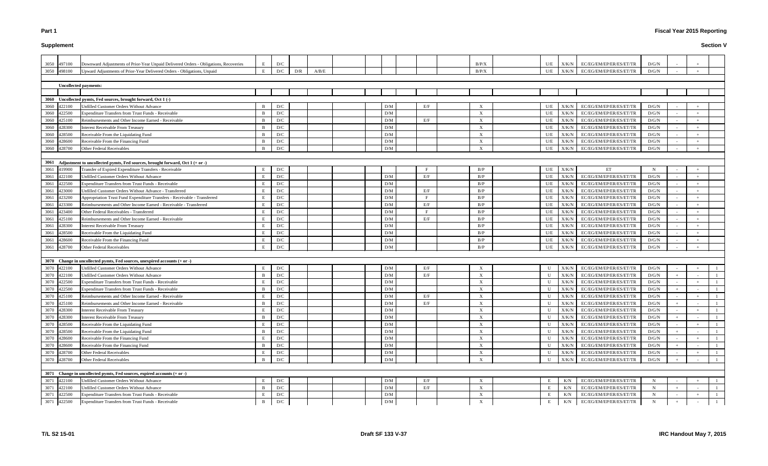**Part 1**

**Fiscal Year 2015 Reporting**

**Supplement**

**Section V**

| | | | | | | | | | | | | | | | | | | | | |
|---|---|---|---|---|---|---|---|---|---|---|---|---|---|---|---|---|---|---|---|---|
| 3050 | 497100 | Downward Adjustments of Prior-Year Unpaid Delivered Orders - Obligations, Recoveries | E | D/C | | | | | | | | B/P/X | | U/E | X/K/N | EC/EG/EM/EP/ER/ES/ET/TR | D/G/N | - | + | |
| 3050 | 498100 | Upward Adjustments of Prior-Year Delivered Orders - Obligations, Unpaid | E | D/C | D/R | A/B/E | | | | | | B/P/X | | U/E | X/K/N | EC/EG/EM/EP/ER/ES/ET/TR | D/G/N | - | + | |
| | | | | | | | | | | | | | | | | | | | | |
| | **Uncollected payments:** | | | | | | | | | | | | | | | | | | | |
| | | | | | | | | | | | | | | | | | | | | |
| 3060 | Uncollected pymts, Fed sources, brought forward, Oct 1 (-) | | | | | | | | | | | | | | | | | | | |
| 3060 | 422100 | Unfilled Customer Orders Without Advance | B | D/C | | | | D/M | | E/F | | X | | U/E | X/K/N | EC/EG/EM/EP/ER/ES/ET/TR | D/G/N | - | + | |
| 3060 | 422500 | Expenditure Transfers from Trust Funds - Receivable | B | D/C | | | | D/M | | | | X | | U/E | X/K/N | EC/EG/EM/EP/ER/ES/ET/TR | D/G/N | - | + | |
| 3060 | 425100 | Reimbursements and Other Income Earned - Receivable | B | D/C | | | | D/M | | E/F | | X | | U/E | X/K/N | EC/EG/EM/EP/ER/ES/ET/TR | D/G/N | - | + | |
| 3060 | 428300 | Interest Receivable From Treasury | B | D/C | | | | D/M | | | | X | | U/E | X/K/N | EC/EG/EM/EP/ER/ES/ET/TR | D/G/N | - | + | |
| 3060 | 428500 | Receivable From the Liquidating Fund | B | D/C | | | | D/M | | | | X | | U/E | X/K/N | EC/EG/EM/EP/ER/ES/ET/TR | D/G/N | - | + | |
| 3060 | 428600 | Receivable From the Financing Fund | B | D/C | | | | D/M | | | | X | | U/E | X/K/N | EC/EG/EM/EP/ER/ES/ET/TR | D/G/N | - | + | |
| 3060 | 428700 | Other Federal Receivables | B | D/C | | | | D/M | | | | X | | U/E | X/K/N | EC/EG/EM/EP/ER/ES/ET/TR | D/G/N | - | + | |
| | | | | | | | | | | | | | | | | | | | | |
| 3061 | Adjustment to uncollected pymts, Fed sources, brought forward, Oct 1 (+ or -) | | | | | | | | | | | | | | | | | | | |
| 3061 | 419900 | Transfer of Expired Expenditure Transfers - Receivable | E | D/C | | | | | | F | | B/P | | U/E | X/K/N | ET | N | - | + | |
| 3061 | 422100 | Unfilled Customer Orders Without Advance | E | D/C | | | | D/M | | E/F | | B/P | | U/E | X/K/N | EC/EG/EM/EP/ER/ES/ET/TR | D/G/N | - | + | |
| 3061 | 422500 | Expenditure Transfers from Trust Funds - Receivable | E | D/C | | | | D/M | | | | B/P | | U/E | X/K/N | EC/EG/EM/EP/ER/ES/ET/TR | D/G/N | - | + | |
| 3061 | 423000 | Unfilled Customer Orders Without Advance - Transferred | E | D/C | | | | D/M | | E/F | | B/P | | U/E | X/K/N | EC/EG/EM/EP/ER/ES/ET/TR | D/G/N | - | + | |
| 3061 | 423200 | Appropriation Trust Fund Expenditure Transfers - Receivable - Transferred | E | D/C | | | | D/M | | F | | B/P | | U/E | X/K/N | EC/EG/EM/EP/ER/ES/ET/TR | D/G/N | - | + | |
| 3061 | 423300 | Reimbursements and Other Income Earned - Receivable - Transferred | E | D/C | | | | D/M | | E/F | | B/P | | U/E | X/K/N | EC/EG/EM/EP/ER/ES/ET/TR | D/G/N | - | + | |
| 3061 | 423400 | Other Federal Receivables - Transferred | E | D/C | | | | D/M | | F | | B/P | | U/E | X/K/N | EC/EG/EM/EP/ER/ES/ET/TR | D/G/N | - | + | |
| 3061 | 425100 | Reimbursements and Other Income Earned - Receivable | E | D/C | | | | D/M | | E/F | | B/P | | U/E | X/K/N | EC/EG/EM/EP/ER/ES/ET/TR | D/G/N | - | + | |
| 3061 | 428300 | Interest Receivable From Treasury | E | D/C | | | | D/M | | | | B/P | | U/E | X/K/N | EC/EG/EM/EP/ER/ES/ET/TR | D/G/N | - | + | |
| 3061 | 428500 | Receivable From the Liquidating Fund | E | D/C | | | | D/M | | | | B/P | | U/E | X/K/N | EC/EG/EM/EP/ER/ES/ET/TR | D/G/N | - | + | |
| 3061 | 428600 | Receivable From the Financing Fund | E | D/C | | | | D/M | | | | B/P | | U/E | X/K/N | EC/EG/EM/EP/ER/ES/ET/TR | D/G/N | - | + | |
| 3061 | 428700 | Other Federal Receivables | E | D/C | | | | D/M | | | | B/P | | U/E | X/K/N | EC/EG/EM/EP/ER/ES/ET/TR | D/G/N | - | + | |
| | | | | | | | | | | | | | | | | | | | | |
| 3070 | Change in uncollected pymts, Fed sources, unexpired accounts (+ or -) | | | | | | | | | | | | | | | | | | | |
| 3070 | 422100 | Unfilled Customer Orders Without Advance | E | D/C | | | | D/M | | E/F | | X | | U | X/K/N | EC/EG/EM/EP/ER/ES/ET/TR | D/G/N | - | + | 1 |
| 3070 | 422100 | Unfilled Customer Orders Without Advance | B | D/C | | | | D/M | | E/F | | X | | U | X/K/N | EC/EG/EM/EP/ER/ES/ET/TR | D/G/N | + | - | 1 |
| 3070 | 422500 | Expenditure Transfers from Trust Funds - Receivable | E | D/C | | | | D/M | | | | X | | U | X/K/N | EC/EG/EM/EP/ER/ES/ET/TR | D/G/N | - | + | 1 |
| 3070 | 422500 | Expenditure Transfers from Trust Funds - Receivable | B | D/C | | | | D/M | | | | X | | U | X/K/N | EC/EG/EM/EP/ER/ES/ET/TR | D/G/N | + | - | 1 |
| 3070 | 425100 | Reimbursements and Other Income Earned - Receivable | E | D/C | | | | D/M | | E/F | | X | | U | X/K/N | EC/EG/EM/EP/ER/ES/ET/TR | D/G/N | - | + | 1 |
| 3070 | 425100 | Reimbursements and Other Income Earned - Receivable | B | D/C | | | | D/M | | E/F | | X | | U | X/K/N | EC/EG/EM/EP/ER/ES/ET/TR | D/G/N | + | - | 1 |
| 3070 | 428300 | Interest Receivable From Treasury | E | D/C | | | | D/M | | | | X | | U | X/K/N | EC/EG/EM/EP/ER/ES/ET/TR | D/G/N | - | + | 1 |
| 3070 | 428300 | Interest Receivable From Treasury | B | D/C | | | | D/M | | | | X | | U | X/K/N | EC/EG/EM/EP/ER/ES/ET/TR | D/G/N | + | - | 1 |
| 3070 | 428500 | Receivable From the Liquidating Fund | E | D/C | | | | D/M | | | | X | | U | X/K/N | EC/EG/EM/EP/ER/ES/ET/TR | D/G/N | - | + | 1 |
| 3070 | 428500 | Receivable From the Liquidating Fund | B | D/C | | | | D/M | | | | X | | U | X/K/N | EC/EG/EM/EP/ER/ES/ET/TR | D/G/N | + | - | 1 |
| 3070 | 428600 | Receivable From the Financing Fund | E | D/C | | | | D/M | | | | X | | U | X/K/N | EC/EG/EM/EP/ER/ES/ET/TR | D/G/N | - | + | 1 |
| 3070 | 428600 | Receivable From the Financing Fund | B | D/C | | | | D/M | | | | X | | U | X/K/N | EC/EG/EM/EP/ER/ES/ET/TR | D/G/N | + | - | 1 |
| 3070 | 428700 | Other Federal Receivables | E | D/C | | | | D/M | | | | X | | U | X/K/N | EC/EG/EM/EP/ER/ES/ET/TR | D/G/N | - | + | 1 |
| 3070 | 428700 | Other Federal Receivables | B | D/C | | | | D/M | | | | X | | U | X/K/N | EC/EG/EM/EP/ER/ES/ET/TR | D/G/N | + | - | 1 |
| | | | | | | | | | | | | | | | | | | | | |
| 3071 | Change in uncollected pymts, Fed sources, expired accounts (+ or -) | | | | | | | | | | | | | | | | | | | |
| 3071 | 422100 | Unfilled Customer Orders Without Advance | E | D/C | | | | D/M | | E/F | | X | | E | K/N | EC/EG/EM/EP/ER/ES/ET/TR | N | - | + | 1 |
| 3071 | 422100 | Unfilled Customer Orders Without Advance | B | D/C | | | | D/M | | E/F | | X | | E | K/N | EC/EG/EM/EP/ER/ES/ET/TR | N | + | - | 1 |
| 3071 | 422500 | Expenditure Transfers from Trust Funds - Receivable | E | D/C | | | | D/M | | | | X | | E | K/N | EC/EG/EM/EP/ER/ES/ET/TR | N | - | + | 1 |
| 3071 | 422500 | Expenditure Transfers from Trust Funds - Receivable | B | D/C | | | | D/M | | | | X | | E | K/N | EC/EG/EM/EP/ER/ES/ET/TR | N | + | - | 1 |

T/L S2 15-01 | Draft SF 133 V-37 | IRC Handout May 7, 2015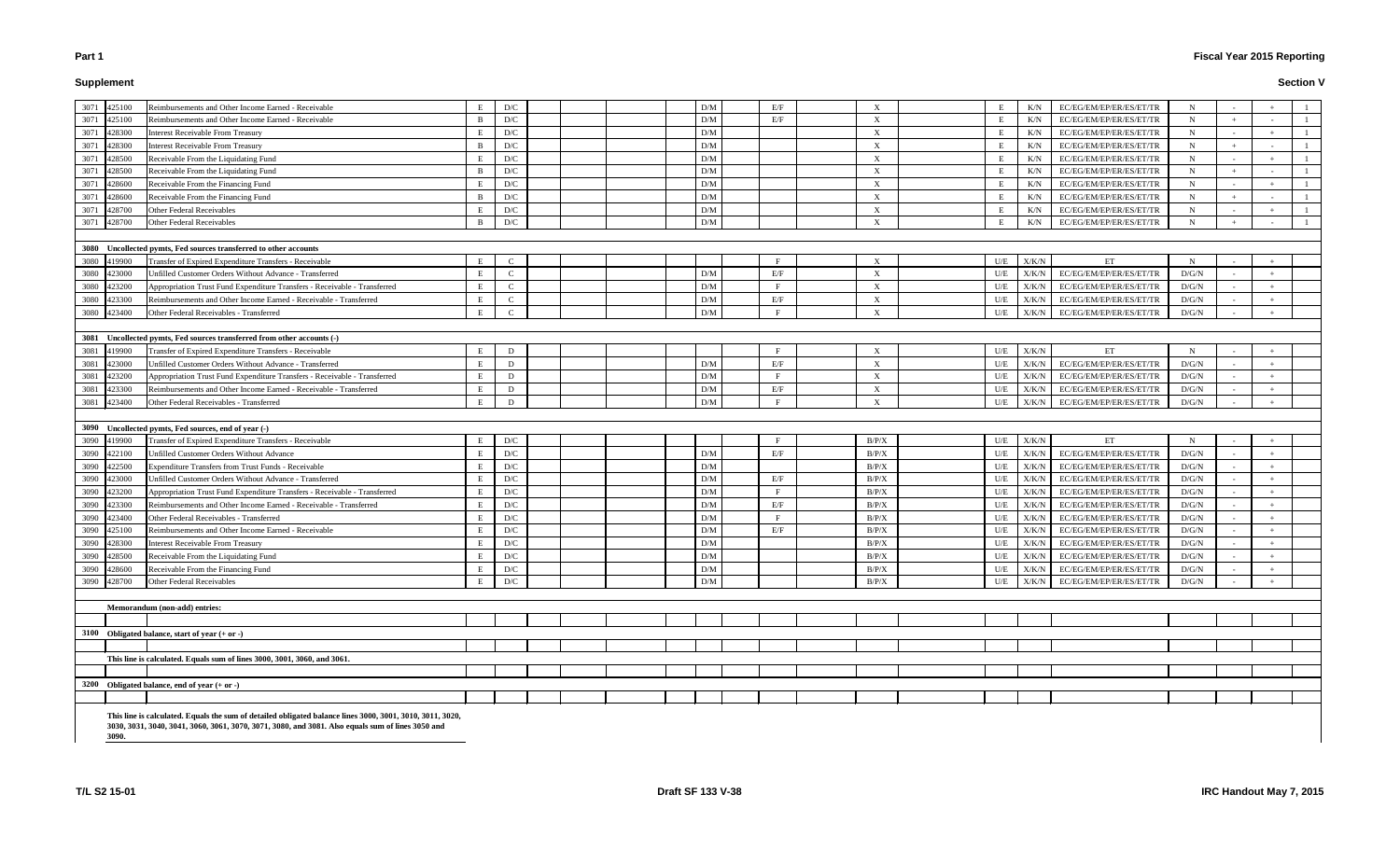**Supplement** — **Section V**

| Line | USSGL | Description | | | | | | | | | | | | | | | | | | |
|---|---|---|---|---|---|---|---|---|---|---|---|---|---|---|---|---|---|---|---|---|
| 3071 | 425100 | Reimbursements and Other Income Earned - Receivable | E | D/C | | | | D/M | E/F | | X | | E | K/N | EC/EG/EM/EP/ER/ES/ET/TR | N | - | + | 1 |
| 3071 | 425100 | Reimbursements and Other Income Earned - Receivable | B | D/C | | | | D/M | E/F | | X | | E | K/N | EC/EG/EM/EP/ER/ES/ET/TR | N | + | - | 1 |
| 3071 | 428300 | Interest Receivable From Treasury | E | D/C | | | | D/M | | | X | | E | K/N | EC/EG/EM/EP/ER/ES/ET/TR | N | - | + | 1 |
| 3071 | 428300 | Interest Receivable From Treasury | B | D/C | | | | D/M | | | X | | E | K/N | EC/EG/EM/EP/ER/ES/ET/TR | N | + | - | 1 |
| 3071 | 428500 | Receivable From the Liquidating Fund | E | D/C | | | | D/M | | | X | | E | K/N | EC/EG/EM/EP/ER/ES/ET/TR | N | - | + | 1 |
| 3071 | 428500 | Receivable From the Liquidating Fund | B | D/C | | | | D/M | | | X | | E | K/N | EC/EG/EM/EP/ER/ES/ET/TR | N | + | - | 1 |
| 3071 | 428600 | Receivable From the Financing Fund | E | D/C | | | | D/M | | | X | | E | K/N | EC/EG/EM/EP/ER/ES/ET/TR | N | - | + | 1 |
| 3071 | 428600 | Receivable From the Financing Fund | B | D/C | | | | D/M | | | X | | E | K/N | EC/EG/EM/EP/ER/ES/ET/TR | N | + | - | 1 |
| 3071 | 428700 | Other Federal Receivables | E | D/C | | | | D/M | | | X | | E | K/N | EC/EG/EM/EP/ER/ES/ET/TR | N | - | + | 1 |
| 3071 | 428700 | Other Federal Receivables | B | D/C | | | | D/M | | | X | | E | K/N | EC/EG/EM/EP/ER/ES/ET/TR | N | + | - | 1 |
| | | | | | | | | | | | | | | | | | | | |
| **3080** | | **Uncollected pymts, Fed sources transferred to other accounts** | | | | | | | | | | | | | | | | | |
| 3080 | 419900 | Transfer of Expired Expenditure Transfers - Receivable | E | C | | | | | F | | X | | U/E | X/K/N | ET | N | - | + | |
| 3080 | 423000 | Unfilled Customer Orders Without Advance - Transferred | E | C | | | | D/M | E/F | | X | | U/E | X/K/N | EC/EG/EM/EP/ER/ES/ET/TR | D/G/N | - | + | |
| 3080 | 423200 | Appropriation Trust Fund Expenditure Transfers - Receivable - Transferred | E | C | | | | D/M | F | | X | | U/E | X/K/N | EC/EG/EM/EP/ER/ES/ET/TR | D/G/N | - | + | |
| 3080 | 423300 | Reimbursements and Other Income Earned - Receivable - Transferred | E | C | | | | D/M | E/F | | X | | U/E | X/K/N | EC/EG/EM/EP/ER/ES/ET/TR | D/G/N | - | + | |
| 3080 | 423400 | Other Federal Receivables - Transferred | E | C | | | | D/M | F | | X | | U/E | X/K/N | EC/EG/EM/EP/ER/ES/ET/TR | D/G/N | - | + | |
| | | | | | | | | | | | | | | | | | | | |
| **3081** | | **Uncollected pymts, Fed sources transferred from other accounts (-)** | | | | | | | | | | | | | | | | | |
| 3081 | 419900 | Transfer of Expired Expenditure Transfers - Receivable | E | D | | | | | F | | X | | U/E | X/K/N | ET | N | - | + | |
| 3081 | 423000 | Unfilled Customer Orders Without Advance - Transferred | E | D | | | | D/M | E/F | | X | | U/E | X/K/N | EC/EG/EM/EP/ER/ES/ET/TR | D/G/N | - | + | |
| 3081 | 423200 | Appropriation Trust Fund Expenditure Transfers - Receivable - Transferred | E | D | | | | D/M | F | | X | | U/E | X/K/N | EC/EG/EM/EP/ER/ES/ET/TR | D/G/N | - | + | |
| 3081 | 423300 | Reimbursements and Other Income Earned - Receivable - Transferred | E | D | | | | D/M | E/F | | X | | U/E | X/K/N | EC/EG/EM/EP/ER/ES/ET/TR | D/G/N | - | + | |
| 3081 | 423400 | Other Federal Receivables - Transferred | E | D | | | | D/M | F | | X | | U/E | X/K/N | EC/EG/EM/EP/ER/ES/ET/TR | D/G/N | - | + | |
| | | | | | | | | | | | | | | | | | | | |
| **3090** | | **Uncollected pymts, Fed sources, end of year (-)** | | | | | | | | | | | | | | | | | |
| 3090 | 419900 | Transfer of Expired Expenditure Transfers - Receivable | E | D/C | | | | | F | | B/P/X | | U/E | X/K/N | ET | N | - | + | |
| 3090 | 422100 | Unfilled Customer Orders Without Advance | E | D/C | | | | D/M | E/F | | B/P/X | | U/E | X/K/N | EC/EG/EM/EP/ER/ES/ET/TR | D/G/N | - | + | |
| 3090 | 422500 | Expenditure Transfers from Trust Funds - Receivable | E | D/C | | | | D/M | | | B/P/X | | U/E | X/K/N | EC/EG/EM/EP/ER/ES/ET/TR | D/G/N | - | + | |
| 3090 | 423000 | Unfilled Customer Orders Without Advance - Transferred | E | D/C | | | | D/M | E/F | | B/P/X | | U/E | X/K/N | EC/EG/EM/EP/ER/ES/ET/TR | D/G/N | - | + | |
| 3090 | 423200 | Appropriation Trust Fund Expenditure Transfers - Receivable - Transferred | E | D/C | | | | D/M | F | | B/P/X | | U/E | X/K/N | EC/EG/EM/EP/ER/ES/ET/TR | D/G/N | - | + | |
| 3090 | 423300 | Reimbursements and Other Income Earned - Receivable - Transferred | E | D/C | | | | D/M | E/F | | B/P/X | | U/E | X/K/N | EC/EG/EM/EP/ER/ES/ET/TR | D/G/N | - | + | |
| 3090 | 423400 | Other Federal Receivables - Transferred | E | D/C | | | | D/M | F | | B/P/X | | U/E | X/K/N | EC/EG/EM/EP/ER/ES/ET/TR | D/G/N | - | + | |
| 3090 | 425100 | Reimbursements and Other Income Earned - Receivable | E | D/C | | | | D/M | E/F | | B/P/X | | U/E | X/K/N | EC/EG/EM/EP/ER/ES/ET/TR | D/G/N | - | + | |
| 3090 | 428300 | Interest Receivable From Treasury | E | D/C | | | | D/M | | | B/P/X | | U/E | X/K/N | EC/EG/EM/EP/ER/ES/ET/TR | D/G/N | - | + | |
| 3090 | 428500 | Receivable From the Liquidating Fund | E | D/C | | | | D/M | | | B/P/X | | U/E | X/K/N | EC/EG/EM/EP/ER/ES/ET/TR | D/G/N | - | + | |
| 3090 | 428600 | Receivable From the Financing Fund | E | D/C | | | | D/M | | | B/P/X | | U/E | X/K/N | EC/EG/EM/EP/ER/ES/ET/TR | D/G/N | - | + | |
| 3090 | 428700 | Other Federal Receivables | E | D/C | | | | D/M | | | B/P/X | | U/E | X/K/N | EC/EG/EM/EP/ER/ES/ET/TR | D/G/N | - | + | |

**Memorandum (non-add) entries:**

**3100 Obligated balance, start of year (+ or -)**

**This line is calculated. Equals sum of lines 3000, 3001, 3060, and 3061.**

**3200 Obligated balance, end of year (+ or -)**

**This line is calculated. Equals the sum of detailed obligated balance lines 3000, 3001, 3010, 3011, 3020, 3030, 3031, 3040, 3041, 3060, 3061, 3070, 3071, 3080, and 3081. Also equals sum of lines 3050 and 3090.**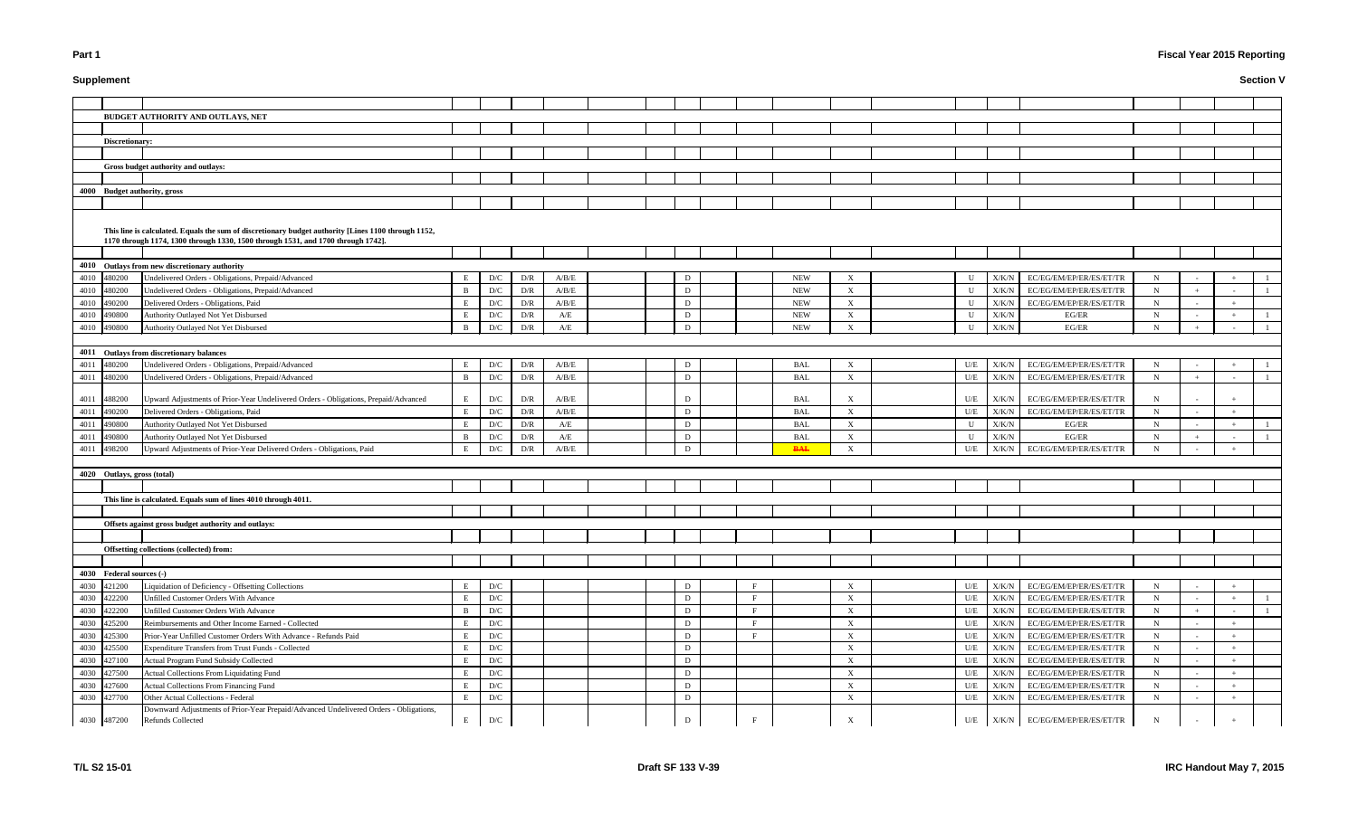**Part 1** **Fiscal Year 2015 Reporting**

**Supplement** **Section V**

| Line | USSGL | Description | | | | | | | | | | | | | | | | | | | |
|---|---|---|---|---|---|---|---|---|---|---|---|---|---|---|---|---|---|---|---|---|---|
| | | **BUDGET AUTHORITY AND OUTLAYS, NET** | | | | | | | | | | | | | | | | | | | |
| | **Discretionary:** | | | | | | | | | | | | | | | | | | | | |
| | | **Gross budget authority and outlays:** | | | | | | | | | | | | | | | | | | | |
| **4000** | **Budget authority, gross** | | | | | | | | | | | | | | | | | | | | |
| | | **This line is calculated. Equals the sum of discretionary budget authority [Lines 1100 through 1152, 1170 through 1174, 1300 through 1330, 1500 through 1531, and 1700 through 1742].** | | | | | | | | | | | | | | | | | | | |
| **4010** | **Outlays from new discretionary authority** | | | | | | | | | | | | | | | | | | | | |
| 4010 | 480200 | Undelivered Orders - Obligations, Prepaid/Advanced | E | D/C | D/R | A/B/E | | | D | | | NEW | X | | U | X/K/N | EC/EG/EM/EP/ER/ES/ET/TR | N | - | + | 1 |
| 4010 | 480200 | Undelivered Orders - Obligations, Prepaid/Advanced | B | D/C | D/R | A/B/E | | | D | | | NEW | X | | U | X/K/N | EC/EG/EM/EP/ER/ES/ET/TR | N | + | - | 1 |
| 4010 | 490200 | Delivered Orders - Obligations, Paid | E | D/C | D/R | A/B/E | | | D | | | NEW | X | | U | X/K/N | EC/EG/EM/EP/ER/ES/ET/TR | N | - | + | |
| 4010 | 490800 | Authority Outlayed Not Yet Disbursed | E | D/C | D/R | A/E | | | D | | | NEW | X | | U | X/K/N | EG/ER | N | - | + | 1 |
| 4010 | 490800 | Authority Outlayed Not Yet Disbursed | B | D/C | D/R | A/E | | | D | | | NEW | X | | U | X/K/N | EG/ER | N | + | - | 1 |
| **4011** | **Outlays from discretionary balances** | | | | | | | | | | | | | | | | | | | | |
| 4011 | 480200 | Undelivered Orders - Obligations, Prepaid/Advanced | E | D/C | D/R | A/B/E | | | D | | | BAL | X | | U/E | X/K/N | EC/EG/EM/EP/ER/ES/ET/TR | N | - | + | 1 |
| 4011 | 480200 | Undelivered Orders - Obligations, Prepaid/Advanced | B | D/C | D/R | A/B/E | | | D | | | BAL | X | | U/E | X/K/N | EC/EG/EM/EP/ER/ES/ET/TR | N | + | - | 1 |
| 4011 | 488200 | Upward Adjustments of Prior-Year Undelivered Orders - Obligations, Prepaid/Advanced | E | D/C | D/R | A/B/E | | | D | | | BAL | X | | U/E | X/K/N | EC/EG/EM/EP/ER/ES/ET/TR | N | - | + | |
| 4011 | 490200 | Delivered Orders - Obligations, Paid | E | D/C | D/R | A/B/E | | | D | | | BAL | X | | U/E | X/K/N | EC/EG/EM/EP/ER/ES/ET/TR | N | - | + | |
| 4011 | 490800 | Authority Outlayed Not Yet Disbursed | E | D/C | D/R | A/E | | | D | | | BAL | X | | U | X/K/N | EG/ER | N | - | + | 1 |
| 4011 | 490800 | Authority Outlayed Not Yet Disbursed | B | D/C | D/R | A/E | | | D | | | BAL | X | | U | X/K/N | EG/ER | N | + | - | 1 |
| 4011 | 498200 | Upward Adjustments of Prior-Year Delivered Orders - Obligations, Paid | E | D/C | D/R | A/B/E | | | D | | | BAL | X | | U/E | X/K/N | EC/EG/EM/EP/ER/ES/ET/TR | N | - | + | |
| **4020** | **Outlays, gross (total)** | | | | | | | | | | | | | | | | | | | | |
| | | **This line is calculated. Equals sum of lines 4010 through 4011.** | | | | | | | | | | | | | | | | | | | |
| | | **Offsets against gross budget authority and outlays:** | | | | | | | | | | | | | | | | | | | |
| | | **Offsetting collections (collected) from:** | | | | | | | | | | | | | | | | | | | |
| **4030** | **Federal sources (-)** | | | | | | | | | | | | | | | | | | | | |
| 4030 | 421200 | Liquidation of Deficiency - Offsetting Collections | E | D/C | | | | | D | | F | | X | | U/E | X/K/N | EC/EG/EM/EP/ER/ES/ET/TR | N | - | + | |
| 4030 | 422200 | Unfilled Customer Orders With Advance | E | D/C | | | | | D | | F | | X | | U/E | X/K/N | EC/EG/EM/EP/ER/ES/ET/TR | N | - | + | 1 |
| 4030 | 422200 | Unfilled Customer Orders With Advance | B | D/C | | | | | D | | F | | X | | U/E | X/K/N | EC/EG/EM/EP/ER/ES/ET/TR | N | + | - | 1 |
| 4030 | 425200 | Reimbursements and Other Income Earned - Collected | E | D/C | | | | | D | | F | | X | | U/E | X/K/N | EC/EG/EM/EP/ER/ES/ET/TR | N | - | + | |
| 4030 | 425300 | Prior-Year Unfilled Customer Orders With Advance - Refunds Paid | E | D/C | | | | | D | | F | | X | | U/E | X/K/N | EC/EG/EM/EP/ER/ES/ET/TR | N | - | + | |
| 4030 | 425500 | Expenditure Transfers from Trust Funds - Collected | E | D/C | | | | | D | | | | X | | U/E | X/K/N | EC/EG/EM/EP/ER/ES/ET/TR | N | - | + | |
| 4030 | 427100 | Actual Program Fund Subsidy Collected | E | D/C | | | | | D | | | | X | | U/E | X/K/N | EC/EG/EM/EP/ER/ES/ET/TR | N | - | + | |
| 4030 | 427500 | Actual Collections From Liquidating Fund | E | D/C | | | | | D | | | | X | | U/E | X/K/N | EC/EG/EM/EP/ER/ES/ET/TR | N | - | + | |
| 4030 | 427600 | Actual Collections From Financing Fund | E | D/C | | | | | D | | | | X | | U/E | X/K/N | EC/EG/EM/EP/ER/ES/ET/TR | N | - | + | |
| 4030 | 427700 | Other Actual Collections - Federal | E | D/C | | | | | D | | | | X | | U/E | X/K/N | EC/EG/EM/EP/ER/ES/ET/TR | N | - | + | |
| 4030 | 487200 | Downward Adjustments of Prior-Year Prepaid/Advanced Undelivered Orders - Obligations, Refunds Collected | E | D/C | | | | | D | | F | | X | | U/E | X/K/N | EC/EG/EM/EP/ER/ES/ET/TR | N | - | + | |

T/L S2 15-01 Draft SF 133 V-39 IRC Handout May 7, 2015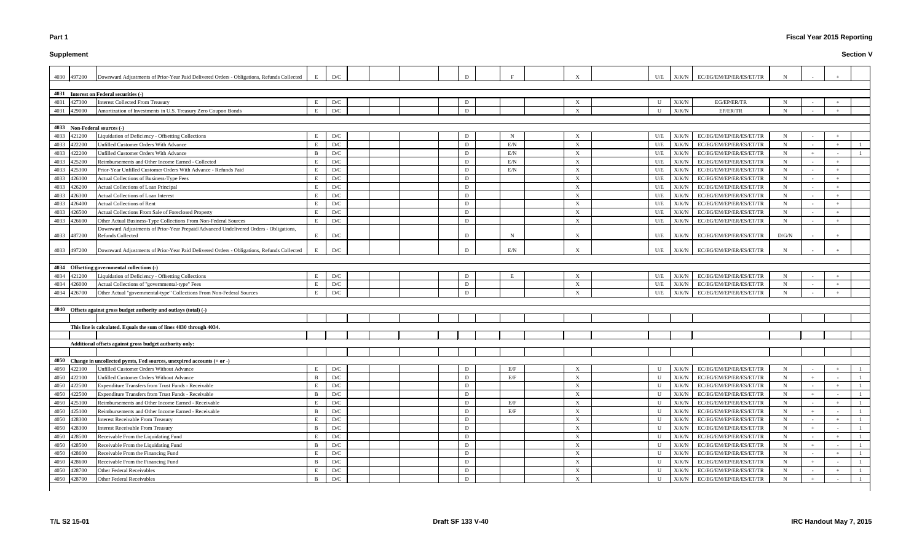**Part 1** **Fiscal Year 2015 Reporting**

**Supplement** **Section V**

| Line | USSGL | Description | | | | | | | | | | | | | | | | | | |
|---|---|---|---|---|---|---|---|---|---|---|---|---|---|---|---|---|---|---|---|---|
| 4030 | 497200 | Downward Adjustments of Prior-Year Paid Delivered Orders - Obligations, Refunds Collected | E | D/C | | | | D | F | | X | | U/E | X/K/N | EC/EG/EM/EP/ER/ES/ET/TR | N | - | + | |
| **4031** | | **Interest on Federal securities (-)** | | | | | | | | | | | | | | | | | |
| 4031 | 427300 | Interest Collected From Treasury | E | D/C | | | | D | | | X | | U | X/K/N | EG/EP/ER/TR | N | - | + | |
| 4031 | 429000 | Amortization of Investments in U.S. Treasury Zero Coupon Bonds | E | D/C | | | | D | | | X | | U | X/K/N | EP/ER/TR | N | - | + | |
| **4033** | | **Non-Federal sources (-)** | | | | | | | | | | | | | | | | | |
| 4033 | 421200 | Liquidation of Deficiency - Offsetting Collections | E | D/C | | | | D | N | | X | | U/E | X/K/N | EC/EG/EM/EP/ER/ES/ET/TR | N | - | + | |
| 4033 | 422200 | Unfilled Customer Orders With Advance | E | D/C | | | | D | E/N | | X | | U/E | X/K/N | EC/EG/EM/EP/ER/ES/ET/TR | N | - | + | 1 |
| 4033 | 422200 | Unfilled Customer Orders With Advance | B | D/C | | | | D | E/N | | X | | U/E | X/K/N | EC/EG/EM/EP/ER/ES/ET/TR | N | + | - | 1 |
| 4033 | 425200 | Reimbursements and Other Income Earned - Collected | E | D/C | | | | D | E/N | | X | | U/E | X/K/N | EC/EG/EM/EP/ER/ES/ET/TR | N | - | + | |
| 4033 | 425300 | Prior-Year Unfilled Customer Orders With Advance - Refunds Paid | E | D/C | | | | D | E/N | | X | | U/E | X/K/N | EC/EG/EM/EP/ER/ES/ET/TR | N | - | + | |
| 4033 | 426100 | Actual Collections of Business-Type Fees | E | D/C | | | | D | | | X | | U/E | X/K/N | EC/EG/EM/EP/ER/ES/ET/TR | N | - | + | |
| 4033 | 426200 | Actual Collections of Loan Principal | E | D/C | | | | D | | | X | | U/E | X/K/N | EC/EG/EM/EP/ER/ES/ET/TR | N | - | + | |
| 4033 | 426300 | Actual Collections of Loan Interest | E | D/C | | | | D | | | X | | U/E | X/K/N | EC/EG/EM/EP/ER/ES/ET/TR | N | - | + | |
| 4033 | 426400 | Actual Collections of Rent | E | D/C | | | | D | | | X | | U/E | X/K/N | EC/EG/EM/EP/ER/ES/ET/TR | N | - | + | |
| 4033 | 426500 | Actual Collections From Sale of Foreclosed Property | E | D/C | | | | D | | | X | | U/E | X/K/N | EC/EG/EM/EP/ER/ES/ET/TR | N | - | + | |
| 4033 | 426600 | Other Actual Business-Type Collections From Non-Federal Sources | E | D/C | | | | D | | | X | | U/E | X/K/N | EC/EG/EM/EP/ER/ES/ET/TR | N | - | + | |
| 4033 | 487200 | Downward Adjustments of Prior-Year Prepaid/Advanced Undelivered Orders - Obligations, Refunds Collected | E | D/C | | | | D | N | | X | | U/E | X/K/N | EC/EG/EM/EP/ER/ES/ET/TR | D/G/N | - | + | |
| 4033 | 497200 | Downward Adjustments of Prior-Year Paid Delivered Orders - Obligations, Refunds Collected | E | D/C | | | | D | E/N | | X | | U/E | X/K/N | EC/EG/EM/EP/ER/ES/ET/TR | N | - | + | |
| **4034** | | **Offsetting governmental collections (-)** | | | | | | | | | | | | | | | | | |
| 4034 | 421200 | Liquidation of Deficiency - Offsetting Collections | E | D/C | | | | D | E | | X | | U/E | X/K/N | EC/EG/EM/EP/ER/ES/ET/TR | N | - | + | |
| 4034 | 426000 | Actual Collections of "governmental-type" Fees | E | D/C | | | | D | | | X | | U/E | X/K/N | EC/EG/EM/EP/ER/ES/ET/TR | N | - | + | |
| 4034 | 426700 | Other Actual "governmental-type" Collections From Non-Federal Sources | E | D/C | | | | D | | | X | | U/E | X/K/N | EC/EG/EM/EP/ER/ES/ET/TR | N | - | + | |
| **4040** | | **Offsets against gross budget authority and outlays (total) (-)** | | | | | | | | | | | | | | | | | |
| | | **This line is calculated. Equals the sum of lines 4030 through 4034.** | | | | | | | | | | | | | | | | | |
| | | **Additional offsets against gross budget authority only:** | | | | | | | | | | | | | | | | | |
| **4050** | | **Change in uncollected pymts, Fed sources, unexpired accounts (+ or -)** | | | | | | | | | | | | | | | | | |
| 4050 | 422100 | Unfilled Customer Orders Without Advance | E | D/C | | | | D | E/F | | X | | U | X/K/N | EC/EG/EM/EP/ER/ES/ET/TR | N | - | + | 1 |
| 4050 | 422100 | Unfilled Customer Orders Without Advance | B | D/C | | | | D | E/F | | X | | U | X/K/N | EC/EG/EM/EP/ER/ES/ET/TR | N | + | - | 1 |
| 4050 | 422500 | Expenditure Transfers from Trust Funds - Receivable | E | D/C | | | | D | | | X | | U | X/K/N | EC/EG/EM/EP/ER/ES/ET/TR | N | - | + | 1 |
| 4050 | 422500 | Expenditure Transfers from Trust Funds - Receivable | B | D/C | | | | D | | | X | | U | X/K/N | EC/EG/EM/EP/ER/ES/ET/TR | N | + | - | 1 |
| 4050 | 425100 | Reimbursements and Other Income Earned - Receivable | E | D/C | | | | D | E/F | | X | | U | X/K/N | EC/EG/EM/EP/ER/ES/ET/TR | N | - | + | 1 |
| 4050 | 425100 | Reimbursements and Other Income Earned - Receivable | B | D/C | | | | D | E/F | | X | | U | X/K/N | EC/EG/EM/EP/ER/ES/ET/TR | N | + | - | 1 |
| 4050 | 428300 | Interest Receivable From Treasury | E | D/C | | | | D | | | X | | U | X/K/N | EC/EG/EM/EP/ER/ES/ET/TR | N | - | + | 1 |
| 4050 | 428300 | Interest Receivable From Treasury | B | D/C | | | | D | | | X | | U | X/K/N | EC/EG/EM/EP/ER/ES/ET/TR | N | + | - | 1 |
| 4050 | 428500 | Receivable From the Liquidating Fund | E | D/C | | | | D | | | X | | U | X/K/N | EC/EG/EM/EP/ER/ES/ET/TR | N | - | + | 1 |
| 4050 | 428500 | Receivable From the Liquidating Fund | B | D/C | | | | D | | | X | | U | X/K/N | EC/EG/EM/EP/ER/ES/ET/TR | N | + | - | 1 |
| 4050 | 428600 | Receivable From the Financing Fund | E | D/C | | | | D | | | X | | U | X/K/N | EC/EG/EM/EP/ER/ES/ET/TR | N | - | + | 1 |
| 4050 | 428600 | Receivable From the Financing Fund | B | D/C | | | | D | | | X | | U | X/K/N | EC/EG/EM/EP/ER/ES/ET/TR | N | + | - | 1 |
| 4050 | 428700 | Other Federal Receivables | E | D/C | | | | D | | | X | | U | X/K/N | EC/EG/EM/EP/ER/ES/ET/TR | N | - | + | 1 |
| 4050 | 428700 | Other Federal Receivables | B | D/C | | | | D | | | X | | U | X/K/N | EC/EG/EM/EP/ER/ES/ET/TR | N | + | - | 1 |

**T/L S2 15-01** **Draft SF 133 V-40** **IRC Handout May 7, 2015**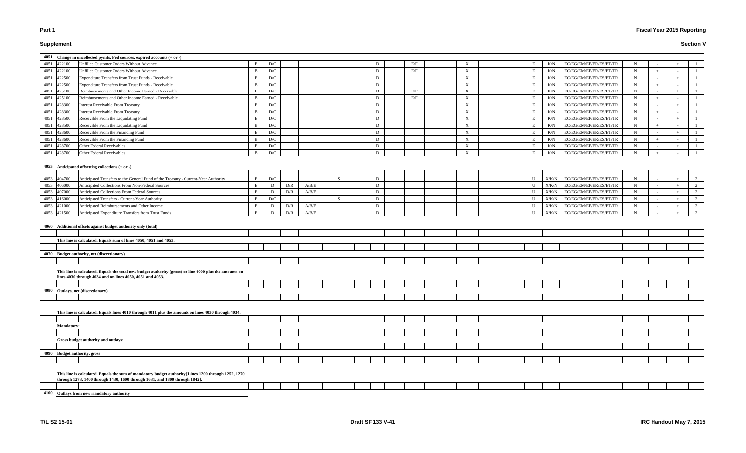**Part 1**

**Fiscal Year 2015 Reporting**

**Supplement**

**Section V**

| | | | | | | | | | | | | | | | | | | | | | |
|---|---|---|---|---|---|---|---|---|---|---|---|---|---|---|---|---|---|---|---|---|---|
| **4051** | | **Change in uncollected pymts, Fed sources, expired accounts (+ or -)** | | | | | | | | | | | | | | | | | | | |
| 4051 | 422100 | Unfilled Customer Orders Without Advance | E | D/C | | | | | D | | E/F | | X | | E | K/N | EC/EG/EM/EP/ER/ES/ET/TR | N | - | + | 1 |
| 4051 | 422100 | Unfilled Customer Orders Without Advance | B | D/C | | | | | D | | E/F | | X | | E | K/N | EC/EG/EM/EP/ER/ES/ET/TR | N | + | - | 1 |
| 4051 | 422500 | Expenditure Transfers from Trust Funds - Receivable | E | D/C | | | | | D | | | | X | | E | K/N | EC/EG/EM/EP/ER/ES/ET/TR | N | - | + | 1 |
| 4051 | 422500 | Expenditure Transfers from Trust Funds - Receivable | B | D/C | | | | | D | | | | X | | E | K/N | EC/EG/EM/EP/ER/ES/ET/TR | N | + | - | 1 |
| 4051 | 425100 | Reimbursements and Other Income Earned - Receivable | E | D/C | | | | | D | | E/F | | X | | E | K/N | EC/EG/EM/EP/ER/ES/ET/TR | N | - | + | 1 |
| 4051 | 425100 | Reimbursements and Other Income Earned - Receivable | B | D/C | | | | | D | | E/F | | X | | E | K/N | EC/EG/EM/EP/ER/ES/ET/TR | N | + | - | 1 |
| 4051 | 428300 | Interest Receivable From Treasury | E | D/C | | | | | D | | | | X | | E | K/N | EC/EG/EM/EP/ER/ES/ET/TR | N | - | + | 1 |
| 4051 | 428300 | Interest Receivable From Treasury | B | D/C | | | | | D | | | | X | | E | K/N | EC/EG/EM/EP/ER/ES/ET/TR | N | + | - | 1 |
| 4051 | 428500 | Receivable From the Liquidating Fund | E | D/C | | | | | D | | | | X | | E | K/N | EC/EG/EM/EP/ER/ES/ET/TR | N | - | + | 1 |
| 4051 | 428500 | Receivable From the Liquidating Fund | B | D/C | | | | | D | | | | X | | E | K/N | EC/EG/EM/EP/ER/ES/ET/TR | N | + | - | 1 |
| 4051 | 428600 | Receivable From the Financing Fund | E | D/C | | | | | D | | | | X | | E | K/N | EC/EG/EM/EP/ER/ES/ET/TR | N | - | + | 1 |
| 4051 | 428600 | Receivable From the Financing Fund | B | D/C | | | | | D | | | | X | | E | K/N | EC/EG/EM/EP/ER/ES/ET/TR | N | + | - | 1 |
| 4051 | 428700 | Other Federal Receivables | E | D/C | | | | | D | | | | X | | E | K/N | EC/EG/EM/EP/ER/ES/ET/TR | N | - | + | 1 |
| 4051 | 428700 | Other Federal Receivables | B | D/C | | | | | D | | | | X | | E | K/N | EC/EG/EM/EP/ER/ES/ET/TR | N | + | - | 1 |
| **4053** | | **Anticipated offsetting collections (+ or -)** | | | | | | | | | | | | | | | | | | | |
| 4053 | 404700 | Anticipated Transfers to the General Fund of the Treasury - Current-Year Authority | E | D/C | | | S | | D | | | | | | U | X/K/N | EC/EG/EM/EP/ER/ES/ET/TR | N | - | + | 2 |
| 4053 | 406000 | Anticipated Collections From Non-Federal Sources | E | D | D/R | A/B/E | | | D | | | | | | U | X/K/N | EC/EG/EM/EP/ER/ES/ET/TR | N | - | + | 2 |
| 4053 | 407000 | Anticipated Collections From Federal Sources | E | D | D/R | A/B/E | | | D | | | | | | U | X/K/N | EC/EG/EM/EP/ER/ES/ET/TR | N | - | + | 2 |
| 4053 | 416000 | Anticipated Transfers - Current-Year Authority | E | D/C | | | S | | D | | | | | | U | X/K/N | EC/EG/EM/EP/ER/ES/ET/TR | N | - | + | 2 |
| 4053 | 421000 | Anticipated Reimbursements and Other Income | E | D | D/R | A/B/E | | | D | | | | | | U | X/K/N | EC/EG/EM/EP/ER/ES/ET/TR | N | - | + | 2 |
| 4053 | 421500 | Anticipated Expenditure Transfers from Trust Funds | E | D | D/R | A/B/E | | | D | | | | | | U | X/K/N | EC/EG/EM/EP/ER/ES/ET/TR | N | - | + | 2 |
| **4060** | | **Additional offsets against budget authority only (total)** | | | | | | | | | | | | | | | | | | | |
| | | **This line is calculated. Equals sum of lines 4050, 4051 and 4053.** | | | | | | | | | | | | | | | | | | | |
| **4070** | | **Budget authority, net (discretionary)** | | | | | | | | | | | | | | | | | | | |
| | | **This line is calculated. Equals the total new budget authority (gross) on line 4000 plus the amounts on lines 4030 through 4034 and on lines 4050, 4051 and 4053.** | | | | | | | | | | | | | | | | | | | |
| **4080** | | **Outlays, net (discretionary)** | | | | | | | | | | | | | | | | | | | |
| | | **This line is calculated. Equals lines 4010 through 4011 plus the amounts on lines 4030 through 4034.** | | | | | | | | | | | | | | | | | | | |
| | | **Mandatory:** | | | | | | | | | | | | | | | | | | | |
| | | **Gross budget authority and outlays:** | | | | | | | | | | | | | | | | | | | |
| **4090** | | **Budget authority, gross** | | | | | | | | | | | | | | | | | | | |
| | | **This line is calculated. Equals the sum of mandatory budget authority [Lines 1200 through 1252, 1270 through 1273, 1400 through 1430, 1600 through 1631, and 1800 through 1842].** | | | | | | | | | | | | | | | | | | | |
| **4100** | | **Outlays from new mandatory authority** | | | | | | | | | | | | | | | | | | | |

T/L S2 15-01 | Draft SF 133 V-41 | IRC Handout May 7, 2015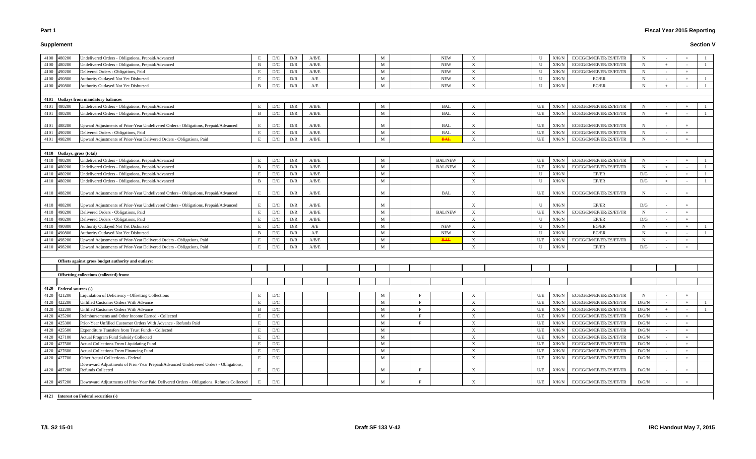**Part 1** | **Fiscal Year 2015 Reporting**

**Supplement** | **Section V**

| Line | USSGL | Title | | | | | | | | | | | | | | | | | |
|---|---|---|---|---|---|---|---|---|---|---|---|---|---|---|---|---|---|---|---|
| 4100 | 480200 | Undelivered Orders - Obligations, Prepaid/Advanced | E | D/C | D/R | A/B/E | | M | | NEW | X | | U | X/K/N | EC/EG/EM/EP/ER/ES/ET/TR | N | - | + | 1 |
| 4100 | 480200 | Undelivered Orders - Obligations, Prepaid/Advanced | B | D/C | D/R | A/B/E | | M | | NEW | X | | U | X/K/N | EC/EG/EM/EP/ER/ES/ET/TR | N | + | - | 1 |
| 4100 | 490200 | Delivered Orders - Obligations, Paid | E | D/C | D/R | A/B/E | | M | | NEW | X | | U | X/K/N | EC/EG/EM/EP/ER/ES/ET/TR | N | - | + | |
| 4100 | 490800 | Authority Outlayed Not Yet Disbursed | E | D/C | D/R | A/E | | M | | NEW | X | | U | X/K/N | EG/ER | N | - | + | 1 |
| 4100 | 490800 | Authority Outlayed Not Yet Disbursed | B | D/C | D/R | A/E | | M | | NEW | X | | U | X/K/N | EG/ER | N | + | - | 1 |
| | | | | | | | | | | | | | | | | | | | |
| **4101** | | **Outlays from mandatory balances** | | | | | | | | | | | | | | | | | |
| 4101 | 480200 | Undelivered Orders - Obligations, Prepaid/Advanced | E | D/C | D/R | A/B/E | | M | | BAL | X | | U/E | X/K/N | EC/EG/EM/EP/ER/ES/ET/TR | N | - | + | 1 |
| 4101 | 480200 | Undelivered Orders - Obligations, Prepaid/Advanced | B | D/C | D/R | A/B/E | | M | | BAL | X | | U/E | X/K/N | EC/EG/EM/EP/ER/ES/ET/TR | N | + | - | 1 |
| 4101 | 488200 | Upward Adjustments of Prior-Year Undelivered Orders - Obligations, Prepaid/Advanced | E | D/C | D/R | A/B/E | | M | | BAL | X | | U/E | X/K/N | EC/EG/EM/EP/ER/ES/ET/TR | N | - | + | |
| 4101 | 490200 | Delivered Orders - Obligations, Paid | E | D/C | D/R | A/B/E | | M | | BAL | X | | U/E | X/K/N | EC/EG/EM/EP/ER/ES/ET/TR | N | - | + | |
| 4101 | 498200 | Upward Adjustments of Prior-Year Delivered Orders - Obligations, Paid | E | D/C | D/R | A/B/E | | M | | ~~BAL~~ | X | | U/E | X/K/N | EC/EG/EM/EP/ER/ES/ET/TR | N | - | + | |
| | | | | | | | | | | | | | | | | | | | |
| **4110** | | **Outlays, gross (total)** | | | | | | | | | | | | | | | | | |
| 4110 | 480200 | Undelivered Orders - Obligations, Prepaid/Advanced | E | D/C | D/R | A/B/E | | M | | BAL/NEW | X | | U/E | X/K/N | EC/EG/EM/EP/ER/ES/ET/TR | N | - | + | 1 |
| 4110 | 480200 | Undelivered Orders - Obligations, Prepaid/Advanced | B | D/C | D/R | A/B/E | | M | | BAL/NEW | X | | U/E | X/K/N | EC/EG/EM/EP/ER/ES/ET/TR | N | + | - | 1 |
| 4110 | 480200 | Undelivered Orders - Obligations, Prepaid/Advanced | E | D/C | D/R | A/B/E | | M | | | X | | U | X/K/N | EP/ER | D/G | - | + | 1 |
| 4110 | 480200 | Undelivered Orders - Obligations, Prepaid/Advanced | B | D/C | D/R | A/B/E | | M | | | X | | U | X/K/N | EP/ER | D/G | + | - | 1 |
| 4110 | 488200 | Upward Adjustments of Prior-Year Undelivered Orders - Obligations, Prepaid/Advanced | E | D/C | D/R | A/B/E | | M | | BAL | X | | U/E | X/K/N | EC/EG/EM/EP/ER/ES/ET/TR | N | - | + | |
| 4110 | 488200 | Upward Adjustments of Prior-Year Undelivered Orders - Obligations, Prepaid/Advanced | E | D/C | D/R | A/B/E | | M | | | X | | U | X/K/N | EP/ER | D/G | - | + | |
| 4110 | 490200 | Delivered Orders - Obligations, Paid | E | D/C | D/R | A/B/E | | M | | BAL/NEW | X | | U/E | X/K/N | EC/EG/EM/EP/ER/ES/ET/TR | N | - | + | |
| 4110 | 490200 | Delivered Orders - Obligations, Paid | E | D/C | D/R | A/B/E | | M | | | X | | U | X/K/N | EP/ER | D/G | - | + | |
| 4110 | 490800 | Authority Outlayed Not Yet Disbursed | E | D/C | D/R | A/E | | M | | NEW | X | | U | X/K/N | EG/ER | N | - | + | 1 |
| 4110 | 490800 | Authority Outlayed Not Yet Disbursed | B | D/C | D/R | A/E | | M | | NEW | X | | U | X/K/N | EG/ER | N | + | - | 1 |
| 4110 | 498200 | Upward Adjustments of Prior-Year Delivered Orders - Obligations, Paid | E | D/C | D/R | A/B/E | | M | | ~~BAL~~ | X | | U/E | X/K/N | EC/EG/EM/EP/ER/ES/ET/TR | N | - | + | |
| 4110 | 498200 | Upward Adjustments of Prior-Year Delivered Orders - Obligations, Paid | E | D/C | D/R | A/B/E | | M | | | X | | U | X/K/N | EP/ER | D/G | - | + | |
| | | | | | | | | | | | | | | | | | | | |
| | | **Offsets against gross budget authority and outlays:** | | | | | | | | | | | | | | | | | |
| | | **Offsetting collections (collected) from:** | | | | | | | | | | | | | | | | | |
| | | | | | | | | | | | | | | | | | | | |
| **4120** | | **Federal sources (-)** | | | | | | | | | | | | | | | | | |
| 4120 | 421200 | Liquidation of Deficiency - Offsetting Collections | E | D/C | | | | M | F | | X | | U/E | X/K/N | EC/EG/EM/EP/ER/ES/ET/TR | N | - | + | |
| 4120 | 422200 | Unfilled Customer Orders With Advance | E | D/C | | | | M | F | | X | | U/E | X/K/N | EC/EG/EM/EP/ER/ES/ET/TR | D/G/N | - | + | 1 |
| 4120 | 422200 | Unfilled Customer Orders With Advance | B | D/C | | | | M | F | | X | | U/E | X/K/N | EC/EG/EM/EP/ER/ES/ET/TR | D/G/N | + | - | 1 |
| 4120 | 425200 | Reimbursements and Other Income Earned - Collected | E | D/C | | | | M | F | | X | | U/E | X/K/N | EC/EG/EM/EP/ER/ES/ET/TR | D/G/N | - | + | |
| 4120 | 425300 | Prior-Year Unfilled Customer Orders With Advance - Refunds Paid | E | D/C | | | | M | F | | X | | U/E | X/K/N | EC/EG/EM/EP/ER/ES/ET/TR | D/G/N | - | + | |
| 4120 | 425500 | Expenditure Transfers from Trust Funds - Collected | E | D/C | | | | M | | | X | | U/E | X/K/N | EC/EG/EM/EP/ER/ES/ET/TR | D/G/N | - | + | |
| 4120 | 427100 | Actual Program Fund Subsidy Collected | E | D/C | | | | M | | | X | | U/E | X/K/N | EC/EG/EM/EP/ER/ES/ET/TR | D/G/N | - | + | |
| 4120 | 427500 | Actual Collections From Liquidating Fund | E | D/C | | | | M | | | X | | U/E | X/K/N | EC/EG/EM/EP/ER/ES/ET/TR | D/G/N | - | + | |
| 4120 | 427600 | Actual Collections From Financing Fund | E | D/C | | | | M | | | X | | U/E | X/K/N | EC/EG/EM/EP/ER/ES/ET/TR | D/G/N | - | + | |
| 4120 | 427700 | Other Actual Collections - Federal | E | D/C | | | | M | | | X | | U/E | X/K/N | EC/EG/EM/EP/ER/ES/ET/TR | D/G/N | - | + | |
| 4120 | 487200 | Downward Adjustments of Prior-Year Prepaid/Advanced Undelivered Orders - Obligations, Refunds Collected | E | D/C | | | | M | F | | X | | U/E | X/K/N | EC/EG/EM/EP/ER/ES/ET/TR | D/G/N | - | + | |
| 4120 | 497200 | Downward Adjustments of Prior-Year Paid Delivered Orders - Obligations, Refunds Collected | E | D/C | | | | M | F | | X | | U/E | X/K/N | EC/EG/EM/EP/ER/ES/ET/TR | D/G/N | - | + | |
| | | | | | | | | | | | | | | | | | | | |
| **4121** | | **Interest on Federal securities (-)** | | | | | | | | | | | | | | | | | |

T/L S2 15-01 | Draft SF 133 V-42 | IRC Handout May 7, 2015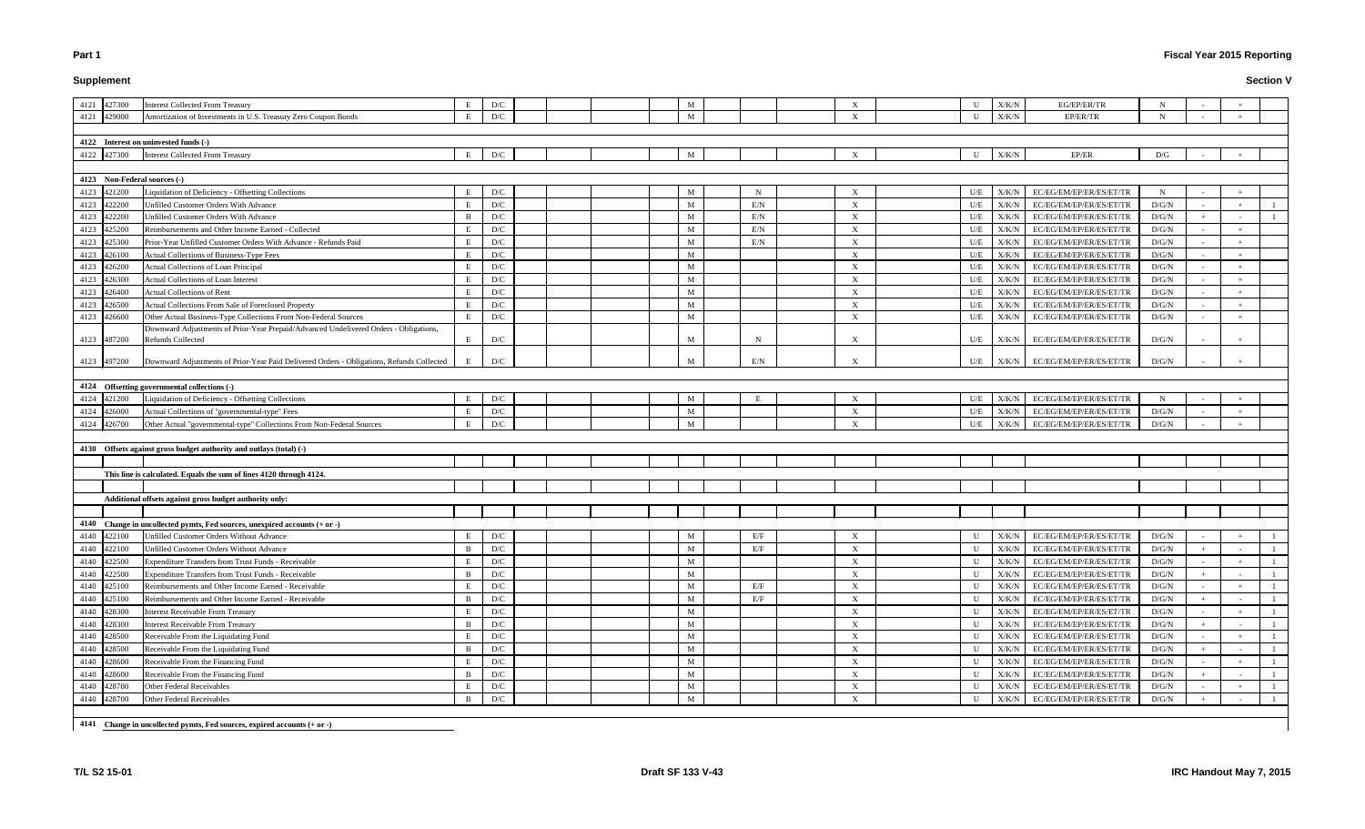**Part 1** | **Fiscal Year 2015 Reporting**

**Supplement** | **Section V**

| Line | USSGL | Description | | | | | | | | | | | | | | | | | |
|---|---|---|---|---|---|---|---|---|---|---|---|---|---|---|---|---|---|---|---|
| 4121 | 427300 | Interest Collected From Treasury | E | D/C | | | | M | | | X | | U | X/K/N | EG/EP/ER/TR | N | - | + | |
| 4121 | 429000 | Amortization of Investments in U.S. Treasury Zero Coupon Bonds | E | D/C | | | | M | | | X | | U | X/K/N | EP/ER/TR | N | - | + | |
| **4122** | | **Interest on uninvested funds (-)** | | | | | | | | | | | | | | | | | |
| 4122 | 427300 | Interest Collected From Treasury | E | D/C | | | | M | | | X | | U | X/K/N | EP/ER | D/G | - | + | |
| **4123** | | **Non-Federal sources (-)** | | | | | | | | | | | | | | | | | |
| 4123 | 421200 | Liquidation of Deficiency - Offsetting Collections | E | D/C | | | | M | N | | X | | U/E | X/K/N | EC/EG/EM/EP/ER/ES/ET/TR | N | - | + | |
| 4123 | 422200 | Unfilled Customer Orders With Advance | E | D/C | | | | M | E/N | | X | | U/E | X/K/N | EC/EG/EM/EP/ER/ES/ET/TR | D/G/N | - | + | 1 |
| 4123 | 422200 | Unfilled Customer Orders With Advance | B | D/C | | | | M | E/N | | X | | U/E | X/K/N | EC/EG/EM/EP/ER/ES/ET/TR | D/G/N | + | - | 1 |
| 4123 | 425200 | Reimbursements and Other Income Earned - Collected | E | D/C | | | | M | E/N | | X | | U/E | X/K/N | EC/EG/EM/EP/ER/ES/ET/TR | D/G/N | - | + | |
| 4123 | 425300 | Prior-Year Unfilled Customer Orders With Advance - Refunds Paid | E | D/C | | | | M | E/N | | X | | U/E | X/K/N | EC/EG/EM/EP/ER/ES/ET/TR | D/G/N | - | + | |
| 4123 | 426100 | Actual Collections of Business-Type Fees | E | D/C | | | | M | | | X | | U/E | X/K/N | EC/EG/EM/EP/ER/ES/ET/TR | D/G/N | - | + | |
| 4123 | 426200 | Actual Collections of Loan Principal | E | D/C | | | | M | | | X | | U/E | X/K/N | EC/EG/EM/EP/ER/ES/ET/TR | D/G/N | - | + | |
| 4123 | 426300 | Actual Collections of Loan Interest | E | D/C | | | | M | | | X | | U/E | X/K/N | EC/EG/EM/EP/ER/ES/ET/TR | D/G/N | - | + | |
| 4123 | 426400 | Actual Collections of Rent | E | D/C | | | | M | | | X | | U/E | X/K/N | EC/EG/EM/EP/ER/ES/ET/TR | D/G/N | - | + | |
| 4123 | 426500 | Actual Collections From Sale of Foreclosed Property | E | D/C | | | | M | | | X | | U/E | X/K/N | EC/EG/EM/EP/ER/ES/ET/TR | D/G/N | - | + | |
| 4123 | 426600 | Other Actual Business-Type Collections From Non-Federal Sources | E | D/C | | | | M | | | X | | U/E | X/K/N | EC/EG/EM/EP/ER/ES/ET/TR | D/G/N | - | + | |
| 4123 | 487200 | Downward Adjustments of Prior-Year Prepaid/Advanced Undelivered Orders - Obligations, Refunds Collected | E | D/C | | | | M | N | | X | | U/E | X/K/N | EC/EG/EM/EP/ER/ES/ET/TR | D/G/N | - | + | |
| 4123 | 497200 | Downward Adjustments of Prior-Year Paid Delivered Orders - Obligations, Refunds Collected | E | D/C | | | | M | E/N | | X | | U/E | X/K/N | EC/EG/EM/EP/ER/ES/ET/TR | D/G/N | - | + | |
| **4124** | | **Offsetting governmental collections (-)** | | | | | | | | | | | | | | | | | |
| 4124 | 421200 | Liquidation of Deficiency - Offsetting Collections | E | D/C | | | | M | E | | X | | U/E | X/K/N | EC/EG/EM/EP/ER/ES/ET/TR | N | - | + | |
| 4124 | 426000 | Actual Collections of "governmental-type" Fees | E | D/C | | | | M | | | X | | U/E | X/K/N | EC/EG/EM/EP/ER/ES/ET/TR | D/G/N | - | + | |
| 4124 | 426700 | Other Actual "governmental-type" Collections From Non-Federal Sources | E | D/C | | | | M | | | X | | U/E | X/K/N | EC/EG/EM/EP/ER/ES/ET/TR | D/G/N | - | + | |
| **4130** | | **Offsets against gross budget authority and outlays (total) (-)** | | | | | | | | | | | | | | | | | |
| | | **This line is calculated. Equals the sum of lines 4120 through 4124.** | | | | | | | | | | | | | | | | | |
| | | **Additional offsets against gross budget authority only:** | | | | | | | | | | | | | | | | | |
| **4140** | | **Change in uncollected pymts, Fed sources, unexpired accounts (+ or -)** | | | | | | | | | | | | | | | | | |
| 4140 | 422100 | Unfilled Customer Orders Without Advance | E | D/C | | | | M | E/F | | X | | U | X/K/N | EC/EG/EM/EP/ER/ES/ET/TR | D/G/N | - | + | 1 |
| 4140 | 422100 | Unfilled Customer Orders Without Advance | B | D/C | | | | M | E/F | | X | | U | X/K/N | EC/EG/EM/EP/ER/ES/ET/TR | D/G/N | + | - | 1 |
| 4140 | 422500 | Expenditure Transfers from Trust Funds - Receivable | E | D/C | | | | M | | | X | | U | X/K/N | EC/EG/EM/EP/ER/ES/ET/TR | D/G/N | - | + | 1 |
| 4140 | 422500 | Expenditure Transfers from Trust Funds - Receivable | B | D/C | | | | M | | | X | | U | X/K/N | EC/EG/EM/EP/ER/ES/ET/TR | D/G/N | + | - | 1 |
| 4140 | 425100 | Reimbursements and Other Income Earned - Receivable | E | D/C | | | | M | E/F | | X | | U | X/K/N | EC/EG/EM/EP/ER/ES/ET/TR | D/G/N | - | + | 1 |
| 4140 | 425100 | Reimbursements and Other Income Earned - Receivable | B | D/C | | | | M | E/F | | X | | U | X/K/N | EC/EG/EM/EP/ER/ES/ET/TR | D/G/N | + | - | 1 |
| 4140 | 428300 | Interest Receivable From Treasury | E | D/C | | | | M | | | X | | U | X/K/N | EC/EG/EM/EP/ER/ES/ET/TR | D/G/N | - | + | 1 |
| 4140 | 428300 | Interest Receivable From Treasury | B | D/C | | | | M | | | X | | U | X/K/N | EC/EG/EM/EP/ER/ES/ET/TR | D/G/N | + | - | 1 |
| 4140 | 428500 | Receivable From the Liquidating Fund | E | D/C | | | | M | | | X | | U | X/K/N | EC/EG/EM/EP/ER/ES/ET/TR | D/G/N | - | + | 1 |
| 4140 | 428500 | Receivable From the Liquidating Fund | B | D/C | | | | M | | | X | | U | X/K/N | EC/EG/EM/EP/ER/ES/ET/TR | D/G/N | + | - | 1 |
| 4140 | 428600 | Receivable From the Financing Fund | E | D/C | | | | M | | | X | | U | X/K/N | EC/EG/EM/EP/ER/ES/ET/TR | D/G/N | - | + | 1 |
| 4140 | 428600 | Receivable From the Financing Fund | B | D/C | | | | M | | | X | | U | X/K/N | EC/EG/EM/EP/ER/ES/ET/TR | D/G/N | + | - | 1 |
| 4140 | 428700 | Other Federal Receivables | E | D/C | | | | M | | | X | | U | X/K/N | EC/EG/EM/EP/ER/ES/ET/TR | D/G/N | - | + | 1 |
| 4140 | 428700 | Other Federal Receivables | B | D/C | | | | M | | | X | | U | X/K/N | EC/EG/EM/EP/ER/ES/ET/TR | D/G/N | + | - | 1 |
| **4141** | | **Change in uncollected pymts, Fed sources, expired accounts (+ or -)** | | | | | | | | | | | | | | | | | |

T/L S2 15-01 | Draft SF 133 V-43 | IRC Handout May 7, 2015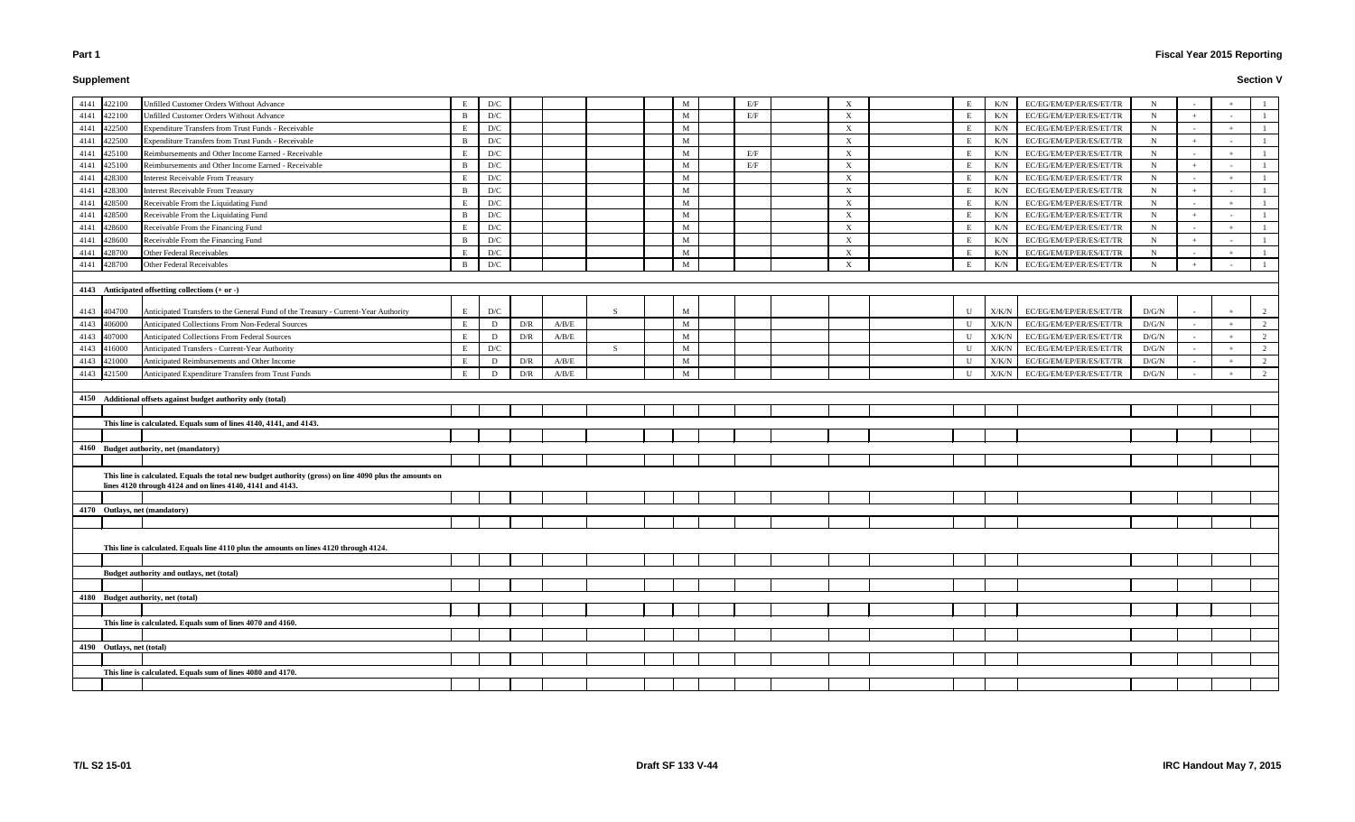| | | | | | | | | | | | | | | | | | | | | | |
|---|---|---|---|---|---|---|---|---|---|---|---|---|---|---|---|---|---|---|---|---|---|
| 4141 | 422100 | Unfilled Customer Orders Without Advance | E | D/C | | | | | M | | E/F | | X | | E | K/N | EC/EG/EM/EP/ER/ES/ET/TR | N | - | + | 1 |
| 4141 | 422100 | Unfilled Customer Orders Without Advance | B | D/C | | | | | M | | E/F | | X | | E | K/N | EC/EG/EM/EP/ER/ES/ET/TR | N | + | - | 1 |
| 4141 | 422500 | Expenditure Transfers from Trust Funds - Receivable | E | D/C | | | | | M | | | | X | | E | K/N | EC/EG/EM/EP/ER/ES/ET/TR | N | - | + | 1 |
| 4141 | 422500 | Expenditure Transfers from Trust Funds - Receivable | B | D/C | | | | | M | | | | X | | E | K/N | EC/EG/EM/EP/ER/ES/ET/TR | N | + | - | 1 |
| 4141 | 425100 | Reimbursements and Other Income Earned - Receivable | E | D/C | | | | | M | | E/F | | X | | E | K/N | EC/EG/EM/EP/ER/ES/ET/TR | N | - | + | 1 |
| 4141 | 425100 | Reimbursements and Other Income Earned - Receivable | B | D/C | | | | | M | | E/F | | X | | E | K/N | EC/EG/EM/EP/ER/ES/ET/TR | N | + | - | 1 |
| 4141 | 428300 | Interest Receivable From Treasury | E | D/C | | | | | M | | | | X | | E | K/N | EC/EG/EM/EP/ER/ES/ET/TR | N | - | + | 1 |
| 4141 | 428300 | Interest Receivable From Treasury | B | D/C | | | | | M | | | | X | | E | K/N | EC/EG/EM/EP/ER/ES/ET/TR | N | + | - | 1 |
| 4141 | 428500 | Receivable From the Liquidating Fund | E | D/C | | | | | M | | | | X | | E | K/N | EC/EG/EM/EP/ER/ES/ET/TR | N | - | + | 1 |
| 4141 | 428500 | Receivable From the Liquidating Fund | B | D/C | | | | | M | | | | X | | E | K/N | EC/EG/EM/EP/ER/ES/ET/TR | N | + | - | 1 |
| 4141 | 428600 | Receivable From the Financing Fund | E | D/C | | | | | M | | | | X | | E | K/N | EC/EG/EM/EP/ER/ES/ET/TR | N | - | + | 1 |
| 4141 | 428600 | Receivable From the Financing Fund | B | D/C | | | | | M | | | | X | | E | K/N | EC/EG/EM/EP/ER/ES/ET/TR | N | + | - | 1 |
| 4141 | 428700 | Other Federal Receivables | E | D/C | | | | | M | | | | X | | E | K/N | EC/EG/EM/EP/ER/ES/ET/TR | N | - | + | 1 |
| 4141 | 428700 | Other Federal Receivables | B | D/C | | | | | M | | | | X | | E | K/N | EC/EG/EM/EP/ER/ES/ET/TR | N | + | - | 1 |
| | | | | | | | | | | | | | | | | | | | | | |
| 4143 | Anticipated offsetting collections (+ or -) | | | | | | | | | | | | | | | | | | | | |
| 4143 | 404700 | Anticipated Transfers to the General Fund of the Treasury - Current-Year Authority | E | D/C | | | S | | M | | | | | | U | X/K/N | EC/EG/EM/EP/ER/ES/ET/TR | D/G/N | - | + | 2 |
| 4143 | 406000 | Anticipated Collections From Non-Federal Sources | E | D | D/R | A/B/E | | | M | | | | | | U | X/K/N | EC/EG/EM/EP/ER/ES/ET/TR | D/G/N | - | + | 2 |
| 4143 | 407000 | Anticipated Collections From Federal Sources | E | D | D/R | A/B/E | | | M | | | | | | U | X/K/N | EC/EG/EM/EP/ER/ES/ET/TR | D/G/N | - | + | 2 |
| 4143 | 416000 | Anticipated Transfers - Current-Year Authority | E | D/C | | | S | | M | | | | | | U | X/K/N | EC/EG/EM/EP/ER/ES/ET/TR | D/G/N | - | + | 2 |
| 4143 | 421000 | Anticipated Reimbursements and Other Income | E | D | D/R | A/B/E | | | M | | | | | | U | X/K/N | EC/EG/EM/EP/ER/ES/ET/TR | D/G/N | - | + | 2 |
| 4143 | 421500 | Anticipated Expenditure Transfers from Trust Funds | E | D | D/R | A/B/E | | | M | | | | | | U | X/K/N | EC/EG/EM/EP/ER/ES/ET/TR | D/G/N | - | + | 2 |
| | | | | | | | | | | | | | | | | | | | | | |
| 4150 | Additional offsets against budget authority only (total) | | | | | | | | | | | | | | | | | | | | |
| | This line is calculated. Equals sum of lines 4140, 4141, and 4143. | | | | | | | | | | | | | | | | | | | | |
| 4160 | Budget authority, net (mandatory) | | | | | | | | | | | | | | | | | | | | |
| | This line is calculated. Equals the total new budget authority (gross) on line 4090 plus the amounts on lines 4120 through 4124 and on lines 4140, 4141 and 4143. | | | | | | | | | | | | | | | | | | | | |
| 4170 | Outlays, net (mandatory) | | | | | | | | | | | | | | | | | | | | |
| | This line is calculated. Equals line 4110 plus the amounts on lines 4120 through 4124. | | | | | | | | | | | | | | | | | | | | |
| | Budget authority and outlays, net (total) | | | | | | | | | | | | | | | | | | | | |
| 4180 | Budget authority, net (total) | | | | | | | | | | | | | | | | | | | | |
| | This line is calculated. Equals sum of lines 4070 and 4160. | | | | | | | | | | | | | | | | | | | | |
| 4190 | Outlays, net (total) | | | | | | | | | | | | | | | | | | | | |
| | This line is calculated. Equals sum of lines 4080 and 4170. | | | | | | | | | | | | | | | | | | | | |